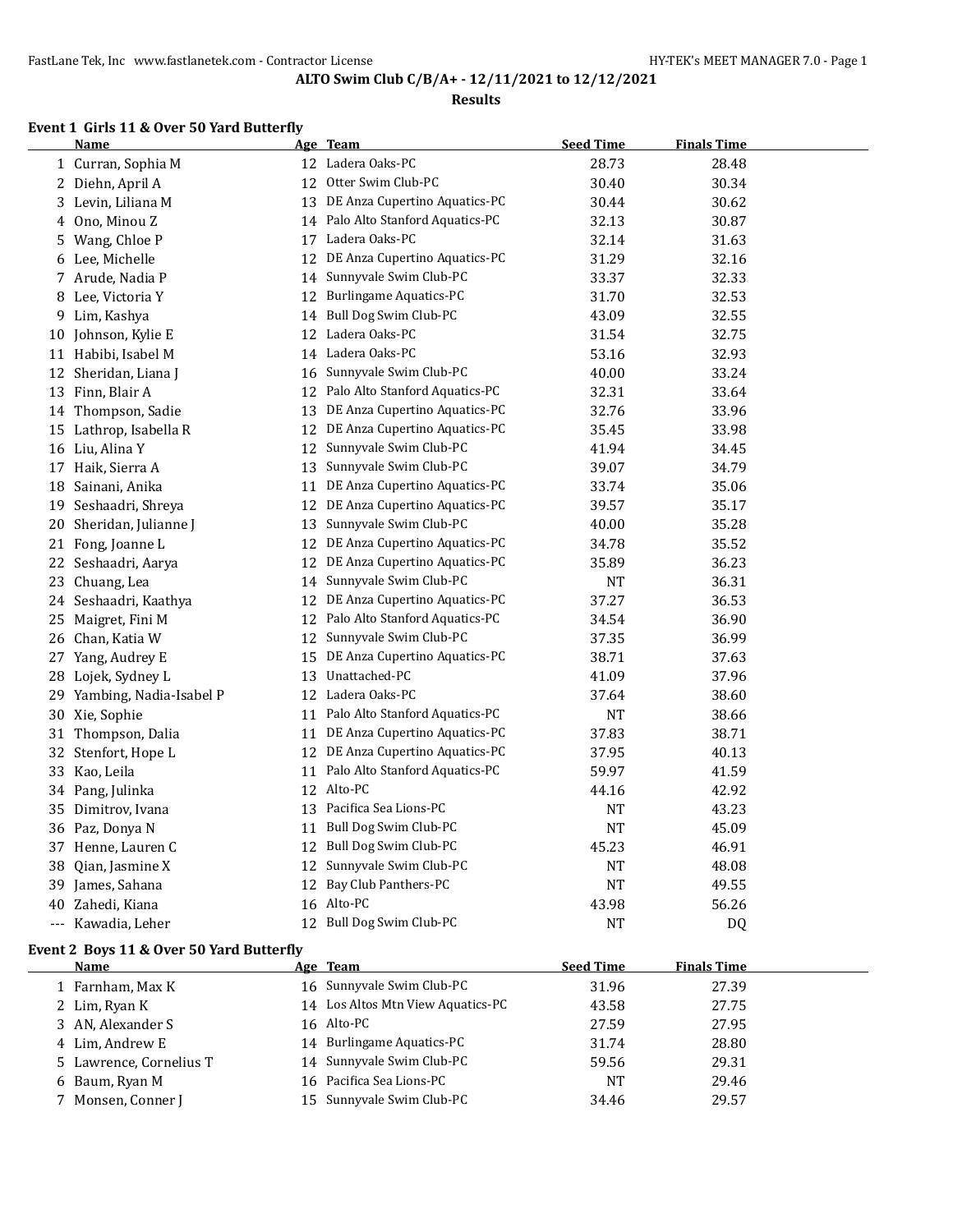# ALTO Swim Club C/B/A+ - 12/11/2021 to 12/12/2021

## Results

### Event 1 Girls 11 & Over 50 Yard Butterfly

| | Name | Age | Team | Seed Time | Finals Time |
|---|---|---|---|---|---|
| 1 | Curran, Sophia M | 12 | Ladera Oaks-PC | 28.73 | 28.48 |
| 2 | Diehn, April A | 12 | Otter Swim Club-PC | 30.40 | 30.34 |
| 3 | Levin, Liliana M | 13 | DE Anza Cupertino Aquatics-PC | 30.44 | 30.62 |
| 4 | Ono, Minou Z | 14 | Palo Alto Stanford Aquatics-PC | 32.13 | 30.87 |
| 5 | Wang, Chloe P | 17 | Ladera Oaks-PC | 32.14 | 31.63 |
| 6 | Lee, Michelle | 12 | DE Anza Cupertino Aquatics-PC | 31.29 | 32.16 |
| 7 | Arude, Nadia P | 14 | Sunnyvale Swim Club-PC | 33.37 | 32.33 |
| 8 | Lee, Victoria Y | 12 | Burlingame Aquatics-PC | 31.70 | 32.53 |
| 9 | Lim, Kashya | 14 | Bull Dog Swim Club-PC | 43.09 | 32.55 |
| 10 | Johnson, Kylie E | 12 | Ladera Oaks-PC | 31.54 | 32.75 |
| 11 | Habibi, Isabel M | 14 | Ladera Oaks-PC | 53.16 | 32.93 |
| 12 | Sheridan, Liana J | 16 | Sunnyvale Swim Club-PC | 40.00 | 33.24 |
| 13 | Finn, Blair A | 12 | Palo Alto Stanford Aquatics-PC | 32.31 | 33.64 |
| 14 | Thompson, Sadie | 13 | DE Anza Cupertino Aquatics-PC | 32.76 | 33.96 |
| 15 | Lathrop, Isabella R | 12 | DE Anza Cupertino Aquatics-PC | 35.45 | 33.98 |
| 16 | Liu, Alina Y | 12 | Sunnyvale Swim Club-PC | 41.94 | 34.45 |
| 17 | Haik, Sierra A | 13 | Sunnyvale Swim Club-PC | 39.07 | 34.79 |
| 18 | Sainani, Anika | 11 | DE Anza Cupertino Aquatics-PC | 33.74 | 35.06 |
| 19 | Seshaadri, Shreya | 12 | DE Anza Cupertino Aquatics-PC | 39.57 | 35.17 |
| 20 | Sheridan, Julianne J | 13 | Sunnyvale Swim Club-PC | 40.00 | 35.28 |
| 21 | Fong, Joanne L | 12 | DE Anza Cupertino Aquatics-PC | 34.78 | 35.52 |
| 22 | Seshaadri, Aarya | 12 | DE Anza Cupertino Aquatics-PC | 35.89 | 36.23 |
| 23 | Chuang, Lea | 14 | Sunnyvale Swim Club-PC | NT | 36.31 |
| 24 | Seshaadri, Kaathya | 12 | DE Anza Cupertino Aquatics-PC | 37.27 | 36.53 |
| 25 | Maigret, Fini M | 12 | Palo Alto Stanford Aquatics-PC | 34.54 | 36.90 |
| 26 | Chan, Katia W | 12 | Sunnyvale Swim Club-PC | 37.35 | 36.99 |
| 27 | Yang, Audrey E | 15 | DE Anza Cupertino Aquatics-PC | 38.71 | 37.63 |
| 28 | Lojek, Sydney L | 13 | Unattached-PC | 41.09 | 37.96 |
| 29 | Yambing, Nadia-Isabel P | 12 | Ladera Oaks-PC | 37.64 | 38.60 |
| 30 | Xie, Sophie | 11 | Palo Alto Stanford Aquatics-PC | NT | 38.66 |
| 31 | Thompson, Dalia | 11 | DE Anza Cupertino Aquatics-PC | 37.83 | 38.71 |
| 32 | Stenfort, Hope L | 12 | DE Anza Cupertino Aquatics-PC | 37.95 | 40.13 |
| 33 | Kao, Leila | 11 | Palo Alto Stanford Aquatics-PC | 59.97 | 41.59 |
| 34 | Pang, Julinka | 12 | Alto-PC | 44.16 | 42.92 |
| 35 | Dimitrov, Ivana | 13 | Pacifica Sea Lions-PC | NT | 43.23 |
| 36 | Paz, Donya N | 11 | Bull Dog Swim Club-PC | NT | 45.09 |
| 37 | Henne, Lauren C | 12 | Bull Dog Swim Club-PC | 45.23 | 46.91 |
| 38 | Qian, Jasmine X | 12 | Sunnyvale Swim Club-PC | NT | 48.08 |
| 39 | James, Sahana | 12 | Bay Club Panthers-PC | NT | 49.55 |
| 40 | Zahedi, Kiana | 16 | Alto-PC | 43.98 | 56.26 |
| --- | Kawadia, Leher | 12 | Bull Dog Swim Club-PC | NT | DQ |

### Event 2 Boys 11 & Over 50 Yard Butterfly

| | Name | Age | Team | Seed Time | Finals Time |
|---|---|---|---|---|---|
| 1 | Farnham, Max K | 16 | Sunnyvale Swim Club-PC | 31.96 | 27.39 |
| 2 | Lim, Ryan K | 14 | Los Altos Mtn View Aquatics-PC | 43.58 | 27.75 |
| 3 | AN, Alexander S | 16 | Alto-PC | 27.59 | 27.95 |
| 4 | Lim, Andrew E | 14 | Burlingame Aquatics-PC | 31.74 | 28.80 |
| 5 | Lawrence, Cornelius T | 14 | Sunnyvale Swim Club-PC | 59.56 | 29.31 |
| 6 | Baum, Ryan M | 16 | Pacifica Sea Lions-PC | NT | 29.46 |
| 7 | Monsen, Conner J | 15 | Sunnyvale Swim Club-PC | 34.46 | 29.57 |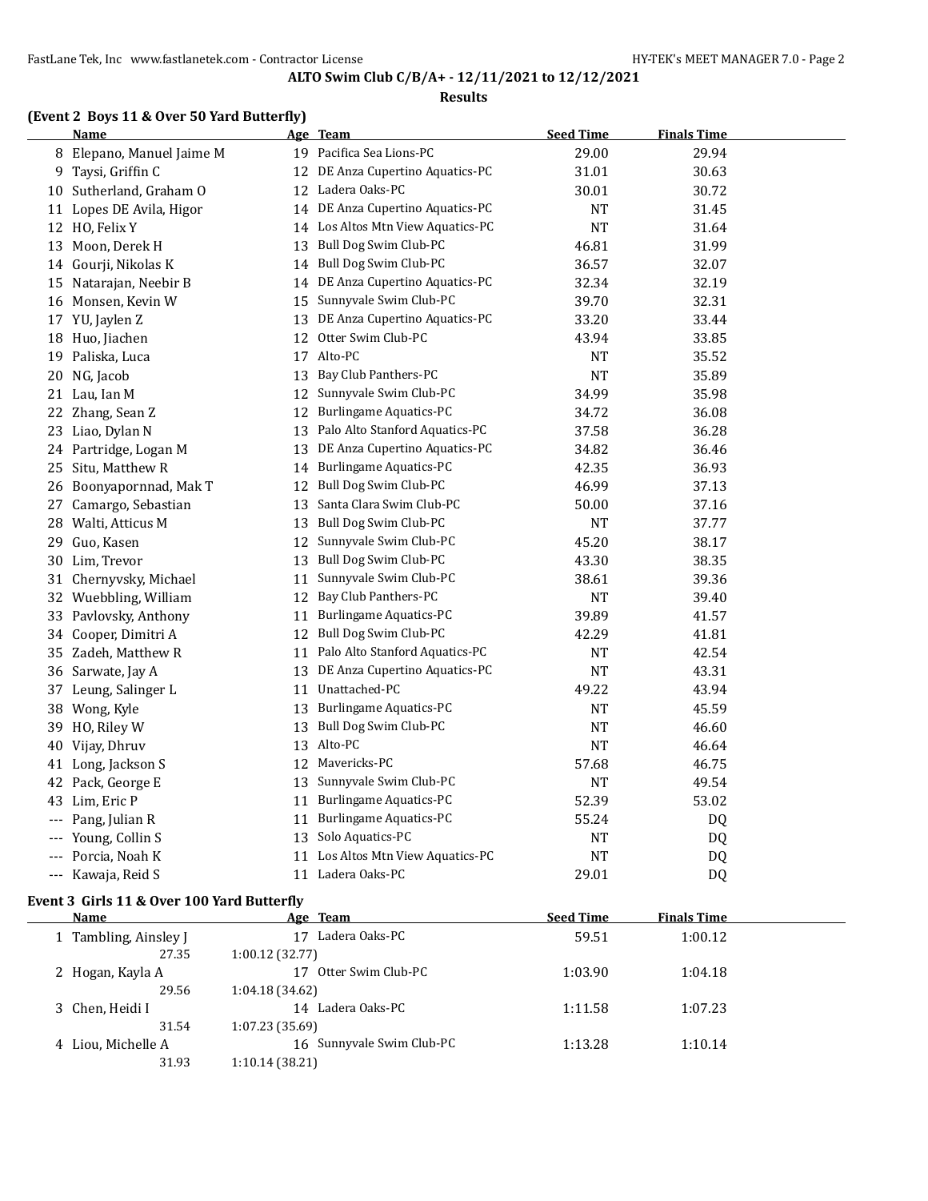## ALTO Swim Club C/B/A+ - 12/11/2021 to 12/12/2021

### Results

### (Event 2 Boys 11 & Over 50 Yard Butterfly)

| | Name | Age | Team | Seed Time | Finals Time |
|---|---|---|---|---|---|
| 8 | Elepano, Manuel Jaime M | 19 | Pacifica Sea Lions-PC | 29.00 | 29.94 |
| 9 | Taysi, Griffin C | 12 | DE Anza Cupertino Aquatics-PC | 31.01 | 30.63 |
| 10 | Sutherland, Graham O | 12 | Ladera Oaks-PC | 30.01 | 30.72 |
| 11 | Lopes DE Avila, Higor | 14 | DE Anza Cupertino Aquatics-PC | NT | 31.45 |
| 12 | HO, Felix Y | 14 | Los Altos Mtn View Aquatics-PC | NT | 31.64 |
| 13 | Moon, Derek H | 13 | Bull Dog Swim Club-PC | 46.81 | 31.99 |
| 14 | Gourji, Nikolas K | 14 | Bull Dog Swim Club-PC | 36.57 | 32.07 |
| 15 | Natarajan, Neebir B | 14 | DE Anza Cupertino Aquatics-PC | 32.34 | 32.19 |
| 16 | Monsen, Kevin W | 15 | Sunnyvale Swim Club-PC | 39.70 | 32.31 |
| 17 | YU, Jaylen Z | 13 | DE Anza Cupertino Aquatics-PC | 33.20 | 33.44 |
| 18 | Huo, Jiachen | 12 | Otter Swim Club-PC | 43.94 | 33.85 |
| 19 | Paliska, Luca | 17 | Alto-PC | NT | 35.52 |
| 20 | NG, Jacob | 13 | Bay Club Panthers-PC | NT | 35.89 |
| 21 | Lau, Ian M | 12 | Sunnyvale Swim Club-PC | 34.99 | 35.98 |
| 22 | Zhang, Sean Z | 12 | Burlingame Aquatics-PC | 34.72 | 36.08 |
| 23 | Liao, Dylan N | 13 | Palo Alto Stanford Aquatics-PC | 37.58 | 36.28 |
| 24 | Partridge, Logan M | 13 | DE Anza Cupertino Aquatics-PC | 34.82 | 36.46 |
| 25 | Situ, Matthew R | 14 | Burlingame Aquatics-PC | 42.35 | 36.93 |
| 26 | Boonyapornnad, Mak T | 12 | Bull Dog Swim Club-PC | 46.99 | 37.13 |
| 27 | Camargo, Sebastian | 13 | Santa Clara Swim Club-PC | 50.00 | 37.16 |
| 28 | Walti, Atticus M | 13 | Bull Dog Swim Club-PC | NT | 37.77 |
| 29 | Guo, Kasen | 12 | Sunnyvale Swim Club-PC | 45.20 | 38.17 |
| 30 | Lim, Trevor | 13 | Bull Dog Swim Club-PC | 43.30 | 38.35 |
| 31 | Chernyvsky, Michael | 11 | Sunnyvale Swim Club-PC | 38.61 | 39.36 |
| 32 | Wuebbling, William | 12 | Bay Club Panthers-PC | NT | 39.40 |
| 33 | Pavlovsky, Anthony | 11 | Burlingame Aquatics-PC | 39.89 | 41.57 |
| 34 | Cooper, Dimitri A | 12 | Bull Dog Swim Club-PC | 42.29 | 41.81 |
| 35 | Zadeh, Matthew R | 11 | Palo Alto Stanford Aquatics-PC | NT | 42.54 |
| 36 | Sarwate, Jay A | 13 | DE Anza Cupertino Aquatics-PC | NT | 43.31 |
| 37 | Leung, Salinger L | 11 | Unattached-PC | 49.22 | 43.94 |
| 38 | Wong, Kyle | 13 | Burlingame Aquatics-PC | NT | 45.59 |
| 39 | HO, Riley W | 13 | Bull Dog Swim Club-PC | NT | 46.60 |
| 40 | Vijay, Dhruv | 13 | Alto-PC | NT | 46.64 |
| 41 | Long, Jackson S | 12 | Mavericks-PC | 57.68 | 46.75 |
| 42 | Pack, George E | 13 | Sunnyvale Swim Club-PC | NT | 49.54 |
| 43 | Lim, Eric P | 11 | Burlingame Aquatics-PC | 52.39 | 53.02 |
| --- | Pang, Julian R | 11 | Burlingame Aquatics-PC | 55.24 | DQ |
| --- | Young, Collin S | 13 | Solo Aquatics-PC | NT | DQ |
| --- | Porcia, Noah K | 11 | Los Altos Mtn View Aquatics-PC | NT | DQ |
| --- | Kawaja, Reid S | 11 | Ladera Oaks-PC | 29.01 | DQ |

### Event 3 Girls 11 & Over 100 Yard Butterfly

| | Name | Age | Team | Seed Time | Finals Time |
|---|---|---|---|---|---|
| 1 | Tambling, Ainsley J | 17 | Ladera Oaks-PC | 59.51 | 1:00.12 |
| | 27.35 | 1:00.12 (32.77) | | | |
| 2 | Hogan, Kayla A | 17 | Otter Swim Club-PC | 1:03.90 | 1:04.18 |
| | 29.56 | 1:04.18 (34.62) | | | |
| 3 | Chen, Heidi I | 14 | Ladera Oaks-PC | 1:11.58 | 1:07.23 |
| | 31.54 | 1:07.23 (35.69) | | | |
| 4 | Liou, Michelle A | 16 | Sunnyvale Swim Club-PC | 1:13.28 | 1:10.14 |
| | 31.93 | 1:10.14 (38.21) | | | |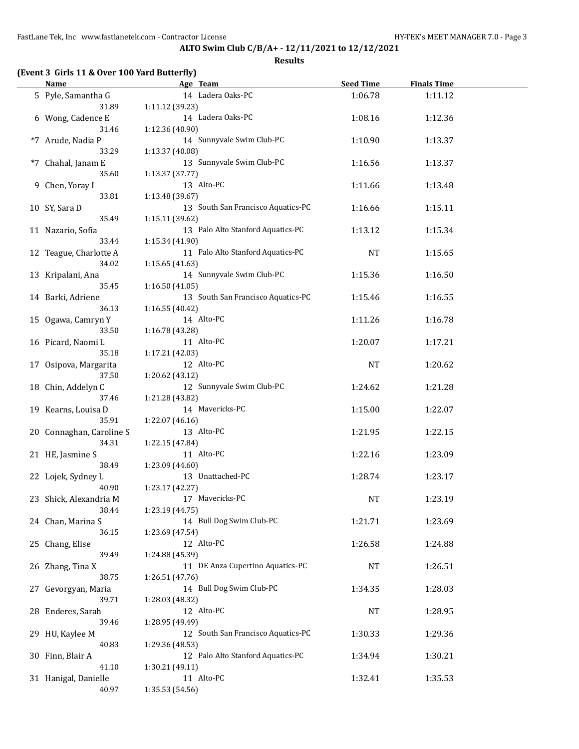**ALTO Swim Club C/B/A+ - 12/11/2021 to 12/12/2021**

**Results**

**(Event 3 Girls 11 & Over 100 Yard Butterfly)**

| | Name | Age | Team | Seed Time | Finals Time |
|---|---|---|---|---|---|
| 5 | Pyle, Samantha G | 14 | Ladera Oaks-PC | 1:06.78 | 1:11.12 |
| | 31.89 | 1:11.12 (39.23) | | | |
| 6 | Wong, Cadence E | 14 | Ladera Oaks-PC | 1:08.16 | 1:12.36 |
| | 31.46 | 1:12.36 (40.90) | | | |
| *7 | Arude, Nadia P | 14 | Sunnyvale Swim Club-PC | 1:10.90 | 1:13.37 |
| | 33.29 | 1:13.37 (40.08) | | | |
| *7 | Chahal, Janam E | 13 | Sunnyvale Swim Club-PC | 1:16.56 | 1:13.37 |
| | 35.60 | 1:13.37 (37.77) | | | |
| 9 | Chen, Yoray I | 13 | Alto-PC | 1:11.66 | 1:13.48 |
| | 33.81 | 1:13.48 (39.67) | | | |
| 10 | SY, Sara D | 13 | South San Francisco Aquatics-PC | 1:16.66 | 1:15.11 |
| | 35.49 | 1:15.11 (39.62) | | | |
| 11 | Nazario, Sofia | 13 | Palo Alto Stanford Aquatics-PC | 1:13.12 | 1:15.34 |
| | 33.44 | 1:15.34 (41.90) | | | |
| 12 | Teague, Charlotte A | 11 | Palo Alto Stanford Aquatics-PC | NT | 1:15.65 |
| | 34.02 | 1:15.65 (41.63) | | | |
| 13 | Kripalani, Ana | 14 | Sunnyvale Swim Club-PC | 1:15.36 | 1:16.50 |
| | 35.45 | 1:16.50 (41.05) | | | |
| 14 | Barki, Adriene | 13 | South San Francisco Aquatics-PC | 1:15.46 | 1:16.55 |
| | 36.13 | 1:16.55 (40.42) | | | |
| 15 | Ogawa, Camryn Y | 14 | Alto-PC | 1:11.26 | 1:16.78 |
| | 33.50 | 1:16.78 (43.28) | | | |
| 16 | Picard, Naomi L | 11 | Alto-PC | 1:20.07 | 1:17.21 |
| | 35.18 | 1:17.21 (42.03) | | | |
| 17 | Osipova, Margarita | 12 | Alto-PC | NT | 1:20.62 |
| | 37.50 | 1:20.62 (43.12) | | | |
| 18 | Chin, Addelyn C | 12 | Sunnyvale Swim Club-PC | 1:24.62 | 1:21.28 |
| | 37.46 | 1:21.28 (43.82) | | | |
| 19 | Kearns, Louisa D | 14 | Mavericks-PC | 1:15.00 | 1:22.07 |
| | 35.91 | 1:22.07 (46.16) | | | |
| 20 | Connaghan, Caroline S | 13 | Alto-PC | 1:21.95 | 1:22.15 |
| | 34.31 | 1:22.15 (47.84) | | | |
| 21 | HE, Jasmine S | 11 | Alto-PC | 1:22.16 | 1:23.09 |
| | 38.49 | 1:23.09 (44.60) | | | |
| 22 | Lojek, Sydney L | 13 | Unattached-PC | 1:28.74 | 1:23.17 |
| | 40.90 | 1:23.17 (42.27) | | | |
| 23 | Shick, Alexandria M | 17 | Mavericks-PC | NT | 1:23.19 |
| | 38.44 | 1:23.19 (44.75) | | | |
| 24 | Chan, Marina S | 14 | Bull Dog Swim Club-PC | 1:21.71 | 1:23.69 |
| | 36.15 | 1:23.69 (47.54) | | | |
| 25 | Chang, Elise | 12 | Alto-PC | 1:26.58 | 1:24.88 |
| | 39.49 | 1:24.88 (45.39) | | | |
| 26 | Zhang, Tina X | 11 | DE Anza Cupertino Aquatics-PC | NT | 1:26.51 |
| | 38.75 | 1:26.51 (47.76) | | | |
| 27 | Gevorgyan, Maria | 14 | Bull Dog Swim Club-PC | 1:34.35 | 1:28.03 |
| | 39.71 | 1:28.03 (48.32) | | | |
| 28 | Enderes, Sarah | 12 | Alto-PC | NT | 1:28.95 |
| | 39.46 | 1:28.95 (49.49) | | | |
| 29 | HU, Kaylee M | 12 | South San Francisco Aquatics-PC | 1:30.33 | 1:29.36 |
| | 40.83 | 1:29.36 (48.53) | | | |
| 30 | Finn, Blair A | 12 | Palo Alto Stanford Aquatics-PC | 1:34.94 | 1:30.21 |
| | 41.10 | 1:30.21 (49.11) | | | |
| 31 | Hanigal, Danielle | 11 | Alto-PC | 1:32.41 | 1:35.53 |
| | 40.97 | 1:35.53 (54.56) | | | |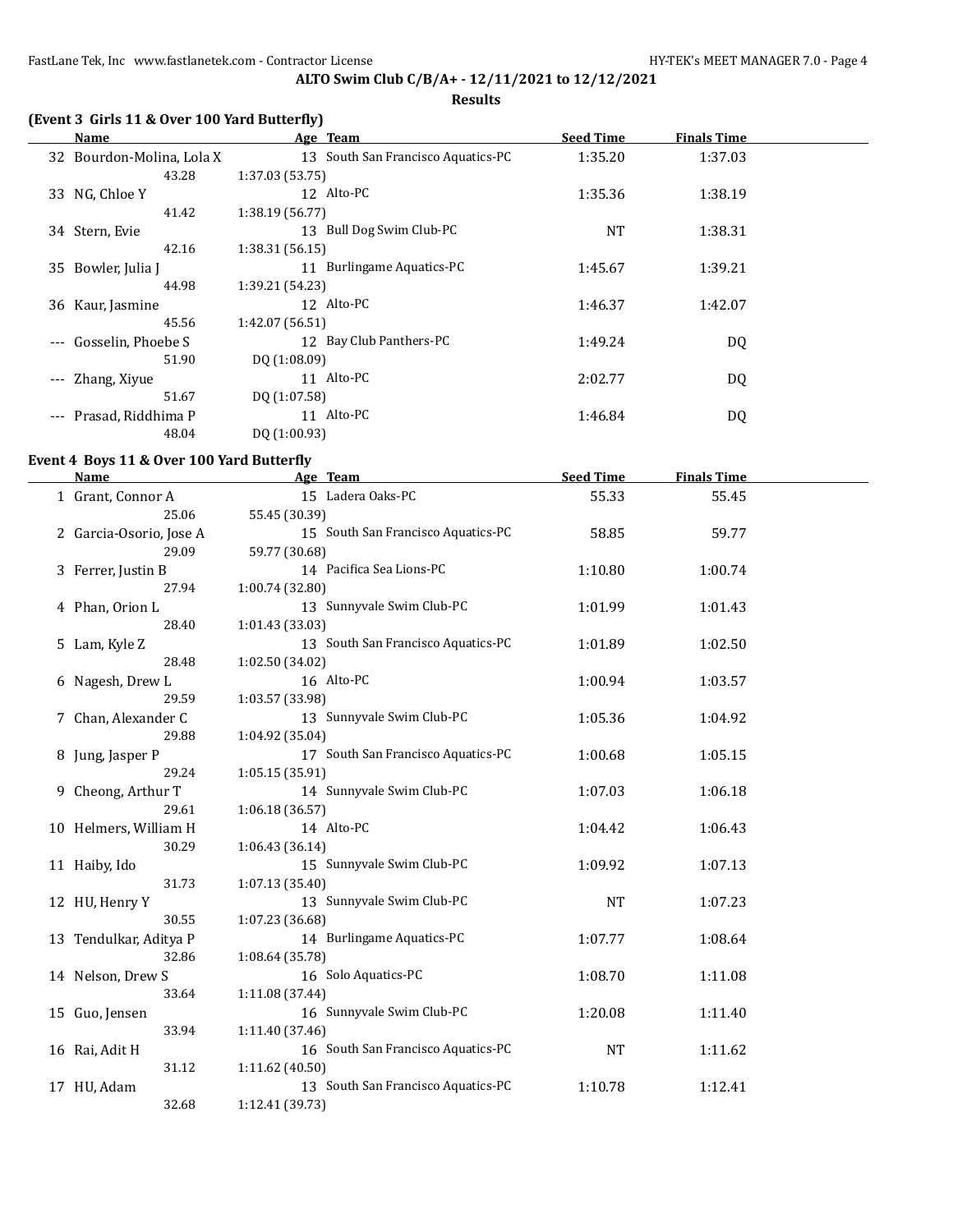# ALTO Swim Club C/B/A+ - 12/11/2021 to 12/12/2021

## Results

### (Event 3 Girls 11 & Over 100 Yard Butterfly)

| | Name | Age | Team | Seed Time | Finals Time |
|---|---|---|---|---|---|
| 32 | Bourdon-Molina, Lola X | 13 | South San Francisco Aquatics-PC | 1:35.20 | 1:37.03 |
| | 43.28 | 1:37.03 (53.75) | | | |
| 33 | NG, Chloe Y | 12 | Alto-PC | 1:35.36 | 1:38.19 |
| | 41.42 | 1:38.19 (56.77) | | | |
| 34 | Stern, Evie | 13 | Bull Dog Swim Club-PC | NT | 1:38.31 |
| | 42.16 | 1:38.31 (56.15) | | | |
| 35 | Bowler, Julia J | 11 | Burlingame Aquatics-PC | 1:45.67 | 1:39.21 |
| | 44.98 | 1:39.21 (54.23) | | | |
| 36 | Kaur, Jasmine | 12 | Alto-PC | 1:46.37 | 1:42.07 |
| | 45.56 | 1:42.07 (56.51) | | | |
| --- | Gosselin, Phoebe S | 12 | Bay Club Panthers-PC | 1:49.24 | DQ |
| | 51.90 | DQ (1:08.09) | | | |
| --- | Zhang, Xiyue | 11 | Alto-PC | 2:02.77 | DQ |
| | 51.67 | DQ (1:07.58) | | | |
| --- | Prasad, Riddhima P | 11 | Alto-PC | 1:46.84 | DQ |
| | 48.04 | DQ (1:00.93) | | | |

### Event 4 Boys 11 & Over 100 Yard Butterfly

| | Name | Age | Team | Seed Time | Finals Time |
|---|---|---|---|---|---|
| 1 | Grant, Connor A | 15 | Ladera Oaks-PC | 55.33 | 55.45 |
| | 25.06 | 55.45 (30.39) | | | |
| 2 | Garcia-Osorio, Jose A | 15 | South San Francisco Aquatics-PC | 58.85 | 59.77 |
| | 29.09 | 59.77 (30.68) | | | |
| 3 | Ferrer, Justin B | 14 | Pacifica Sea Lions-PC | 1:10.80 | 1:00.74 |
| | 27.94 | 1:00.74 (32.80) | | | |
| 4 | Phan, Orion L | 13 | Sunnyvale Swim Club-PC | 1:01.99 | 1:01.43 |
| | 28.40 | 1:01.43 (33.03) | | | |
| 5 | Lam, Kyle Z | 13 | South San Francisco Aquatics-PC | 1:01.89 | 1:02.50 |
| | 28.48 | 1:02.50 (34.02) | | | |
| 6 | Nagesh, Drew L | 16 | Alto-PC | 1:00.94 | 1:03.57 |
| | 29.59 | 1:03.57 (33.98) | | | |
| 7 | Chan, Alexander C | 13 | Sunnyvale Swim Club-PC | 1:05.36 | 1:04.92 |
| | 29.88 | 1:04.92 (35.04) | | | |
| 8 | Jung, Jasper P | 17 | South San Francisco Aquatics-PC | 1:00.68 | 1:05.15 |
| | 29.24 | 1:05.15 (35.91) | | | |
| 9 | Cheong, Arthur T | 14 | Sunnyvale Swim Club-PC | 1:07.03 | 1:06.18 |
| | 29.61 | 1:06.18 (36.57) | | | |
| 10 | Helmers, William H | 14 | Alto-PC | 1:04.42 | 1:06.43 |
| | 30.29 | 1:06.43 (36.14) | | | |
| 11 | Haiby, Ido | 15 | Sunnyvale Swim Club-PC | 1:09.92 | 1:07.13 |
| | 31.73 | 1:07.13 (35.40) | | | |
| 12 | HU, Henry Y | 13 | Sunnyvale Swim Club-PC | NT | 1:07.23 |
| | 30.55 | 1:07.23 (36.68) | | | |
| 13 | Tendulkar, Aditya P | 14 | Burlingame Aquatics-PC | 1:07.77 | 1:08.64 |
| | 32.86 | 1:08.64 (35.78) | | | |
| 14 | Nelson, Drew S | 16 | Solo Aquatics-PC | 1:08.70 | 1:11.08 |
| | 33.64 | 1:11.08 (37.44) | | | |
| 15 | Guo, Jensen | 16 | Sunnyvale Swim Club-PC | 1:20.08 | 1:11.40 |
| | 33.94 | 1:11.40 (37.46) | | | |
| 16 | Rai, Adit H | 16 | South San Francisco Aquatics-PC | NT | 1:11.62 |
| | 31.12 | 1:11.62 (40.50) | | | |
| 17 | HU, Adam | 13 | South San Francisco Aquatics-PC | 1:10.78 | 1:12.41 |
| | 32.68 | 1:12.41 (39.73) | | | |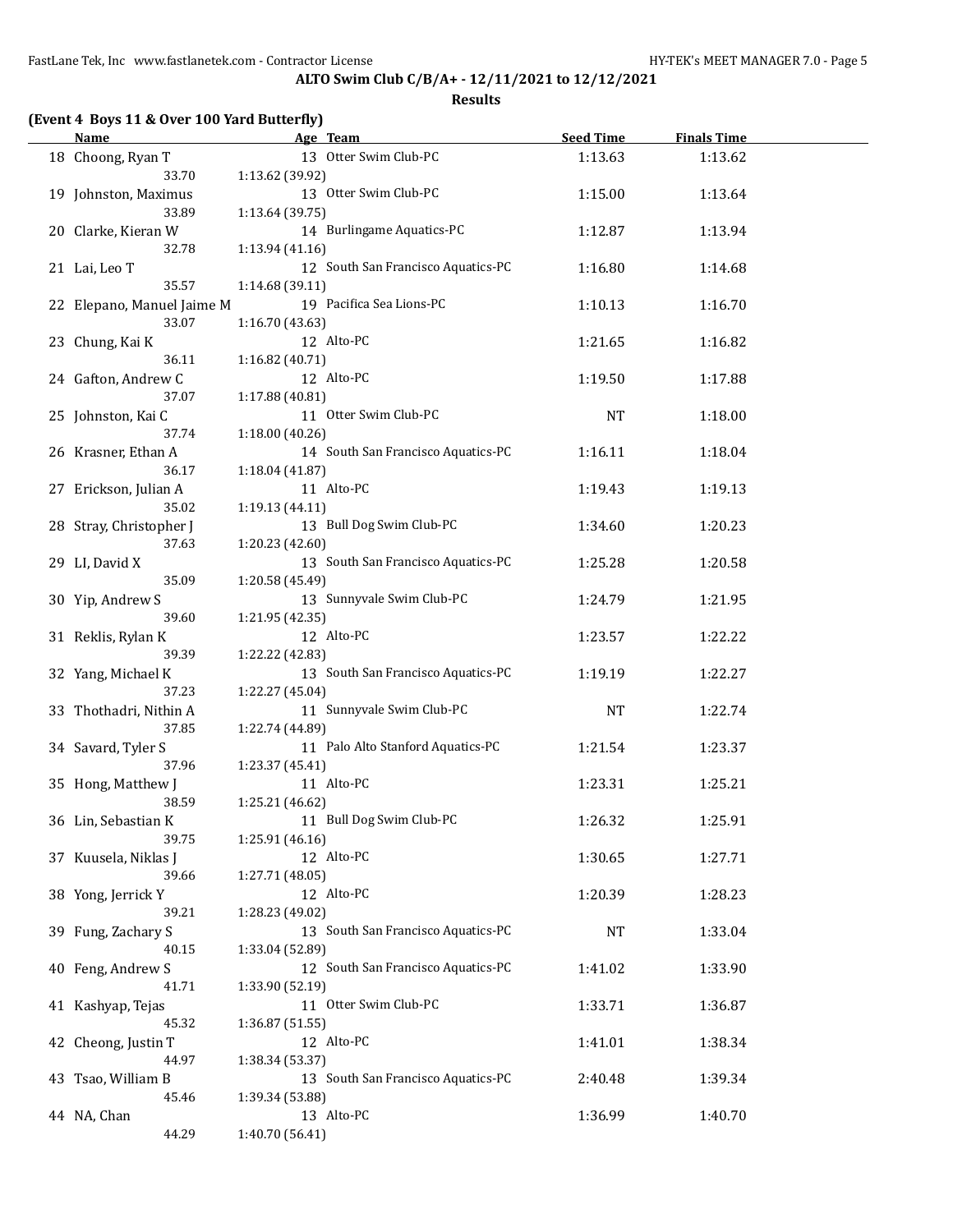**ALTO Swim Club C/B/A+ - 12/11/2021 to 12/12/2021**

**Results**

### (Event 4 Boys 11 & Over 100 Yard Butterfly)

| | Name | Age | Team | Seed Time | Finals Time |
|---|---|---|---|---|---|
| 18 | Choong, Ryan T | 13 | Otter Swim Club-PC | 1:13.63 | 1:13.62 |
| | 33.70 | 1:13.62 (39.92) | | | |
| 19 | Johnston, Maximus | 13 | Otter Swim Club-PC | 1:15.00 | 1:13.64 |
| | 33.89 | 1:13.64 (39.75) | | | |
| 20 | Clarke, Kieran W | 14 | Burlingame Aquatics-PC | 1:12.87 | 1:13.94 |
| | 32.78 | 1:13.94 (41.16) | | | |
| 21 | Lai, Leo T | 12 | South San Francisco Aquatics-PC | 1:16.80 | 1:14.68 |
| | 35.57 | 1:14.68 (39.11) | | | |
| 22 | Elepano, Manuel Jaime M | 19 | Pacifica Sea Lions-PC | 1:10.13 | 1:16.70 |
| | 33.07 | 1:16.70 (43.63) | | | |
| 23 | Chung, Kai K | 12 | Alto-PC | 1:21.65 | 1:16.82 |
| | 36.11 | 1:16.82 (40.71) | | | |
| 24 | Gafton, Andrew C | 12 | Alto-PC | 1:19.50 | 1:17.88 |
| | 37.07 | 1:17.88 (40.81) | | | |
| 25 | Johnston, Kai C | 11 | Otter Swim Club-PC | NT | 1:18.00 |
| | 37.74 | 1:18.00 (40.26) | | | |
| 26 | Krasner, Ethan A | 14 | South San Francisco Aquatics-PC | 1:16.11 | 1:18.04 |
| | 36.17 | 1:18.04 (41.87) | | | |
| 27 | Erickson, Julian A | 11 | Alto-PC | 1:19.43 | 1:19.13 |
| | 35.02 | 1:19.13 (44.11) | | | |
| 28 | Stray, Christopher J | 13 | Bull Dog Swim Club-PC | 1:34.60 | 1:20.23 |
| | 37.63 | 1:20.23 (42.60) | | | |
| 29 | LI, David X | 13 | South San Francisco Aquatics-PC | 1:25.28 | 1:20.58 |
| | 35.09 | 1:20.58 (45.49) | | | |
| 30 | Yip, Andrew S | 13 | Sunnyvale Swim Club-PC | 1:24.79 | 1:21.95 |
| | 39.60 | 1:21.95 (42.35) | | | |
| 31 | Reklis, Rylan K | 12 | Alto-PC | 1:23.57 | 1:22.22 |
| | 39.39 | 1:22.22 (42.83) | | | |
| 32 | Yang, Michael K | 13 | South San Francisco Aquatics-PC | 1:19.19 | 1:22.27 |
| | 37.23 | 1:22.27 (45.04) | | | |
| 33 | Thothadri, Nithin A | 11 | Sunnyvale Swim Club-PC | NT | 1:22.74 |
| | 37.85 | 1:22.74 (44.89) | | | |
| 34 | Savard, Tyler S | 11 | Palo Alto Stanford Aquatics-PC | 1:21.54 | 1:23.37 |
| | 37.96 | 1:23.37 (45.41) | | | |
| 35 | Hong, Matthew J | 11 | Alto-PC | 1:23.31 | 1:25.21 |
| | 38.59 | 1:25.21 (46.62) | | | |
| 36 | Lin, Sebastian K | 11 | Bull Dog Swim Club-PC | 1:26.32 | 1:25.91 |
| | 39.75 | 1:25.91 (46.16) | | | |
| 37 | Kuusela, Niklas J | 12 | Alto-PC | 1:30.65 | 1:27.71 |
| | 39.66 | 1:27.71 (48.05) | | | |
| 38 | Yong, Jerrick Y | 12 | Alto-PC | 1:20.39 | 1:28.23 |
| | 39.21 | 1:28.23 (49.02) | | | |
| 39 | Fung, Zachary S | 13 | South San Francisco Aquatics-PC | NT | 1:33.04 |
| | 40.15 | 1:33.04 (52.89) | | | |
| 40 | Feng, Andrew S | 12 | South San Francisco Aquatics-PC | 1:41.02 | 1:33.90 |
| | 41.71 | 1:33.90 (52.19) | | | |
| 41 | Kashyap, Tejas | 11 | Otter Swim Club-PC | 1:33.71 | 1:36.87 |
| | 45.32 | 1:36.87 (51.55) | | | |
| 42 | Cheong, Justin T | 12 | Alto-PC | 1:41.01 | 1:38.34 |
| | 44.97 | 1:38.34 (53.37) | | | |
| 43 | Tsao, William B | 13 | South San Francisco Aquatics-PC | 2:40.48 | 1:39.34 |
| | 45.46 | 1:39.34 (53.88) | | | |
| 44 | NA, Chan | 13 | Alto-PC | 1:36.99 | 1:40.70 |
| | 44.29 | 1:40.70 (56.41) | | | |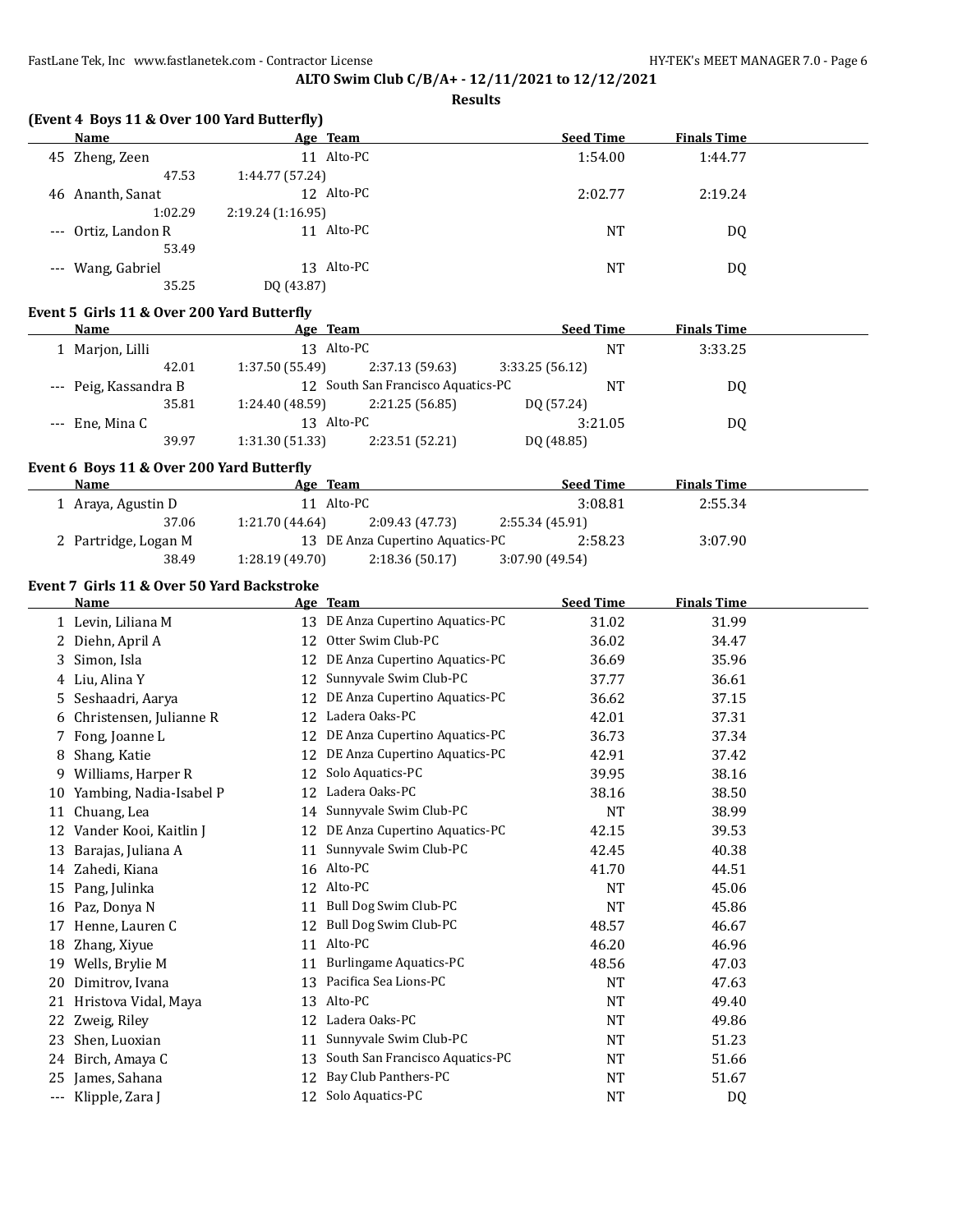**ALTO Swim Club C/B/A+ - 12/11/2021 to 12/12/2021**

**Results**

### (Event 4 Boys 11 & Over 100 Yard Butterfly)

| | Name | Age | Team | Seed Time | Finals Time |
|---|---|---|---|---|---|
| 45 | Zheng, Zeen | 11 | Alto-PC | 1:54.00 | 1:44.77 |
| | 47.53 | 1:44.77 (57.24) | | | |
| 46 | Ananth, Sanat | 12 | Alto-PC | 2:02.77 | 2:19.24 |
| | 1:02.29 | 2:19.24 (1:16.95) | | | |
| --- | Ortiz, Landon R | 11 | Alto-PC | NT | DQ |
| | 53.49 | | | | |
| --- | Wang, Gabriel | 13 | Alto-PC | NT | DQ |
| | 35.25 | DQ (43.87) | | | |

### Event 5 Girls 11 & Over 200 Yard Butterfly

| | Name | Age | Team | | Seed Time | Finals Time |
|---|---|---|---|---|---|---|
| 1 | Marjon, Lilli | 13 | Alto-PC | | NT | 3:33.25 |
| | 42.01 | 1:37.50 (55.49) | 2:37.13 (59.63) | 3:33.25 (56.12) | | |
| --- | Peig, Kassandra B | 12 | South San Francisco Aquatics-PC | | NT | DQ |
| | 35.81 | 1:24.40 (48.59) | 2:21.25 (56.85) | DQ (57.24) | | |
| --- | Ene, Mina C | 13 | Alto-PC | | 3:21.05 | DQ |
| | 39.97 | 1:31.30 (51.33) | 2:23.51 (52.21) | DQ (48.85) | | |

### Event 6 Boys 11 & Over 200 Yard Butterfly

| | Name | Age | Team | | Seed Time | Finals Time |
|---|---|---|---|---|---|---|
| 1 | Araya, Agustin D | 11 | Alto-PC | | 3:08.81 | 2:55.34 |
| | 37.06 | 1:21.70 (44.64) | 2:09.43 (47.73) | 2:55.34 (45.91) | | |
| 2 | Partridge, Logan M | 13 | DE Anza Cupertino Aquatics-PC | | 2:58.23 | 3:07.90 |
| | 38.49 | 1:28.19 (49.70) | 2:18.36 (50.17) | 3:07.90 (49.54) | | |

### Event 7 Girls 11 & Over 50 Yard Backstroke

| | Name | Age | Team | Seed Time | Finals Time |
|---|---|---|---|---|---|
| 1 | Levin, Liliana M | 13 | DE Anza Cupertino Aquatics-PC | 31.02 | 31.99 |
| 2 | Diehn, April A | 12 | Otter Swim Club-PC | 36.02 | 34.47 |
| 3 | Simon, Isla | 12 | DE Anza Cupertino Aquatics-PC | 36.69 | 35.96 |
| 4 | Liu, Alina Y | 12 | Sunnyvale Swim Club-PC | 37.77 | 36.61 |
| 5 | Seshaadri, Aarya | 12 | DE Anza Cupertino Aquatics-PC | 36.62 | 37.15 |
| 6 | Christensen, Julianne R | 12 | Ladera Oaks-PC | 42.01 | 37.31 |
| 7 | Fong, Joanne L | 12 | DE Anza Cupertino Aquatics-PC | 36.73 | 37.34 |
| 8 | Shang, Katie | 12 | DE Anza Cupertino Aquatics-PC | 42.91 | 37.42 |
| 9 | Williams, Harper R | 12 | Solo Aquatics-PC | 39.95 | 38.16 |
| 10 | Yambing, Nadia-Isabel P | 12 | Ladera Oaks-PC | 38.16 | 38.50 |
| 11 | Chuang, Lea | 14 | Sunnyvale Swim Club-PC | NT | 38.99 |
| 12 | Vander Kooi, Kaitlin J | 12 | DE Anza Cupertino Aquatics-PC | 42.15 | 39.53 |
| 13 | Barajas, Juliana A | 11 | Sunnyvale Swim Club-PC | 42.45 | 40.38 |
| 14 | Zahedi, Kiana | 16 | Alto-PC | 41.70 | 44.51 |
| 15 | Pang, Julinka | 12 | Alto-PC | NT | 45.06 |
| 16 | Paz, Donya N | 11 | Bull Dog Swim Club-PC | NT | 45.86 |
| 17 | Henne, Lauren C | 12 | Bull Dog Swim Club-PC | 48.57 | 46.67 |
| 18 | Zhang, Xiyue | 11 | Alto-PC | 46.20 | 46.96 |
| 19 | Wells, Brylie M | 11 | Burlingame Aquatics-PC | 48.56 | 47.03 |
| 20 | Dimitrov, Ivana | 13 | Pacifica Sea Lions-PC | NT | 47.63 |
| 21 | Hristova Vidal, Maya | 13 | Alto-PC | NT | 49.40 |
| 22 | Zweig, Riley | 12 | Ladera Oaks-PC | NT | 49.86 |
| 23 | Shen, Luoxian | 11 | Sunnyvale Swim Club-PC | NT | 51.23 |
| 24 | Birch, Amaya C | 13 | South San Francisco Aquatics-PC | NT | 51.66 |
| 25 | James, Sahana | 12 | Bay Club Panthers-PC | NT | 51.67 |
| --- | Klipple, Zara J | 12 | Solo Aquatics-PC | NT | DQ |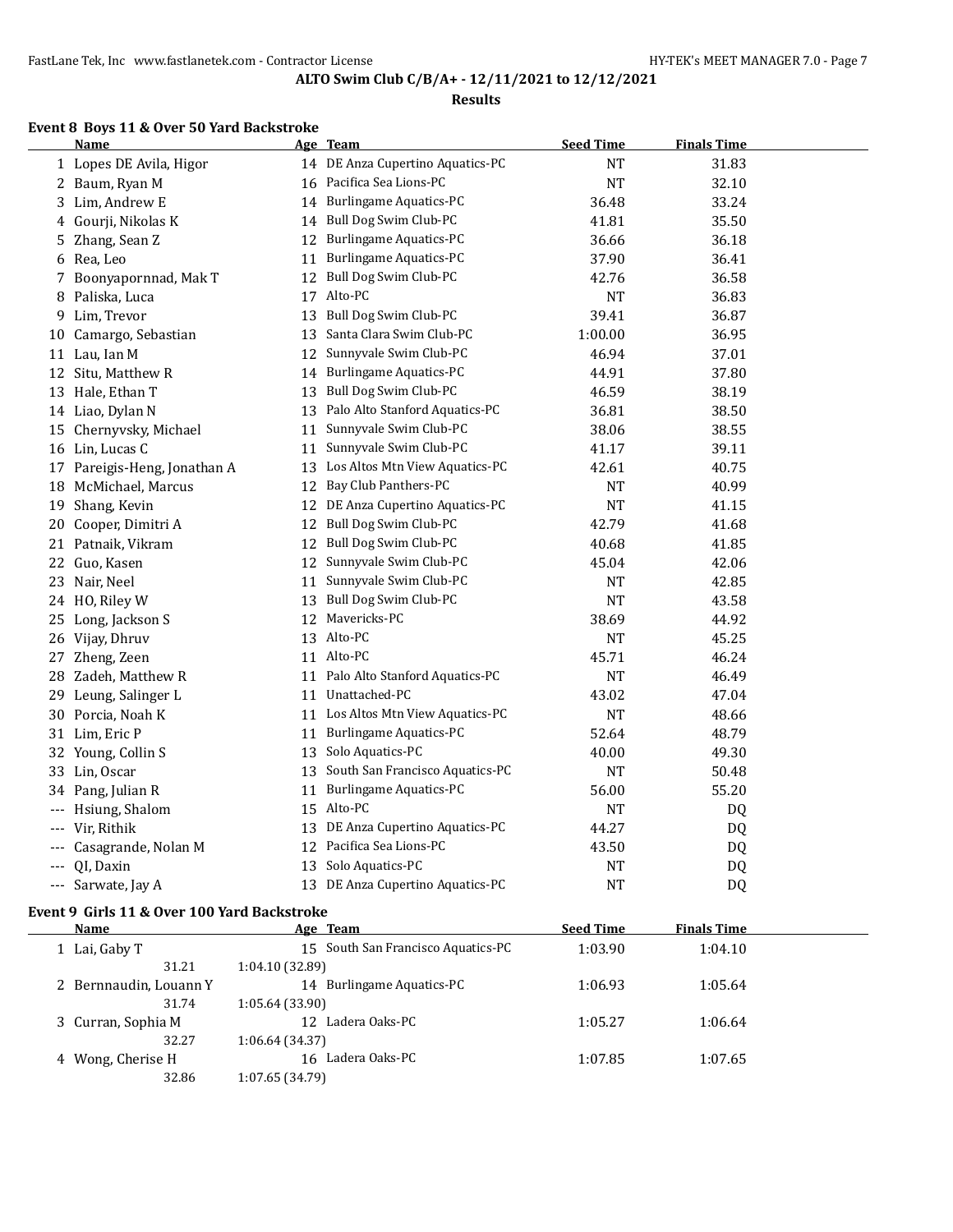# ALTO Swim Club C/B/A+ - 12/11/2021 to 12/12/2021

## Results

### Event 8 Boys 11 & Over 50 Yard Backstroke

| | Name | Age | Team | Seed Time | Finals Time |
|---|---|---|---|---|---|
| 1 | Lopes DE Avila, Higor | 14 | DE Anza Cupertino Aquatics-PC | NT | 31.83 |
| 2 | Baum, Ryan M | 16 | Pacifica Sea Lions-PC | NT | 32.10 |
| 3 | Lim, Andrew E | 14 | Burlingame Aquatics-PC | 36.48 | 33.24 |
| 4 | Gourji, Nikolas K | 14 | Bull Dog Swim Club-PC | 41.81 | 35.50 |
| 5 | Zhang, Sean Z | 12 | Burlingame Aquatics-PC | 36.66 | 36.18 |
| 6 | Rea, Leo | 11 | Burlingame Aquatics-PC | 37.90 | 36.41 |
| 7 | Boonyapornnad, Mak T | 12 | Bull Dog Swim Club-PC | 42.76 | 36.58 |
| 8 | Paliska, Luca | 17 | Alto-PC | NT | 36.83 |
| 9 | Lim, Trevor | 13 | Bull Dog Swim Club-PC | 39.41 | 36.87 |
| 10 | Camargo, Sebastian | 13 | Santa Clara Swim Club-PC | 1:00.00 | 36.95 |
| 11 | Lau, Ian M | 12 | Sunnyvale Swim Club-PC | 46.94 | 37.01 |
| 12 | Situ, Matthew R | 14 | Burlingame Aquatics-PC | 44.91 | 37.80 |
| 13 | Hale, Ethan T | 13 | Bull Dog Swim Club-PC | 46.59 | 38.19 |
| 14 | Liao, Dylan N | 13 | Palo Alto Stanford Aquatics-PC | 36.81 | 38.50 |
| 15 | Chernyvsky, Michael | 11 | Sunnyvale Swim Club-PC | 38.06 | 38.55 |
| 16 | Lin, Lucas C | 11 | Sunnyvale Swim Club-PC | 41.17 | 39.11 |
| 17 | Pareigis-Heng, Jonathan A | 13 | Los Altos Mtn View Aquatics-PC | 42.61 | 40.75 |
| 18 | McMichael, Marcus | 12 | Bay Club Panthers-PC | NT | 40.99 |
| 19 | Shang, Kevin | 12 | DE Anza Cupertino Aquatics-PC | NT | 41.15 |
| 20 | Cooper, Dimitri A | 12 | Bull Dog Swim Club-PC | 42.79 | 41.68 |
| 21 | Patnaik, Vikram | 12 | Bull Dog Swim Club-PC | 40.68 | 41.85 |
| 22 | Guo, Kasen | 12 | Sunnyvale Swim Club-PC | 45.04 | 42.06 |
| 23 | Nair, Neel | 11 | Sunnyvale Swim Club-PC | NT | 42.85 |
| 24 | HO, Riley W | 13 | Bull Dog Swim Club-PC | NT | 43.58 |
| 25 | Long, Jackson S | 12 | Mavericks-PC | 38.69 | 44.92 |
| 26 | Vijay, Dhruv | 13 | Alto-PC | NT | 45.25 |
| 27 | Zheng, Zeen | 11 | Alto-PC | 45.71 | 46.24 |
| 28 | Zadeh, Matthew R | 11 | Palo Alto Stanford Aquatics-PC | NT | 46.49 |
| 29 | Leung, Salinger L | 11 | Unattached-PC | 43.02 | 47.04 |
| 30 | Porcia, Noah K | 11 | Los Altos Mtn View Aquatics-PC | NT | 48.66 |
| 31 | Lim, Eric P | 11 | Burlingame Aquatics-PC | 52.64 | 48.79 |
| 32 | Young, Collin S | 13 | Solo Aquatics-PC | 40.00 | 49.30 |
| 33 | Lin, Oscar | 13 | South San Francisco Aquatics-PC | NT | 50.48 |
| 34 | Pang, Julian R | 11 | Burlingame Aquatics-PC | 56.00 | 55.20 |
| --- | Hsiung, Shalom | 15 | Alto-PC | NT | DQ |
| --- | Vir, Rithik | 13 | DE Anza Cupertino Aquatics-PC | 44.27 | DQ |
| --- | Casagrande, Nolan M | 12 | Pacifica Sea Lions-PC | 43.50 | DQ |
| --- | QI, Daxin | 13 | Solo Aquatics-PC | NT | DQ |
| --- | Sarwate, Jay A | 13 | DE Anza Cupertino Aquatics-PC | NT | DQ |

### Event 9 Girls 11 & Over 100 Yard Backstroke

| | Name | Age | Team | Seed Time | Finals Time |
|---|---|---|---|---|---|
| 1 | Lai, Gaby T | 15 | South San Francisco Aquatics-PC | 1:03.90 | 1:04.10 |
| | 31.21 | 1:04.10 (32.89) | | | |
| 2 | Bernnaudin, Louann Y | 14 | Burlingame Aquatics-PC | 1:06.93 | 1:05.64 |
| | 31.74 | 1:05.64 (33.90) | | | |
| 3 | Curran, Sophia M | 12 | Ladera Oaks-PC | 1:05.27 | 1:06.64 |
| | 32.27 | 1:06.64 (34.37) | | | |
| 4 | Wong, Cherise H | 16 | Ladera Oaks-PC | 1:07.85 | 1:07.65 |
| | 32.86 | 1:07.65 (34.79) | | | |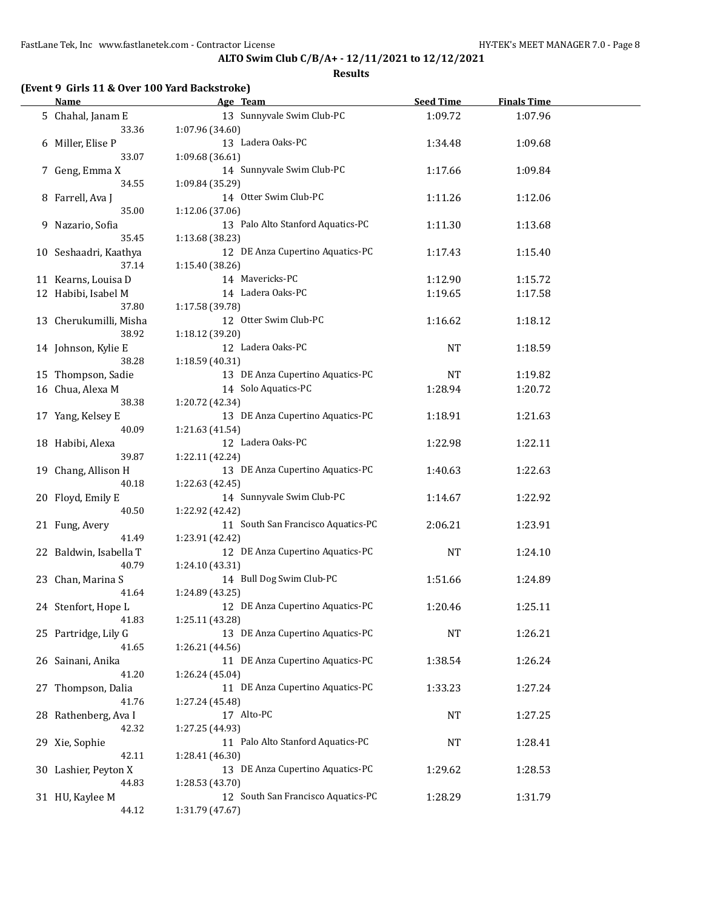**ALTO Swim Club C/B/A+ - 12/11/2021 to 12/12/2021**

**Results**

**(Event 9 Girls 11 & Over 100 Yard Backstroke)**

| | Name | Age | Team | Seed Time | Finals Time |
|---|---|---|---|---|---|
| 5 | Chahal, Janam E | 13 | Sunnyvale Swim Club-PC | 1:09.72 | 1:07.96 |
| | 33.36 | 1:07.96 (34.60) | | | |
| 6 | Miller, Elise P | 13 | Ladera Oaks-PC | 1:34.48 | 1:09.68 |
| | 33.07 | 1:09.68 (36.61) | | | |
| 7 | Geng, Emma X | 14 | Sunnyvale Swim Club-PC | 1:17.66 | 1:09.84 |
| | 34.55 | 1:09.84 (35.29) | | | |
| 8 | Farrell, Ava J | 14 | Otter Swim Club-PC | 1:11.26 | 1:12.06 |
| | 35.00 | 1:12.06 (37.06) | | | |
| 9 | Nazario, Sofia | 13 | Palo Alto Stanford Aquatics-PC | 1:11.30 | 1:13.68 |
| | 35.45 | 1:13.68 (38.23) | | | |
| 10 | Seshaadri, Kaathya | 12 | DE Anza Cupertino Aquatics-PC | 1:17.43 | 1:15.40 |
| | 37.14 | 1:15.40 (38.26) | | | |
| 11 | Kearns, Louisa D | 14 | Mavericks-PC | 1:12.90 | 1:15.72 |
| 12 | Habibi, Isabel M | 14 | Ladera Oaks-PC | 1:19.65 | 1:17.58 |
| | 37.80 | 1:17.58 (39.78) | | | |
| 13 | Cherukumilli, Misha | 12 | Otter Swim Club-PC | 1:16.62 | 1:18.12 |
| | 38.92 | 1:18.12 (39.20) | | | |
| 14 | Johnson, Kylie E | 12 | Ladera Oaks-PC | NT | 1:18.59 |
| | 38.28 | 1:18.59 (40.31) | | | |
| 15 | Thompson, Sadie | 13 | DE Anza Cupertino Aquatics-PC | NT | 1:19.82 |
| 16 | Chua, Alexa M | 14 | Solo Aquatics-PC | 1:28.94 | 1:20.72 |
| | 38.38 | 1:20.72 (42.34) | | | |
| 17 | Yang, Kelsey E | 13 | DE Anza Cupertino Aquatics-PC | 1:18.91 | 1:21.63 |
| | 40.09 | 1:21.63 (41.54) | | | |
| 18 | Habibi, Alexa | 12 | Ladera Oaks-PC | 1:22.98 | 1:22.11 |
| | 39.87 | 1:22.11 (42.24) | | | |
| 19 | Chang, Allison H | 13 | DE Anza Cupertino Aquatics-PC | 1:40.63 | 1:22.63 |
| | 40.18 | 1:22.63 (42.45) | | | |
| 20 | Floyd, Emily E | 14 | Sunnyvale Swim Club-PC | 1:14.67 | 1:22.92 |
| | 40.50 | 1:22.92 (42.42) | | | |
| 21 | Fung, Avery | 11 | South San Francisco Aquatics-PC | 2:06.21 | 1:23.91 |
| | 41.49 | 1:23.91 (42.42) | | | |
| 22 | Baldwin, Isabella T | 12 | DE Anza Cupertino Aquatics-PC | NT | 1:24.10 |
| | 40.79 | 1:24.10 (43.31) | | | |
| 23 | Chan, Marina S | 14 | Bull Dog Swim Club-PC | 1:51.66 | 1:24.89 |
| | 41.64 | 1:24.89 (43.25) | | | |
| 24 | Stenfort, Hope L | 12 | DE Anza Cupertino Aquatics-PC | 1:20.46 | 1:25.11 |
| | 41.83 | 1:25.11 (43.28) | | | |
| 25 | Partridge, Lily G | 13 | DE Anza Cupertino Aquatics-PC | NT | 1:26.21 |
| | 41.65 | 1:26.21 (44.56) | | | |
| 26 | Sainani, Anika | 11 | DE Anza Cupertino Aquatics-PC | 1:38.54 | 1:26.24 |
| | 41.20 | 1:26.24 (45.04) | | | |
| 27 | Thompson, Dalia | 11 | DE Anza Cupertino Aquatics-PC | 1:33.23 | 1:27.24 |
| | 41.76 | 1:27.24 (45.48) | | | |
| 28 | Rathenberg, Ava I | 17 | Alto-PC | NT | 1:27.25 |
| | 42.32 | 1:27.25 (44.93) | | | |
| 29 | Xie, Sophie | 11 | Palo Alto Stanford Aquatics-PC | NT | 1:28.41 |
| | 42.11 | 1:28.41 (46.30) | | | |
| 30 | Lashier, Peyton X | 13 | DE Anza Cupertino Aquatics-PC | 1:29.62 | 1:28.53 |
| | 44.83 | 1:28.53 (43.70) | | | |
| 31 | HU, Kaylee M | 12 | South San Francisco Aquatics-PC | 1:28.29 | 1:31.79 |
| | 44.12 | 1:31.79 (47.67) | | | |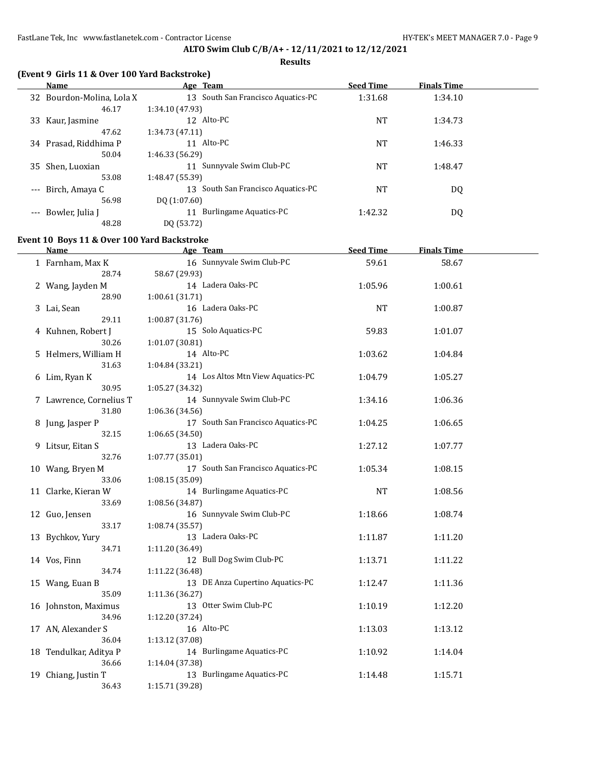## ALTO Swim Club C/B/A+ - 12/11/2021 to 12/12/2021

### Results

### (Event 9 Girls 11 & Over 100 Yard Backstroke)

| | Name | Age | Team | Seed Time | Finals Time |
|---|---|---|---|---|---|
| 32 | Bourdon-Molina, Lola X | 13 | South San Francisco Aquatics-PC | 1:31.68 | 1:34.10 |
| | 46.17 | 1:34.10 (47.93) | | | |
| 33 | Kaur, Jasmine | 12 | Alto-PC | NT | 1:34.73 |
| | 47.62 | 1:34.73 (47.11) | | | |
| 34 | Prasad, Riddhima P | 11 | Alto-PC | NT | 1:46.33 |
| | 50.04 | 1:46.33 (56.29) | | | |
| 35 | Shen, Luoxian | 11 | Sunnyvale Swim Club-PC | NT | 1:48.47 |
| | 53.08 | 1:48.47 (55.39) | | | |
| --- | Birch, Amaya C | 13 | South San Francisco Aquatics-PC | NT | DQ |
| | 56.98 | DQ (1:07.60) | | | |
| --- | Bowler, Julia J | 11 | Burlingame Aquatics-PC | 1:42.32 | DQ |
| | 48.28 | DQ (53.72) | | | |

### Event 10 Boys 11 & Over 100 Yard Backstroke

| | Name | Age | Team | Seed Time | Finals Time |
|---|---|---|---|---|---|
| 1 | Farnham, Max K | 16 | Sunnyvale Swim Club-PC | 59.61 | 58.67 |
| | 28.74 | 58.67 (29.93) | | | |
| 2 | Wang, Jayden M | 14 | Ladera Oaks-PC | 1:05.96 | 1:00.61 |
| | 28.90 | 1:00.61 (31.71) | | | |
| 3 | Lai, Sean | 16 | Ladera Oaks-PC | NT | 1:00.87 |
| | 29.11 | 1:00.87 (31.76) | | | |
| 4 | Kuhnen, Robert J | 15 | Solo Aquatics-PC | 59.83 | 1:01.07 |
| | 30.26 | 1:01.07 (30.81) | | | |
| 5 | Helmers, William H | 14 | Alto-PC | 1:03.62 | 1:04.84 |
| | 31.63 | 1:04.84 (33.21) | | | |
| 6 | Lim, Ryan K | 14 | Los Altos Mtn View Aquatics-PC | 1:04.79 | 1:05.27 |
| | 30.95 | 1:05.27 (34.32) | | | |
| 7 | Lawrence, Cornelius T | 14 | Sunnyvale Swim Club-PC | 1:34.16 | 1:06.36 |
| | 31.80 | 1:06.36 (34.56) | | | |
| 8 | Jung, Jasper P | 17 | South San Francisco Aquatics-PC | 1:04.25 | 1:06.65 |
| | 32.15 | 1:06.65 (34.50) | | | |
| 9 | Litsur, Eitan S | 13 | Ladera Oaks-PC | 1:27.12 | 1:07.77 |
| | 32.76 | 1:07.77 (35.01) | | | |
| 10 | Wang, Bryen M | 17 | South San Francisco Aquatics-PC | 1:05.34 | 1:08.15 |
| | 33.06 | 1:08.15 (35.09) | | | |
| 11 | Clarke, Kieran W | 14 | Burlingame Aquatics-PC | NT | 1:08.56 |
| | 33.69 | 1:08.56 (34.87) | | | |
| 12 | Guo, Jensen | 16 | Sunnyvale Swim Club-PC | 1:18.66 | 1:08.74 |
| | 33.17 | 1:08.74 (35.57) | | | |
| 13 | Bychkov, Yury | 13 | Ladera Oaks-PC | 1:11.87 | 1:11.20 |
| | 34.71 | 1:11.20 (36.49) | | | |
| 14 | Vos, Finn | 12 | Bull Dog Swim Club-PC | 1:13.71 | 1:11.22 |
| | 34.74 | 1:11.22 (36.48) | | | |
| 15 | Wang, Euan B | 13 | DE Anza Cupertino Aquatics-PC | 1:12.47 | 1:11.36 |
| | 35.09 | 1:11.36 (36.27) | | | |
| 16 | Johnston, Maximus | 13 | Otter Swim Club-PC | 1:10.19 | 1:12.20 |
| | 34.96 | 1:12.20 (37.24) | | | |
| 17 | AN, Alexander S | 16 | Alto-PC | 1:13.03 | 1:13.12 |
| | 36.04 | 1:13.12 (37.08) | | | |
| 18 | Tendulkar, Aditya P | 14 | Burlingame Aquatics-PC | 1:10.92 | 1:14.04 |
| | 36.66 | 1:14.04 (37.38) | | | |
| 19 | Chiang, Justin T | 13 | Burlingame Aquatics-PC | 1:14.48 | 1:15.71 |
| | 36.43 | 1:15.71 (39.28) | | | |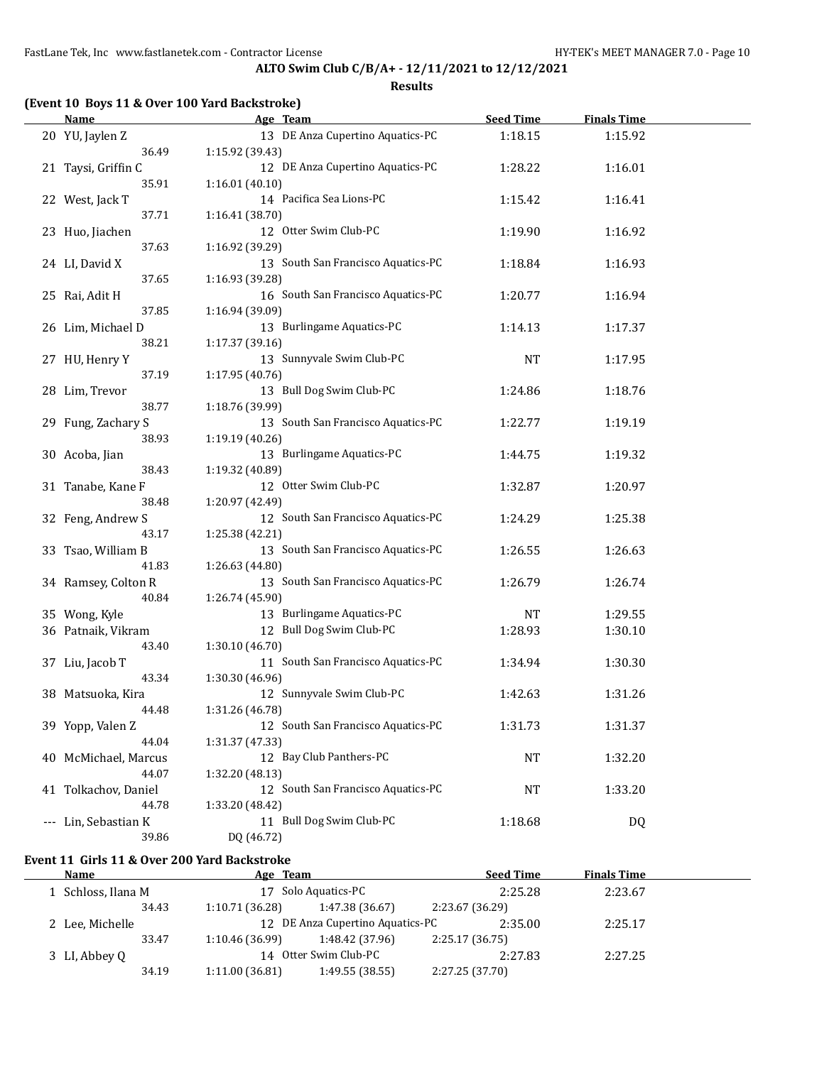**ALTO Swim Club C/B/A+ - 12/11/2021 to 12/12/2021**

**Results**

### (Event 10 Boys 11 & Over 100 Yard Backstroke)

| | Name | Age | Team | Seed Time | Finals Time |
|---|---|---|---|---|---|
| 20 | YU, Jaylen Z | 13 | DE Anza Cupertino Aquatics-PC | 1:18.15 | 1:15.92 |
| | 36.49 | 1:15.92 (39.43) | | | |
| 21 | Taysi, Griffin C | 12 | DE Anza Cupertino Aquatics-PC | 1:28.22 | 1:16.01 |
| | 35.91 | 1:16.01 (40.10) | | | |
| 22 | West, Jack T | 14 | Pacifica Sea Lions-PC | 1:15.42 | 1:16.41 |
| | 37.71 | 1:16.41 (38.70) | | | |
| 23 | Huo, Jiachen | 12 | Otter Swim Club-PC | 1:19.90 | 1:16.92 |
| | 37.63 | 1:16.92 (39.29) | | | |
| 24 | LI, David X | 13 | South San Francisco Aquatics-PC | 1:18.84 | 1:16.93 |
| | 37.65 | 1:16.93 (39.28) | | | |
| 25 | Rai, Adit H | 16 | South San Francisco Aquatics-PC | 1:20.77 | 1:16.94 |
| | 37.85 | 1:16.94 (39.09) | | | |
| 26 | Lim, Michael D | 13 | Burlingame Aquatics-PC | 1:14.13 | 1:17.37 |
| | 38.21 | 1:17.37 (39.16) | | | |
| 27 | HU, Henry Y | 13 | Sunnyvale Swim Club-PC | NT | 1:17.95 |
| | 37.19 | 1:17.95 (40.76) | | | |
| 28 | Lim, Trevor | 13 | Bull Dog Swim Club-PC | 1:24.86 | 1:18.76 |
| | 38.77 | 1:18.76 (39.99) | | | |
| 29 | Fung, Zachary S | 13 | South San Francisco Aquatics-PC | 1:22.77 | 1:19.19 |
| | 38.93 | 1:19.19 (40.26) | | | |
| 30 | Acoba, Jian | 13 | Burlingame Aquatics-PC | 1:44.75 | 1:19.32 |
| | 38.43 | 1:19.32 (40.89) | | | |
| 31 | Tanabe, Kane F | 12 | Otter Swim Club-PC | 1:32.87 | 1:20.97 |
| | 38.48 | 1:20.97 (42.49) | | | |
| 32 | Feng, Andrew S | 12 | South San Francisco Aquatics-PC | 1:24.29 | 1:25.38 |
| | 43.17 | 1:25.38 (42.21) | | | |
| 33 | Tsao, William B | 13 | South San Francisco Aquatics-PC | 1:26.55 | 1:26.63 |
| | 41.83 | 1:26.63 (44.80) | | | |
| 34 | Ramsey, Colton R | 13 | South San Francisco Aquatics-PC | 1:26.79 | 1:26.74 |
| | 40.84 | 1:26.74 (45.90) | | | |
| 35 | Wong, Kyle | 13 | Burlingame Aquatics-PC | NT | 1:29.55 |
| 36 | Patnaik, Vikram | 12 | Bull Dog Swim Club-PC | 1:28.93 | 1:30.10 |
| | 43.40 | 1:30.10 (46.70) | | | |
| 37 | Liu, Jacob T | 11 | South San Francisco Aquatics-PC | 1:34.94 | 1:30.30 |
| | 43.34 | 1:30.30 (46.96) | | | |
| 38 | Matsuoka, Kira | 12 | Sunnyvale Swim Club-PC | 1:42.63 | 1:31.26 |
| | 44.48 | 1:31.26 (46.78) | | | |
| 39 | Yopp, Valen Z | 12 | South San Francisco Aquatics-PC | 1:31.73 | 1:31.37 |
| | 44.04 | 1:31.37 (47.33) | | | |
| 40 | McMichael, Marcus | 12 | Bay Club Panthers-PC | NT | 1:32.20 |
| | 44.07 | 1:32.20 (48.13) | | | |
| 41 | Tolkachov, Daniel | 12 | South San Francisco Aquatics-PC | NT | 1:33.20 |
| | 44.78 | 1:33.20 (48.42) | | | |
| --- | Lin, Sebastian K | 11 | Bull Dog Swim Club-PC | 1:18.68 | DQ |
| | 39.86 | DQ (46.72) | | | |

### Event 11 Girls 11 & Over 200 Yard Backstroke

| | Name | Age | Team | Seed Time | Finals Time |
|---|---|---|---|---|---|
| 1 | Schloss, Ilana M | 17 | Solo Aquatics-PC | 2:25.28 | 2:23.67 |
| | 34.43 | 1:10.71 (36.28) | 1:47.38 (36.67) | 2:23.67 (36.29) | |
| 2 | Lee, Michelle | 12 | DE Anza Cupertino Aquatics-PC | 2:35.00 | 2:25.17 |
| | 33.47 | 1:10.46 (36.99) | 1:48.42 (37.96) | 2:25.17 (36.75) | |
| 3 | LI, Abbey Q | 14 | Otter Swim Club-PC | 2:27.83 | 2:27.25 |
| | 34.19 | 1:11.00 (36.81) | 1:49.55 (38.55) | 2:27.25 (37.70) | |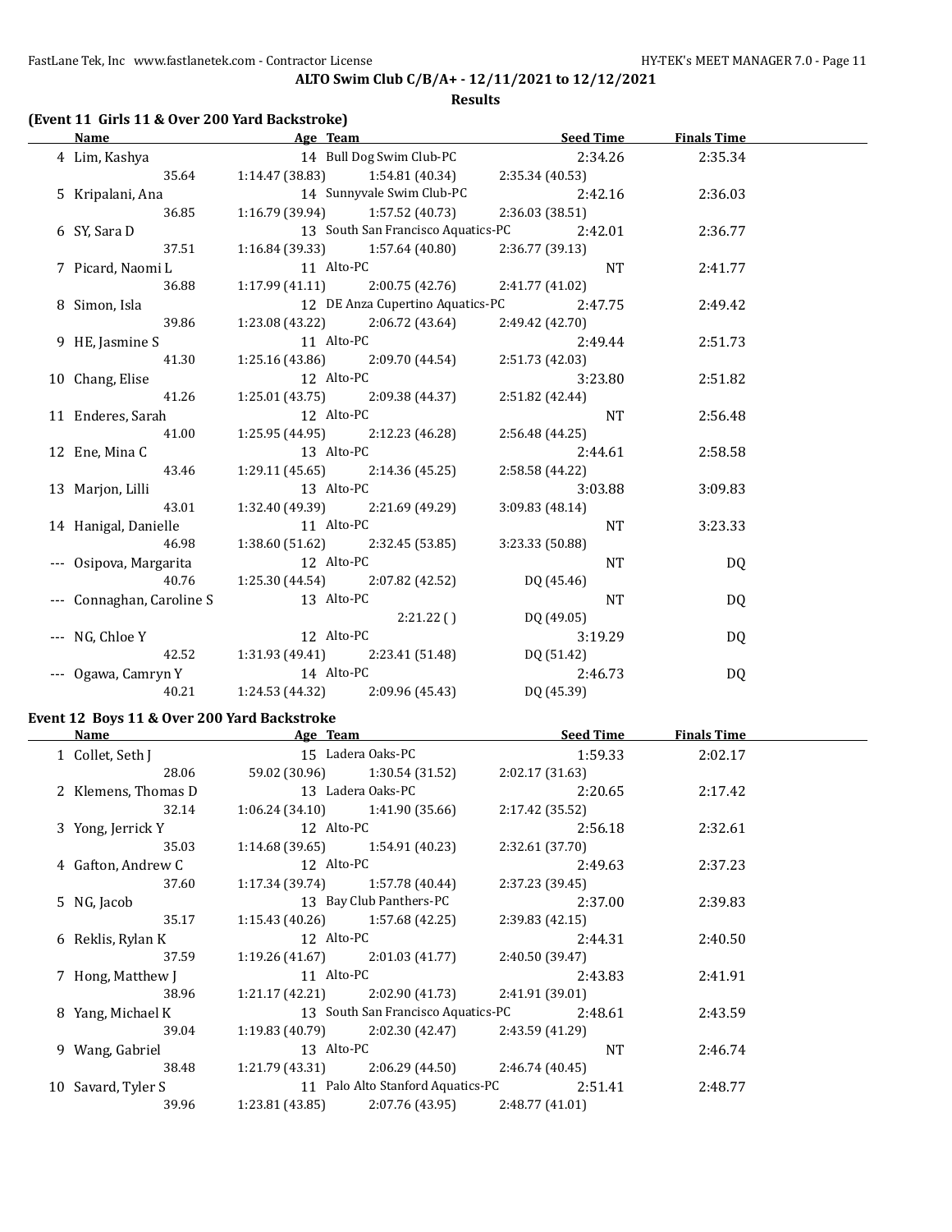**ALTO Swim Club C/B/A+ - 12/11/2021 to 12/12/2021**

**Results**

### (Event 11 Girls 11 & Over 200 Yard Backstroke)

| | Name | Age | Team | Seed Time | Finals Time |
|---|---|---|---|---|---|
| 4 | Lim, Kashya | 14 | Bull Dog Swim Club-PC | 2:34.26 | 2:35.34 |
| | 35.64 | 1:14.47 (38.83) | 1:54.81 (40.34) | 2:35.34 (40.53) | |
| 5 | Kripalani, Ana | 14 | Sunnyvale Swim Club-PC | 2:42.16 | 2:36.03 |
| | 36.85 | 1:16.79 (39.94) | 1:57.52 (40.73) | 2:36.03 (38.51) | |
| 6 | SY, Sara D | 13 | South San Francisco Aquatics-PC | 2:42.01 | 2:36.77 |
| | 37.51 | 1:16.84 (39.33) | 1:57.64 (40.80) | 2:36.77 (39.13) | |
| 7 | Picard, Naomi L | 11 | Alto-PC | NT | 2:41.77 |
| | 36.88 | 1:17.99 (41.11) | 2:00.75 (42.76) | 2:41.77 (41.02) | |
| 8 | Simon, Isla | 12 | DE Anza Cupertino Aquatics-PC | 2:47.75 | 2:49.42 |
| | 39.86 | 1:23.08 (43.22) | 2:06.72 (43.64) | 2:49.42 (42.70) | |
| 9 | HE, Jasmine S | 11 | Alto-PC | 2:49.44 | 2:51.73 |
| | 41.30 | 1:25.16 (43.86) | 2:09.70 (44.54) | 2:51.73 (42.03) | |
| 10 | Chang, Elise | 12 | Alto-PC | 3:23.80 | 2:51.82 |
| | 41.26 | 1:25.01 (43.75) | 2:09.38 (44.37) | 2:51.82 (42.44) | |
| 11 | Enderes, Sarah | 12 | Alto-PC | NT | 2:56.48 |
| | 41.00 | 1:25.95 (44.95) | 2:12.23 (46.28) | 2:56.48 (44.25) | |
| 12 | Ene, Mina C | 13 | Alto-PC | 2:44.61 | 2:58.58 |
| | 43.46 | 1:29.11 (45.65) | 2:14.36 (45.25) | 2:58.58 (44.22) | |
| 13 | Marjon, Lilli | 13 | Alto-PC | 3:03.88 | 3:09.83 |
| | 43.01 | 1:32.40 (49.39) | 2:21.69 (49.29) | 3:09.83 (48.14) | |
| 14 | Hanigal, Danielle | 11 | Alto-PC | NT | 3:23.33 |
| | 46.98 | 1:38.60 (51.62) | 2:32.45 (53.85) | 3:23.33 (50.88) | |
| --- | Osipova, Margarita | 12 | Alto-PC | NT | DQ |
| | 40.76 | 1:25.30 (44.54) | 2:07.82 (42.52) | DQ (45.46) | |
| --- | Connaghan, Caroline S | 13 | Alto-PC | NT | DQ |
| | | | 2:21.22 ( ) | DQ (49.05) | |
| --- | NG, Chloe Y | 12 | Alto-PC | 3:19.29 | DQ |
| | 42.52 | 1:31.93 (49.41) | 2:23.41 (51.48) | DQ (51.42) | |
| --- | Ogawa, Camryn Y | 14 | Alto-PC | 2:46.73 | DQ |
| | 40.21 | 1:24.53 (44.32) | 2:09.96 (45.43) | DQ (45.39) | |

### Event 12 Boys 11 & Over 200 Yard Backstroke

| | Name | Age | Team | Seed Time | Finals Time |
|---|---|---|---|---|---|
| 1 | Collet, Seth J | 15 | Ladera Oaks-PC | 1:59.33 | 2:02.17 |
| | 28.06 | 59.02 (30.96) | 1:30.54 (31.52) | 2:02.17 (31.63) | |
| 2 | Klemens, Thomas D | 13 | Ladera Oaks-PC | 2:20.65 | 2:17.42 |
| | 32.14 | 1:06.24 (34.10) | 1:41.90 (35.66) | 2:17.42 (35.52) | |
| 3 | Yong, Jerrick Y | 12 | Alto-PC | 2:56.18 | 2:32.61 |
| | 35.03 | 1:14.68 (39.65) | 1:54.91 (40.23) | 2:32.61 (37.70) | |
| 4 | Gafton, Andrew C | 12 | Alto-PC | 2:49.63 | 2:37.23 |
| | 37.60 | 1:17.34 (39.74) | 1:57.78 (40.44) | 2:37.23 (39.45) | |
| 5 | NG, Jacob | 13 | Bay Club Panthers-PC | 2:37.00 | 2:39.83 |
| | 35.17 | 1:15.43 (40.26) | 1:57.68 (42.25) | 2:39.83 (42.15) | |
| 6 | Reklis, Rylan K | 12 | Alto-PC | 2:44.31 | 2:40.50 |
| | 37.59 | 1:19.26 (41.67) | 2:01.03 (41.77) | 2:40.50 (39.47) | |
| 7 | Hong, Matthew J | 11 | Alto-PC | 2:43.83 | 2:41.91 |
| | 38.96 | 1:21.17 (42.21) | 2:02.90 (41.73) | 2:41.91 (39.01) | |
| 8 | Yang, Michael K | 13 | South San Francisco Aquatics-PC | 2:48.61 | 2:43.59 |
| | 39.04 | 1:19.83 (40.79) | 2:02.30 (42.47) | 2:43.59 (41.29) | |
| 9 | Wang, Gabriel | 13 | Alto-PC | NT | 2:46.74 |
| | 38.48 | 1:21.79 (43.31) | 2:06.29 (44.50) | 2:46.74 (40.45) | |
| 10 | Savard, Tyler S | 11 | Palo Alto Stanford Aquatics-PC | 2:51.41 | 2:48.77 |
| | 39.96 | 1:23.81 (43.85) | 2:07.76 (43.95) | 2:48.77 (41.01) | |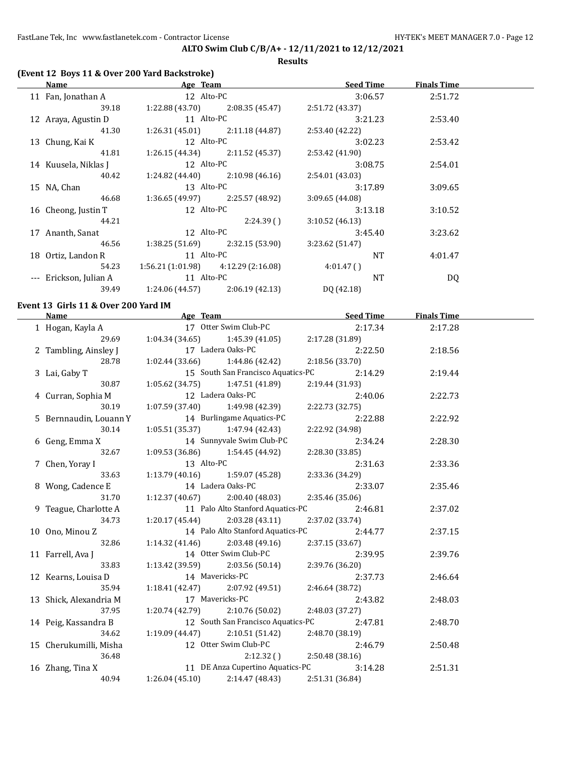**ALTO Swim Club C/B/A+ - 12/11/2021 to 12/12/2021**

**Results**

### (Event 12 Boys 11 & Over 200 Yard Backstroke)

| | Name | Age | Team | Seed Time | Finals Time |
|---|---|---|---|---|---|
| 11 | Fan, Jonathan A | 12 | Alto-PC | 3:06.57 | 2:51.72 |
| | 39.18 | 1:22.88 (43.70) | 2:08.35 (45.47) | 2:51.72 (43.37) | |
| 12 | Araya, Agustin D | 11 | Alto-PC | 3:21.23 | 2:53.40 |
| | 41.30 | 1:26.31 (45.01) | 2:11.18 (44.87) | 2:53.40 (42.22) | |
| 13 | Chung, Kai K | 12 | Alto-PC | 3:02.23 | 2:53.42 |
| | 41.81 | 1:26.15 (44.34) | 2:11.52 (45.37) | 2:53.42 (41.90) | |
| 14 | Kuusela, Niklas J | 12 | Alto-PC | 3:08.75 | 2:54.01 |
| | 40.42 | 1:24.82 (44.40) | 2:10.98 (46.16) | 2:54.01 (43.03) | |
| 15 | NA, Chan | 13 | Alto-PC | 3:17.89 | 3:09.65 |
| | 46.68 | 1:36.65 (49.97) | 2:25.57 (48.92) | 3:09.65 (44.08) | |
| 16 | Cheong, Justin T | 12 | Alto-PC | 3:13.18 | 3:10.52 |
| | 44.21 | | 2:24.39 ( ) | 3:10.52 (46.13) | |
| 17 | Ananth, Sanat | 12 | Alto-PC | 3:45.40 | 3:23.62 |
| | 46.56 | 1:38.25 (51.69) | 2:32.15 (53.90) | 3:23.62 (51.47) | |
| 18 | Ortiz, Landon R | 11 | Alto-PC | NT | 4:01.47 |
| | 54.23 | 1:56.21 (1:01.98) | 4:12.29 (2:16.08) | 4:01.47 ( ) | |
| --- | Erickson, Julian A | 11 | Alto-PC | NT | DQ |
| | 39.49 | 1:24.06 (44.57) | 2:06.19 (42.13) | DQ (42.18) | |

### Event 13 Girls 11 & Over 200 Yard IM

| | Name | Age | Team | Seed Time | Finals Time |
|---|---|---|---|---|---|
| 1 | Hogan, Kayla A | 17 | Otter Swim Club-PC | 2:17.34 | 2:17.28 |
| | 29.69 | 1:04.34 (34.65) | 1:45.39 (41.05) | 2:17.28 (31.89) | |
| 2 | Tambling, Ainsley J | 17 | Ladera Oaks-PC | 2:22.50 | 2:18.56 |
| | 28.78 | 1:02.44 (33.66) | 1:44.86 (42.42) | 2:18.56 (33.70) | |
| 3 | Lai, Gaby T | 15 | South San Francisco Aquatics-PC | 2:14.29 | 2:19.44 |
| | 30.87 | 1:05.62 (34.75) | 1:47.51 (41.89) | 2:19.44 (31.93) | |
| 4 | Curran, Sophia M | 12 | Ladera Oaks-PC | 2:40.06 | 2:22.73 |
| | 30.19 | 1:07.59 (37.40) | 1:49.98 (42.39) | 2:22.73 (32.75) | |
| 5 | Bernnaudin, Louann Y | 14 | Burlingame Aquatics-PC | 2:22.88 | 2:22.92 |
| | 30.14 | 1:05.51 (35.37) | 1:47.94 (42.43) | 2:22.92 (34.98) | |
| 6 | Geng, Emma X | 14 | Sunnyvale Swim Club-PC | 2:34.24 | 2:28.30 |
| | 32.67 | 1:09.53 (36.86) | 1:54.45 (44.92) | 2:28.30 (33.85) | |
| 7 | Chen, Yoray I | 13 | Alto-PC | 2:31.63 | 2:33.36 |
| | 33.63 | 1:13.79 (40.16) | 1:59.07 (45.28) | 2:33.36 (34.29) | |
| 8 | Wong, Cadence E | 14 | Ladera Oaks-PC | 2:33.07 | 2:35.46 |
| | 31.70 | 1:12.37 (40.67) | 2:00.40 (48.03) | 2:35.46 (35.06) | |
| 9 | Teague, Charlotte A | 11 | Palo Alto Stanford Aquatics-PC | 2:46.81 | 2:37.02 |
| | 34.73 | 1:20.17 (45.44) | 2:03.28 (43.11) | 2:37.02 (33.74) | |
| 10 | Ono, Minou Z | 14 | Palo Alto Stanford Aquatics-PC | 2:44.77 | 2:37.15 |
| | 32.86 | 1:14.32 (41.46) | 2:03.48 (49.16) | 2:37.15 (33.67) | |
| 11 | Farrell, Ava J | 14 | Otter Swim Club-PC | 2:39.95 | 2:39.76 |
| | 33.83 | 1:13.42 (39.59) | 2:03.56 (50.14) | 2:39.76 (36.20) | |
| 12 | Kearns, Louisa D | 14 | Mavericks-PC | 2:37.73 | 2:46.64 |
| | 35.94 | 1:18.41 (42.47) | 2:07.92 (49.51) | 2:46.64 (38.72) | |
| 13 | Shick, Alexandria M | 17 | Mavericks-PC | 2:43.82 | 2:48.03 |
| | 37.95 | 1:20.74 (42.79) | 2:10.76 (50.02) | 2:48.03 (37.27) | |
| 14 | Peig, Kassandra B | 12 | South San Francisco Aquatics-PC | 2:47.81 | 2:48.70 |
| | 34.62 | 1:19.09 (44.47) | 2:10.51 (51.42) | 2:48.70 (38.19) | |
| 15 | Cherukumilli, Misha | 12 | Otter Swim Club-PC | 2:46.79 | 2:50.48 |
| | 36.48 | | 2:12.32 ( ) | 2:50.48 (38.16) | |
| 16 | Zhang, Tina X | 11 | DE Anza Cupertino Aquatics-PC | 3:14.28 | 2:51.31 |
| | 40.94 | 1:26.04 (45.10) | 2:14.47 (48.43) | 2:51.31 (36.84) | |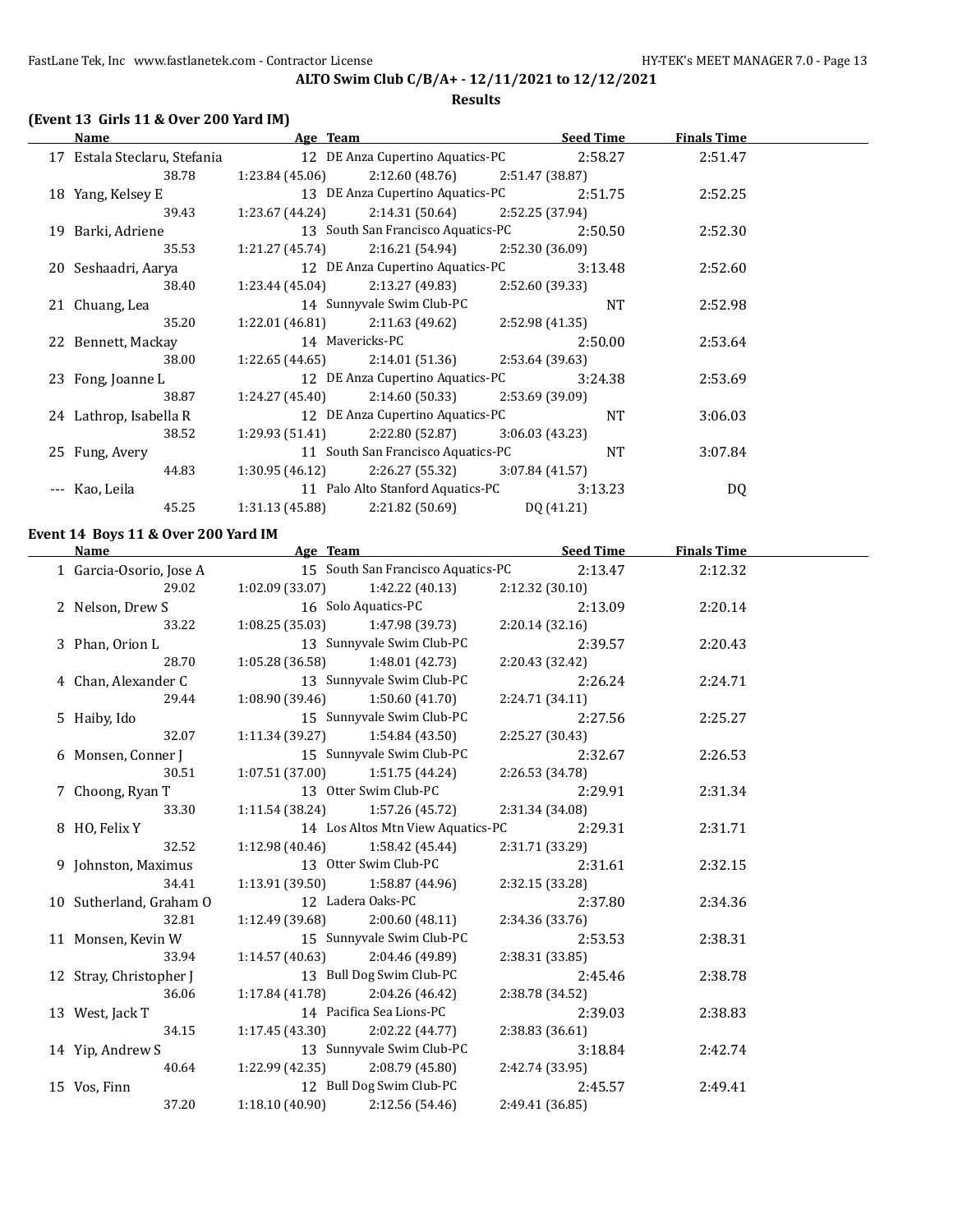## ALTO Swim Club C/B/A+ - 12/11/2021 to 12/12/2021

### Results

#### (Event 13 Girls 11 & Over 200 Yard IM)

| | Name | Age | Team | Seed Time | Finals Time |
|---|---|---|---|---|---|
| 17 | Estala Steclaru, Stefania | 12 | DE Anza Cupertino Aquatics-PC | 2:58.27 | 2:51.47 |
| | 38.78 | 1:23.84 (45.06) | 2:12.60 (48.76) | 2:51.47 (38.87) | |
| 18 | Yang, Kelsey E | 13 | DE Anza Cupertino Aquatics-PC | 2:51.75 | 2:52.25 |
| | 39.43 | 1:23.67 (44.24) | 2:14.31 (50.64) | 2:52.25 (37.94) | |
| 19 | Barki, Adriene | 13 | South San Francisco Aquatics-PC | 2:50.50 | 2:52.30 |
| | 35.53 | 1:21.27 (45.74) | 2:16.21 (54.94) | 2:52.30 (36.09) | |
| 20 | Seshaadri, Aarya | 12 | DE Anza Cupertino Aquatics-PC | 3:13.48 | 2:52.60 |
| | 38.40 | 1:23.44 (45.04) | 2:13.27 (49.83) | 2:52.60 (39.33) | |
| 21 | Chuang, Lea | 14 | Sunnyvale Swim Club-PC | NT | 2:52.98 |
| | 35.20 | 1:22.01 (46.81) | 2:11.63 (49.62) | 2:52.98 (41.35) | |
| 22 | Bennett, Mackay | 14 | Mavericks-PC | 2:50.00 | 2:53.64 |
| | 38.00 | 1:22.65 (44.65) | 2:14.01 (51.36) | 2:53.64 (39.63) | |
| 23 | Fong, Joanne L | 12 | DE Anza Cupertino Aquatics-PC | 3:24.38 | 2:53.69 |
| | 38.87 | 1:24.27 (45.40) | 2:14.60 (50.33) | 2:53.69 (39.09) | |
| 24 | Lathrop, Isabella R | 12 | DE Anza Cupertino Aquatics-PC | NT | 3:06.03 |
| | 38.52 | 1:29.93 (51.41) | 2:22.80 (52.87) | 3:06.03 (43.23) | |
| 25 | Fung, Avery | 11 | South San Francisco Aquatics-PC | NT | 3:07.84 |
| | 44.83 | 1:30.95 (46.12) | 2:26.27 (55.32) | 3:07.84 (41.57) | |
| --- | Kao, Leila | 11 | Palo Alto Stanford Aquatics-PC | 3:13.23 | DQ |
| | 45.25 | 1:31.13 (45.88) | 2:21.82 (50.69) | DQ (41.21) | |

#### Event 14 Boys 11 & Over 200 Yard IM

| | Name | Age | Team | Seed Time | Finals Time |
|---|---|---|---|---|---|
| 1 | Garcia-Osorio, Jose A | 15 | South San Francisco Aquatics-PC | 2:13.47 | 2:12.32 |
| | 29.02 | 1:02.09 (33.07) | 1:42.22 (40.13) | 2:12.32 (30.10) | |
| 2 | Nelson, Drew S | 16 | Solo Aquatics-PC | 2:13.09 | 2:20.14 |
| | 33.22 | 1:08.25 (35.03) | 1:47.98 (39.73) | 2:20.14 (32.16) | |
| 3 | Phan, Orion L | 13 | Sunnyvale Swim Club-PC | 2:39.57 | 2:20.43 |
| | 28.70 | 1:05.28 (36.58) | 1:48.01 (42.73) | 2:20.43 (32.42) | |
| 4 | Chan, Alexander C | 13 | Sunnyvale Swim Club-PC | 2:26.24 | 2:24.71 |
| | 29.44 | 1:08.90 (39.46) | 1:50.60 (41.70) | 2:24.71 (34.11) | |
| 5 | Haiby, Ido | 15 | Sunnyvale Swim Club-PC | 2:27.56 | 2:25.27 |
| | 32.07 | 1:11.34 (39.27) | 1:54.84 (43.50) | 2:25.27 (30.43) | |
| 6 | Monsen, Conner J | 15 | Sunnyvale Swim Club-PC | 2:32.67 | 2:26.53 |
| | 30.51 | 1:07.51 (37.00) | 1:51.75 (44.24) | 2:26.53 (34.78) | |
| 7 | Choong, Ryan T | 13 | Otter Swim Club-PC | 2:29.91 | 2:31.34 |
| | 33.30 | 1:11.54 (38.24) | 1:57.26 (45.72) | 2:31.34 (34.08) | |
| 8 | HO, Felix Y | 14 | Los Altos Mtn View Aquatics-PC | 2:29.31 | 2:31.71 |
| | 32.52 | 1:12.98 (40.46) | 1:58.42 (45.44) | 2:31.71 (33.29) | |
| 9 | Johnston, Maximus | 13 | Otter Swim Club-PC | 2:31.61 | 2:32.15 |
| | 34.41 | 1:13.91 (39.50) | 1:58.87 (44.96) | 2:32.15 (33.28) | |
| 10 | Sutherland, Graham O | 12 | Ladera Oaks-PC | 2:37.80 | 2:34.36 |
| | 32.81 | 1:12.49 (39.68) | 2:00.60 (48.11) | 2:34.36 (33.76) | |
| 11 | Monsen, Kevin W | 15 | Sunnyvale Swim Club-PC | 2:53.53 | 2:38.31 |
| | 33.94 | 1:14.57 (40.63) | 2:04.46 (49.89) | 2:38.31 (33.85) | |
| 12 | Stray, Christopher J | 13 | Bull Dog Swim Club-PC | 2:45.46 | 2:38.78 |
| | 36.06 | 1:17.84 (41.78) | 2:04.26 (46.42) | 2:38.78 (34.52) | |
| 13 | West, Jack T | 14 | Pacifica Sea Lions-PC | 2:39.03 | 2:38.83 |
| | 34.15 | 1:17.45 (43.30) | 2:02.22 (44.77) | 2:38.83 (36.61) | |
| 14 | Yip, Andrew S | 13 | Sunnyvale Swim Club-PC | 3:18.84 | 2:42.74 |
| | 40.64 | 1:22.99 (42.35) | 2:08.79 (45.80) | 2:42.74 (33.95) | |
| 15 | Vos, Finn | 12 | Bull Dog Swim Club-PC | 2:45.57 | 2:49.41 |
| | 37.20 | 1:18.10 (40.90) | 2:12.56 (54.46) | 2:49.41 (36.85) | |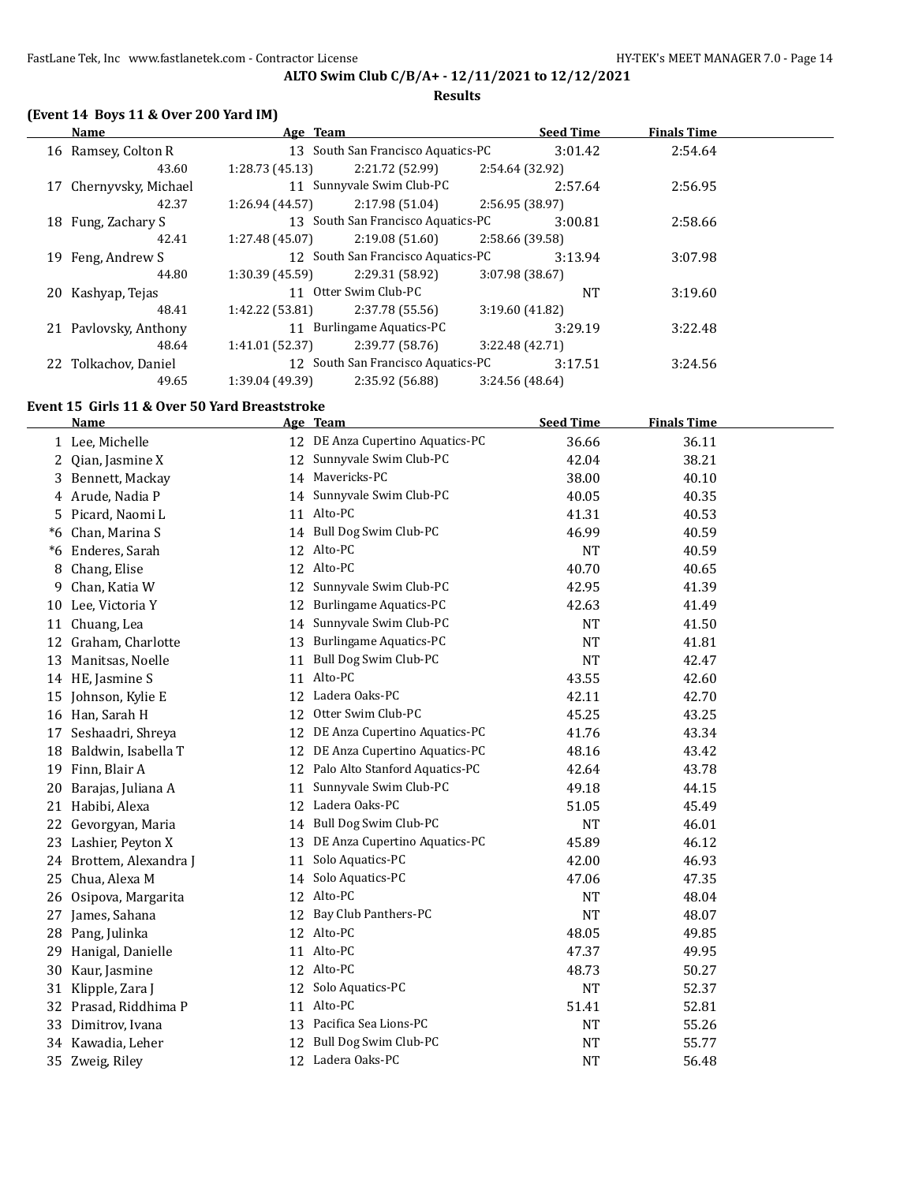## ALTO Swim Club C/B/A+ - 12/11/2021 to 12/12/2021

### Results

### (Event 14 Boys 11 & Over 200 Yard IM)

| | Name | Age | Team | Seed Time | Finals Time |
|---|---|---|---|---|---|
| 16 | Ramsey, Colton R | 13 | South San Francisco Aquatics-PC | 3:01.42 | 2:54.64 |
| | 43.60 | 1:28.73 (45.13) | 2:21.72 (52.99) | 2:54.64 (32.92) | |
| 17 | Chernyvsky, Michael | 11 | Sunnyvale Swim Club-PC | 2:57.64 | 2:56.95 |
| | 42.37 | 1:26.94 (44.57) | 2:17.98 (51.04) | 2:56.95 (38.97) | |
| 18 | Fung, Zachary S | 13 | South San Francisco Aquatics-PC | 3:00.81 | 2:58.66 |
| | 42.41 | 1:27.48 (45.07) | 2:19.08 (51.60) | 2:58.66 (39.58) | |
| 19 | Feng, Andrew S | 12 | South San Francisco Aquatics-PC | 3:13.94 | 3:07.98 |
| | 44.80 | 1:30.39 (45.59) | 2:29.31 (58.92) | 3:07.98 (38.67) | |
| 20 | Kashyap, Tejas | 11 | Otter Swim Club-PC | NT | 3:19.60 |
| | 48.41 | 1:42.22 (53.81) | 2:37.78 (55.56) | 3:19.60 (41.82) | |
| 21 | Pavlovsky, Anthony | 11 | Burlingame Aquatics-PC | 3:29.19 | 3:22.48 |
| | 48.64 | 1:41.01 (52.37) | 2:39.77 (58.76) | 3:22.48 (42.71) | |
| 22 | Tolkachov, Daniel | 12 | South San Francisco Aquatics-PC | 3:17.51 | 3:24.56 |
| | 49.65 | 1:39.04 (49.39) | 2:35.92 (56.88) | 3:24.56 (48.64) | |

### Event 15 Girls 11 & Over 50 Yard Breaststroke

| | Name | Age | Team | Seed Time | Finals Time |
|---|---|---|---|---|---|
| 1 | Lee, Michelle | 12 | DE Anza Cupertino Aquatics-PC | 36.66 | 36.11 |
| 2 | Qian, Jasmine X | 12 | Sunnyvale Swim Club-PC | 42.04 | 38.21 |
| 3 | Bennett, Mackay | 14 | Mavericks-PC | 38.00 | 40.10 |
| 4 | Arude, Nadia P | 14 | Sunnyvale Swim Club-PC | 40.05 | 40.35 |
| 5 | Picard, Naomi L | 11 | Alto-PC | 41.31 | 40.53 |
| *6 | Chan, Marina S | 14 | Bull Dog Swim Club-PC | 46.99 | 40.59 |
| *6 | Enderes, Sarah | 12 | Alto-PC | NT | 40.59 |
| 8 | Chang, Elise | 12 | Alto-PC | 40.70 | 40.65 |
| 9 | Chan, Katia W | 12 | Sunnyvale Swim Club-PC | 42.95 | 41.39 |
| 10 | Lee, Victoria Y | 12 | Burlingame Aquatics-PC | 42.63 | 41.49 |
| 11 | Chuang, Lea | 14 | Sunnyvale Swim Club-PC | NT | 41.50 |
| 12 | Graham, Charlotte | 13 | Burlingame Aquatics-PC | NT | 41.81 |
| 13 | Manitsas, Noelle | 11 | Bull Dog Swim Club-PC | NT | 42.47 |
| 14 | HE, Jasmine S | 11 | Alto-PC | 43.55 | 42.60 |
| 15 | Johnson, Kylie E | 12 | Ladera Oaks-PC | 42.11 | 42.70 |
| 16 | Han, Sarah H | 12 | Otter Swim Club-PC | 45.25 | 43.25 |
| 17 | Seshaadri, Shreya | 12 | DE Anza Cupertino Aquatics-PC | 41.76 | 43.34 |
| 18 | Baldwin, Isabella T | 12 | DE Anza Cupertino Aquatics-PC | 48.16 | 43.42 |
| 19 | Finn, Blair A | 12 | Palo Alto Stanford Aquatics-PC | 42.64 | 43.78 |
| 20 | Barajas, Juliana A | 11 | Sunnyvale Swim Club-PC | 49.18 | 44.15 |
| 21 | Habibi, Alexa | 12 | Ladera Oaks-PC | 51.05 | 45.49 |
| 22 | Gevorgyan, Maria | 14 | Bull Dog Swim Club-PC | NT | 46.01 |
| 23 | Lashier, Peyton X | 13 | DE Anza Cupertino Aquatics-PC | 45.89 | 46.12 |
| 24 | Brottem, Alexandra J | 11 | Solo Aquatics-PC | 42.00 | 46.93 |
| 25 | Chua, Alexa M | 14 | Solo Aquatics-PC | 47.06 | 47.35 |
| 26 | Osipova, Margarita | 12 | Alto-PC | NT | 48.04 |
| 27 | James, Sahana | 12 | Bay Club Panthers-PC | NT | 48.07 |
| 28 | Pang, Julinka | 12 | Alto-PC | 48.05 | 49.85 |
| 29 | Hanigal, Danielle | 11 | Alto-PC | 47.37 | 49.95 |
| 30 | Kaur, Jasmine | 12 | Alto-PC | 48.73 | 50.27 |
| 31 | Klipple, Zara J | 12 | Solo Aquatics-PC | NT | 52.37 |
| 32 | Prasad, Riddhima P | 11 | Alto-PC | 51.41 | 52.81 |
| 33 | Dimitrov, Ivana | 13 | Pacifica Sea Lions-PC | NT | 55.26 |
| 34 | Kawadia, Leher | 12 | Bull Dog Swim Club-PC | NT | 55.77 |
| 35 | Zweig, Riley | 12 | Ladera Oaks-PC | NT | 56.48 |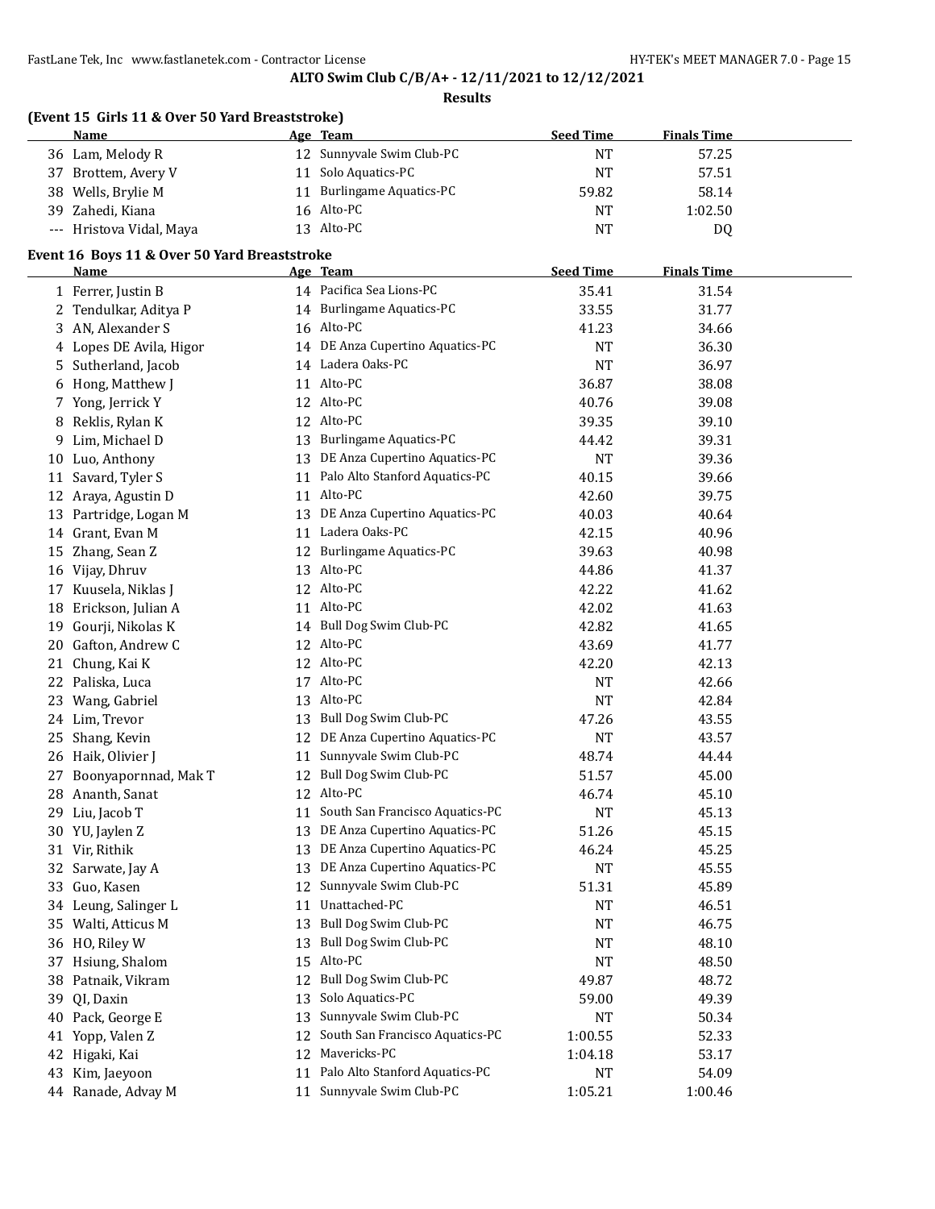**ALTO Swim Club C/B/A+ - 12/11/2021 to 12/12/2021**

**Results**

### (Event 15 Girls 11 & Over 50 Yard Breaststroke)

| | Name | Age | Team | Seed Time | Finals Time |
|---|---|---|---|---|---|
| 36 | Lam, Melody R | 12 | Sunnyvale Swim Club-PC | NT | 57.25 |
| 37 | Brottem, Avery V | 11 | Solo Aquatics-PC | NT | 57.51 |
| 38 | Wells, Brylie M | 11 | Burlingame Aquatics-PC | 59.82 | 58.14 |
| 39 | Zahedi, Kiana | 16 | Alto-PC | NT | 1:02.50 |
| --- | Hristova Vidal, Maya | 13 | Alto-PC | NT | DQ |

### Event 16 Boys 11 & Over 50 Yard Breaststroke

| | Name | Age | Team | Seed Time | Finals Time |
|---|---|---|---|---|---|
| 1 | Ferrer, Justin B | 14 | Pacifica Sea Lions-PC | 35.41 | 31.54 |
| 2 | Tendulkar, Aditya P | 14 | Burlingame Aquatics-PC | 33.55 | 31.77 |
| 3 | AN, Alexander S | 16 | Alto-PC | 41.23 | 34.66 |
| 4 | Lopes DE Avila, Higor | 14 | DE Anza Cupertino Aquatics-PC | NT | 36.30 |
| 5 | Sutherland, Jacob | 14 | Ladera Oaks-PC | NT | 36.97 |
| 6 | Hong, Matthew J | 11 | Alto-PC | 36.87 | 38.08 |
| 7 | Yong, Jerrick Y | 12 | Alto-PC | 40.76 | 39.08 |
| 8 | Reklis, Rylan K | 12 | Alto-PC | 39.35 | 39.10 |
| 9 | Lim, Michael D | 13 | Burlingame Aquatics-PC | 44.42 | 39.31 |
| 10 | Luo, Anthony | 13 | DE Anza Cupertino Aquatics-PC | NT | 39.36 |
| 11 | Savard, Tyler S | 11 | Palo Alto Stanford Aquatics-PC | 40.15 | 39.66 |
| 12 | Araya, Agustin D | 11 | Alto-PC | 42.60 | 39.75 |
| 13 | Partridge, Logan M | 13 | DE Anza Cupertino Aquatics-PC | 40.03 | 40.64 |
| 14 | Grant, Evan M | 11 | Ladera Oaks-PC | 42.15 | 40.96 |
| 15 | Zhang, Sean Z | 12 | Burlingame Aquatics-PC | 39.63 | 40.98 |
| 16 | Vijay, Dhruv | 13 | Alto-PC | 44.86 | 41.37 |
| 17 | Kuusela, Niklas J | 12 | Alto-PC | 42.22 | 41.62 |
| 18 | Erickson, Julian A | 11 | Alto-PC | 42.02 | 41.63 |
| 19 | Gourji, Nikolas K | 14 | Bull Dog Swim Club-PC | 42.82 | 41.65 |
| 20 | Gafton, Andrew C | 12 | Alto-PC | 43.69 | 41.77 |
| 21 | Chung, Kai K | 12 | Alto-PC | 42.20 | 42.13 |
| 22 | Paliska, Luca | 17 | Alto-PC | NT | 42.66 |
| 23 | Wang, Gabriel | 13 | Alto-PC | NT | 42.84 |
| 24 | Lim, Trevor | 13 | Bull Dog Swim Club-PC | 47.26 | 43.55 |
| 25 | Shang, Kevin | 12 | DE Anza Cupertino Aquatics-PC | NT | 43.57 |
| 26 | Haik, Olivier J | 11 | Sunnyvale Swim Club-PC | 48.74 | 44.44 |
| 27 | Boonyapornnad, Mak T | 12 | Bull Dog Swim Club-PC | 51.57 | 45.00 |
| 28 | Ananth, Sanat | 12 | Alto-PC | 46.74 | 45.10 |
| 29 | Liu, Jacob T | 11 | South San Francisco Aquatics-PC | NT | 45.13 |
| 30 | YU, Jaylen Z | 13 | DE Anza Cupertino Aquatics-PC | 51.26 | 45.15 |
| 31 | Vir, Rithik | 13 | DE Anza Cupertino Aquatics-PC | 46.24 | 45.25 |
| 32 | Sarwate, Jay A | 13 | DE Anza Cupertino Aquatics-PC | NT | 45.55 |
| 33 | Guo, Kasen | 12 | Sunnyvale Swim Club-PC | 51.31 | 45.89 |
| 34 | Leung, Salinger L | 11 | Unattached-PC | NT | 46.51 |
| 35 | Walti, Atticus M | 13 | Bull Dog Swim Club-PC | NT | 46.75 |
| 36 | HO, Riley W | 13 | Bull Dog Swim Club-PC | NT | 48.10 |
| 37 | Hsiung, Shalom | 15 | Alto-PC | NT | 48.50 |
| 38 | Patnaik, Vikram | 12 | Bull Dog Swim Club-PC | 49.87 | 48.72 |
| 39 | QI, Daxin | 13 | Solo Aquatics-PC | 59.00 | 49.39 |
| 40 | Pack, George E | 13 | Sunnyvale Swim Club-PC | NT | 50.34 |
| 41 | Yopp, Valen Z | 12 | South San Francisco Aquatics-PC | 1:00.55 | 52.33 |
| 42 | Higaki, Kai | 12 | Mavericks-PC | 1:04.18 | 53.17 |
| 43 | Kim, Jaeyoon | 11 | Palo Alto Stanford Aquatics-PC | NT | 54.09 |
| 44 | Ranade, Advay M | 11 | Sunnyvale Swim Club-PC | 1:05.21 | 1:00.46 |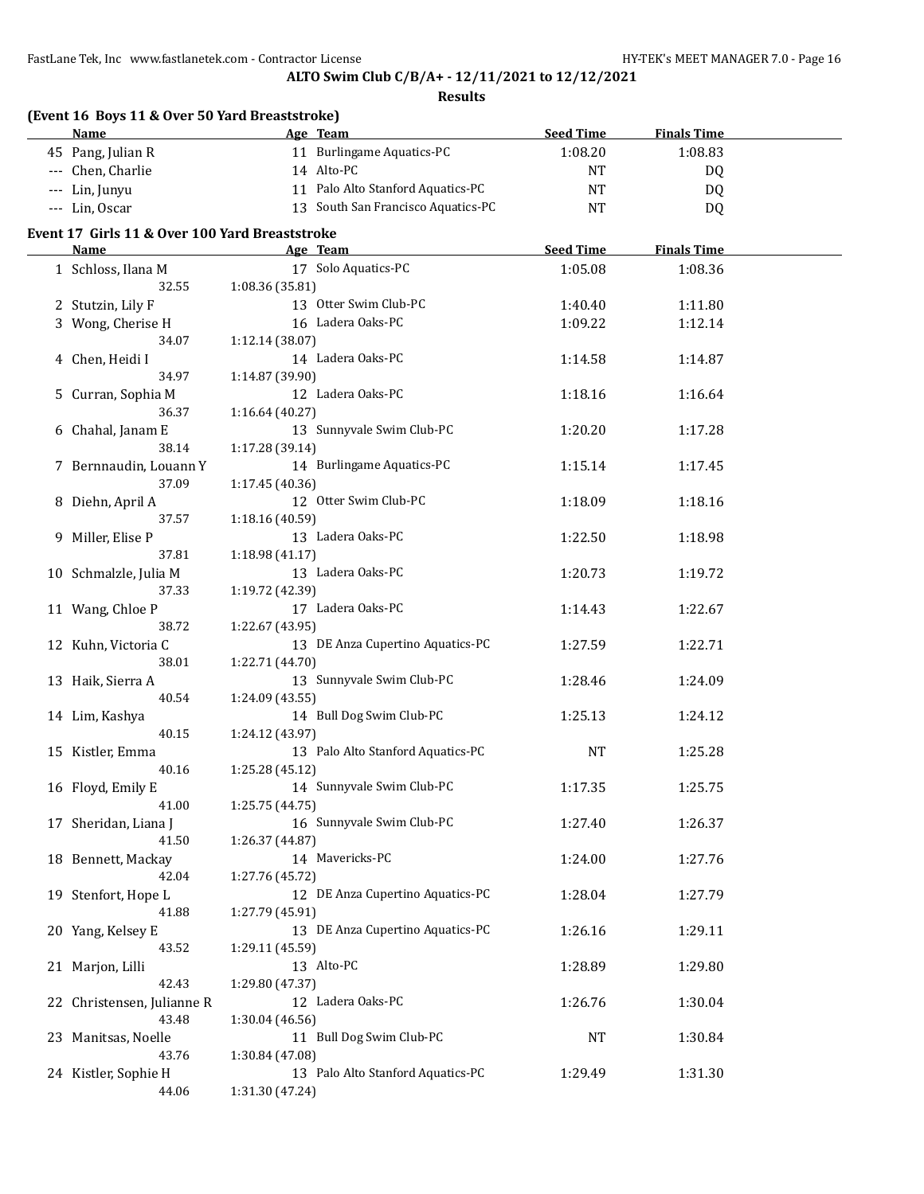## ALTO Swim Club C/B/A+ - 12/11/2021 to 12/12/2021

### Results

**(Event 16 Boys 11 & Over 50 Yard Breaststroke)**

| | Name | Age | Team | Seed Time | Finals Time |
|---|---|---|---|---|---|
| 45 | Pang, Julian R | 11 | Burlingame Aquatics-PC | 1:08.20 | 1:08.83 |
| --- | Chen, Charlie | 14 | Alto-PC | NT | DQ |
| --- | Lin, Junyu | 11 | Palo Alto Stanford Aquatics-PC | NT | DQ |
| --- | Lin, Oscar | 13 | South San Francisco Aquatics-PC | NT | DQ |

**Event 17 Girls 11 & Over 100 Yard Breaststroke**

| | Name | Age | Team | Seed Time | Finals Time |
|---|---|---|---|---|---|
| 1 | Schloss, Ilana M | 17 | Solo Aquatics-PC | 1:05.08 | 1:08.36 |
| | 32.55 | 1:08.36 (35.81) | | | |
| 2 | Stutzin, Lily F | 13 | Otter Swim Club-PC | 1:40.40 | 1:11.80 |
| 3 | Wong, Cherise H | 16 | Ladera Oaks-PC | 1:09.22 | 1:12.14 |
| | 34.07 | 1:12.14 (38.07) | | | |
| 4 | Chen, Heidi I | 14 | Ladera Oaks-PC | 1:14.58 | 1:14.87 |
| | 34.97 | 1:14.87 (39.90) | | | |
| 5 | Curran, Sophia M | 12 | Ladera Oaks-PC | 1:18.16 | 1:16.64 |
| | 36.37 | 1:16.64 (40.27) | | | |
| 6 | Chahal, Janam E | 13 | Sunnyvale Swim Club-PC | 1:20.20 | 1:17.28 |
| | 38.14 | 1:17.28 (39.14) | | | |
| 7 | Bernnaudin, Louann Y | 14 | Burlingame Aquatics-PC | 1:15.14 | 1:17.45 |
| | 37.09 | 1:17.45 (40.36) | | | |
| 8 | Diehn, April A | 12 | Otter Swim Club-PC | 1:18.09 | 1:18.16 |
| | 37.57 | 1:18.16 (40.59) | | | |
| 9 | Miller, Elise P | 13 | Ladera Oaks-PC | 1:22.50 | 1:18.98 |
| | 37.81 | 1:18.98 (41.17) | | | |
| 10 | Schmalzle, Julia M | 13 | Ladera Oaks-PC | 1:20.73 | 1:19.72 |
| | 37.33 | 1:19.72 (42.39) | | | |
| 11 | Wang, Chloe P | 17 | Ladera Oaks-PC | 1:14.43 | 1:22.67 |
| | 38.72 | 1:22.67 (43.95) | | | |
| 12 | Kuhn, Victoria C | 13 | DE Anza Cupertino Aquatics-PC | 1:27.59 | 1:22.71 |
| | 38.01 | 1:22.71 (44.70) | | | |
| 13 | Haik, Sierra A | 13 | Sunnyvale Swim Club-PC | 1:28.46 | 1:24.09 |
| | 40.54 | 1:24.09 (43.55) | | | |
| 14 | Lim, Kashya | 14 | Bull Dog Swim Club-PC | 1:25.13 | 1:24.12 |
| | 40.15 | 1:24.12 (43.97) | | | |
| 15 | Kistler, Emma | 13 | Palo Alto Stanford Aquatics-PC | NT | 1:25.28 |
| | 40.16 | 1:25.28 (45.12) | | | |
| 16 | Floyd, Emily E | 14 | Sunnyvale Swim Club-PC | 1:17.35 | 1:25.75 |
| | 41.00 | 1:25.75 (44.75) | | | |
| 17 | Sheridan, Liana J | 16 | Sunnyvale Swim Club-PC | 1:27.40 | 1:26.37 |
| | 41.50 | 1:26.37 (44.87) | | | |
| 18 | Bennett, Mackay | 14 | Mavericks-PC | 1:24.00 | 1:27.76 |
| | 42.04 | 1:27.76 (45.72) | | | |
| 19 | Stenfort, Hope L | 12 | DE Anza Cupertino Aquatics-PC | 1:28.04 | 1:27.79 |
| | 41.88 | 1:27.79 (45.91) | | | |
| 20 | Yang, Kelsey E | 13 | DE Anza Cupertino Aquatics-PC | 1:26.16 | 1:29.11 |
| | 43.52 | 1:29.11 (45.59) | | | |
| 21 | Marjon, Lilli | 13 | Alto-PC | 1:28.89 | 1:29.80 |
| | 42.43 | 1:29.80 (47.37) | | | |
| 22 | Christensen, Julianne R | 12 | Ladera Oaks-PC | 1:26.76 | 1:30.04 |
| | 43.48 | 1:30.04 (46.56) | | | |
| 23 | Manitsas, Noelle | 11 | Bull Dog Swim Club-PC | NT | 1:30.84 |
| | 43.76 | 1:30.84 (47.08) | | | |
| 24 | Kistler, Sophie H | 13 | Palo Alto Stanford Aquatics-PC | 1:29.49 | 1:31.30 |
| | 44.06 | 1:31.30 (47.24) | | | |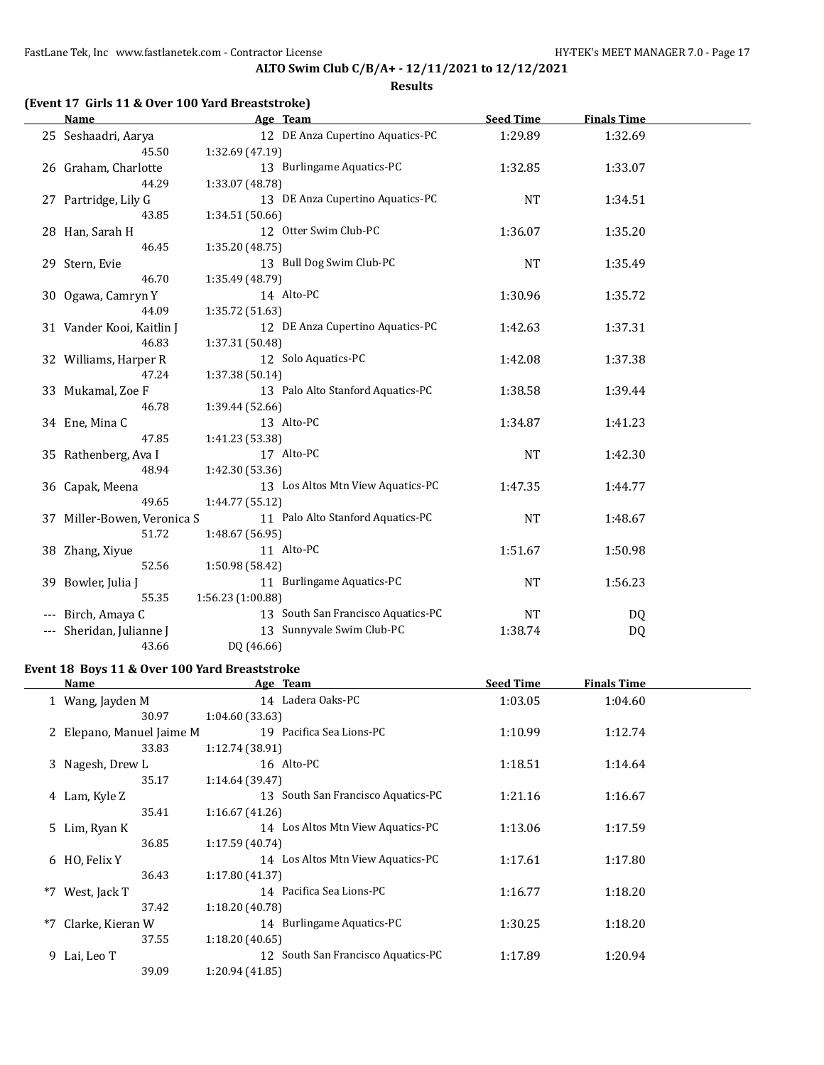**ALTO Swim Club C/B/A+ - 12/11/2021 to 12/12/2021**

**Results**

### (Event 17 Girls 11 & Over 100 Yard Breaststroke)

| | Name | Age | Team | Seed Time | Finals Time |
|---|---|---|---|---|---|
| 25 | Seshaadri, Aarya | 12 | DE Anza Cupertino Aquatics-PC | 1:29.89 | 1:32.69 |
| | 45.50 | 1:32.69 (47.19) | | | |
| 26 | Graham, Charlotte | 13 | Burlingame Aquatics-PC | 1:32.85 | 1:33.07 |
| | 44.29 | 1:33.07 (48.78) | | | |
| 27 | Partridge, Lily G | 13 | DE Anza Cupertino Aquatics-PC | NT | 1:34.51 |
| | 43.85 | 1:34.51 (50.66) | | | |
| 28 | Han, Sarah H | 12 | Otter Swim Club-PC | 1:36.07 | 1:35.20 |
| | 46.45 | 1:35.20 (48.75) | | | |
| 29 | Stern, Evie | 13 | Bull Dog Swim Club-PC | NT | 1:35.49 |
| | 46.70 | 1:35.49 (48.79) | | | |
| 30 | Ogawa, Camryn Y | 14 | Alto-PC | 1:30.96 | 1:35.72 |
| | 44.09 | 1:35.72 (51.63) | | | |
| 31 | Vander Kooi, Kaitlin J | 12 | DE Anza Cupertino Aquatics-PC | 1:42.63 | 1:37.31 |
| | 46.83 | 1:37.31 (50.48) | | | |
| 32 | Williams, Harper R | 12 | Solo Aquatics-PC | 1:42.08 | 1:37.38 |
| | 47.24 | 1:37.38 (50.14) | | | |
| 33 | Mukamal, Zoe F | 13 | Palo Alto Stanford Aquatics-PC | 1:38.58 | 1:39.44 |
| | 46.78 | 1:39.44 (52.66) | | | |
| 34 | Ene, Mina C | 13 | Alto-PC | 1:34.87 | 1:41.23 |
| | 47.85 | 1:41.23 (53.38) | | | |
| 35 | Rathenberg, Ava I | 17 | Alto-PC | NT | 1:42.30 |
| | 48.94 | 1:42.30 (53.36) | | | |
| 36 | Capak, Meena | 13 | Los Altos Mtn View Aquatics-PC | 1:47.35 | 1:44.77 |
| | 49.65 | 1:44.77 (55.12) | | | |
| 37 | Miller-Bowen, Veronica S | 11 | Palo Alto Stanford Aquatics-PC | NT | 1:48.67 |
| | 51.72 | 1:48.67 (56.95) | | | |
| 38 | Zhang, Xiyue | 11 | Alto-PC | 1:51.67 | 1:50.98 |
| | 52.56 | 1:50.98 (58.42) | | | |
| 39 | Bowler, Julia J | 11 | Burlingame Aquatics-PC | NT | 1:56.23 |
| | 55.35 | 1:56.23 (1:00.88) | | | |
| --- | Birch, Amaya C | 13 | South San Francisco Aquatics-PC | NT | DQ |
| --- | Sheridan, Julianne J | 13 | Sunnyvale Swim Club-PC | 1:38.74 | DQ |
| | 43.66 | DQ (46.66) | | | |

### Event 18 Boys 11 & Over 100 Yard Breaststroke

| | Name | Age | Team | Seed Time | Finals Time |
|---|---|---|---|---|---|
| 1 | Wang, Jayden M | 14 | Ladera Oaks-PC | 1:03.05 | 1:04.60 |
| | 30.97 | 1:04.60 (33.63) | | | |
| 2 | Elepano, Manuel Jaime M | 19 | Pacifica Sea Lions-PC | 1:10.99 | 1:12.74 |
| | 33.83 | 1:12.74 (38.91) | | | |
| 3 | Nagesh, Drew L | 16 | Alto-PC | 1:18.51 | 1:14.64 |
| | 35.17 | 1:14.64 (39.47) | | | |
| 4 | Lam, Kyle Z | 13 | South San Francisco Aquatics-PC | 1:21.16 | 1:16.67 |
| | 35.41 | 1:16.67 (41.26) | | | |
| 5 | Lim, Ryan K | 14 | Los Altos Mtn View Aquatics-PC | 1:13.06 | 1:17.59 |
| | 36.85 | 1:17.59 (40.74) | | | |
| 6 | HO, Felix Y | 14 | Los Altos Mtn View Aquatics-PC | 1:17.61 | 1:17.80 |
| | 36.43 | 1:17.80 (41.37) | | | |
| *7 | West, Jack T | 14 | Pacifica Sea Lions-PC | 1:16.77 | 1:18.20 |
| | 37.42 | 1:18.20 (40.78) | | | |
| *7 | Clarke, Kieran W | 14 | Burlingame Aquatics-PC | 1:30.25 | 1:18.20 |
| | 37.55 | 1:18.20 (40.65) | | | |
| 9 | Lai, Leo T | 12 | South San Francisco Aquatics-PC | 1:17.89 | 1:20.94 |
| | 39.09 | 1:20.94 (41.85) | | | |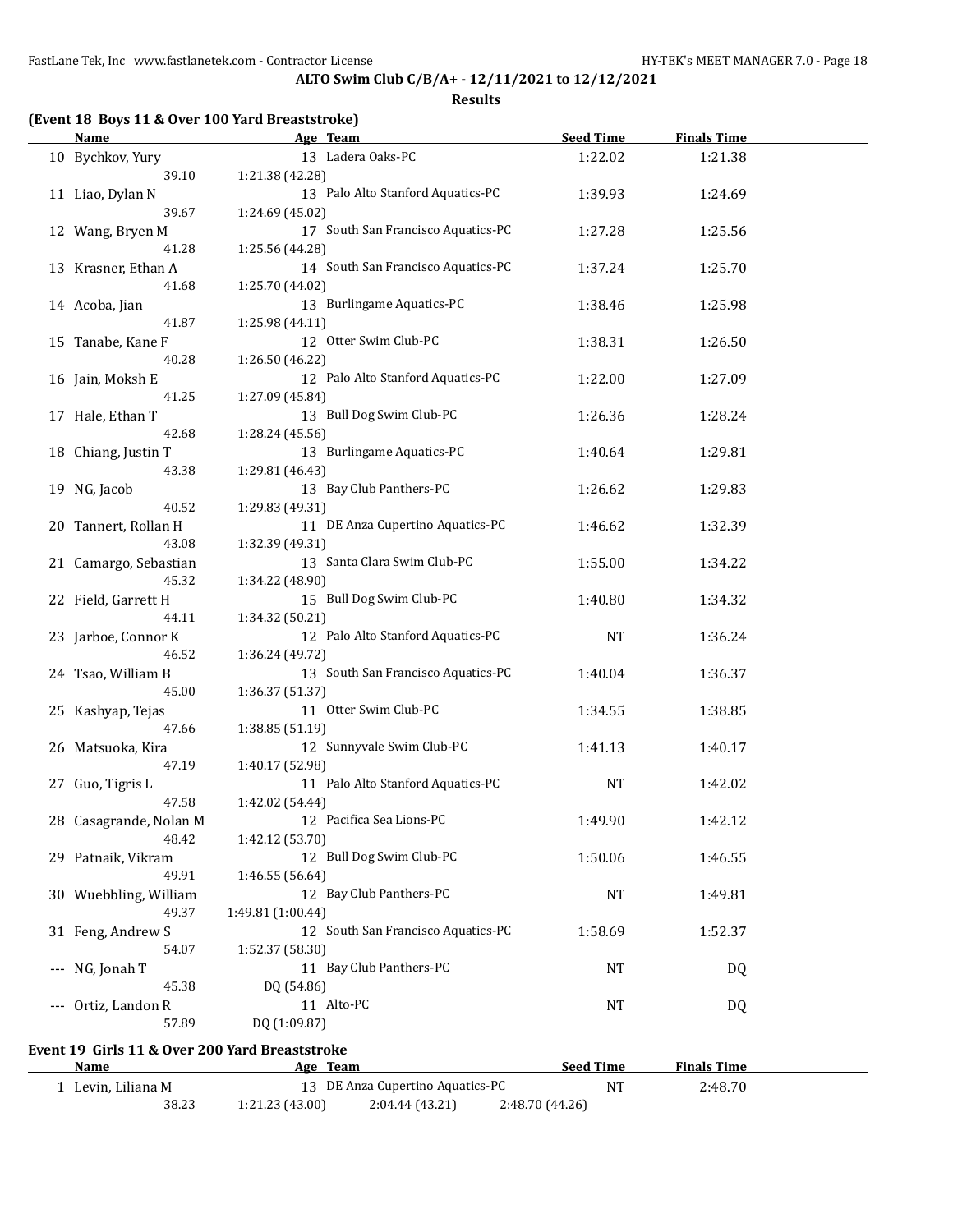**ALTO Swim Club C/B/A+ - 12/11/2021 to 12/12/2021**

**Results**

### (Event 18 Boys 11 & Over 100 Yard Breaststroke)

| | Name | Age | Team | Seed Time | Finals Time |
|---|---|---|---|---|---|
| 10 | Bychkov, Yury | 13 | Ladera Oaks-PC | 1:22.02 | 1:21.38 |
| | 39.10 | 1:21.38 (42.28) | | | |
| 11 | Liao, Dylan N | 13 | Palo Alto Stanford Aquatics-PC | 1:39.93 | 1:24.69 |
| | 39.67 | 1:24.69 (45.02) | | | |
| 12 | Wang, Bryen M | 17 | South San Francisco Aquatics-PC | 1:27.28 | 1:25.56 |
| | 41.28 | 1:25.56 (44.28) | | | |
| 13 | Krasner, Ethan A | 14 | South San Francisco Aquatics-PC | 1:37.24 | 1:25.70 |
| | 41.68 | 1:25.70 (44.02) | | | |
| 14 | Acoba, Jian | 13 | Burlingame Aquatics-PC | 1:38.46 | 1:25.98 |
| | 41.87 | 1:25.98 (44.11) | | | |
| 15 | Tanabe, Kane F | 12 | Otter Swim Club-PC | 1:38.31 | 1:26.50 |
| | 40.28 | 1:26.50 (46.22) | | | |
| 16 | Jain, Moksh E | 12 | Palo Alto Stanford Aquatics-PC | 1:22.00 | 1:27.09 |
| | 41.25 | 1:27.09 (45.84) | | | |
| 17 | Hale, Ethan T | 13 | Bull Dog Swim Club-PC | 1:26.36 | 1:28.24 |
| | 42.68 | 1:28.24 (45.56) | | | |
| 18 | Chiang, Justin T | 13 | Burlingame Aquatics-PC | 1:40.64 | 1:29.81 |
| | 43.38 | 1:29.81 (46.43) | | | |
| 19 | NG, Jacob | 13 | Bay Club Panthers-PC | 1:26.62 | 1:29.83 |
| | 40.52 | 1:29.83 (49.31) | | | |
| 20 | Tannert, Rollan H | 11 | DE Anza Cupertino Aquatics-PC | 1:46.62 | 1:32.39 |
| | 43.08 | 1:32.39 (49.31) | | | |
| 21 | Camargo, Sebastian | 13 | Santa Clara Swim Club-PC | 1:55.00 | 1:34.22 |
| | 45.32 | 1:34.22 (48.90) | | | |
| 22 | Field, Garrett H | 15 | Bull Dog Swim Club-PC | 1:40.80 | 1:34.32 |
| | 44.11 | 1:34.32 (50.21) | | | |
| 23 | Jarboe, Connor K | 12 | Palo Alto Stanford Aquatics-PC | NT | 1:36.24 |
| | 46.52 | 1:36.24 (49.72) | | | |
| 24 | Tsao, William B | 13 | South San Francisco Aquatics-PC | 1:40.04 | 1:36.37 |
| | 45.00 | 1:36.37 (51.37) | | | |
| 25 | Kashyap, Tejas | 11 | Otter Swim Club-PC | 1:34.55 | 1:38.85 |
| | 47.66 | 1:38.85 (51.19) | | | |
| 26 | Matsuoka, Kira | 12 | Sunnyvale Swim Club-PC | 1:41.13 | 1:40.17 |
| | 47.19 | 1:40.17 (52.98) | | | |
| 27 | Guo, Tigris L | 11 | Palo Alto Stanford Aquatics-PC | NT | 1:42.02 |
| | 47.58 | 1:42.02 (54.44) | | | |
| 28 | Casagrande, Nolan M | 12 | Pacifica Sea Lions-PC | 1:49.90 | 1:42.12 |
| | 48.42 | 1:42.12 (53.70) | | | |
| 29 | Patnaik, Vikram | 12 | Bull Dog Swim Club-PC | 1:50.06 | 1:46.55 |
| | 49.91 | 1:46.55 (56.64) | | | |
| 30 | Wuebbling, William | 12 | Bay Club Panthers-PC | NT | 1:49.81 |
| | 49.37 | 1:49.81 (1:00.44) | | | |
| 31 | Feng, Andrew S | 12 | South San Francisco Aquatics-PC | 1:58.69 | 1:52.37 |
| | 54.07 | 1:52.37 (58.30) | | | |
| --- | NG, Jonah T | 11 | Bay Club Panthers-PC | NT | DQ |
| | 45.38 | DQ (54.86) | | | |
| --- | Ortiz, Landon R | 11 | Alto-PC | NT | DQ |
| | 57.89 | DQ (1:09.87) | | | |

### Event 19 Girls 11 & Over 200 Yard Breaststroke

| | Name | Age | Team | Seed Time | Finals Time |
|---|---|---|---|---|---|
| 1 | Levin, Liliana M | 13 | DE Anza Cupertino Aquatics-PC | NT | 2:48.70 |
| | 38.23 | 1:21.23 (43.00) | 2:04.44 (43.21) | 2:48.70 (44.26) | |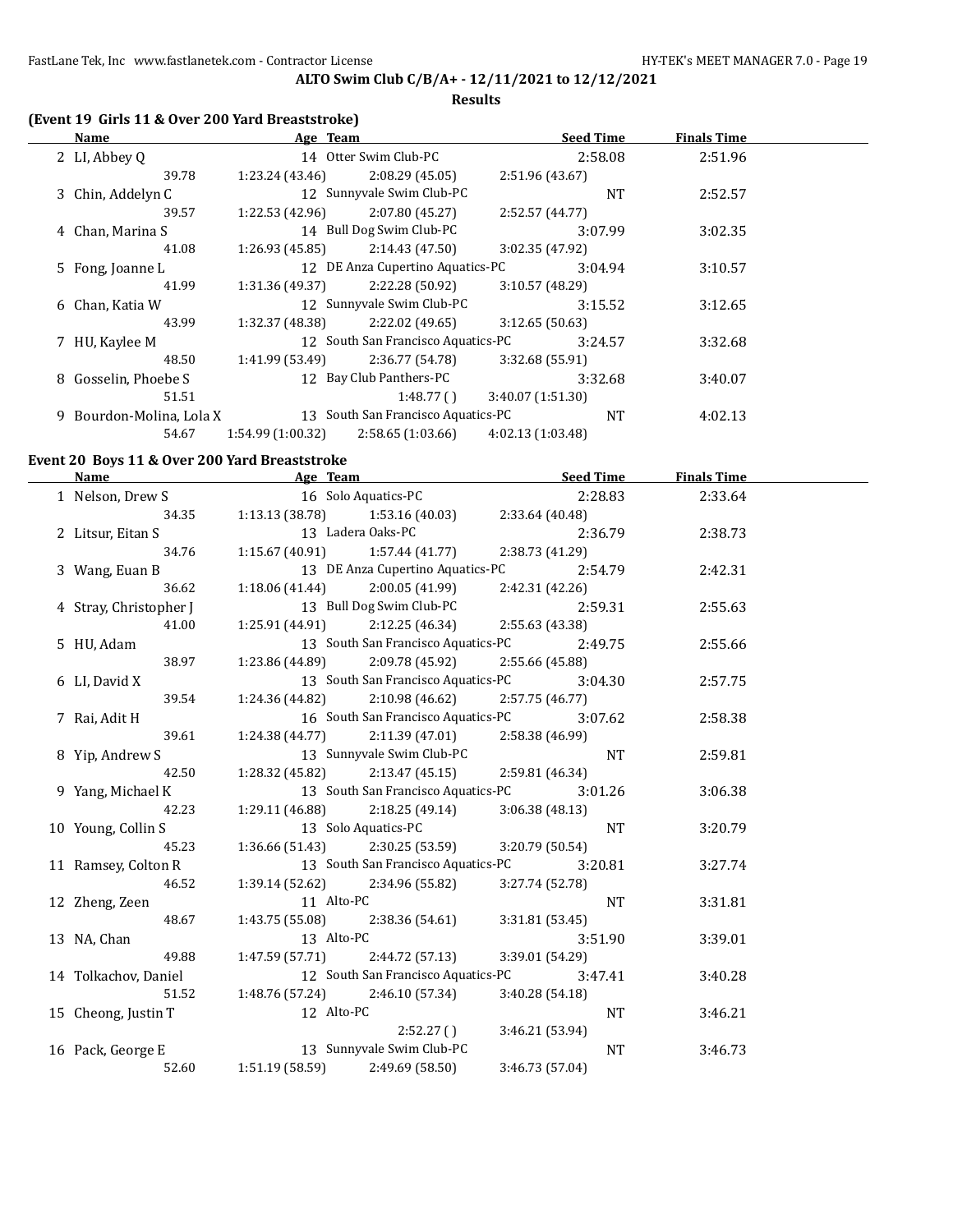**ALTO Swim Club C/B/A+ - 12/11/2021 to 12/12/2021**

**Results**

### (Event 19 Girls 11 & Over 200 Yard Breaststroke)

| Name | Age | Team | Seed Time | Finals Time |
|---|---|---|---|---|
| 2 LI, Abbey Q | 14 | Otter Swim Club-PC | 2:58.08 | 2:51.96 |
| 39.78 | 1:23.24 (43.46) | 2:08.29 (45.05) | 2:51.96 (43.67) | |
| 3 Chin, Addelyn C | 12 | Sunnyvale Swim Club-PC | NT | 2:52.57 |
| 39.57 | 1:22.53 (42.96) | 2:07.80 (45.27) | 2:52.57 (44.77) | |
| 4 Chan, Marina S | 14 | Bull Dog Swim Club-PC | 3:07.99 | 3:02.35 |
| 41.08 | 1:26.93 (45.85) | 2:14.43 (47.50) | 3:02.35 (47.92) | |
| 5 Fong, Joanne L | 12 | DE Anza Cupertino Aquatics-PC | 3:04.94 | 3:10.57 |
| 41.99 | 1:31.36 (49.37) | 2:22.28 (50.92) | 3:10.57 (48.29) | |
| 6 Chan, Katia W | 12 | Sunnyvale Swim Club-PC | 3:15.52 | 3:12.65 |
| 43.99 | 1:32.37 (48.38) | 2:22.02 (49.65) | 3:12.65 (50.63) | |
| 7 HU, Kaylee M | 12 | South San Francisco Aquatics-PC | 3:24.57 | 3:32.68 |
| 48.50 | 1:41.99 (53.49) | 2:36.77 (54.78) | 3:32.68 (55.91) | |
| 8 Gosselin, Phoebe S | 12 | Bay Club Panthers-PC | 3:32.68 | 3:40.07 |
| 51.51 | | 1:48.77 ( ) | 3:40.07 (1:51.30) | |
| 9 Bourdon-Molina, Lola X | 13 | South San Francisco Aquatics-PC | NT | 4:02.13 |
| 54.67 | 1:54.99 (1:00.32) | 2:58.65 (1:03.66) | 4:02.13 (1:03.48) | |

### Event 20 Boys 11 & Over 200 Yard Breaststroke

| Name | Age | Team | Seed Time | Finals Time |
|---|---|---|---|---|
| 1 Nelson, Drew S | 16 | Solo Aquatics-PC | 2:28.83 | 2:33.64 |
| 34.35 | 1:13.13 (38.78) | 1:53.16 (40.03) | 2:33.64 (40.48) | |
| 2 Litsur, Eitan S | 13 | Ladera Oaks-PC | 2:36.79 | 2:38.73 |
| 34.76 | 1:15.67 (40.91) | 1:57.44 (41.77) | 2:38.73 (41.29) | |
| 3 Wang, Euan B | 13 | DE Anza Cupertino Aquatics-PC | 2:54.79 | 2:42.31 |
| 36.62 | 1:18.06 (41.44) | 2:00.05 (41.99) | 2:42.31 (42.26) | |
| 4 Stray, Christopher J | 13 | Bull Dog Swim Club-PC | 2:59.31 | 2:55.63 |
| 41.00 | 1:25.91 (44.91) | 2:12.25 (46.34) | 2:55.63 (43.38) | |
| 5 HU, Adam | 13 | South San Francisco Aquatics-PC | 2:49.75 | 2:55.66 |
| 38.97 | 1:23.86 (44.89) | 2:09.78 (45.92) | 2:55.66 (45.88) | |
| 6 LI, David X | 13 | South San Francisco Aquatics-PC | 3:04.30 | 2:57.75 |
| 39.54 | 1:24.36 (44.82) | 2:10.98 (46.62) | 2:57.75 (46.77) | |
| 7 Rai, Adit H | 16 | South San Francisco Aquatics-PC | 3:07.62 | 2:58.38 |
| 39.61 | 1:24.38 (44.77) | 2:11.39 (47.01) | 2:58.38 (46.99) | |
| 8 Yip, Andrew S | 13 | Sunnyvale Swim Club-PC | NT | 2:59.81 |
| 42.50 | 1:28.32 (45.82) | 2:13.47 (45.15) | 2:59.81 (46.34) | |
| 9 Yang, Michael K | 13 | South San Francisco Aquatics-PC | 3:01.26 | 3:06.38 |
| 42.23 | 1:29.11 (46.88) | 2:18.25 (49.14) | 3:06.38 (48.13) | |
| 10 Young, Collin S | 13 | Solo Aquatics-PC | NT | 3:20.79 |
| 45.23 | 1:36.66 (51.43) | 2:30.25 (53.59) | 3:20.79 (50.54) | |
| 11 Ramsey, Colton R | 13 | South San Francisco Aquatics-PC | 3:20.81 | 3:27.74 |
| 46.52 | 1:39.14 (52.62) | 2:34.96 (55.82) | 3:27.74 (52.78) | |
| 12 Zheng, Zeen | 11 | Alto-PC | NT | 3:31.81 |
| 48.67 | 1:43.75 (55.08) | 2:38.36 (54.61) | 3:31.81 (53.45) | |
| 13 NA, Chan | 13 | Alto-PC | 3:51.90 | 3:39.01 |
| 49.88 | 1:47.59 (57.71) | 2:44.72 (57.13) | 3:39.01 (54.29) | |
| 14 Tolkachov, Daniel | 12 | South San Francisco Aquatics-PC | 3:47.41 | 3:40.28 |
| 51.52 | 1:48.76 (57.24) | 2:46.10 (57.34) | 3:40.28 (54.18) | |
| 15 Cheong, Justin T | 12 | Alto-PC | NT | 3:46.21 |
| | | 2:52.27 ( ) | 3:46.21 (53.94) | |
| 16 Pack, George E | 13 | Sunnyvale Swim Club-PC | NT | 3:46.73 |
| 52.60 | 1:51.19 (58.59) | 2:49.69 (58.50) | 3:46.73 (57.04) | |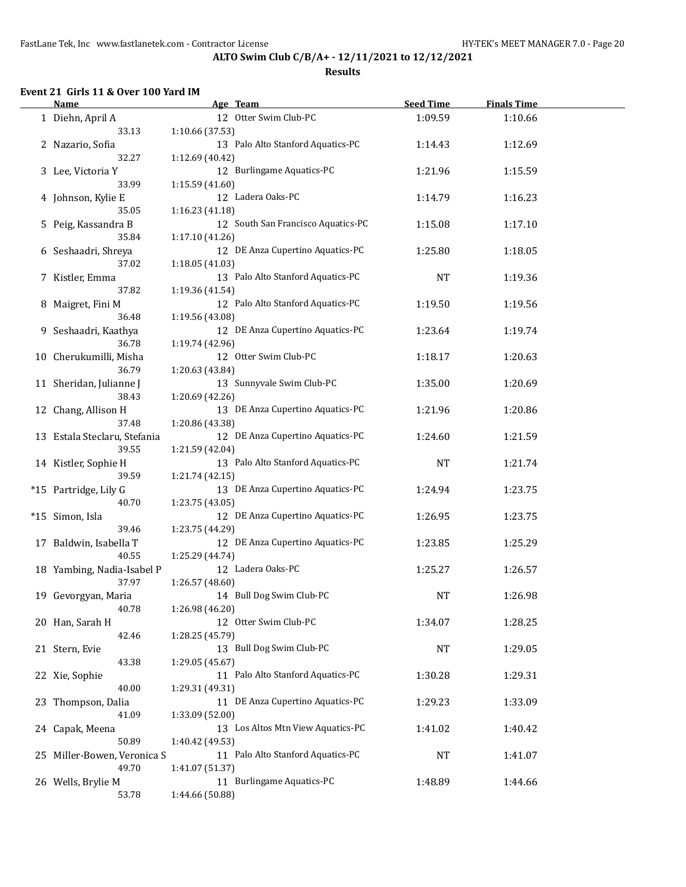**ALTO Swim Club C/B/A+ - 12/11/2021 to 12/12/2021**

**Results**

### Event 21 Girls 11 & Over 100 Yard IM

| | Name | Age | Team | Seed Time | Finals Time |
|---|---|---|---|---|---|
| 1 | Diehn, April A | 12 | Otter Swim Club-PC | 1:09.59 | 1:10.66 |
| | 33.13 | 1:10.66 (37.53) | | | |
| 2 | Nazario, Sofia | 13 | Palo Alto Stanford Aquatics-PC | 1:14.43 | 1:12.69 |
| | 32.27 | 1:12.69 (40.42) | | | |
| 3 | Lee, Victoria Y | 12 | Burlingame Aquatics-PC | 1:21.96 | 1:15.59 |
| | 33.99 | 1:15.59 (41.60) | | | |
| 4 | Johnson, Kylie E | 12 | Ladera Oaks-PC | 1:14.79 | 1:16.23 |
| | 35.05 | 1:16.23 (41.18) | | | |
| 5 | Peig, Kassandra B | 12 | South San Francisco Aquatics-PC | 1:15.08 | 1:17.10 |
| | 35.84 | 1:17.10 (41.26) | | | |
| 6 | Seshaadri, Shreya | 12 | DE Anza Cupertino Aquatics-PC | 1:25.80 | 1:18.05 |
| | 37.02 | 1:18.05 (41.03) | | | |
| 7 | Kistler, Emma | 13 | Palo Alto Stanford Aquatics-PC | NT | 1:19.36 |
| | 37.82 | 1:19.36 (41.54) | | | |
| 8 | Maigret, Fini M | 12 | Palo Alto Stanford Aquatics-PC | 1:19.50 | 1:19.56 |
| | 36.48 | 1:19.56 (43.08) | | | |
| 9 | Seshaadri, Kaathya | 12 | DE Anza Cupertino Aquatics-PC | 1:23.64 | 1:19.74 |
| | 36.78 | 1:19.74 (42.96) | | | |
| 10 | Cherukumilli, Misha | 12 | Otter Swim Club-PC | 1:18.17 | 1:20.63 |
| | 36.79 | 1:20.63 (43.84) | | | |
| 11 | Sheridan, Julianne J | 13 | Sunnyvale Swim Club-PC | 1:35.00 | 1:20.69 |
| | 38.43 | 1:20.69 (42.26) | | | |
| 12 | Chang, Allison H | 13 | DE Anza Cupertino Aquatics-PC | 1:21.96 | 1:20.86 |
| | 37.48 | 1:20.86 (43.38) | | | |
| 13 | Estala Steclaru, Stefania | 12 | DE Anza Cupertino Aquatics-PC | 1:24.60 | 1:21.59 |
| | 39.55 | 1:21.59 (42.04) | | | |
| 14 | Kistler, Sophie H | 13 | Palo Alto Stanford Aquatics-PC | NT | 1:21.74 |
| | 39.59 | 1:21.74 (42.15) | | | |
| *15 | Partridge, Lily G | 13 | DE Anza Cupertino Aquatics-PC | 1:24.94 | 1:23.75 |
| | 40.70 | 1:23.75 (43.05) | | | |
| *15 | Simon, Isla | 12 | DE Anza Cupertino Aquatics-PC | 1:26.95 | 1:23.75 |
| | 39.46 | 1:23.75 (44.29) | | | |
| 17 | Baldwin, Isabella T | 12 | DE Anza Cupertino Aquatics-PC | 1:23.85 | 1:25.29 |
| | 40.55 | 1:25.29 (44.74) | | | |
| 18 | Yambing, Nadia-Isabel P | 12 | Ladera Oaks-PC | 1:25.27 | 1:26.57 |
| | 37.97 | 1:26.57 (48.60) | | | |
| 19 | Gevorgyan, Maria | 14 | Bull Dog Swim Club-PC | NT | 1:26.98 |
| | 40.78 | 1:26.98 (46.20) | | | |
| 20 | Han, Sarah H | 12 | Otter Swim Club-PC | 1:34.07 | 1:28.25 |
| | 42.46 | 1:28.25 (45.79) | | | |
| 21 | Stern, Evie | 13 | Bull Dog Swim Club-PC | NT | 1:29.05 |
| | 43.38 | 1:29.05 (45.67) | | | |
| 22 | Xie, Sophie | 11 | Palo Alto Stanford Aquatics-PC | 1:30.28 | 1:29.31 |
| | 40.00 | 1:29.31 (49.31) | | | |
| 23 | Thompson, Dalia | 11 | DE Anza Cupertino Aquatics-PC | 1:29.23 | 1:33.09 |
| | 41.09 | 1:33.09 (52.00) | | | |
| 24 | Capak, Meena | 13 | Los Altos Mtn View Aquatics-PC | 1:41.02 | 1:40.42 |
| | 50.89 | 1:40.42 (49.53) | | | |
| 25 | Miller-Bowen, Veronica S | 11 | Palo Alto Stanford Aquatics-PC | NT | 1:41.07 |
| | 49.70 | 1:41.07 (51.37) | | | |
| 26 | Wells, Brylie M | 11 | Burlingame Aquatics-PC | 1:48.89 | 1:44.66 |
| | 53.78 | 1:44.66 (50.88) | | | |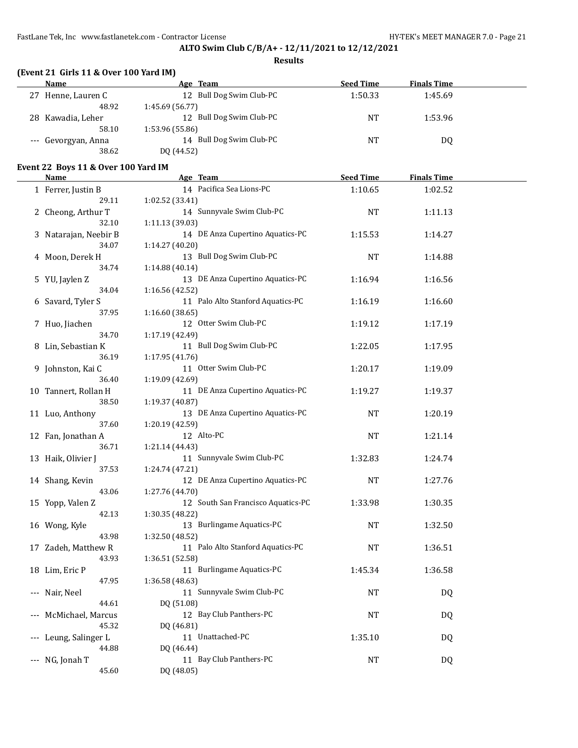## ALTO Swim Club C/B/A+ - 12/11/2021 to 12/12/2021

### Results

**(Event 21 Girls 11 & Over 100 Yard IM)**

| | Name | Age | Team | Seed Time | Finals Time |
|---|---|---|---|---|---|
| 27 | Henne, Lauren C | 12 | Bull Dog Swim Club-PC | 1:50.33 | 1:45.69 |
| | 48.92 | 1:45.69 (56.77) | | | |
| 28 | Kawadia, Leher | 12 | Bull Dog Swim Club-PC | NT | 1:53.96 |
| | 58.10 | 1:53.96 (55.86) | | | |
| --- | Gevorgyan, Anna | 14 | Bull Dog Swim Club-PC | NT | DQ |
| | 38.62 | DQ (44.52) | | | |

**Event 22 Boys 11 & Over 100 Yard IM**

| | Name | Age | Team | Seed Time | Finals Time |
|---|---|---|---|---|---|
| 1 | Ferrer, Justin B | 14 | Pacifica Sea Lions-PC | 1:10.65 | 1:02.52 |
| | 29.11 | 1:02.52 (33.41) | | | |
| 2 | Cheong, Arthur T | 14 | Sunnyvale Swim Club-PC | NT | 1:11.13 |
| | 32.10 | 1:11.13 (39.03) | | | |
| 3 | Natarajan, Neebir B | 14 | DE Anza Cupertino Aquatics-PC | 1:15.53 | 1:14.27 |
| | 34.07 | 1:14.27 (40.20) | | | |
| 4 | Moon, Derek H | 13 | Bull Dog Swim Club-PC | NT | 1:14.88 |
| | 34.74 | 1:14.88 (40.14) | | | |
| 5 | YU, Jaylen Z | 13 | DE Anza Cupertino Aquatics-PC | 1:16.94 | 1:16.56 |
| | 34.04 | 1:16.56 (42.52) | | | |
| 6 | Savard, Tyler S | 11 | Palo Alto Stanford Aquatics-PC | 1:16.19 | 1:16.60 |
| | 37.95 | 1:16.60 (38.65) | | | |
| 7 | Huo, Jiachen | 12 | Otter Swim Club-PC | 1:19.12 | 1:17.19 |
| | 34.70 | 1:17.19 (42.49) | | | |
| 8 | Lin, Sebastian K | 11 | Bull Dog Swim Club-PC | 1:22.05 | 1:17.95 |
| | 36.19 | 1:17.95 (41.76) | | | |
| 9 | Johnston, Kai C | 11 | Otter Swim Club-PC | 1:20.17 | 1:19.09 |
| | 36.40 | 1:19.09 (42.69) | | | |
| 10 | Tannert, Rollan H | 11 | DE Anza Cupertino Aquatics-PC | 1:19.27 | 1:19.37 |
| | 38.50 | 1:19.37 (40.87) | | | |
| 11 | Luo, Anthony | 13 | DE Anza Cupertino Aquatics-PC | NT | 1:20.19 |
| | 37.60 | 1:20.19 (42.59) | | | |
| 12 | Fan, Jonathan A | 12 | Alto-PC | NT | 1:21.14 |
| | 36.71 | 1:21.14 (44.43) | | | |
| 13 | Haik, Olivier J | 11 | Sunnyvale Swim Club-PC | 1:32.83 | 1:24.74 |
| | 37.53 | 1:24.74 (47.21) | | | |
| 14 | Shang, Kevin | 12 | DE Anza Cupertino Aquatics-PC | NT | 1:27.76 |
| | 43.06 | 1:27.76 (44.70) | | | |
| 15 | Yopp, Valen Z | 12 | South San Francisco Aquatics-PC | 1:33.98 | 1:30.35 |
| | 42.13 | 1:30.35 (48.22) | | | |
| 16 | Wong, Kyle | 13 | Burlingame Aquatics-PC | NT | 1:32.50 |
| | 43.98 | 1:32.50 (48.52) | | | |
| 17 | Zadeh, Matthew R | 11 | Palo Alto Stanford Aquatics-PC | NT | 1:36.51 |
| | 43.93 | 1:36.51 (52.58) | | | |
| 18 | Lim, Eric P | 11 | Burlingame Aquatics-PC | 1:45.34 | 1:36.58 |
| | 47.95 | 1:36.58 (48.63) | | | |
| --- | Nair, Neel | 11 | Sunnyvale Swim Club-PC | NT | DQ |
| | 44.61 | DQ (51.08) | | | |
| --- | McMichael, Marcus | 12 | Bay Club Panthers-PC | NT | DQ |
| | 45.32 | DQ (46.81) | | | |
| --- | Leung, Salinger L | 11 | Unattached-PC | 1:35.10 | DQ |
| | 44.88 | DQ (46.44) | | | |
| --- | NG, Jonah T | 11 | Bay Club Panthers-PC | NT | DQ |
| | 45.60 | DQ (48.05) | | | |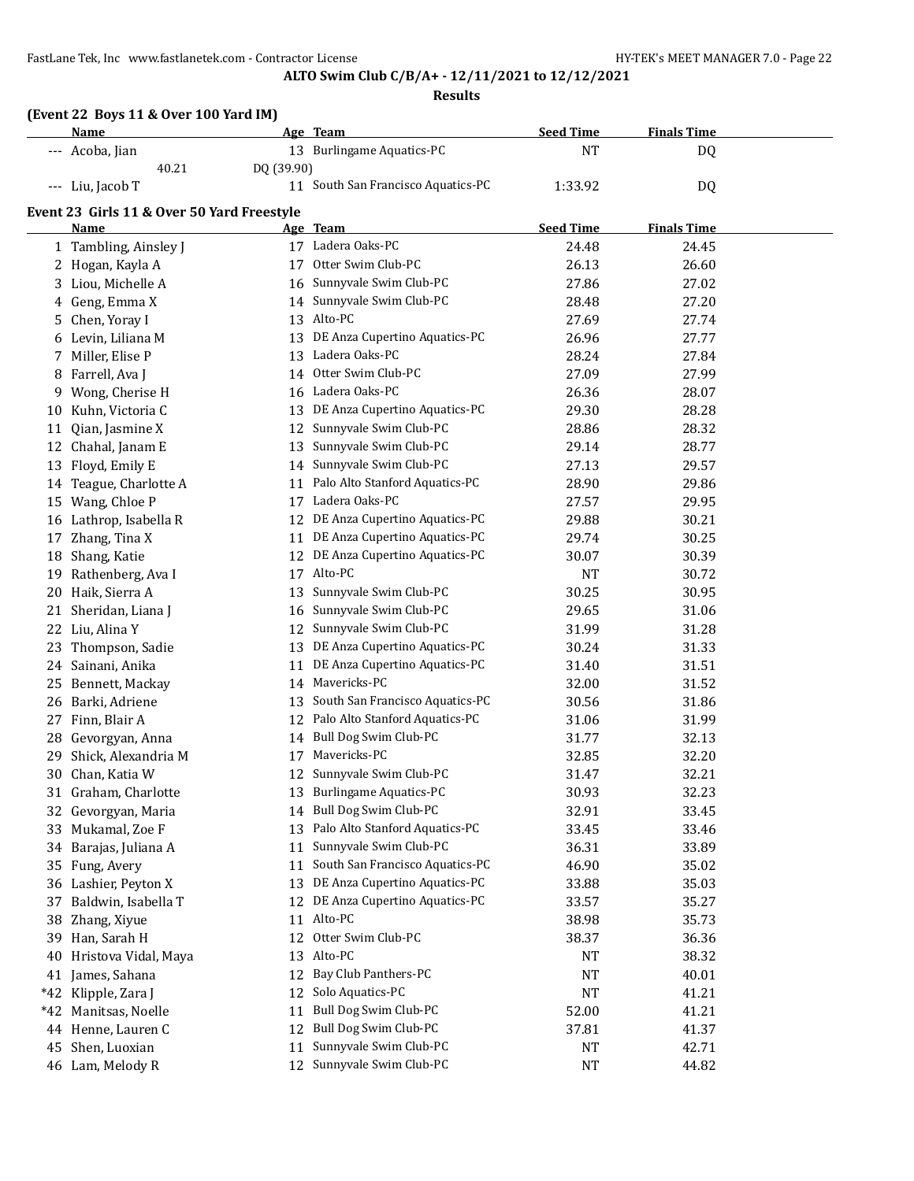# ALTO Swim Club C/B/A+ - 12/11/2021 to 12/12/2021

## Results

### (Event 22 Boys 11 & Over 100 Yard IM)

| | Name | Age | Team | Seed Time | Finals Time |
|---|---|---|---|---|---|
| --- | Acoba, Jian | 13 | Burlingame Aquatics-PC | NT | DQ |
| | 40.21 | DQ (39.90) | | | |
| --- | Liu, Jacob T | 11 | South San Francisco Aquatics-PC | 1:33.92 | DQ |

### Event 23 Girls 11 & Over 50 Yard Freestyle

| | Name | Age | Team | Seed Time | Finals Time |
|---|---|---|---|---|---|
| 1 | Tambling, Ainsley J | 17 | Ladera Oaks-PC | 24.48 | 24.45 |
| 2 | Hogan, Kayla A | 17 | Otter Swim Club-PC | 26.13 | 26.60 |
| 3 | Liou, Michelle A | 16 | Sunnyvale Swim Club-PC | 27.86 | 27.02 |
| 4 | Geng, Emma X | 14 | Sunnyvale Swim Club-PC | 28.48 | 27.20 |
| 5 | Chen, Yoray I | 13 | Alto-PC | 27.69 | 27.74 |
| 6 | Levin, Liliana M | 13 | DE Anza Cupertino Aquatics-PC | 26.96 | 27.77 |
| 7 | Miller, Elise P | 13 | Ladera Oaks-PC | 28.24 | 27.84 |
| 8 | Farrell, Ava J | 14 | Otter Swim Club-PC | 27.09 | 27.99 |
| 9 | Wong, Cherise H | 16 | Ladera Oaks-PC | 26.36 | 28.07 |
| 10 | Kuhn, Victoria C | 13 | DE Anza Cupertino Aquatics-PC | 29.30 | 28.28 |
| 11 | Qian, Jasmine X | 12 | Sunnyvale Swim Club-PC | 28.86 | 28.32 |
| 12 | Chahal, Janam E | 13 | Sunnyvale Swim Club-PC | 29.14 | 28.77 |
| 13 | Floyd, Emily E | 14 | Sunnyvale Swim Club-PC | 27.13 | 29.57 |
| 14 | Teague, Charlotte A | 11 | Palo Alto Stanford Aquatics-PC | 28.90 | 29.86 |
| 15 | Wang, Chloe P | 17 | Ladera Oaks-PC | 27.57 | 29.95 |
| 16 | Lathrop, Isabella R | 12 | DE Anza Cupertino Aquatics-PC | 29.88 | 30.21 |
| 17 | Zhang, Tina X | 11 | DE Anza Cupertino Aquatics-PC | 29.74 | 30.25 |
| 18 | Shang, Katie | 12 | DE Anza Cupertino Aquatics-PC | 30.07 | 30.39 |
| 19 | Rathenberg, Ava I | 17 | Alto-PC | NT | 30.72 |
| 20 | Haik, Sierra A | 13 | Sunnyvale Swim Club-PC | 30.25 | 30.95 |
| 21 | Sheridan, Liana J | 16 | Sunnyvale Swim Club-PC | 29.65 | 31.06 |
| 22 | Liu, Alina Y | 12 | Sunnyvale Swim Club-PC | 31.99 | 31.28 |
| 23 | Thompson, Sadie | 13 | DE Anza Cupertino Aquatics-PC | 30.24 | 31.33 |
| 24 | Sainani, Anika | 11 | DE Anza Cupertino Aquatics-PC | 31.40 | 31.51 |
| 25 | Bennett, Mackay | 14 | Mavericks-PC | 32.00 | 31.52 |
| 26 | Barki, Adriene | 13 | South San Francisco Aquatics-PC | 30.56 | 31.86 |
| 27 | Finn, Blair A | 12 | Palo Alto Stanford Aquatics-PC | 31.06 | 31.99 |
| 28 | Gevorgyan, Anna | 14 | Bull Dog Swim Club-PC | 31.77 | 32.13 |
| 29 | Shick, Alexandria M | 17 | Mavericks-PC | 32.85 | 32.20 |
| 30 | Chan, Katia W | 12 | Sunnyvale Swim Club-PC | 31.47 | 32.21 |
| 31 | Graham, Charlotte | 13 | Burlingame Aquatics-PC | 30.93 | 32.23 |
| 32 | Gevorgyan, Maria | 14 | Bull Dog Swim Club-PC | 32.91 | 33.45 |
| 33 | Mukamal, Zoe F | 13 | Palo Alto Stanford Aquatics-PC | 33.45 | 33.46 |
| 34 | Barajas, Juliana A | 11 | Sunnyvale Swim Club-PC | 36.31 | 33.89 |
| 35 | Fung, Avery | 11 | South San Francisco Aquatics-PC | 46.90 | 35.02 |
| 36 | Lashier, Peyton X | 13 | DE Anza Cupertino Aquatics-PC | 33.88 | 35.03 |
| 37 | Baldwin, Isabella T | 12 | DE Anza Cupertino Aquatics-PC | 33.57 | 35.27 |
| 38 | Zhang, Xiyue | 11 | Alto-PC | 38.98 | 35.73 |
| 39 | Han, Sarah H | 12 | Otter Swim Club-PC | 38.37 | 36.36 |
| 40 | Hristova Vidal, Maya | 13 | Alto-PC | NT | 38.32 |
| 41 | James, Sahana | 12 | Bay Club Panthers-PC | NT | 40.01 |
| *42 | Klipple, Zara J | 12 | Solo Aquatics-PC | NT | 41.21 |
| *42 | Manitsas, Noelle | 11 | Bull Dog Swim Club-PC | 52.00 | 41.21 |
| 44 | Henne, Lauren C | 12 | Bull Dog Swim Club-PC | 37.81 | 41.37 |
| 45 | Shen, Luoxian | 11 | Sunnyvale Swim Club-PC | NT | 42.71 |
| 46 | Lam, Melody R | 12 | Sunnyvale Swim Club-PC | NT | 44.82 |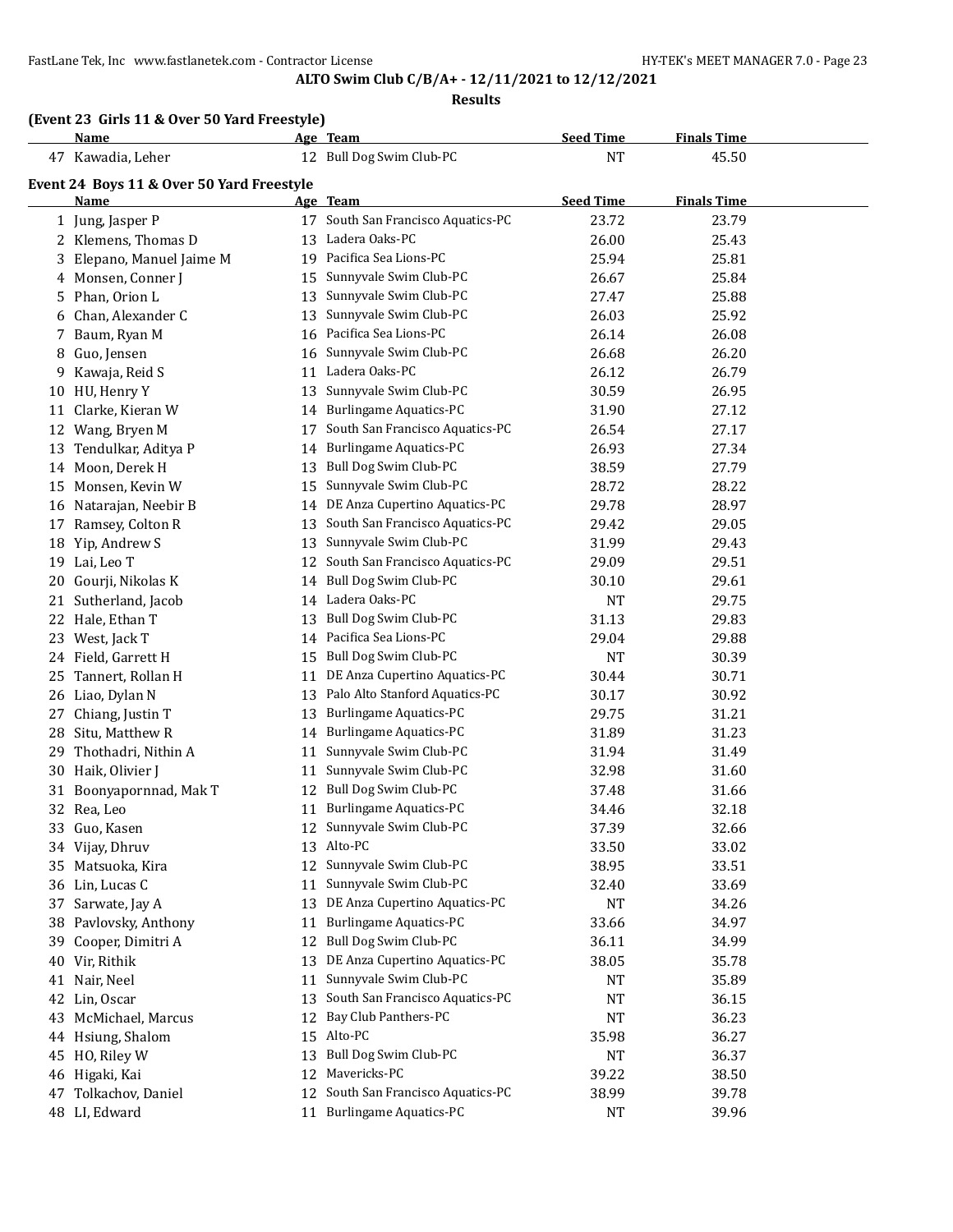**ALTO Swim Club C/B/A+ - 12/11/2021 to 12/12/2021**

**Results**

### (Event 23 Girls 11 & Over 50 Yard Freestyle)

| | Name | Age | Team | Seed Time | Finals Time |
|---|---|---|---|---|---|
| 47 | Kawadia, Leher | 12 | Bull Dog Swim Club-PC | NT | 45.50 |

### Event 24 Boys 11 & Over 50 Yard Freestyle

| | Name | Age | Team | Seed Time | Finals Time |
|---|---|---|---|---|---|
| 1 | Jung, Jasper P | 17 | South San Francisco Aquatics-PC | 23.72 | 23.79 |
| 2 | Klemens, Thomas D | 13 | Ladera Oaks-PC | 26.00 | 25.43 |
| 3 | Elepano, Manuel Jaime M | 19 | Pacifica Sea Lions-PC | 25.94 | 25.81 |
| 4 | Monsen, Conner J | 15 | Sunnyvale Swim Club-PC | 26.67 | 25.84 |
| 5 | Phan, Orion L | 13 | Sunnyvale Swim Club-PC | 27.47 | 25.88 |
| 6 | Chan, Alexander C | 13 | Sunnyvale Swim Club-PC | 26.03 | 25.92 |
| 7 | Baum, Ryan M | 16 | Pacifica Sea Lions-PC | 26.14 | 26.08 |
| 8 | Guo, Jensen | 16 | Sunnyvale Swim Club-PC | 26.68 | 26.20 |
| 9 | Kawaja, Reid S | 11 | Ladera Oaks-PC | 26.12 | 26.79 |
| 10 | HU, Henry Y | 13 | Sunnyvale Swim Club-PC | 30.59 | 26.95 |
| 11 | Clarke, Kieran W | 14 | Burlingame Aquatics-PC | 31.90 | 27.12 |
| 12 | Wang, Bryen M | 17 | South San Francisco Aquatics-PC | 26.54 | 27.17 |
| 13 | Tendulkar, Aditya P | 14 | Burlingame Aquatics-PC | 26.93 | 27.34 |
| 14 | Moon, Derek H | 13 | Bull Dog Swim Club-PC | 38.59 | 27.79 |
| 15 | Monsen, Kevin W | 15 | Sunnyvale Swim Club-PC | 28.72 | 28.22 |
| 16 | Natarajan, Neebir B | 14 | DE Anza Cupertino Aquatics-PC | 29.78 | 28.97 |
| 17 | Ramsey, Colton R | 13 | South San Francisco Aquatics-PC | 29.42 | 29.05 |
| 18 | Yip, Andrew S | 13 | Sunnyvale Swim Club-PC | 31.99 | 29.43 |
| 19 | Lai, Leo T | 12 | South San Francisco Aquatics-PC | 29.09 | 29.51 |
| 20 | Gourji, Nikolas K | 14 | Bull Dog Swim Club-PC | 30.10 | 29.61 |
| 21 | Sutherland, Jacob | 14 | Ladera Oaks-PC | NT | 29.75 |
| 22 | Hale, Ethan T | 13 | Bull Dog Swim Club-PC | 31.13 | 29.83 |
| 23 | West, Jack T | 14 | Pacifica Sea Lions-PC | 29.04 | 29.88 |
| 24 | Field, Garrett H | 15 | Bull Dog Swim Club-PC | NT | 30.39 |
| 25 | Tannert, Rollan H | 11 | DE Anza Cupertino Aquatics-PC | 30.44 | 30.71 |
| 26 | Liao, Dylan N | 13 | Palo Alto Stanford Aquatics-PC | 30.17 | 30.92 |
| 27 | Chiang, Justin T | 13 | Burlingame Aquatics-PC | 29.75 | 31.21 |
| 28 | Situ, Matthew R | 14 | Burlingame Aquatics-PC | 31.89 | 31.23 |
| 29 | Thothadri, Nithin A | 11 | Sunnyvale Swim Club-PC | 31.94 | 31.49 |
| 30 | Haik, Olivier J | 11 | Sunnyvale Swim Club-PC | 32.98 | 31.60 |
| 31 | Boonyapornnad, Mak T | 12 | Bull Dog Swim Club-PC | 37.48 | 31.66 |
| 32 | Rea, Leo | 11 | Burlingame Aquatics-PC | 34.46 | 32.18 |
| 33 | Guo, Kasen | 12 | Sunnyvale Swim Club-PC | 37.39 | 32.66 |
| 34 | Vijay, Dhruv | 13 | Alto-PC | 33.50 | 33.02 |
| 35 | Matsuoka, Kira | 12 | Sunnyvale Swim Club-PC | 38.95 | 33.51 |
| 36 | Lin, Lucas C | 11 | Sunnyvale Swim Club-PC | 32.40 | 33.69 |
| 37 | Sarwate, Jay A | 13 | DE Anza Cupertino Aquatics-PC | NT | 34.26 |
| 38 | Pavlovsky, Anthony | 11 | Burlingame Aquatics-PC | 33.66 | 34.97 |
| 39 | Cooper, Dimitri A | 12 | Bull Dog Swim Club-PC | 36.11 | 34.99 |
| 40 | Vir, Rithik | 13 | DE Anza Cupertino Aquatics-PC | 38.05 | 35.78 |
| 41 | Nair, Neel | 11 | Sunnyvale Swim Club-PC | NT | 35.89 |
| 42 | Lin, Oscar | 13 | South San Francisco Aquatics-PC | NT | 36.15 |
| 43 | McMichael, Marcus | 12 | Bay Club Panthers-PC | NT | 36.23 |
| 44 | Hsiung, Shalom | 15 | Alto-PC | 35.98 | 36.27 |
| 45 | HO, Riley W | 13 | Bull Dog Swim Club-PC | NT | 36.37 |
| 46 | Higaki, Kai | 12 | Mavericks-PC | 39.22 | 38.50 |
| 47 | Tolkachov, Daniel | 12 | South San Francisco Aquatics-PC | 38.99 | 39.78 |
| 48 | LI, Edward | 11 | Burlingame Aquatics-PC | NT | 39.96 |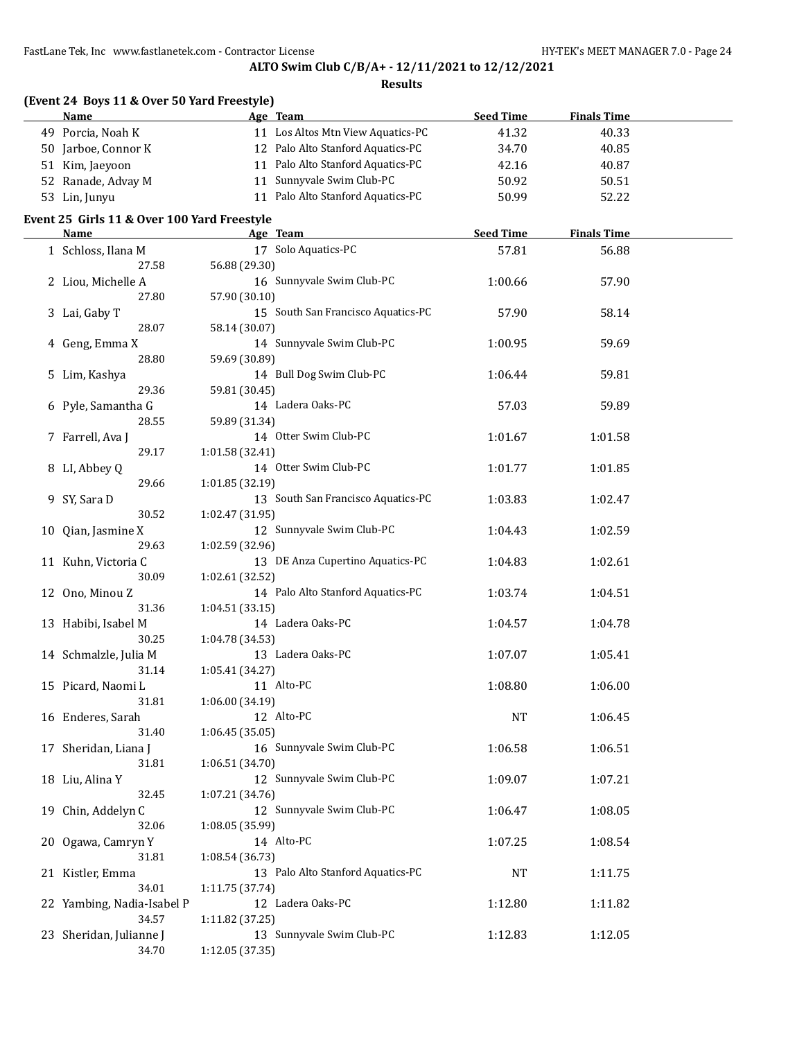**ALTO Swim Club C/B/A+ - 12/11/2021 to 12/12/2021**

**Results**

### (Event 24 Boys 11 & Over 50 Yard Freestyle)

| | Name | Age | Team | Seed Time | Finals Time |
|---|---|---|---|---|---|
| 49 | Porcia, Noah K | 11 | Los Altos Mtn View Aquatics-PC | 41.32 | 40.33 |
| 50 | Jarboe, Connor K | 12 | Palo Alto Stanford Aquatics-PC | 34.70 | 40.85 |
| 51 | Kim, Jaeyoon | 11 | Palo Alto Stanford Aquatics-PC | 42.16 | 40.87 |
| 52 | Ranade, Advay M | 11 | Sunnyvale Swim Club-PC | 50.92 | 50.51 |
| 53 | Lin, Junyu | 11 | Palo Alto Stanford Aquatics-PC | 50.99 | 52.22 |

### Event 25 Girls 11 & Over 100 Yard Freestyle

| | Name | Age | Team | Seed Time | Finals Time |
|---|---|---|---|---|---|
| 1 | Schloss, Ilana M | 17 | Solo Aquatics-PC | 57.81 | 56.88 |
| | 27.58 | 56.88 (29.30) | | | |
| 2 | Liou, Michelle A | 16 | Sunnyvale Swim Club-PC | 1:00.66 | 57.90 |
| | 27.80 | 57.90 (30.10) | | | |
| 3 | Lai, Gaby T | 15 | South San Francisco Aquatics-PC | 57.90 | 58.14 |
| | 28.07 | 58.14 (30.07) | | | |
| 4 | Geng, Emma X | 14 | Sunnyvale Swim Club-PC | 1:00.95 | 59.69 |
| | 28.80 | 59.69 (30.89) | | | |
| 5 | Lim, Kashya | 14 | Bull Dog Swim Club-PC | 1:06.44 | 59.81 |
| | 29.36 | 59.81 (30.45) | | | |
| 6 | Pyle, Samantha G | 14 | Ladera Oaks-PC | 57.03 | 59.89 |
| | 28.55 | 59.89 (31.34) | | | |
| 7 | Farrell, Ava J | 14 | Otter Swim Club-PC | 1:01.67 | 1:01.58 |
| | 29.17 | 1:01.58 (32.41) | | | |
| 8 | LI, Abbey Q | 14 | Otter Swim Club-PC | 1:01.77 | 1:01.85 |
| | 29.66 | 1:01.85 (32.19) | | | |
| 9 | SY, Sara D | 13 | South San Francisco Aquatics-PC | 1:03.83 | 1:02.47 |
| | 30.52 | 1:02.47 (31.95) | | | |
| 10 | Qian, Jasmine X | 12 | Sunnyvale Swim Club-PC | 1:04.43 | 1:02.59 |
| | 29.63 | 1:02.59 (32.96) | | | |
| 11 | Kuhn, Victoria C | 13 | DE Anza Cupertino Aquatics-PC | 1:04.83 | 1:02.61 |
| | 30.09 | 1:02.61 (32.52) | | | |
| 12 | Ono, Minou Z | 14 | Palo Alto Stanford Aquatics-PC | 1:03.74 | 1:04.51 |
| | 31.36 | 1:04.51 (33.15) | | | |
| 13 | Habibi, Isabel M | 14 | Ladera Oaks-PC | 1:04.57 | 1:04.78 |
| | 30.25 | 1:04.78 (34.53) | | | |
| 14 | Schmalzle, Julia M | 13 | Ladera Oaks-PC | 1:07.07 | 1:05.41 |
| | 31.14 | 1:05.41 (34.27) | | | |
| 15 | Picard, Naomi L | 11 | Alto-PC | 1:08.80 | 1:06.00 |
| | 31.81 | 1:06.00 (34.19) | | | |
| 16 | Enderes, Sarah | 12 | Alto-PC | NT | 1:06.45 |
| | 31.40 | 1:06.45 (35.05) | | | |
| 17 | Sheridan, Liana J | 16 | Sunnyvale Swim Club-PC | 1:06.58 | 1:06.51 |
| | 31.81 | 1:06.51 (34.70) | | | |
| 18 | Liu, Alina Y | 12 | Sunnyvale Swim Club-PC | 1:09.07 | 1:07.21 |
| | 32.45 | 1:07.21 (34.76) | | | |
| 19 | Chin, Addelyn C | 12 | Sunnyvale Swim Club-PC | 1:06.47 | 1:08.05 |
| | 32.06 | 1:08.05 (35.99) | | | |
| 20 | Ogawa, Camryn Y | 14 | Alto-PC | 1:07.25 | 1:08.54 |
| | 31.81 | 1:08.54 (36.73) | | | |
| 21 | Kistler, Emma | 13 | Palo Alto Stanford Aquatics-PC | NT | 1:11.75 |
| | 34.01 | 1:11.75 (37.74) | | | |
| 22 | Yambing, Nadia-Isabel P | 12 | Ladera Oaks-PC | 1:12.80 | 1:11.82 |
| | 34.57 | 1:11.82 (37.25) | | | |
| 23 | Sheridan, Julianne J | 13 | Sunnyvale Swim Club-PC | 1:12.83 | 1:12.05 |
| | 34.70 | 1:12.05 (37.35) | | | |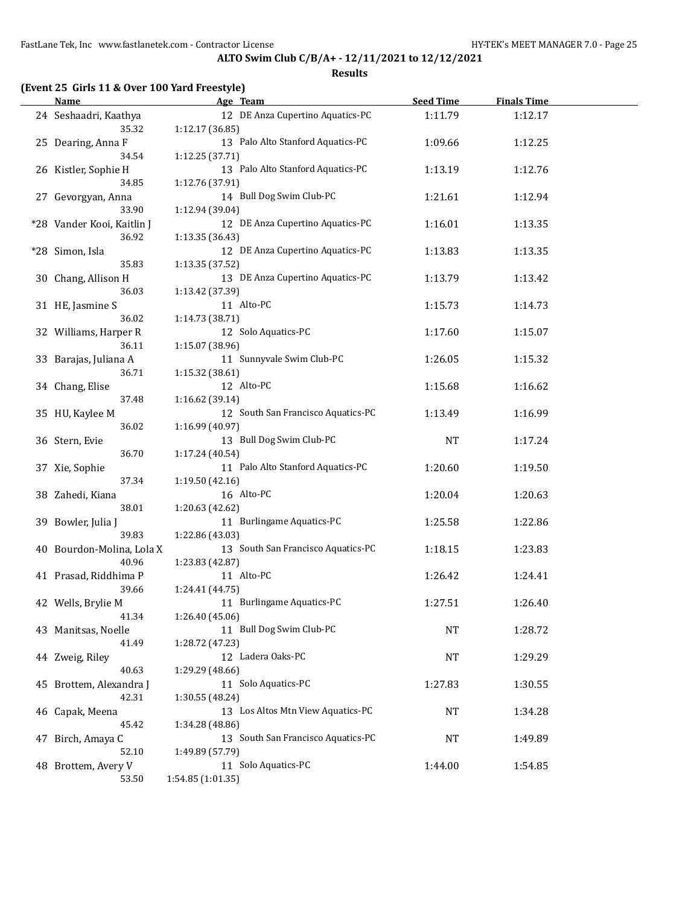## ALTO Swim Club C/B/A+ - 12/11/2021 to 12/12/2021

### Results

**(Event 25 Girls 11 & Over 100 Yard Freestyle)**

| | Name | Age | Team | Seed Time | Finals Time |
|---|---|---|---|---|---|
| 24 | Seshaadri, Kaathya | 12 | DE Anza Cupertino Aquatics-PC | 1:11.79 | 1:12.17 |
| | 35.32 | 1:12.17 (36.85) | | | |
| 25 | Dearing, Anna F | 13 | Palo Alto Stanford Aquatics-PC | 1:09.66 | 1:12.25 |
| | 34.54 | 1:12.25 (37.71) | | | |
| 26 | Kistler, Sophie H | 13 | Palo Alto Stanford Aquatics-PC | 1:13.19 | 1:12.76 |
| | 34.85 | 1:12.76 (37.91) | | | |
| 27 | Gevorgyan, Anna | 14 | Bull Dog Swim Club-PC | 1:21.61 | 1:12.94 |
| | 33.90 | 1:12.94 (39.04) | | | |
| *28 | Vander Kooi, Kaitlin J | 12 | DE Anza Cupertino Aquatics-PC | 1:16.01 | 1:13.35 |
| | 36.92 | 1:13.35 (36.43) | | | |
| *28 | Simon, Isla | 12 | DE Anza Cupertino Aquatics-PC | 1:13.83 | 1:13.35 |
| | 35.83 | 1:13.35 (37.52) | | | |
| 30 | Chang, Allison H | 13 | DE Anza Cupertino Aquatics-PC | 1:13.79 | 1:13.42 |
| | 36.03 | 1:13.42 (37.39) | | | |
| 31 | HE, Jasmine S | 11 | Alto-PC | 1:15.73 | 1:14.73 |
| | 36.02 | 1:14.73 (38.71) | | | |
| 32 | Williams, Harper R | 12 | Solo Aquatics-PC | 1:17.60 | 1:15.07 |
| | 36.11 | 1:15.07 (38.96) | | | |
| 33 | Barajas, Juliana A | 11 | Sunnyvale Swim Club-PC | 1:26.05 | 1:15.32 |
| | 36.71 | 1:15.32 (38.61) | | | |
| 34 | Chang, Elise | 12 | Alto-PC | 1:15.68 | 1:16.62 |
| | 37.48 | 1:16.62 (39.14) | | | |
| 35 | HU, Kaylee M | 12 | South San Francisco Aquatics-PC | 1:13.49 | 1:16.99 |
| | 36.02 | 1:16.99 (40.97) | | | |
| 36 | Stern, Evie | 13 | Bull Dog Swim Club-PC | NT | 1:17.24 |
| | 36.70 | 1:17.24 (40.54) | | | |
| 37 | Xie, Sophie | 11 | Palo Alto Stanford Aquatics-PC | 1:20.60 | 1:19.50 |
| | 37.34 | 1:19.50 (42.16) | | | |
| 38 | Zahedi, Kiana | 16 | Alto-PC | 1:20.04 | 1:20.63 |
| | 38.01 | 1:20.63 (42.62) | | | |
| 39 | Bowler, Julia J | 11 | Burlingame Aquatics-PC | 1:25.58 | 1:22.86 |
| | 39.83 | 1:22.86 (43.03) | | | |
| 40 | Bourdon-Molina, Lola X | 13 | South San Francisco Aquatics-PC | 1:18.15 | 1:23.83 |
| | 40.96 | 1:23.83 (42.87) | | | |
| 41 | Prasad, Riddhima P | 11 | Alto-PC | 1:26.42 | 1:24.41 |
| | 39.66 | 1:24.41 (44.75) | | | |
| 42 | Wells, Brylie M | 11 | Burlingame Aquatics-PC | 1:27.51 | 1:26.40 |
| | 41.34 | 1:26.40 (45.06) | | | |
| 43 | Manitsas, Noelle | 11 | Bull Dog Swim Club-PC | NT | 1:28.72 |
| | 41.49 | 1:28.72 (47.23) | | | |
| 44 | Zweig, Riley | 12 | Ladera Oaks-PC | NT | 1:29.29 |
| | 40.63 | 1:29.29 (48.66) | | | |
| 45 | Brottem, Alexandra J | 11 | Solo Aquatics-PC | 1:27.83 | 1:30.55 |
| | 42.31 | 1:30.55 (48.24) | | | |
| 46 | Capak, Meena | 13 | Los Altos Mtn View Aquatics-PC | NT | 1:34.28 |
| | 45.42 | 1:34.28 (48.86) | | | |
| 47 | Birch, Amaya C | 13 | South San Francisco Aquatics-PC | NT | 1:49.89 |
| | 52.10 | 1:49.89 (57.79) | | | |
| 48 | Brottem, Avery V | 11 | Solo Aquatics-PC | 1:44.00 | 1:54.85 |
| | 53.50 | 1:54.85 (1:01.35) | | | |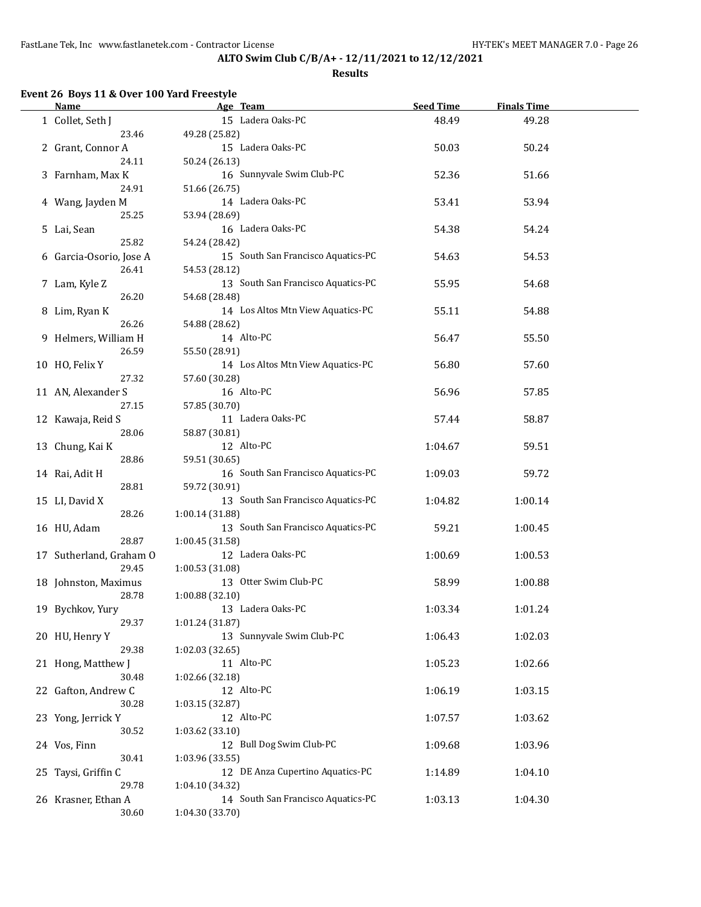**ALTO Swim Club C/B/A+ - 12/11/2021 to 12/12/2021**

**Results**

## Event 26 Boys 11 & Over 100 Yard Freestyle

| | Name | Age | Team | Seed Time | Finals Time |
|---|---|---|---|---|---|
| 1 | Collet, Seth J | 15 | Ladera Oaks-PC | 48.49 | 49.28 |
| | 23.46 | 49.28 (25.82) | | | |
| 2 | Grant, Connor A | 15 | Ladera Oaks-PC | 50.03 | 50.24 |
| | 24.11 | 50.24 (26.13) | | | |
| 3 | Farnham, Max K | 16 | Sunnyvale Swim Club-PC | 52.36 | 51.66 |
| | 24.91 | 51.66 (26.75) | | | |
| 4 | Wang, Jayden M | 14 | Ladera Oaks-PC | 53.41 | 53.94 |
| | 25.25 | 53.94 (28.69) | | | |
| 5 | Lai, Sean | 16 | Ladera Oaks-PC | 54.38 | 54.24 |
| | 25.82 | 54.24 (28.42) | | | |
| 6 | Garcia-Osorio, Jose A | 15 | South San Francisco Aquatics-PC | 54.63 | 54.53 |
| | 26.41 | 54.53 (28.12) | | | |
| 7 | Lam, Kyle Z | 13 | South San Francisco Aquatics-PC | 55.95 | 54.68 |
| | 26.20 | 54.68 (28.48) | | | |
| 8 | Lim, Ryan K | 14 | Los Altos Mtn View Aquatics-PC | 55.11 | 54.88 |
| | 26.26 | 54.88 (28.62) | | | |
| 9 | Helmers, William H | 14 | Alto-PC | 56.47 | 55.50 |
| | 26.59 | 55.50 (28.91) | | | |
| 10 | HO, Felix Y | 14 | Los Altos Mtn View Aquatics-PC | 56.80 | 57.60 |
| | 27.32 | 57.60 (30.28) | | | |
| 11 | AN, Alexander S | 16 | Alto-PC | 56.96 | 57.85 |
| | 27.15 | 57.85 (30.70) | | | |
| 12 | Kawaja, Reid S | 11 | Ladera Oaks-PC | 57.44 | 58.87 |
| | 28.06 | 58.87 (30.81) | | | |
| 13 | Chung, Kai K | 12 | Alto-PC | 1:04.67 | 59.51 |
| | 28.86 | 59.51 (30.65) | | | |
| 14 | Rai, Adit H | 16 | South San Francisco Aquatics-PC | 1:09.03 | 59.72 |
| | 28.81 | 59.72 (30.91) | | | |
| 15 | LI, David X | 13 | South San Francisco Aquatics-PC | 1:04.82 | 1:00.14 |
| | 28.26 | 1:00.14 (31.88) | | | |
| 16 | HU, Adam | 13 | South San Francisco Aquatics-PC | 59.21 | 1:00.45 |
| | 28.87 | 1:00.45 (31.58) | | | |
| 17 | Sutherland, Graham O | 12 | Ladera Oaks-PC | 1:00.69 | 1:00.53 |
| | 29.45 | 1:00.53 (31.08) | | | |
| 18 | Johnston, Maximus | 13 | Otter Swim Club-PC | 58.99 | 1:00.88 |
| | 28.78 | 1:00.88 (32.10) | | | |
| 19 | Bychkov, Yury | 13 | Ladera Oaks-PC | 1:03.34 | 1:01.24 |
| | 29.37 | 1:01.24 (31.87) | | | |
| 20 | HU, Henry Y | 13 | Sunnyvale Swim Club-PC | 1:06.43 | 1:02.03 |
| | 29.38 | 1:02.03 (32.65) | | | |
| 21 | Hong, Matthew J | 11 | Alto-PC | 1:05.23 | 1:02.66 |
| | 30.48 | 1:02.66 (32.18) | | | |
| 22 | Gafton, Andrew C | 12 | Alto-PC | 1:06.19 | 1:03.15 |
| | 30.28 | 1:03.15 (32.87) | | | |
| 23 | Yong, Jerrick Y | 12 | Alto-PC | 1:07.57 | 1:03.62 |
| | 30.52 | 1:03.62 (33.10) | | | |
| 24 | Vos, Finn | 12 | Bull Dog Swim Club-PC | 1:09.68 | 1:03.96 |
| | 30.41 | 1:03.96 (33.55) | | | |
| 25 | Taysi, Griffin C | 12 | DE Anza Cupertino Aquatics-PC | 1:14.89 | 1:04.10 |
| | 29.78 | 1:04.10 (34.32) | | | |
| 26 | Krasner, Ethan A | 14 | South San Francisco Aquatics-PC | 1:03.13 | 1:04.30 |
| | 30.60 | 1:04.30 (33.70) | | | |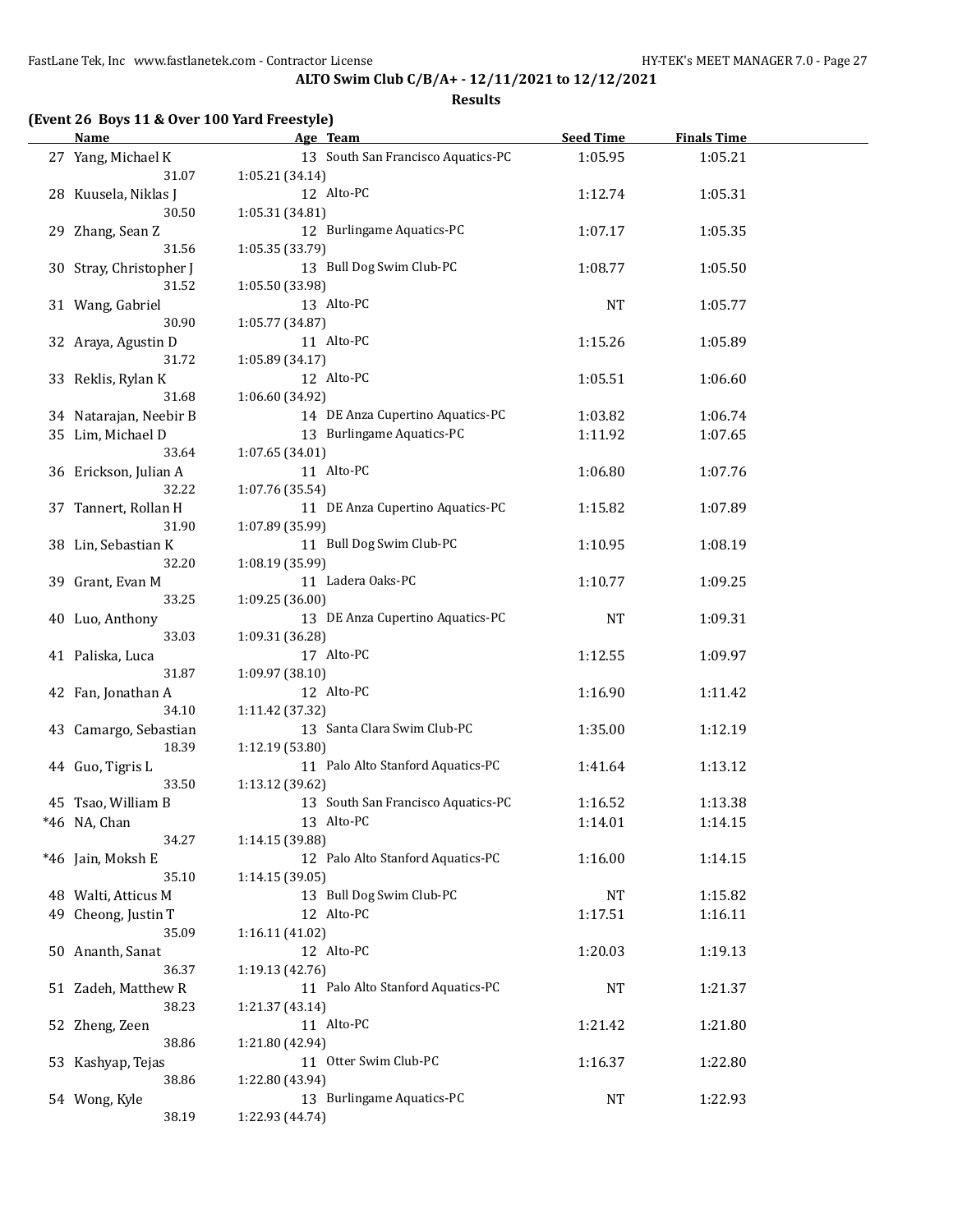**ALTO Swim Club C/B/A+ - 12/11/2021 to 12/12/2021**

**Results**

**(Event 26 Boys 11 & Over 100 Yard Freestyle)**

| | Name | Age | Team | Seed Time | Finals Time |
|---|---|---|---|---|---|
| 27 | Yang, Michael K | 13 | South San Francisco Aquatics-PC | 1:05.95 | 1:05.21 |
| | 31.07 | 1:05.21 (34.14) | | | |
| 28 | Kuusela, Niklas J | 12 | Alto-PC | 1:12.74 | 1:05.31 |
| | 30.50 | 1:05.31 (34.81) | | | |
| 29 | Zhang, Sean Z | 12 | Burlingame Aquatics-PC | 1:07.17 | 1:05.35 |
| | 31.56 | 1:05.35 (33.79) | | | |
| 30 | Stray, Christopher J | 13 | Bull Dog Swim Club-PC | 1:08.77 | 1:05.50 |
| | 31.52 | 1:05.50 (33.98) | | | |
| 31 | Wang, Gabriel | 13 | Alto-PC | NT | 1:05.77 |
| | 30.90 | 1:05.77 (34.87) | | | |
| 32 | Araya, Agustin D | 11 | Alto-PC | 1:15.26 | 1:05.89 |
| | 31.72 | 1:05.89 (34.17) | | | |
| 33 | Reklis, Rylan K | 12 | Alto-PC | 1:05.51 | 1:06.60 |
| | 31.68 | 1:06.60 (34.92) | | | |
| 34 | Natarajan, Neebir B | 14 | DE Anza Cupertino Aquatics-PC | 1:03.82 | 1:06.74 |
| 35 | Lim, Michael D | 13 | Burlingame Aquatics-PC | 1:11.92 | 1:07.65 |
| | 33.64 | 1:07.65 (34.01) | | | |
| 36 | Erickson, Julian A | 11 | Alto-PC | 1:06.80 | 1:07.76 |
| | 32.22 | 1:07.76 (35.54) | | | |
| 37 | Tannert, Rollan H | 11 | DE Anza Cupertino Aquatics-PC | 1:15.82 | 1:07.89 |
| | 31.90 | 1:07.89 (35.99) | | | |
| 38 | Lin, Sebastian K | 11 | Bull Dog Swim Club-PC | 1:10.95 | 1:08.19 |
| | 32.20 | 1:08.19 (35.99) | | | |
| 39 | Grant, Evan M | 11 | Ladera Oaks-PC | 1:10.77 | 1:09.25 |
| | 33.25 | 1:09.25 (36.00) | | | |
| 40 | Luo, Anthony | 13 | DE Anza Cupertino Aquatics-PC | NT | 1:09.31 |
| | 33.03 | 1:09.31 (36.28) | | | |
| 41 | Paliska, Luca | 17 | Alto-PC | 1:12.55 | 1:09.97 |
| | 31.87 | 1:09.97 (38.10) | | | |
| 42 | Fan, Jonathan A | 12 | Alto-PC | 1:16.90 | 1:11.42 |
| | 34.10 | 1:11.42 (37.32) | | | |
| 43 | Camargo, Sebastian | 13 | Santa Clara Swim Club-PC | 1:35.00 | 1:12.19 |
| | 18.39 | 1:12.19 (53.80) | | | |
| 44 | Guo, Tigris L | 11 | Palo Alto Stanford Aquatics-PC | 1:41.64 | 1:13.12 |
| | 33.50 | 1:13.12 (39.62) | | | |
| 45 | Tsao, William B | 13 | South San Francisco Aquatics-PC | 1:16.52 | 1:13.38 |
| *46 | NA, Chan | 13 | Alto-PC | 1:14.01 | 1:14.15 |
| | 34.27 | 1:14.15 (39.88) | | | |
| *46 | Jain, Moksh E | 12 | Palo Alto Stanford Aquatics-PC | 1:16.00 | 1:14.15 |
| | 35.10 | 1:14.15 (39.05) | | | |
| 48 | Walti, Atticus M | 13 | Bull Dog Swim Club-PC | NT | 1:15.82 |
| 49 | Cheong, Justin T | 12 | Alto-PC | 1:17.51 | 1:16.11 |
| | 35.09 | 1:16.11 (41.02) | | | |
| 50 | Ananth, Sanat | 12 | Alto-PC | 1:20.03 | 1:19.13 |
| | 36.37 | 1:19.13 (42.76) | | | |
| 51 | Zadeh, Matthew R | 11 | Palo Alto Stanford Aquatics-PC | NT | 1:21.37 |
| | 38.23 | 1:21.37 (43.14) | | | |
| 52 | Zheng, Zeen | 11 | Alto-PC | 1:21.42 | 1:21.80 |
| | 38.86 | 1:21.80 (42.94) | | | |
| 53 | Kashyap, Tejas | 11 | Otter Swim Club-PC | 1:16.37 | 1:22.80 |
| | 38.86 | 1:22.80 (43.94) | | | |
| 54 | Wong, Kyle | 13 | Burlingame Aquatics-PC | NT | 1:22.93 |
| | 38.19 | 1:22.93 (44.74) | | | |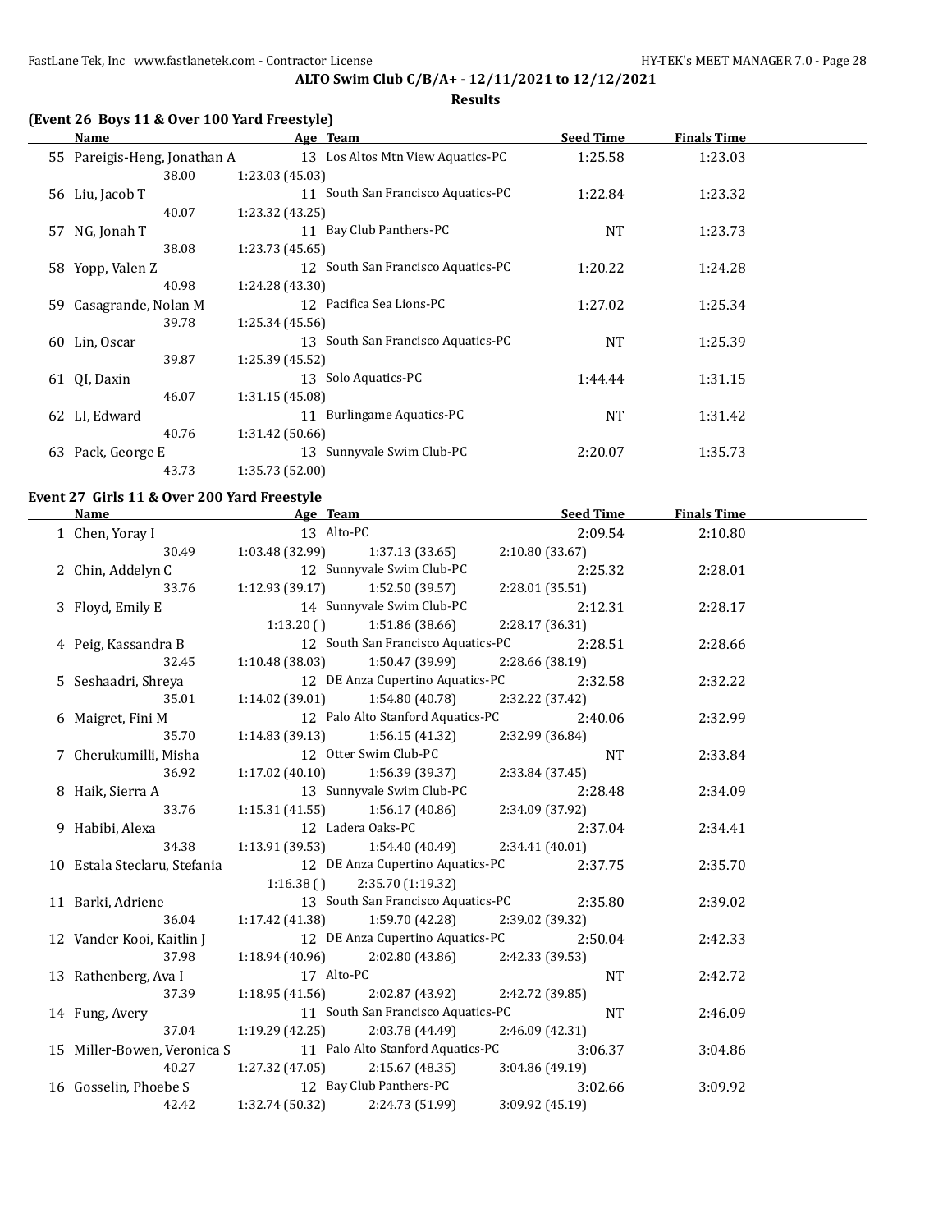**ALTO Swim Club C/B/A+ - 12/11/2021 to 12/12/2021**

**Results**

### (Event 26 Boys 11 & Over 100 Yard Freestyle)

| | Name | Age | Team | Seed Time | Finals Time |
|---|---|---|---|---|---|
| 55 | Pareigis-Heng, Jonathan A | 13 | Los Altos Mtn View Aquatics-PC | 1:25.58 | 1:23.03 |
| | 38.00 | 1:23.03 (45.03) | | | |
| 56 | Liu, Jacob T | 11 | South San Francisco Aquatics-PC | 1:22.84 | 1:23.32 |
| | 40.07 | 1:23.32 (43.25) | | | |
| 57 | NG, Jonah T | 11 | Bay Club Panthers-PC | NT | 1:23.73 |
| | 38.08 | 1:23.73 (45.65) | | | |
| 58 | Yopp, Valen Z | 12 | South San Francisco Aquatics-PC | 1:20.22 | 1:24.28 |
| | 40.98 | 1:24.28 (43.30) | | | |
| 59 | Casagrande, Nolan M | 12 | Pacifica Sea Lions-PC | 1:27.02 | 1:25.34 |
| | 39.78 | 1:25.34 (45.56) | | | |
| 60 | Lin, Oscar | 13 | South San Francisco Aquatics-PC | NT | 1:25.39 |
| | 39.87 | 1:25.39 (45.52) | | | |
| 61 | QI, Daxin | 13 | Solo Aquatics-PC | 1:44.44 | 1:31.15 |
| | 46.07 | 1:31.15 (45.08) | | | |
| 62 | LI, Edward | 11 | Burlingame Aquatics-PC | NT | 1:31.42 |
| | 40.76 | 1:31.42 (50.66) | | | |
| 63 | Pack, George E | 13 | Sunnyvale Swim Club-PC | 2:20.07 | 1:35.73 |
| | 43.73 | 1:35.73 (52.00) | | | |

### Event 27 Girls 11 & Over 200 Yard Freestyle

| | Name | Age | Team | | Seed Time | Finals Time |
|---|---|---|---|---|---|---|
| 1 | Chen, Yoray I | 13 | Alto-PC | | 2:09.54 | 2:10.80 |
| | 30.49 | 1:03.48 (32.99) | 1:37.13 (33.65) | 2:10.80 (33.67) | | |
| 2 | Chin, Addelyn C | 12 | Sunnyvale Swim Club-PC | | 2:25.32 | 2:28.01 |
| | 33.76 | 1:12.93 (39.17) | 1:52.50 (39.57) | 2:28.01 (35.51) | | |
| 3 | Floyd, Emily E | 14 | Sunnyvale Swim Club-PC | | 2:12.31 | 2:28.17 |
| | | 1:13.20 ( ) | 1:51.86 (38.66) | 2:28.17 (36.31) | | |
| 4 | Peig, Kassandra B | 12 | South San Francisco Aquatics-PC | | 2:28.51 | 2:28.66 |
| | 32.45 | 1:10.48 (38.03) | 1:50.47 (39.99) | 2:28.66 (38.19) | | |
| 5 | Seshaadri, Shreya | 12 | DE Anza Cupertino Aquatics-PC | | 2:32.58 | 2:32.22 |
| | 35.01 | 1:14.02 (39.01) | 1:54.80 (40.78) | 2:32.22 (37.42) | | |
| 6 | Maigret, Fini M | 12 | Palo Alto Stanford Aquatics-PC | | 2:40.06 | 2:32.99 |
| | 35.70 | 1:14.83 (39.13) | 1:56.15 (41.32) | 2:32.99 (36.84) | | |
| 7 | Cherukumilli, Misha | 12 | Otter Swim Club-PC | | NT | 2:33.84 |
| | 36.92 | 1:17.02 (40.10) | 1:56.39 (39.37) | 2:33.84 (37.45) | | |
| 8 | Haik, Sierra A | 13 | Sunnyvale Swim Club-PC | | 2:28.48 | 2:34.09 |
| | 33.76 | 1:15.31 (41.55) | 1:56.17 (40.86) | 2:34.09 (37.92) | | |
| 9 | Habibi, Alexa | 12 | Ladera Oaks-PC | | 2:37.04 | 2:34.41 |
| | 34.38 | 1:13.91 (39.53) | 1:54.40 (40.49) | 2:34.41 (40.01) | | |
| 10 | Estala Steclaru, Stefania | 12 | DE Anza Cupertino Aquatics-PC | | 2:37.75 | 2:35.70 |
| | | 1:16.38 ( ) | 2:35.70 (1:19.32) | | | |
| 11 | Barki, Adriene | 13 | South San Francisco Aquatics-PC | | 2:35.80 | 2:39.02 |
| | 36.04 | 1:17.42 (41.38) | 1:59.70 (42.28) | 2:39.02 (39.32) | | |
| 12 | Vander Kooi, Kaitlin J | 12 | DE Anza Cupertino Aquatics-PC | | 2:50.04 | 2:42.33 |
| | 37.98 | 1:18.94 (40.96) | 2:02.80 (43.86) | 2:42.33 (39.53) | | |
| 13 | Rathenberg, Ava I | 17 | Alto-PC | | NT | 2:42.72 |
| | 37.39 | 1:18.95 (41.56) | 2:02.87 (43.92) | 2:42.72 (39.85) | | |
| 14 | Fung, Avery | 11 | South San Francisco Aquatics-PC | | NT | 2:46.09 |
| | 37.04 | 1:19.29 (42.25) | 2:03.78 (44.49) | 2:46.09 (42.31) | | |
| 15 | Miller-Bowen, Veronica S | 11 | Palo Alto Stanford Aquatics-PC | | 3:06.37 | 3:04.86 |
| | 40.27 | 1:27.32 (47.05) | 2:15.67 (48.35) | 3:04.86 (49.19) | | |
| 16 | Gosselin, Phoebe S | 12 | Bay Club Panthers-PC | | 3:02.66 | 3:09.92 |
| | 42.42 | 1:32.74 (50.32) | 2:24.73 (51.99) | 3:09.92 (45.19) | | |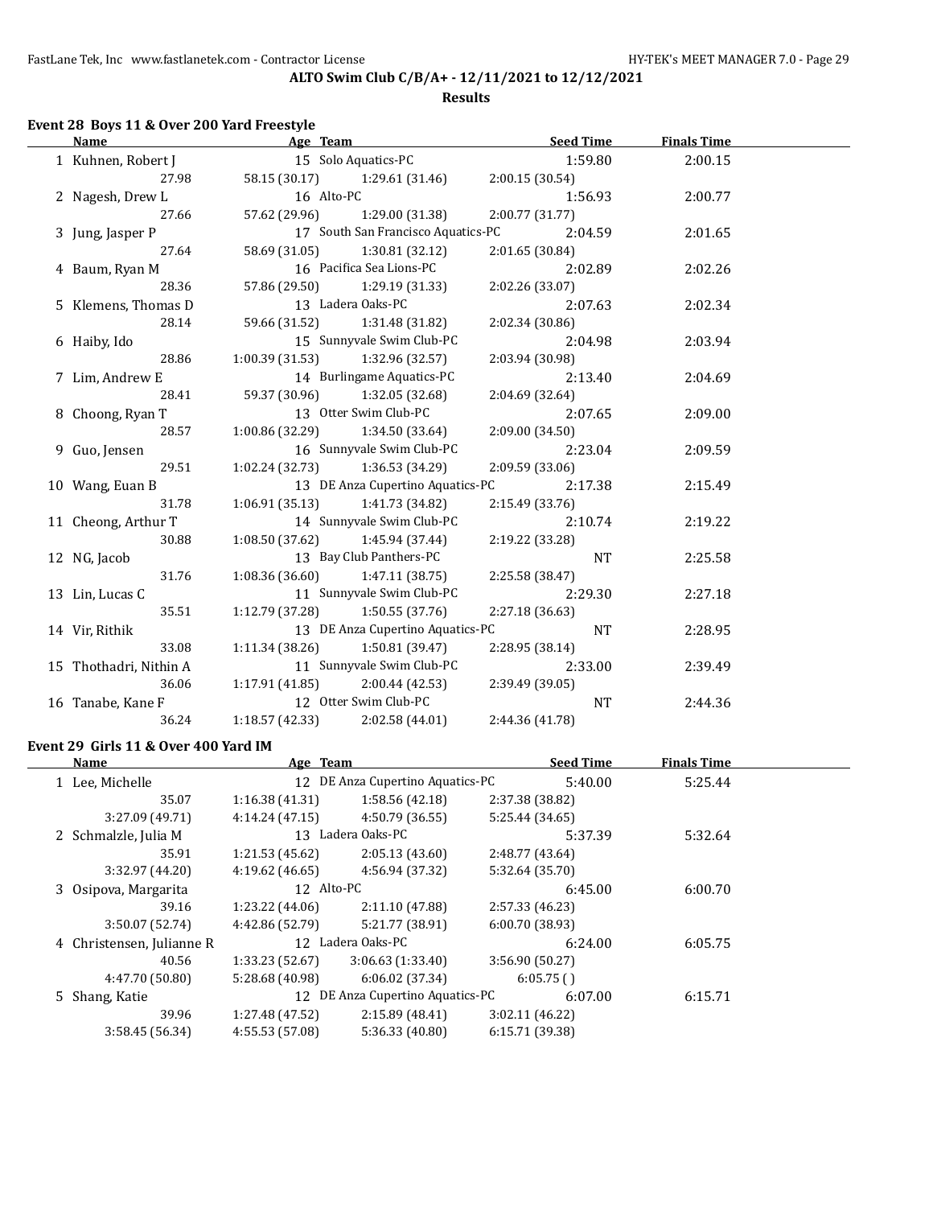**ALTO Swim Club C/B/A+ - 12/11/2021 to 12/12/2021**

**Results**

## Event 28 Boys 11 & Over 200 Yard Freestyle

| | Name | Age | Team | Seed Time | Finals Time |
|---|---|---|---|---|---|
| 1 | Kuhnen, Robert J | 15 | Solo Aquatics-PC | 1:59.80 | 2:00.15 |
| | 27.98 | 58.15 (30.17) | 1:29.61 (31.46) | 2:00.15 (30.54) | |
| 2 | Nagesh, Drew L | 16 | Alto-PC | 1:56.93 | 2:00.77 |
| | 27.66 | 57.62 (29.96) | 1:29.00 (31.38) | 2:00.77 (31.77) | |
| 3 | Jung, Jasper P | 17 | South San Francisco Aquatics-PC | 2:04.59 | 2:01.65 |
| | 27.64 | 58.69 (31.05) | 1:30.81 (32.12) | 2:01.65 (30.84) | |
| 4 | Baum, Ryan M | 16 | Pacifica Sea Lions-PC | 2:02.89 | 2:02.26 |
| | 28.36 | 57.86 (29.50) | 1:29.19 (31.33) | 2:02.26 (33.07) | |
| 5 | Klemens, Thomas D | 13 | Ladera Oaks-PC | 2:07.63 | 2:02.34 |
| | 28.14 | 59.66 (31.52) | 1:31.48 (31.82) | 2:02.34 (30.86) | |
| 6 | Haiby, Ido | 15 | Sunnyvale Swim Club-PC | 2:04.98 | 2:03.94 |
| | 28.86 | 1:00.39 (31.53) | 1:32.96 (32.57) | 2:03.94 (30.98) | |
| 7 | Lim, Andrew E | 14 | Burlingame Aquatics-PC | 2:13.40 | 2:04.69 |
| | 28.41 | 59.37 (30.96) | 1:32.05 (32.68) | 2:04.69 (32.64) | |
| 8 | Choong, Ryan T | 13 | Otter Swim Club-PC | 2:07.65 | 2:09.00 |
| | 28.57 | 1:00.86 (32.29) | 1:34.50 (33.64) | 2:09.00 (34.50) | |
| 9 | Guo, Jensen | 16 | Sunnyvale Swim Club-PC | 2:23.04 | 2:09.59 |
| | 29.51 | 1:02.24 (32.73) | 1:36.53 (34.29) | 2:09.59 (33.06) | |
| 10 | Wang, Euan B | 13 | DE Anza Cupertino Aquatics-PC | 2:17.38 | 2:15.49 |
| | 31.78 | 1:06.91 (35.13) | 1:41.73 (34.82) | 2:15.49 (33.76) | |
| 11 | Cheong, Arthur T | 14 | Sunnyvale Swim Club-PC | 2:10.74 | 2:19.22 |
| | 30.88 | 1:08.50 (37.62) | 1:45.94 (37.44) | 2:19.22 (33.28) | |
| 12 | NG, Jacob | 13 | Bay Club Panthers-PC | NT | 2:25.58 |
| | 31.76 | 1:08.36 (36.60) | 1:47.11 (38.75) | 2:25.58 (38.47) | |
| 13 | Lin, Lucas C | 11 | Sunnyvale Swim Club-PC | 2:29.30 | 2:27.18 |
| | 35.51 | 1:12.79 (37.28) | 1:50.55 (37.76) | 2:27.18 (36.63) | |
| 14 | Vir, Rithik | 13 | DE Anza Cupertino Aquatics-PC | NT | 2:28.95 |
| | 33.08 | 1:11.34 (38.26) | 1:50.81 (39.47) | 2:28.95 (38.14) | |
| 15 | Thothadri, Nithin A | 11 | Sunnyvale Swim Club-PC | 2:33.00 | 2:39.49 |
| | 36.06 | 1:17.91 (41.85) | 2:00.44 (42.53) | 2:39.49 (39.05) | |
| 16 | Tanabe, Kane F | 12 | Otter Swim Club-PC | NT | 2:44.36 |
| | 36.24 | 1:18.57 (42.33) | 2:02.58 (44.01) | 2:44.36 (41.78) | |

## Event 29 Girls 11 & Over 400 Yard IM

| | Name | Age | Team | Seed Time | Finals Time |
|---|---|---|---|---|---|
| 1 | Lee, Michelle | 12 | DE Anza Cupertino Aquatics-PC | 5:40.00 | 5:25.44 |
| | 35.07 | 1:16.38 (41.31) | 1:58.56 (42.18) | 2:37.38 (38.82) | |
| | 3:27.09 (49.71) | 4:14.24 (47.15) | 4:50.79 (36.55) | 5:25.44 (34.65) | |
| 2 | Schmalzle, Julia M | 13 | Ladera Oaks-PC | 5:37.39 | 5:32.64 |
| | 35.91 | 1:21.53 (45.62) | 2:05.13 (43.60) | 2:48.77 (43.64) | |
| | 3:32.97 (44.20) | 4:19.62 (46.65) | 4:56.94 (37.32) | 5:32.64 (35.70) | |
| 3 | Osipova, Margarita | 12 | Alto-PC | 6:45.00 | 6:00.70 |
| | 39.16 | 1:23.22 (44.06) | 2:11.10 (47.88) | 2:57.33 (46.23) | |
| | 3:50.07 (52.74) | 4:42.86 (52.79) | 5:21.77 (38.91) | 6:00.70 (38.93) | |
| 4 | Christensen, Julianne R | 12 | Ladera Oaks-PC | 6:24.00 | 6:05.75 |
| | 40.56 | 1:33.23 (52.67) | 3:06.63 (1:33.40) | 3:56.90 (50.27) | |
| | 4:47.70 (50.80) | 5:28.68 (40.98) | 6:06.02 (37.34) | 6:05.75 ( ) | |
| 5 | Shang, Katie | 12 | DE Anza Cupertino Aquatics-PC | 6:07.00 | 6:15.71 |
| | 39.96 | 1:27.48 (47.52) | 2:15.89 (48.41) | 3:02.11 (46.22) | |
| | 3:58.45 (56.34) | 4:55.53 (57.08) | 5:36.33 (40.80) | 6:15.71 (39.38) | |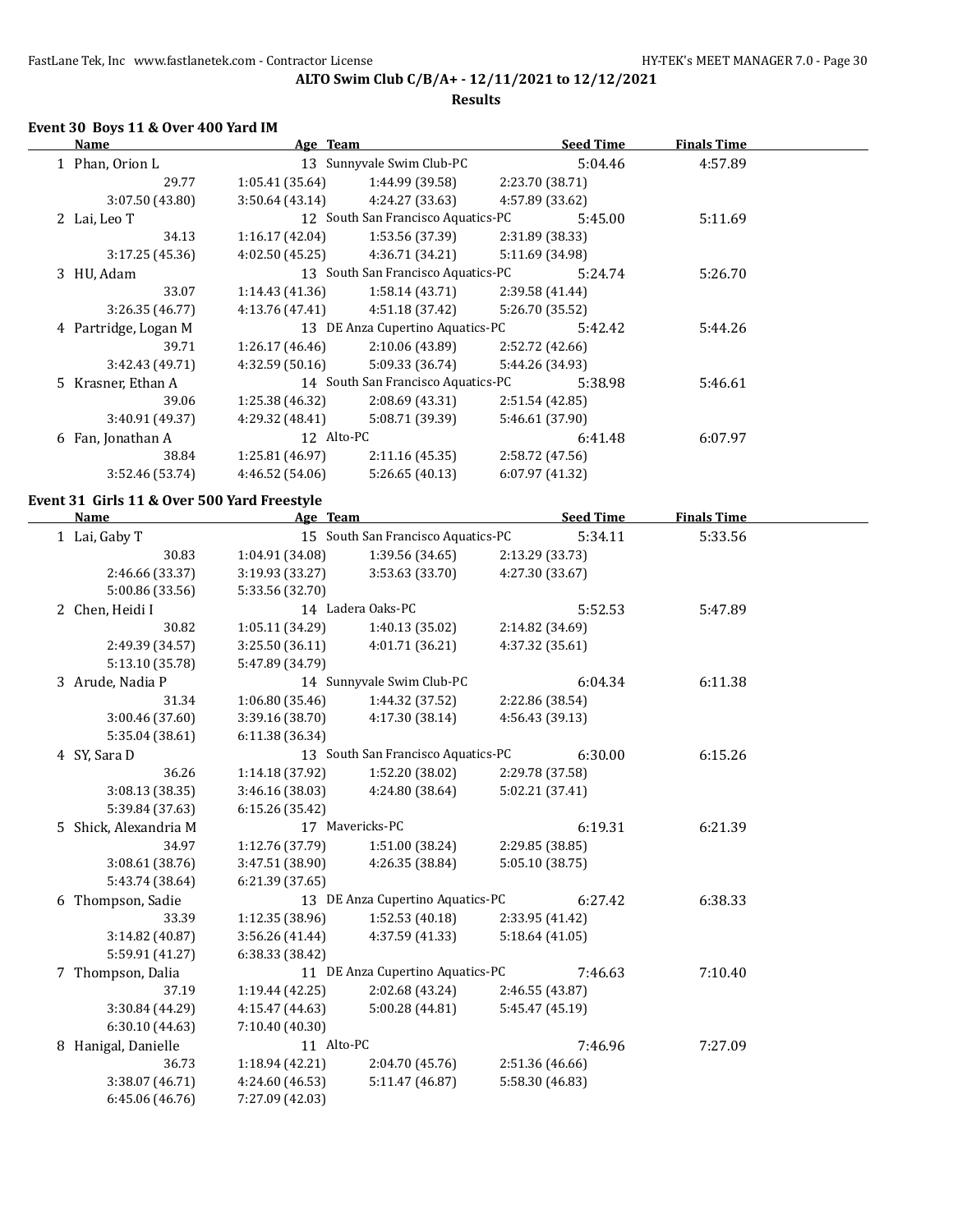**ALTO Swim Club C/B/A+ - 12/11/2021 to 12/12/2021**

**Results**

## Event 30 Boys 11 & Over 400 Yard IM

| Name | Age | Team | Seed Time | Finals Time |
|---|---|---|---|---|
| 1 Phan, Orion L | 13 | Sunnyvale Swim Club-PC | 5:04.46 | 4:57.89 |
| 29.77 | 1:05.41 (35.64) | 1:44.99 (39.58) | 2:23.70 (38.71) | |
| 3:07.50 (43.80) | 3:50.64 (43.14) | 4:24.27 (33.63) | 4:57.89 (33.62) | |
| 2 Lai, Leo T | 12 | South San Francisco Aquatics-PC | 5:45.00 | 5:11.69 |
| 34.13 | 1:16.17 (42.04) | 1:53.56 (37.39) | 2:31.89 (38.33) | |
| 3:17.25 (45.36) | 4:02.50 (45.25) | 4:36.71 (34.21) | 5:11.69 (34.98) | |
| 3 HU, Adam | 13 | South San Francisco Aquatics-PC | 5:24.74 | 5:26.70 |
| 33.07 | 1:14.43 (41.36) | 1:58.14 (43.71) | 2:39.58 (41.44) | |
| 3:26.35 (46.77) | 4:13.76 (47.41) | 4:51.18 (37.42) | 5:26.70 (35.52) | |
| 4 Partridge, Logan M | 13 | DE Anza Cupertino Aquatics-PC | 5:42.42 | 5:44.26 |
| 39.71 | 1:26.17 (46.46) | 2:10.06 (43.89) | 2:52.72 (42.66) | |
| 3:42.43 (49.71) | 4:32.59 (50.16) | 5:09.33 (36.74) | 5:44.26 (34.93) | |
| 5 Krasner, Ethan A | 14 | South San Francisco Aquatics-PC | 5:38.98 | 5:46.61 |
| 39.06 | 1:25.38 (46.32) | 2:08.69 (43.31) | 2:51.54 (42.85) | |
| 3:40.91 (49.37) | 4:29.32 (48.41) | 5:08.71 (39.39) | 5:46.61 (37.90) | |
| 6 Fan, Jonathan A | 12 | Alto-PC | 6:41.48 | 6:07.97 |
| 38.84 | 1:25.81 (46.97) | 2:11.16 (45.35) | 2:58.72 (47.56) | |
| 3:52.46 (53.74) | 4:46.52 (54.06) | 5:26.65 (40.13) | 6:07.97 (41.32) | |

## Event 31 Girls 11 & Over 500 Yard Freestyle

| Name | Age | Team | Seed Time | Finals Time |
|---|---|---|---|---|
| 1 Lai, Gaby T | 15 | South San Francisco Aquatics-PC | 5:34.11 | 5:33.56 |
| 30.83 | 1:04.91 (34.08) | 1:39.56 (34.65) | 2:13.29 (33.73) | |
| 2:46.66 (33.37) | 3:19.93 (33.27) | 3:53.63 (33.70) | 4:27.30 (33.67) | |
| 5:00.86 (33.56) | 5:33.56 (32.70) | | | |
| 2 Chen, Heidi I | 14 | Ladera Oaks-PC | 5:52.53 | 5:47.89 |
| 30.82 | 1:05.11 (34.29) | 1:40.13 (35.02) | 2:14.82 (34.69) | |
| 2:49.39 (34.57) | 3:25.50 (36.11) | 4:01.71 (36.21) | 4:37.32 (35.61) | |
| 5:13.10 (35.78) | 5:47.89 (34.79) | | | |
| 3 Arude, Nadia P | 14 | Sunnyvale Swim Club-PC | 6:04.34 | 6:11.38 |
| 31.34 | 1:06.80 (35.46) | 1:44.32 (37.52) | 2:22.86 (38.54) | |
| 3:00.46 (37.60) | 3:39.16 (38.70) | 4:17.30 (38.14) | 4:56.43 (39.13) | |
| 5:35.04 (38.61) | 6:11.38 (36.34) | | | |
| 4 SY, Sara D | 13 | South San Francisco Aquatics-PC | 6:30.00 | 6:15.26 |
| 36.26 | 1:14.18 (37.92) | 1:52.20 (38.02) | 2:29.78 (37.58) | |
| 3:08.13 (38.35) | 3:46.16 (38.03) | 4:24.80 (38.64) | 5:02.21 (37.41) | |
| 5:39.84 (37.63) | 6:15.26 (35.42) | | | |
| 5 Shick, Alexandria M | 17 | Mavericks-PC | 6:19.31 | 6:21.39 |
| 34.97 | 1:12.76 (37.79) | 1:51.00 (38.24) | 2:29.85 (38.85) | |
| 3:08.61 (38.76) | 3:47.51 (38.90) | 4:26.35 (38.84) | 5:05.10 (38.75) | |
| 5:43.74 (38.64) | 6:21.39 (37.65) | | | |
| 6 Thompson, Sadie | 13 | DE Anza Cupertino Aquatics-PC | 6:27.42 | 6:38.33 |
| 33.39 | 1:12.35 (38.96) | 1:52.53 (40.18) | 2:33.95 (41.42) | |
| 3:14.82 (40.87) | 3:56.26 (41.44) | 4:37.59 (41.33) | 5:18.64 (41.05) | |
| 5:59.91 (41.27) | 6:38.33 (38.42) | | | |
| 7 Thompson, Dalia | 11 | DE Anza Cupertino Aquatics-PC | 7:46.63 | 7:10.40 |
| 37.19 | 1:19.44 (42.25) | 2:02.68 (43.24) | 2:46.55 (43.87) | |
| 3:30.84 (44.29) | 4:15.47 (44.63) | 5:00.28 (44.81) | 5:45.47 (45.19) | |
| 6:30.10 (44.63) | 7:10.40 (40.30) | | | |
| 8 Hanigal, Danielle | 11 | Alto-PC | 7:46.96 | 7:27.09 |
| 36.73 | 1:18.94 (42.21) | 2:04.70 (45.76) | 2:51.36 (46.66) | |
| 3:38.07 (46.71) | 4:24.60 (46.53) | 5:11.47 (46.87) | 5:58.30 (46.83) | |
| 6:45.06 (46.76) | 7:27.09 (42.03) | | | |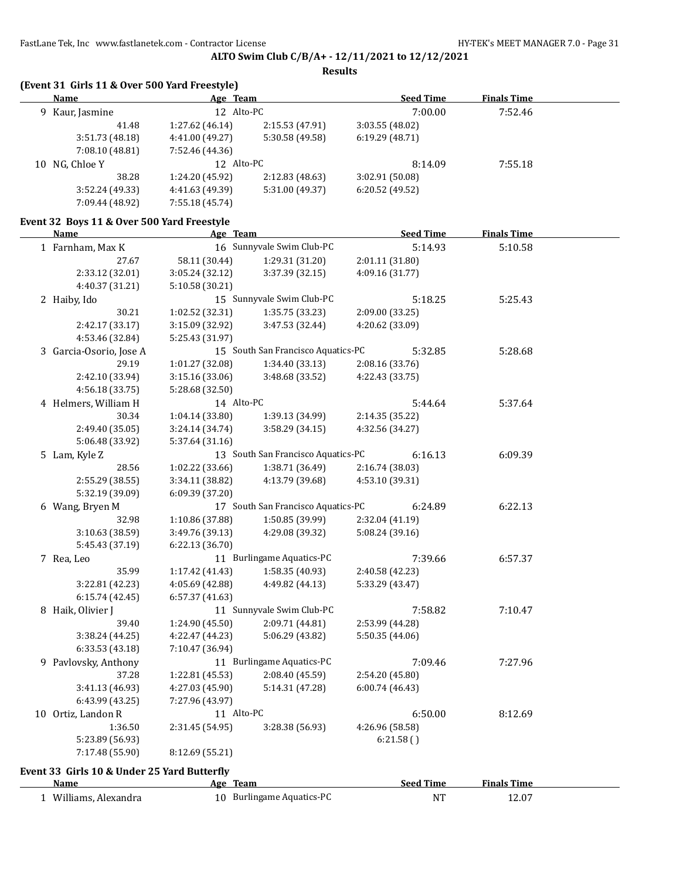**ALTO Swim Club C/B/A+ - 12/11/2021 to 12/12/2021**

**Results**

### (Event 31 Girls 11 & Over 500 Yard Freestyle)

| | Name | Age | Team | Seed Time | Finals Time |
|---|---|---|---|---|---|
| 9 | Kaur, Jasmine | 12 | Alto-PC | 7:00.00 | 7:52.46 |
| | 41.48 | 1:27.62 (46.14) | 2:15.53 (47.91) | 3:03.55 (48.02) | |
| | 3:51.73 (48.18) | 4:41.00 (49.27) | 5:30.58 (49.58) | 6:19.29 (48.71) | |
| | 7:08.10 (48.81) | 7:52.46 (44.36) | | | |
| 10 | NG, Chloe Y | 12 | Alto-PC | 8:14.09 | 7:55.18 |
| | 38.28 | 1:24.20 (45.92) | 2:12.83 (48.63) | 3:02.91 (50.08) | |
| | 3:52.24 (49.33) | 4:41.63 (49.39) | 5:31.00 (49.37) | 6:20.52 (49.52) | |
| | 7:09.44 (48.92) | 7:55.18 (45.74) | | | |

### Event 32 Boys 11 & Over 500 Yard Freestyle

| | Name | Age | Team | Seed Time | Finals Time |
|---|---|---|---|---|---|
| 1 | Farnham, Max K | 16 | Sunnyvale Swim Club-PC | 5:14.93 | 5:10.58 |
| | 27.67 | 58.11 (30.44) | 1:29.31 (31.20) | 2:01.11 (31.80) | |
| | 2:33.12 (32.01) | 3:05.24 (32.12) | 3:37.39 (32.15) | 4:09.16 (31.77) | |
| | 4:40.37 (31.21) | 5:10.58 (30.21) | | | |
| 2 | Haiby, Ido | 15 | Sunnyvale Swim Club-PC | 5:18.25 | 5:25.43 |
| | 30.21 | 1:02.52 (32.31) | 1:35.75 (33.23) | 2:09.00 (33.25) | |
| | 2:42.17 (33.17) | 3:15.09 (32.92) | 3:47.53 (32.44) | 4:20.62 (33.09) | |
| | 4:53.46 (32.84) | 5:25.43 (31.97) | | | |
| 3 | Garcia-Osorio, Jose A | 15 | South San Francisco Aquatics-PC | 5:32.85 | 5:28.68 |
| | 29.19 | 1:01.27 (32.08) | 1:34.40 (33.13) | 2:08.16 (33.76) | |
| | 2:42.10 (33.94) | 3:15.16 (33.06) | 3:48.68 (33.52) | 4:22.43 (33.75) | |
| | 4:56.18 (33.75) | 5:28.68 (32.50) | | | |
| 4 | Helmers, William H | 14 | Alto-PC | 5:44.64 | 5:37.64 |
| | 30.34 | 1:04.14 (33.80) | 1:39.13 (34.99) | 2:14.35 (35.22) | |
| | 2:49.40 (35.05) | 3:24.14 (34.74) | 3:58.29 (34.15) | 4:32.56 (34.27) | |
| | 5:06.48 (33.92) | 5:37.64 (31.16) | | | |
| 5 | Lam, Kyle Z | 13 | South San Francisco Aquatics-PC | 6:16.13 | 6:09.39 |
| | 28.56 | 1:02.22 (33.66) | 1:38.71 (36.49) | 2:16.74 (38.03) | |
| | 2:55.29 (38.55) | 3:34.11 (38.82) | 4:13.79 (39.68) | 4:53.10 (39.31) | |
| | 5:32.19 (39.09) | 6:09.39 (37.20) | | | |
| 6 | Wang, Bryen M | 17 | South San Francisco Aquatics-PC | 6:24.89 | 6:22.13 |
| | 32.98 | 1:10.86 (37.88) | 1:50.85 (39.99) | 2:32.04 (41.19) | |
| | 3:10.63 (38.59) | 3:49.76 (39.13) | 4:29.08 (39.32) | 5:08.24 (39.16) | |
| | 5:45.43 (37.19) | 6:22.13 (36.70) | | | |
| 7 | Rea, Leo | 11 | Burlingame Aquatics-PC | 7:39.66 | 6:57.37 |
| | 35.99 | 1:17.42 (41.43) | 1:58.35 (40.93) | 2:40.58 (42.23) | |
| | 3:22.81 (42.23) | 4:05.69 (42.88) | 4:49.82 (44.13) | 5:33.29 (43.47) | |
| | 6:15.74 (42.45) | 6:57.37 (41.63) | | | |
| 8 | Haik, Olivier J | 11 | Sunnyvale Swim Club-PC | 7:58.82 | 7:10.47 |
| | 39.40 | 1:24.90 (45.50) | 2:09.71 (44.81) | 2:53.99 (44.28) | |
| | 3:38.24 (44.25) | 4:22.47 (44.23) | 5:06.29 (43.82) | 5:50.35 (44.06) | |
| | 6:33.53 (43.18) | 7:10.47 (36.94) | | | |
| 9 | Pavlovsky, Anthony | 11 | Burlingame Aquatics-PC | 7:09.46 | 7:27.96 |
| | 37.28 | 1:22.81 (45.53) | 2:08.40 (45.59) | 2:54.20 (45.80) | |
| | 3:41.13 (46.93) | 4:27.03 (45.90) | 5:14.31 (47.28) | 6:00.74 (46.43) | |
| | 6:43.99 (43.25) | 7:27.96 (43.97) | | | |
| 10 | Ortiz, Landon R | 11 | Alto-PC | 6:50.00 | 8:12.69 |
| | 1:36.50 | 2:31.45 (54.95) | 3:28.38 (56.93) | 4:26.96 (58.58) | |
| | 5:23.89 (56.93) | | | 6:21.58 ( ) | |
| | 7:17.48 (55.90) | 8:12.69 (55.21) | | | |

### Event 33 Girls 10 & Under 25 Yard Butterfly

| | Name | Age | Team | Seed Time | Finals Time |
|---|---|---|---|---|---|
| 1 | Williams, Alexandra | 10 | Burlingame Aquatics-PC | NT | 12.07 |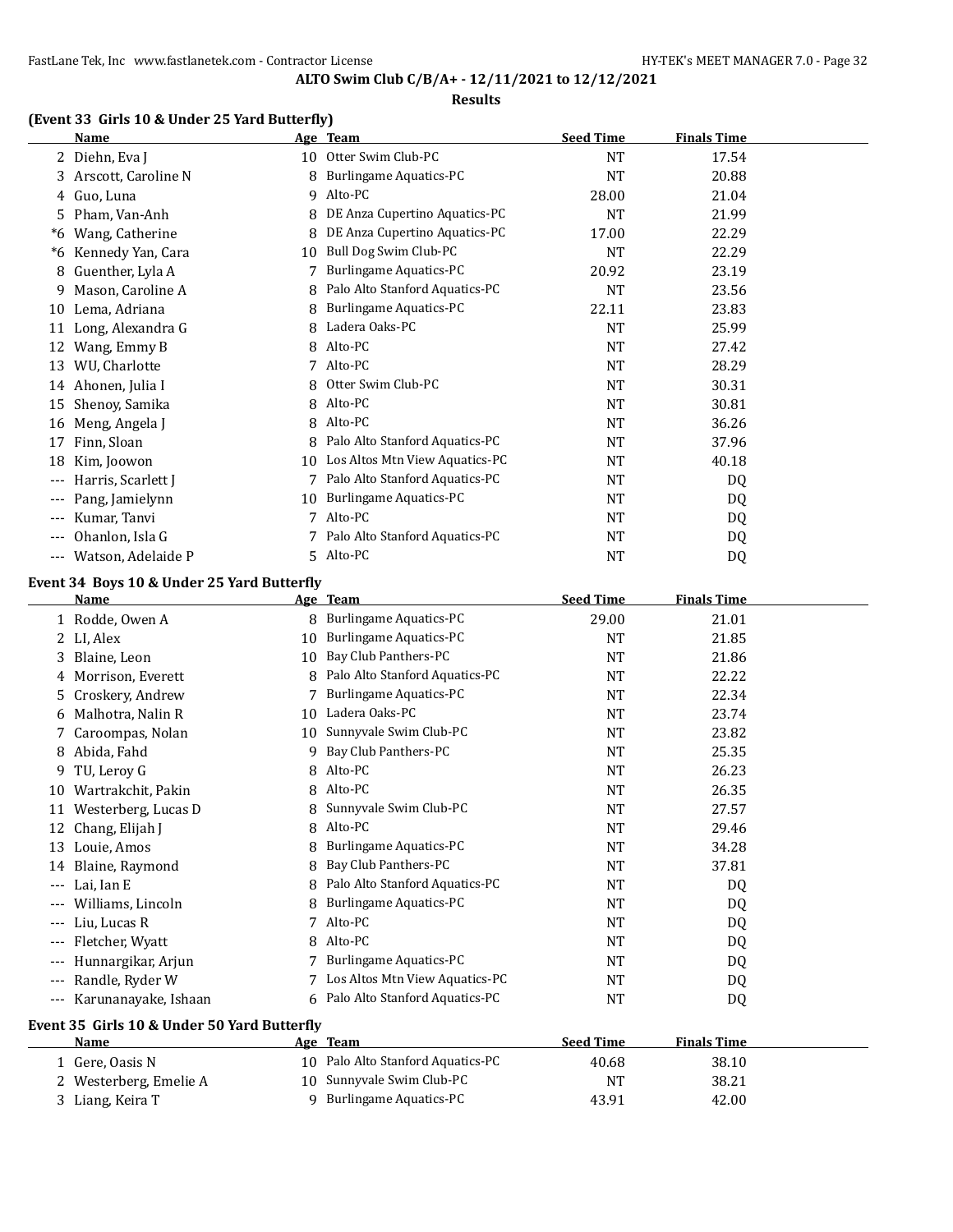## ALTO Swim Club C/B/A+ - 12/11/2021 to 12/12/2021

### Results

### (Event 33 Girls 10 & Under 25 Yard Butterfly)

| | Name | Age | Team | Seed Time | Finals Time |
|---|---|---|---|---|---|
| 2 | Diehn, Eva J | 10 | Otter Swim Club-PC | NT | 17.54 |
| 3 | Arscott, Caroline N | 8 | Burlingame Aquatics-PC | NT | 20.88 |
| 4 | Guo, Luna | 9 | Alto-PC | 28.00 | 21.04 |
| 5 | Pham, Van-Anh | 8 | DE Anza Cupertino Aquatics-PC | NT | 21.99 |
| *6 | Wang, Catherine | 8 | DE Anza Cupertino Aquatics-PC | 17.00 | 22.29 |
| *6 | Kennedy Yan, Cara | 10 | Bull Dog Swim Club-PC | NT | 22.29 |
| 8 | Guenther, Lyla A | 7 | Burlingame Aquatics-PC | 20.92 | 23.19 |
| 9 | Mason, Caroline A | 8 | Palo Alto Stanford Aquatics-PC | NT | 23.56 |
| 10 | Lema, Adriana | 8 | Burlingame Aquatics-PC | 22.11 | 23.83 |
| 11 | Long, Alexandra G | 8 | Ladera Oaks-PC | NT | 25.99 |
| 12 | Wang, Emmy B | 8 | Alto-PC | NT | 27.42 |
| 13 | WU, Charlotte | 7 | Alto-PC | NT | 28.29 |
| 14 | Ahonen, Julia I | 8 | Otter Swim Club-PC | NT | 30.31 |
| 15 | Shenoy, Samika | 8 | Alto-PC | NT | 30.81 |
| 16 | Meng, Angela J | 8 | Alto-PC | NT | 36.26 |
| 17 | Finn, Sloan | 8 | Palo Alto Stanford Aquatics-PC | NT | 37.96 |
| 18 | Kim, Joowon | 10 | Los Altos Mtn View Aquatics-PC | NT | 40.18 |
| --- | Harris, Scarlett J | 7 | Palo Alto Stanford Aquatics-PC | NT | DQ |
| --- | Pang, Jamielynn | 10 | Burlingame Aquatics-PC | NT | DQ |
| --- | Kumar, Tanvi | 7 | Alto-PC | NT | DQ |
| --- | Ohanlon, Isla G | 7 | Palo Alto Stanford Aquatics-PC | NT | DQ |
| --- | Watson, Adelaide P | 5 | Alto-PC | NT | DQ |

### Event 34 Boys 10 & Under 25 Yard Butterfly

| | Name | Age | Team | Seed Time | Finals Time |
|---|---|---|---|---|---|
| 1 | Rodde, Owen A | 8 | Burlingame Aquatics-PC | 29.00 | 21.01 |
| 2 | LI, Alex | 10 | Burlingame Aquatics-PC | NT | 21.85 |
| 3 | Blaine, Leon | 10 | Bay Club Panthers-PC | NT | 21.86 |
| 4 | Morrison, Everett | 8 | Palo Alto Stanford Aquatics-PC | NT | 22.22 |
| 5 | Croskery, Andrew | 7 | Burlingame Aquatics-PC | NT | 22.34 |
| 6 | Malhotra, Nalin R | 10 | Ladera Oaks-PC | NT | 23.74 |
| 7 | Caroompas, Nolan | 10 | Sunnyvale Swim Club-PC | NT | 23.82 |
| 8 | Abida, Fahd | 9 | Bay Club Panthers-PC | NT | 25.35 |
| 9 | TU, Leroy G | 8 | Alto-PC | NT | 26.23 |
| 10 | Wartrakchit, Pakin | 8 | Alto-PC | NT | 26.35 |
| 11 | Westerberg, Lucas D | 8 | Sunnyvale Swim Club-PC | NT | 27.57 |
| 12 | Chang, Elijah J | 8 | Alto-PC | NT | 29.46 |
| 13 | Louie, Amos | 8 | Burlingame Aquatics-PC | NT | 34.28 |
| 14 | Blaine, Raymond | 8 | Bay Club Panthers-PC | NT | 37.81 |
| --- | Lai, Ian E | 8 | Palo Alto Stanford Aquatics-PC | NT | DQ |
| --- | Williams, Lincoln | 8 | Burlingame Aquatics-PC | NT | DQ |
| --- | Liu, Lucas R | 7 | Alto-PC | NT | DQ |
| --- | Fletcher, Wyatt | 8 | Alto-PC | NT | DQ |
| --- | Hunnargikar, Arjun | 7 | Burlingame Aquatics-PC | NT | DQ |
| --- | Randle, Ryder W | 7 | Los Altos Mtn View Aquatics-PC | NT | DQ |
| --- | Karunanayake, Ishaan | 6 | Palo Alto Stanford Aquatics-PC | NT | DQ |

### Event 35 Girls 10 & Under 50 Yard Butterfly

| | Name | Age | Team | Seed Time | Finals Time |
|---|---|---|---|---|---|
| 1 | Gere, Oasis N | 10 | Palo Alto Stanford Aquatics-PC | 40.68 | 38.10 |
| 2 | Westerberg, Emelie A | 10 | Sunnyvale Swim Club-PC | NT | 38.21 |
| 3 | Liang, Keira T | 9 | Burlingame Aquatics-PC | 43.91 | 42.00 |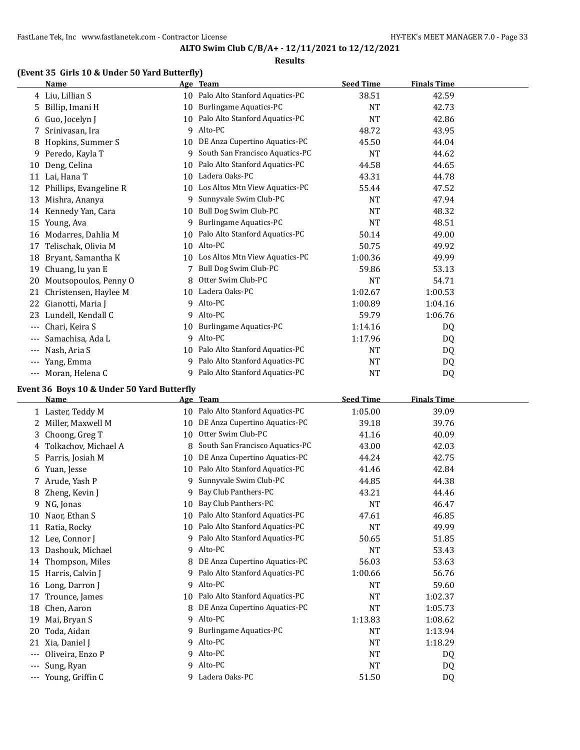**ALTO Swim Club C/B/A+ - 12/11/2021 to 12/12/2021**

**Results**

### (Event 35 Girls 10 & Under 50 Yard Butterfly)

| | Name | Age | Team | Seed Time | Finals Time |
|---|---|---|---|---|---|
| 4 | Liu, Lillian S | 10 | Palo Alto Stanford Aquatics-PC | 38.51 | 42.59 |
| 5 | Billip, Imani H | 10 | Burlingame Aquatics-PC | NT | 42.73 |
| 6 | Guo, Jocelyn J | 10 | Palo Alto Stanford Aquatics-PC | NT | 42.86 |
| 7 | Srinivasan, Ira | 9 | Alto-PC | 48.72 | 43.95 |
| 8 | Hopkins, Summer S | 10 | DE Anza Cupertino Aquatics-PC | 45.50 | 44.04 |
| 9 | Peredo, Kayla T | 9 | South San Francisco Aquatics-PC | NT | 44.62 |
| 10 | Deng, Celina | 10 | Palo Alto Stanford Aquatics-PC | 44.58 | 44.65 |
| 11 | Lai, Hana T | 10 | Ladera Oaks-PC | 43.31 | 44.78 |
| 12 | Phillips, Evangeline R | 10 | Los Altos Mtn View Aquatics-PC | 55.44 | 47.52 |
| 13 | Mishra, Ananya | 9 | Sunnyvale Swim Club-PC | NT | 47.94 |
| 14 | Kennedy Yan, Cara | 10 | Bull Dog Swim Club-PC | NT | 48.32 |
| 15 | Young, Ava | 9 | Burlingame Aquatics-PC | NT | 48.51 |
| 16 | Modarres, Dahlia M | 10 | Palo Alto Stanford Aquatics-PC | 50.14 | 49.00 |
| 17 | Telischak, Olivia M | 10 | Alto-PC | 50.75 | 49.92 |
| 18 | Bryant, Samantha K | 10 | Los Altos Mtn View Aquatics-PC | 1:00.36 | 49.99 |
| 19 | Chuang, lu yan E | 7 | Bull Dog Swim Club-PC | 59.86 | 53.13 |
| 20 | Moutsopoulos, Penny O | 8 | Otter Swim Club-PC | NT | 54.71 |
| 21 | Christensen, Haylee M | 10 | Ladera Oaks-PC | 1:02.67 | 1:00.53 |
| 22 | Gianotti, Maria J | 9 | Alto-PC | 1:00.89 | 1:04.16 |
| 23 | Lundell, Kendall C | 9 | Alto-PC | 59.79 | 1:06.76 |
| --- | Chari, Keira S | 10 | Burlingame Aquatics-PC | 1:14.16 | DQ |
| --- | Samachisa, Ada L | 9 | Alto-PC | 1:17.96 | DQ |
| --- | Nash, Aria S | 10 | Palo Alto Stanford Aquatics-PC | NT | DQ |
| --- | Yang, Emma | 9 | Palo Alto Stanford Aquatics-PC | NT | DQ |
| --- | Moran, Helena C | 9 | Palo Alto Stanford Aquatics-PC | NT | DQ |

### Event 36 Boys 10 & Under 50 Yard Butterfly

| | Name | Age | Team | Seed Time | Finals Time |
|---|---|---|---|---|---|
| 1 | Laster, Teddy M | 10 | Palo Alto Stanford Aquatics-PC | 1:05.00 | 39.09 |
| 2 | Miller, Maxwell M | 10 | DE Anza Cupertino Aquatics-PC | 39.18 | 39.76 |
| 3 | Choong, Greg T | 10 | Otter Swim Club-PC | 41.16 | 40.09 |
| 4 | Tolkachov, Michael A | 8 | South San Francisco Aquatics-PC | 43.00 | 42.03 |
| 5 | Parris, Josiah M | 10 | DE Anza Cupertino Aquatics-PC | 44.24 | 42.75 |
| 6 | Yuan, Jesse | 10 | Palo Alto Stanford Aquatics-PC | 41.46 | 42.84 |
| 7 | Arude, Yash P | 9 | Sunnyvale Swim Club-PC | 44.85 | 44.38 |
| 8 | Zheng, Kevin J | 9 | Bay Club Panthers-PC | 43.21 | 44.46 |
| 9 | NG, Jonas | 10 | Bay Club Panthers-PC | NT | 46.47 |
| 10 | Naor, Ethan S | 10 | Palo Alto Stanford Aquatics-PC | 47.61 | 46.85 |
| 11 | Ratia, Rocky | 10 | Palo Alto Stanford Aquatics-PC | NT | 49.99 |
| 12 | Lee, Connor J | 9 | Palo Alto Stanford Aquatics-PC | 50.65 | 51.85 |
| 13 | Dashouk, Michael | 9 | Alto-PC | NT | 53.43 |
| 14 | Thompson, Miles | 8 | DE Anza Cupertino Aquatics-PC | 56.03 | 53.63 |
| 15 | Harris, Calvin J | 9 | Palo Alto Stanford Aquatics-PC | 1:00.66 | 56.76 |
| 16 | Long, Darron J | 9 | Alto-PC | NT | 59.60 |
| 17 | Trounce, James | 10 | Palo Alto Stanford Aquatics-PC | NT | 1:02.37 |
| 18 | Chen, Aaron | 8 | DE Anza Cupertino Aquatics-PC | NT | 1:05.73 |
| 19 | Mai, Bryan S | 9 | Alto-PC | 1:13.83 | 1:08.62 |
| 20 | Toda, Aidan | 9 | Burlingame Aquatics-PC | NT | 1:13.94 |
| 21 | Xia, Daniel J | 9 | Alto-PC | NT | 1:18.29 |
| --- | Oliveira, Enzo P | 9 | Alto-PC | NT | DQ |
| --- | Sung, Ryan | 9 | Alto-PC | NT | DQ |
| --- | Young, Griffin C | 9 | Ladera Oaks-PC | 51.50 | DQ |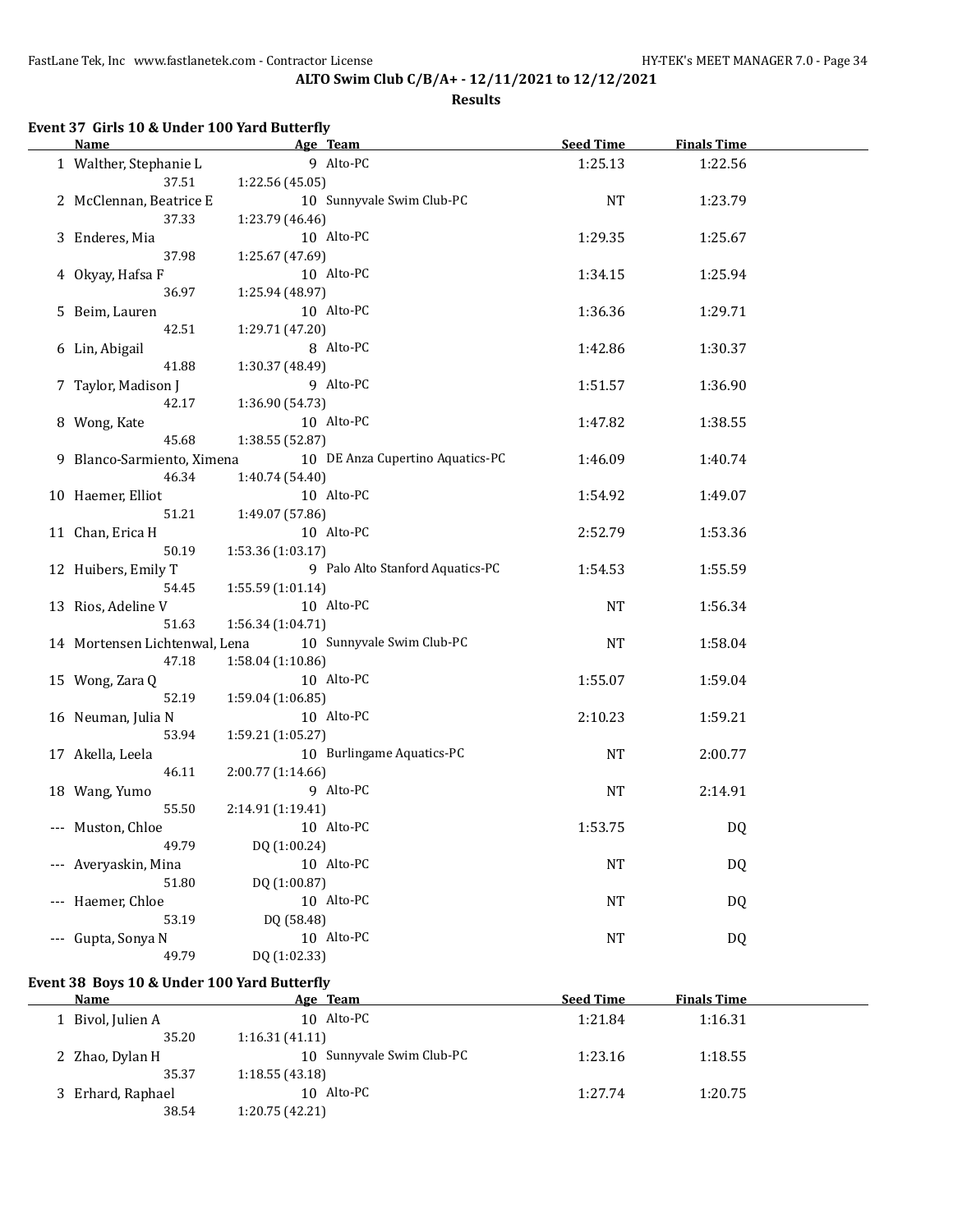# ALTO Swim Club C/B/A+ - 12/11/2021 to 12/12/2021

## Results

### Event 37 Girls 10 & Under 100 Yard Butterfly

| | Name | Age | Team | Seed Time | Finals Time |
|---|---|---|---|---|---|
| 1 | Walther, Stephanie L | 9 | Alto-PC | 1:25.13 | 1:22.56 |
| | 37.51 | 1:22.56 (45.05) | | | |
| 2 | McClennan, Beatrice E | 10 | Sunnyvale Swim Club-PC | NT | 1:23.79 |
| | 37.33 | 1:23.79 (46.46) | | | |
| 3 | Enderes, Mia | 10 | Alto-PC | 1:29.35 | 1:25.67 |
| | 37.98 | 1:25.67 (47.69) | | | |
| 4 | Okyay, Hafsa F | 10 | Alto-PC | 1:34.15 | 1:25.94 |
| | 36.97 | 1:25.94 (48.97) | | | |
| 5 | Beim, Lauren | 10 | Alto-PC | 1:36.36 | 1:29.71 |
| | 42.51 | 1:29.71 (47.20) | | | |
| 6 | Lin, Abigail | 8 | Alto-PC | 1:42.86 | 1:30.37 |
| | 41.88 | 1:30.37 (48.49) | | | |
| 7 | Taylor, Madison J | 9 | Alto-PC | 1:51.57 | 1:36.90 |
| | 42.17 | 1:36.90 (54.73) | | | |
| 8 | Wong, Kate | 10 | Alto-PC | 1:47.82 | 1:38.55 |
| | 45.68 | 1:38.55 (52.87) | | | |
| 9 | Blanco-Sarmiento, Ximena | 10 | DE Anza Cupertino Aquatics-PC | 1:46.09 | 1:40.74 |
| | 46.34 | 1:40.74 (54.40) | | | |
| 10 | Haemer, Elliot | 10 | Alto-PC | 1:54.92 | 1:49.07 |
| | 51.21 | 1:49.07 (57.86) | | | |
| 11 | Chan, Erica H | 10 | Alto-PC | 2:52.79 | 1:53.36 |
| | 50.19 | 1:53.36 (1:03.17) | | | |
| 12 | Huibers, Emily T | 9 | Palo Alto Stanford Aquatics-PC | 1:54.53 | 1:55.59 |
| | 54.45 | 1:55.59 (1:01.14) | | | |
| 13 | Rios, Adeline V | 10 | Alto-PC | NT | 1:56.34 |
| | 51.63 | 1:56.34 (1:04.71) | | | |
| 14 | Mortensen Lichtenwal, Lena | 10 | Sunnyvale Swim Club-PC | NT | 1:58.04 |
| | 47.18 | 1:58.04 (1:10.86) | | | |
| 15 | Wong, Zara Q | 10 | Alto-PC | 1:55.07 | 1:59.04 |
| | 52.19 | 1:59.04 (1:06.85) | | | |
| 16 | Neuman, Julia N | 10 | Alto-PC | 2:10.23 | 1:59.21 |
| | 53.94 | 1:59.21 (1:05.27) | | | |
| 17 | Akella, Leela | 10 | Burlingame Aquatics-PC | NT | 2:00.77 |
| | 46.11 | 2:00.77 (1:14.66) | | | |
| 18 | Wang, Yumo | 9 | Alto-PC | NT | 2:14.91 |
| | 55.50 | 2:14.91 (1:19.41) | | | |
| --- | Muston, Chloe | 10 | Alto-PC | 1:53.75 | DQ |
| | 49.79 | DQ (1:00.24) | | | |
| --- | Averyaskin, Mina | 10 | Alto-PC | NT | DQ |
| | 51.80 | DQ (1:00.87) | | | |
| --- | Haemer, Chloe | 10 | Alto-PC | NT | DQ |
| | 53.19 | DQ (58.48) | | | |
| --- | Gupta, Sonya N | 10 | Alto-PC | NT | DQ |
| | 49.79 | DQ (1:02.33) | | | |

### Event 38 Boys 10 & Under 100 Yard Butterfly

| | Name | Age | Team | Seed Time | Finals Time |
|---|---|---|---|---|---|
| 1 | Bivol, Julien A | 10 | Alto-PC | 1:21.84 | 1:16.31 |
| | 35.20 | 1:16.31 (41.11) | | | |
| 2 | Zhao, Dylan H | 10 | Sunnyvale Swim Club-PC | 1:23.16 | 1:18.55 |
| | 35.37 | 1:18.55 (43.18) | | | |
| 3 | Erhard, Raphael | 10 | Alto-PC | 1:27.74 | 1:20.75 |
| | 38.54 | 1:20.75 (42.21) | | | |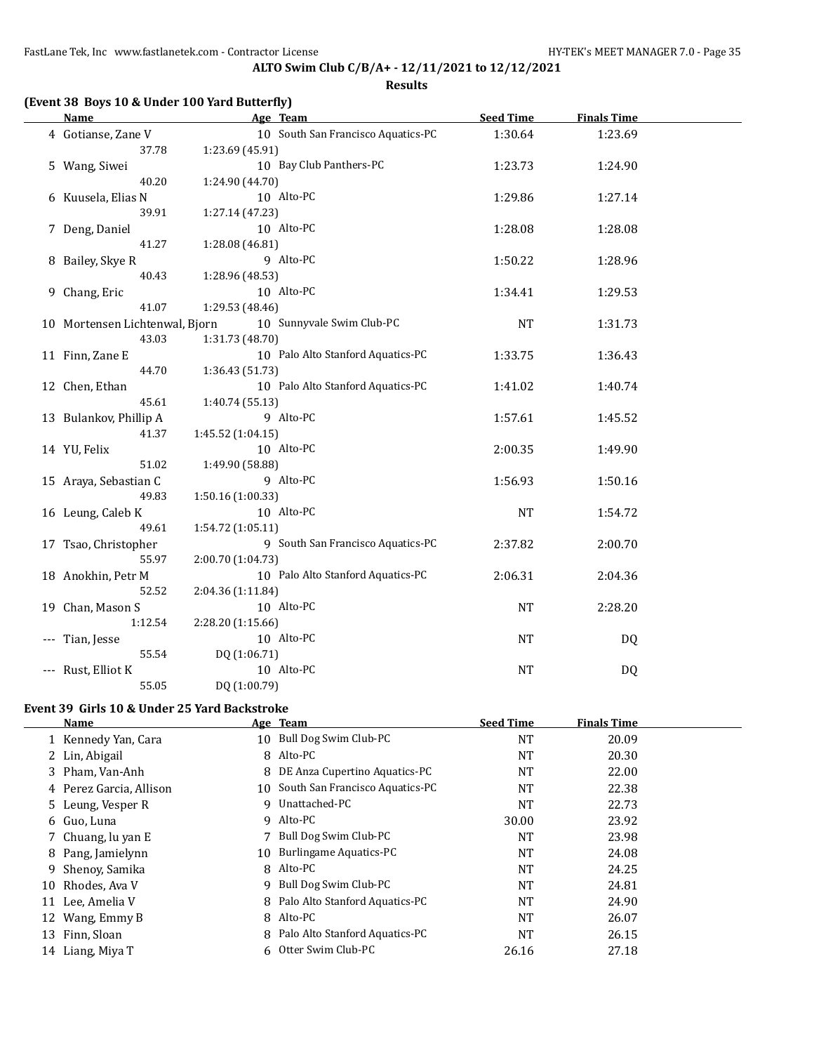## ALTO Swim Club C/B/A+ - 12/11/2021 to 12/12/2021

### Results

### (Event 38 Boys 10 & Under 100 Yard Butterfly)

| | Name | Age | Team | Seed Time | Finals Time |
|---|---|---|---|---|---|
| 4 | Gotianse, Zane V | 10 | South San Francisco Aquatics-PC | 1:30.64 | 1:23.69 |
| | 37.78 | 1:23.69 (45.91) | | | |
| 5 | Wang, Siwei | 10 | Bay Club Panthers-PC | 1:23.73 | 1:24.90 |
| | 40.20 | 1:24.90 (44.70) | | | |
| 6 | Kuusela, Elias N | 10 | Alto-PC | 1:29.86 | 1:27.14 |
| | 39.91 | 1:27.14 (47.23) | | | |
| 7 | Deng, Daniel | 10 | Alto-PC | 1:28.08 | 1:28.08 |
| | 41.27 | 1:28.08 (46.81) | | | |
| 8 | Bailey, Skye R | 9 | Alto-PC | 1:50.22 | 1:28.96 |
| | 40.43 | 1:28.96 (48.53) | | | |
| 9 | Chang, Eric | 10 | Alto-PC | 1:34.41 | 1:29.53 |
| | 41.07 | 1:29.53 (48.46) | | | |
| 10 | Mortensen Lichtenwal, Bjorn | 10 | Sunnyvale Swim Club-PC | NT | 1:31.73 |
| | 43.03 | 1:31.73 (48.70) | | | |
| 11 | Finn, Zane E | 10 | Palo Alto Stanford Aquatics-PC | 1:33.75 | 1:36.43 |
| | 44.70 | 1:36.43 (51.73) | | | |
| 12 | Chen, Ethan | 10 | Palo Alto Stanford Aquatics-PC | 1:41.02 | 1:40.74 |
| | 45.61 | 1:40.74 (55.13) | | | |
| 13 | Bulankov, Phillip A | 9 | Alto-PC | 1:57.61 | 1:45.52 |
| | 41.37 | 1:45.52 (1:04.15) | | | |
| 14 | YU, Felix | 10 | Alto-PC | 2:00.35 | 1:49.90 |
| | 51.02 | 1:49.90 (58.88) | | | |
| 15 | Araya, Sebastian C | 9 | Alto-PC | 1:56.93 | 1:50.16 |
| | 49.83 | 1:50.16 (1:00.33) | | | |
| 16 | Leung, Caleb K | 10 | Alto-PC | NT | 1:54.72 |
| | 49.61 | 1:54.72 (1:05.11) | | | |
| 17 | Tsao, Christopher | 9 | South San Francisco Aquatics-PC | 2:37.82 | 2:00.70 |
| | 55.97 | 2:00.70 (1:04.73) | | | |
| 18 | Anokhin, Petr M | 10 | Palo Alto Stanford Aquatics-PC | 2:06.31 | 2:04.36 |
| | 52.52 | 2:04.36 (1:11.84) | | | |
| 19 | Chan, Mason S | 10 | Alto-PC | NT | 2:28.20 |
| | 1:12.54 | 2:28.20 (1:15.66) | | | |
| --- | Tian, Jesse | 10 | Alto-PC | NT | DQ |
| | 55.54 | DQ (1:06.71) | | | |
| --- | Rust, Elliot K | 10 | Alto-PC | NT | DQ |
| | 55.05 | DQ (1:00.79) | | | |

### Event 39 Girls 10 & Under 25 Yard Backstroke

| | Name | Age | Team | Seed Time | Finals Time |
|---|---|---|---|---|---|
| 1 | Kennedy Yan, Cara | 10 | Bull Dog Swim Club-PC | NT | 20.09 |
| 2 | Lin, Abigail | 8 | Alto-PC | NT | 20.30 |
| 3 | Pham, Van-Anh | 8 | DE Anza Cupertino Aquatics-PC | NT | 22.00 |
| 4 | Perez Garcia, Allison | 10 | South San Francisco Aquatics-PC | NT | 22.38 |
| 5 | Leung, Vesper R | 9 | Unattached-PC | NT | 22.73 |
| 6 | Guo, Luna | 9 | Alto-PC | 30.00 | 23.92 |
| 7 | Chuang, lu yan E | 7 | Bull Dog Swim Club-PC | NT | 23.98 |
| 8 | Pang, Jamielynn | 10 | Burlingame Aquatics-PC | NT | 24.08 |
| 9 | Shenoy, Samika | 8 | Alto-PC | NT | 24.25 |
| 10 | Rhodes, Ava V | 9 | Bull Dog Swim Club-PC | NT | 24.81 |
| 11 | Lee, Amelia V | 8 | Palo Alto Stanford Aquatics-PC | NT | 24.90 |
| 12 | Wang, Emmy B | 8 | Alto-PC | NT | 26.07 |
| 13 | Finn, Sloan | 8 | Palo Alto Stanford Aquatics-PC | NT | 26.15 |
| 14 | Liang, Miya T | 6 | Otter Swim Club-PC | 26.16 | 27.18 |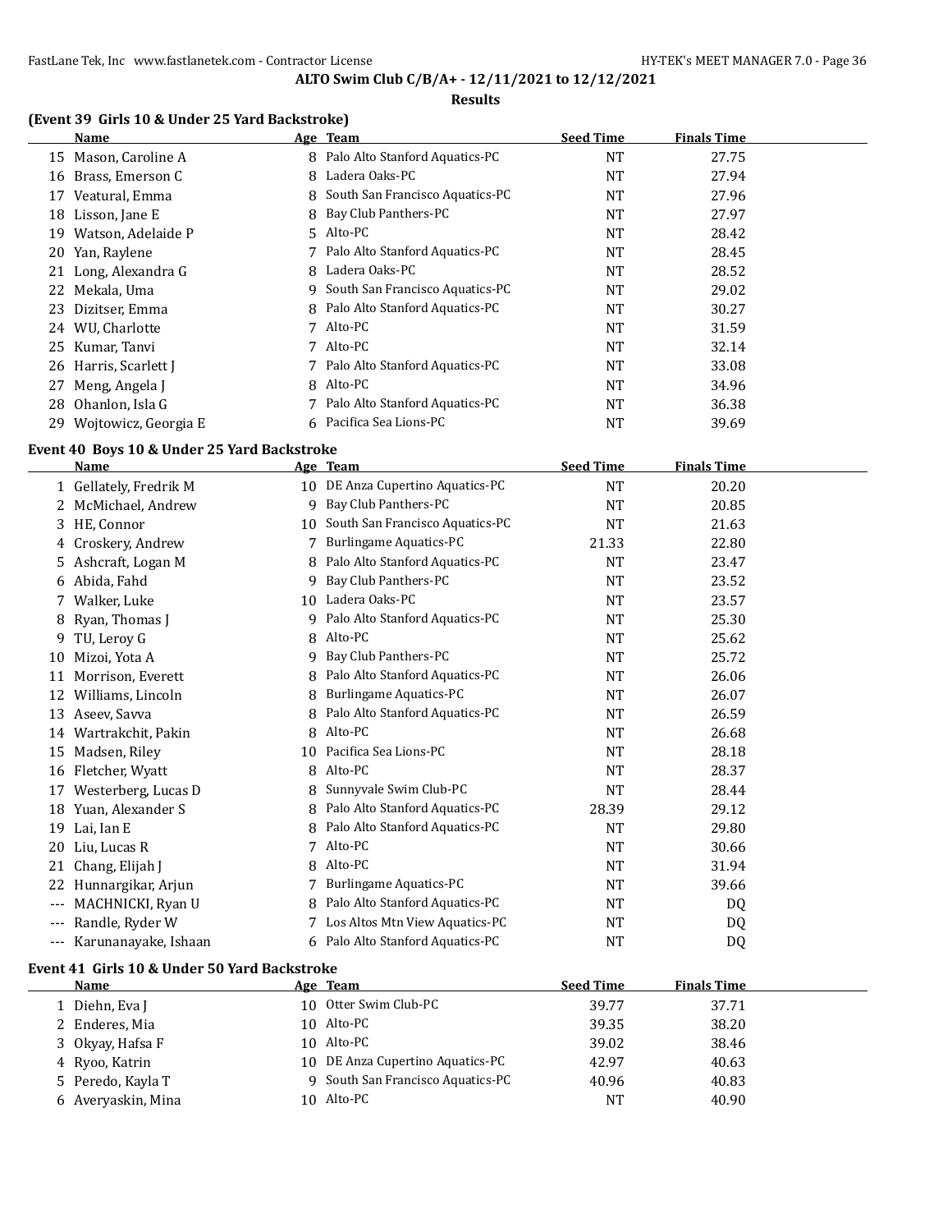## ALTO Swim Club C/B/A+ - 12/11/2021 to 12/12/2021

### Results

### (Event 39 Girls 10 & Under 25 Yard Backstroke)

| | Name | Age | Team | Seed Time | Finals Time |
|---|---|---|---|---|---|
| 15 | Mason, Caroline A | 8 | Palo Alto Stanford Aquatics-PC | NT | 27.75 |
| 16 | Brass, Emerson C | 8 | Ladera Oaks-PC | NT | 27.94 |
| 17 | Veatural, Emma | 8 | South San Francisco Aquatics-PC | NT | 27.96 |
| 18 | Lisson, Jane E | 8 | Bay Club Panthers-PC | NT | 27.97 |
| 19 | Watson, Adelaide P | 5 | Alto-PC | NT | 28.42 |
| 20 | Yan, Raylene | 7 | Palo Alto Stanford Aquatics-PC | NT | 28.45 |
| 21 | Long, Alexandra G | 8 | Ladera Oaks-PC | NT | 28.52 |
| 22 | Mekala, Uma | 9 | South San Francisco Aquatics-PC | NT | 29.02 |
| 23 | Dizitser, Emma | 8 | Palo Alto Stanford Aquatics-PC | NT | 30.27 |
| 24 | WU, Charlotte | 7 | Alto-PC | NT | 31.59 |
| 25 | Kumar, Tanvi | 7 | Alto-PC | NT | 32.14 |
| 26 | Harris, Scarlett J | 7 | Palo Alto Stanford Aquatics-PC | NT | 33.08 |
| 27 | Meng, Angela J | 8 | Alto-PC | NT | 34.96 |
| 28 | Ohanlon, Isla G | 7 | Palo Alto Stanford Aquatics-PC | NT | 36.38 |
| 29 | Wojtowicz, Georgia E | 6 | Pacifica Sea Lions-PC | NT | 39.69 |

### Event 40 Boys 10 & Under 25 Yard Backstroke

| | Name | Age | Team | Seed Time | Finals Time |
|---|---|---|---|---|---|
| 1 | Gellately, Fredrik M | 10 | DE Anza Cupertino Aquatics-PC | NT | 20.20 |
| 2 | McMichael, Andrew | 9 | Bay Club Panthers-PC | NT | 20.85 |
| 3 | HE, Connor | 10 | South San Francisco Aquatics-PC | NT | 21.63 |
| 4 | Croskery, Andrew | 7 | Burlingame Aquatics-PC | 21.33 | 22.80 |
| 5 | Ashcraft, Logan M | 8 | Palo Alto Stanford Aquatics-PC | NT | 23.47 |
| 6 | Abida, Fahd | 9 | Bay Club Panthers-PC | NT | 23.52 |
| 7 | Walker, Luke | 10 | Ladera Oaks-PC | NT | 23.57 |
| 8 | Ryan, Thomas J | 9 | Palo Alto Stanford Aquatics-PC | NT | 25.30 |
| 9 | TU, Leroy G | 8 | Alto-PC | NT | 25.62 |
| 10 | Mizoi, Yota A | 9 | Bay Club Panthers-PC | NT | 25.72 |
| 11 | Morrison, Everett | 8 | Palo Alto Stanford Aquatics-PC | NT | 26.06 |
| 12 | Williams, Lincoln | 8 | Burlingame Aquatics-PC | NT | 26.07 |
| 13 | Aseev, Savva | 8 | Palo Alto Stanford Aquatics-PC | NT | 26.59 |
| 14 | Wartrakchit, Pakin | 8 | Alto-PC | NT | 26.68 |
| 15 | Madsen, Riley | 10 | Pacifica Sea Lions-PC | NT | 28.18 |
| 16 | Fletcher, Wyatt | 8 | Alto-PC | NT | 28.37 |
| 17 | Westerberg, Lucas D | 8 | Sunnyvale Swim Club-PC | NT | 28.44 |
| 18 | Yuan, Alexander S | 8 | Palo Alto Stanford Aquatics-PC | 28.39 | 29.12 |
| 19 | Lai, Ian E | 8 | Palo Alto Stanford Aquatics-PC | NT | 29.80 |
| 20 | Liu, Lucas R | 7 | Alto-PC | NT | 30.66 |
| 21 | Chang, Elijah J | 8 | Alto-PC | NT | 31.94 |
| 22 | Hunnargikar, Arjun | 7 | Burlingame Aquatics-PC | NT | 39.66 |
| --- | MACHNICKI, Ryan U | 8 | Palo Alto Stanford Aquatics-PC | NT | DQ |
| --- | Randle, Ryder W | 7 | Los Altos Mtn View Aquatics-PC | NT | DQ |
| --- | Karunanayake, Ishaan | 6 | Palo Alto Stanford Aquatics-PC | NT | DQ |

### Event 41 Girls 10 & Under 50 Yard Backstroke

| | Name | Age | Team | Seed Time | Finals Time |
|---|---|---|---|---|---|
| 1 | Diehn, Eva J | 10 | Otter Swim Club-PC | 39.77 | 37.71 |
| 2 | Enderes, Mia | 10 | Alto-PC | 39.35 | 38.20 |
| 3 | Okyay, Hafsa F | 10 | Alto-PC | 39.02 | 38.46 |
| 4 | Ryoo, Katrin | 10 | DE Anza Cupertino Aquatics-PC | 42.97 | 40.63 |
| 5 | Peredo, Kayla T | 9 | South San Francisco Aquatics-PC | 40.96 | 40.83 |
| 6 | Averyaskin, Mina | 10 | Alto-PC | NT | 40.90 |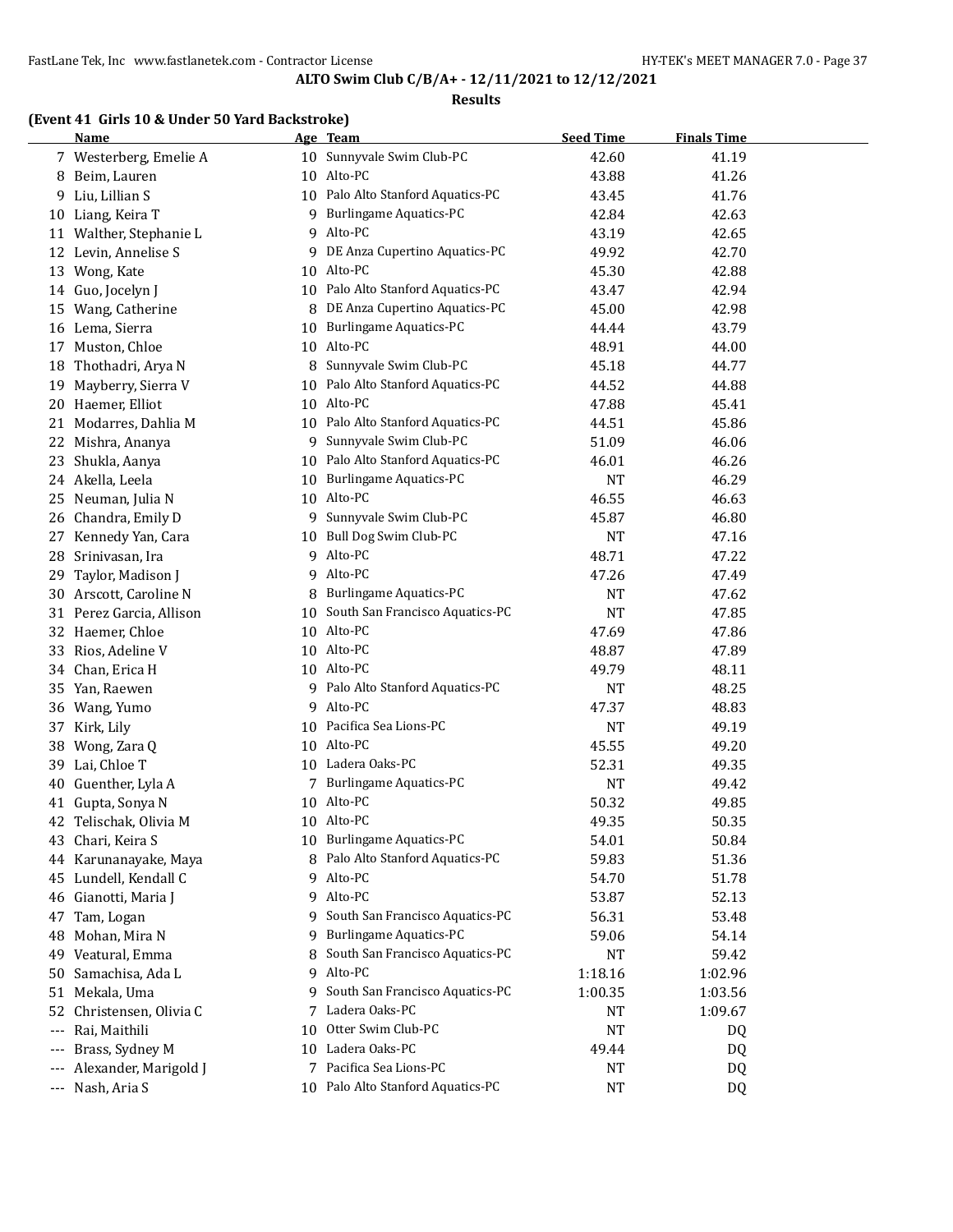**ALTO Swim Club C/B/A+ - 12/11/2021 to 12/12/2021**

**Results**

### (Event 41 Girls 10 & Under 50 Yard Backstroke)

| | Name | Age | Team | Seed Time | Finals Time |
|---|---|---|---|---|---|
| 7 | Westerberg, Emelie A | 10 | Sunnyvale Swim Club-PC | 42.60 | 41.19 |
| 8 | Beim, Lauren | 10 | Alto-PC | 43.88 | 41.26 |
| 9 | Liu, Lillian S | 10 | Palo Alto Stanford Aquatics-PC | 43.45 | 41.76 |
| 10 | Liang, Keira T | 9 | Burlingame Aquatics-PC | 42.84 | 42.63 |
| 11 | Walther, Stephanie L | 9 | Alto-PC | 43.19 | 42.65 |
| 12 | Levin, Annelise S | 9 | DE Anza Cupertino Aquatics-PC | 49.92 | 42.70 |
| 13 | Wong, Kate | 10 | Alto-PC | 45.30 | 42.88 |
| 14 | Guo, Jocelyn J | 10 | Palo Alto Stanford Aquatics-PC | 43.47 | 42.94 |
| 15 | Wang, Catherine | 8 | DE Anza Cupertino Aquatics-PC | 45.00 | 42.98 |
| 16 | Lema, Sierra | 10 | Burlingame Aquatics-PC | 44.44 | 43.79 |
| 17 | Muston, Chloe | 10 | Alto-PC | 48.91 | 44.00 |
| 18 | Thothadri, Arya N | 8 | Sunnyvale Swim Club-PC | 45.18 | 44.77 |
| 19 | Mayberry, Sierra V | 10 | Palo Alto Stanford Aquatics-PC | 44.52 | 44.88 |
| 20 | Haemer, Elliot | 10 | Alto-PC | 47.88 | 45.41 |
| 21 | Modarres, Dahlia M | 10 | Palo Alto Stanford Aquatics-PC | 44.51 | 45.86 |
| 22 | Mishra, Ananya | 9 | Sunnyvale Swim Club-PC | 51.09 | 46.06 |
| 23 | Shukla, Aanya | 10 | Palo Alto Stanford Aquatics-PC | 46.01 | 46.26 |
| 24 | Akella, Leela | 10 | Burlingame Aquatics-PC | NT | 46.29 |
| 25 | Neuman, Julia N | 10 | Alto-PC | 46.55 | 46.63 |
| 26 | Chandra, Emily D | 9 | Sunnyvale Swim Club-PC | 45.87 | 46.80 |
| 27 | Kennedy Yan, Cara | 10 | Bull Dog Swim Club-PC | NT | 47.16 |
| 28 | Srinivasan, Ira | 9 | Alto-PC | 48.71 | 47.22 |
| 29 | Taylor, Madison J | 9 | Alto-PC | 47.26 | 47.49 |
| 30 | Arscott, Caroline N | 8 | Burlingame Aquatics-PC | NT | 47.62 |
| 31 | Perez Garcia, Allison | 10 | South San Francisco Aquatics-PC | NT | 47.85 |
| 32 | Haemer, Chloe | 10 | Alto-PC | 47.69 | 47.86 |
| 33 | Rios, Adeline V | 10 | Alto-PC | 48.87 | 47.89 |
| 34 | Chan, Erica H | 10 | Alto-PC | 49.79 | 48.11 |
| 35 | Yan, Raewen | 9 | Palo Alto Stanford Aquatics-PC | NT | 48.25 |
| 36 | Wang, Yumo | 9 | Alto-PC | 47.37 | 48.83 |
| 37 | Kirk, Lily | 10 | Pacifica Sea Lions-PC | NT | 49.19 |
| 38 | Wong, Zara Q | 10 | Alto-PC | 45.55 | 49.20 |
| 39 | Lai, Chloe T | 10 | Ladera Oaks-PC | 52.31 | 49.35 |
| 40 | Guenther, Lyla A | 7 | Burlingame Aquatics-PC | NT | 49.42 |
| 41 | Gupta, Sonya N | 10 | Alto-PC | 50.32 | 49.85 |
| 42 | Telischak, Olivia M | 10 | Alto-PC | 49.35 | 50.35 |
| 43 | Chari, Keira S | 10 | Burlingame Aquatics-PC | 54.01 | 50.84 |
| 44 | Karunanayake, Maya | 8 | Palo Alto Stanford Aquatics-PC | 59.83 | 51.36 |
| 45 | Lundell, Kendall C | 9 | Alto-PC | 54.70 | 51.78 |
| 46 | Gianotti, Maria J | 9 | Alto-PC | 53.87 | 52.13 |
| 47 | Tam, Logan | 9 | South San Francisco Aquatics-PC | 56.31 | 53.48 |
| 48 | Mohan, Mira N | 9 | Burlingame Aquatics-PC | 59.06 | 54.14 |
| 49 | Veatural, Emma | 8 | South San Francisco Aquatics-PC | NT | 59.42 |
| 50 | Samachisa, Ada L | 9 | Alto-PC | 1:18.16 | 1:02.96 |
| 51 | Mekala, Uma | 9 | South San Francisco Aquatics-PC | 1:00.35 | 1:03.56 |
| 52 | Christensen, Olivia C | 7 | Ladera Oaks-PC | NT | 1:09.67 |
| --- | Rai, Maithili | 10 | Otter Swim Club-PC | NT | DQ |
| --- | Brass, Sydney M | 10 | Ladera Oaks-PC | 49.44 | DQ |
| --- | Alexander, Marigold J | 7 | Pacifica Sea Lions-PC | NT | DQ |
| --- | Nash, Aria S | 10 | Palo Alto Stanford Aquatics-PC | NT | DQ |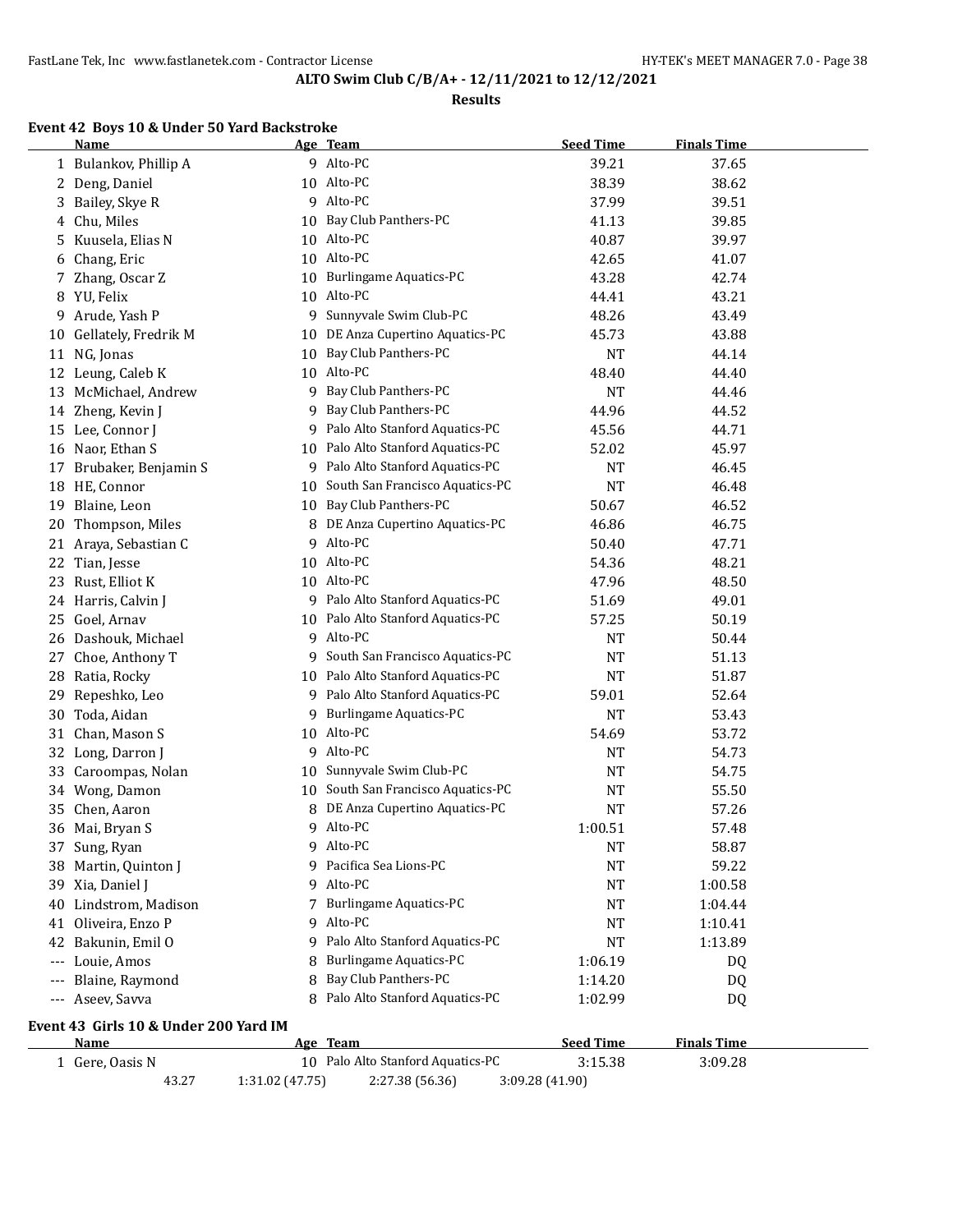ALTO Swim Club C/B/A+ - 12/11/2021 to 12/12/2021

**Results**

### Event 42 Boys 10 & Under 50 Yard Backstroke

| | Name | Age | Team | Seed Time | Finals Time |
|---|---|---|---|---|---|
| 1 | Bulankov, Phillip A | 9 | Alto-PC | 39.21 | 37.65 |
| 2 | Deng, Daniel | 10 | Alto-PC | 38.39 | 38.62 |
| 3 | Bailey, Skye R | 9 | Alto-PC | 37.99 | 39.51 |
| 4 | Chu, Miles | 10 | Bay Club Panthers-PC | 41.13 | 39.85 |
| 5 | Kuusela, Elias N | 10 | Alto-PC | 40.87 | 39.97 |
| 6 | Chang, Eric | 10 | Alto-PC | 42.65 | 41.07 |
| 7 | Zhang, Oscar Z | 10 | Burlingame Aquatics-PC | 43.28 | 42.74 |
| 8 | YU, Felix | 10 | Alto-PC | 44.41 | 43.21 |
| 9 | Arude, Yash P | 9 | Sunnyvale Swim Club-PC | 48.26 | 43.49 |
| 10 | Gellately, Fredrik M | 10 | DE Anza Cupertino Aquatics-PC | 45.73 | 43.88 |
| 11 | NG, Jonas | 10 | Bay Club Panthers-PC | NT | 44.14 |
| 12 | Leung, Caleb K | 10 | Alto-PC | 48.40 | 44.40 |
| 13 | McMichael, Andrew | 9 | Bay Club Panthers-PC | NT | 44.46 |
| 14 | Zheng, Kevin J | 9 | Bay Club Panthers-PC | 44.96 | 44.52 |
| 15 | Lee, Connor J | 9 | Palo Alto Stanford Aquatics-PC | 45.56 | 44.71 |
| 16 | Naor, Ethan S | 10 | Palo Alto Stanford Aquatics-PC | 52.02 | 45.97 |
| 17 | Brubaker, Benjamin S | 9 | Palo Alto Stanford Aquatics-PC | NT | 46.45 |
| 18 | HE, Connor | 10 | South San Francisco Aquatics-PC | NT | 46.48 |
| 19 | Blaine, Leon | 10 | Bay Club Panthers-PC | 50.67 | 46.52 |
| 20 | Thompson, Miles | 8 | DE Anza Cupertino Aquatics-PC | 46.86 | 46.75 |
| 21 | Araya, Sebastian C | 9 | Alto-PC | 50.40 | 47.71 |
| 22 | Tian, Jesse | 10 | Alto-PC | 54.36 | 48.21 |
| 23 | Rust, Elliot K | 10 | Alto-PC | 47.96 | 48.50 |
| 24 | Harris, Calvin J | 9 | Palo Alto Stanford Aquatics-PC | 51.69 | 49.01 |
| 25 | Goel, Arnav | 10 | Palo Alto Stanford Aquatics-PC | 57.25 | 50.19 |
| 26 | Dashouk, Michael | 9 | Alto-PC | NT | 50.44 |
| 27 | Choe, Anthony T | 9 | South San Francisco Aquatics-PC | NT | 51.13 |
| 28 | Ratia, Rocky | 10 | Palo Alto Stanford Aquatics-PC | NT | 51.87 |
| 29 | Repeshko, Leo | 9 | Palo Alto Stanford Aquatics-PC | 59.01 | 52.64 |
| 30 | Toda, Aidan | 9 | Burlingame Aquatics-PC | NT | 53.43 |
| 31 | Chan, Mason S | 10 | Alto-PC | 54.69 | 53.72 |
| 32 | Long, Darron J | 9 | Alto-PC | NT | 54.73 |
| 33 | Caroompas, Nolan | 10 | Sunnyvale Swim Club-PC | NT | 54.75 |
| 34 | Wong, Damon | 10 | South San Francisco Aquatics-PC | NT | 55.50 |
| 35 | Chen, Aaron | 8 | DE Anza Cupertino Aquatics-PC | NT | 57.26 |
| 36 | Mai, Bryan S | 9 | Alto-PC | 1:00.51 | 57.48 |
| 37 | Sung, Ryan | 9 | Alto-PC | NT | 58.87 |
| 38 | Martin, Quinton J | 9 | Pacifica Sea Lions-PC | NT | 59.22 |
| 39 | Xia, Daniel J | 9 | Alto-PC | NT | 1:00.58 |
| 40 | Lindstrom, Madison | 7 | Burlingame Aquatics-PC | NT | 1:04.44 |
| 41 | Oliveira, Enzo P | 9 | Alto-PC | NT | 1:10.41 |
| 42 | Bakunin, Emil O | 9 | Palo Alto Stanford Aquatics-PC | NT | 1:13.89 |
| --- | Louie, Amos | 8 | Burlingame Aquatics-PC | 1:06.19 | DQ |
| --- | Blaine, Raymond | 8 | Bay Club Panthers-PC | 1:14.20 | DQ |
| --- | Aseev, Savva | 8 | Palo Alto Stanford Aquatics-PC | 1:02.99 | DQ |

### Event 43 Girls 10 & Under 200 Yard IM

| | Name | Age | Team | Seed Time | Finals Time |
|---|---|---|---|---|---|
| 1 | Gere, Oasis N | 10 | Palo Alto Stanford Aquatics-PC | 3:15.38 | 3:09.28 |
| | 43.27 | 1:31.02 (47.75) | 2:27.38 (56.36) | 3:09.28 (41.90) | |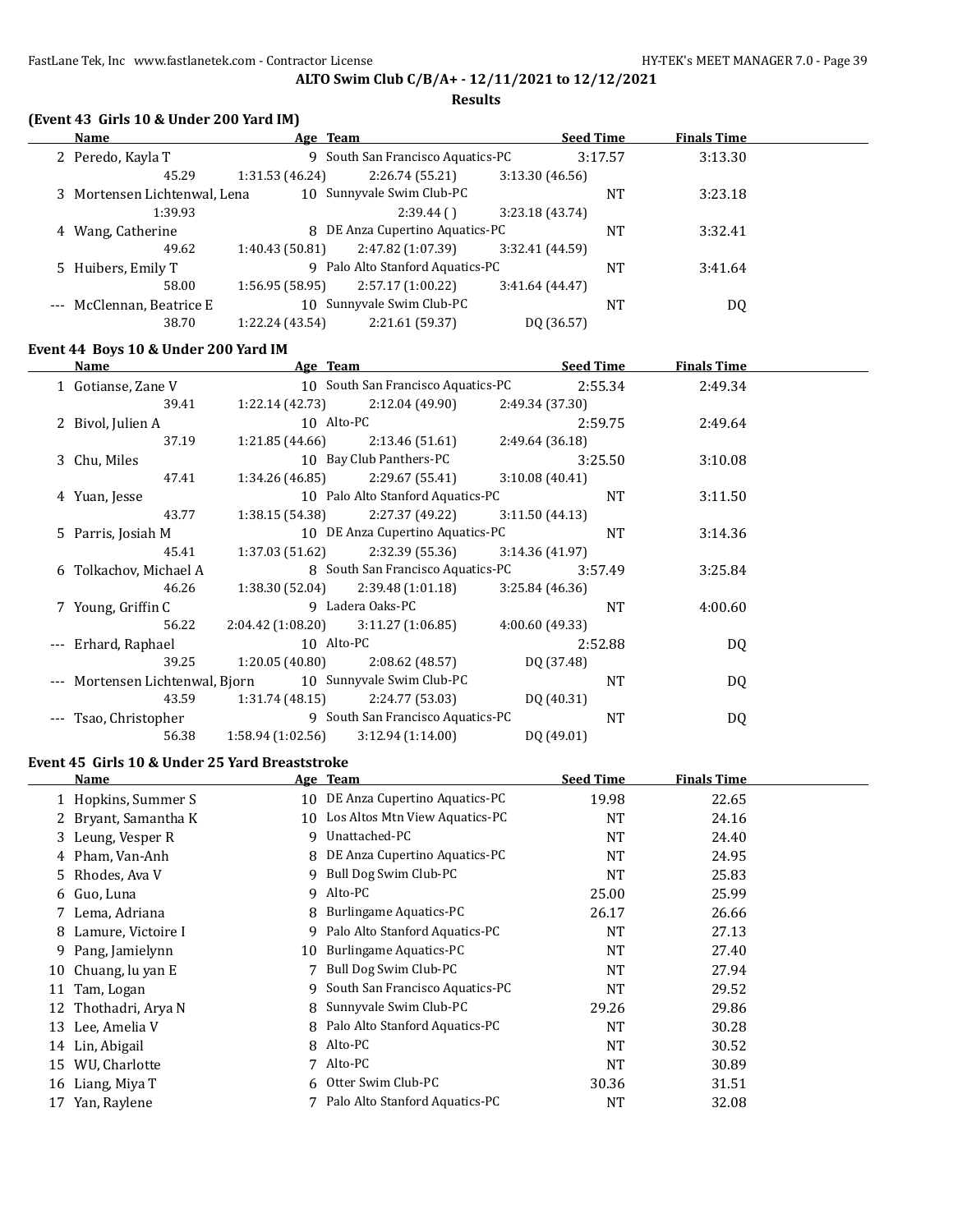**ALTO Swim Club C/B/A+ - 12/11/2021 to 12/12/2021**

**Results**

### (Event 43 Girls 10 & Under 200 Yard IM)

| | Name | Age | Team | Seed Time | Finals Time |
|---|---|---|---|---|---|
| 2 | Peredo, Kayla T | 9 | South San Francisco Aquatics-PC | 3:17.57 | 3:13.30 |
| | 45.29 | 1:31.53 (46.24) | 2:26.74 (55.21) | 3:13.30 (46.56) | |
| 3 | Mortensen Lichtenwal, Lena | 10 | Sunnyvale Swim Club-PC | NT | 3:23.18 |
| | 1:39.93 | | 2:39.44 ( ) | 3:23.18 (43.74) | |
| 4 | Wang, Catherine | 8 | DE Anza Cupertino Aquatics-PC | NT | 3:32.41 |
| | 49.62 | 1:40.43 (50.81) | 2:47.82 (1:07.39) | 3:32.41 (44.59) | |
| 5 | Huibers, Emily T | 9 | Palo Alto Stanford Aquatics-PC | NT | 3:41.64 |
| | 58.00 | 1:56.95 (58.95) | 2:57.17 (1:00.22) | 3:41.64 (44.47) | |
| --- | McClennan, Beatrice E | 10 | Sunnyvale Swim Club-PC | NT | DQ |
| | 38.70 | 1:22.24 (43.54) | 2:21.61 (59.37) | DQ (36.57) | |

### Event 44 Boys 10 & Under 200 Yard IM

| | Name | Age | Team | Seed Time | Finals Time |
|---|---|---|---|---|---|
| 1 | Gotianse, Zane V | 10 | South San Francisco Aquatics-PC | 2:55.34 | 2:49.34 |
| | 39.41 | 1:22.14 (42.73) | 2:12.04 (49.90) | 2:49.34 (37.30) | |
| 2 | Bivol, Julien A | 10 | Alto-PC | 2:59.75 | 2:49.64 |
| | 37.19 | 1:21.85 (44.66) | 2:13.46 (51.61) | 2:49.64 (36.18) | |
| 3 | Chu, Miles | 10 | Bay Club Panthers-PC | 3:25.50 | 3:10.08 |
| | 47.41 | 1:34.26 (46.85) | 2:29.67 (55.41) | 3:10.08 (40.41) | |
| 4 | Yuan, Jesse | 10 | Palo Alto Stanford Aquatics-PC | NT | 3:11.50 |
| | 43.77 | 1:38.15 (54.38) | 2:27.37 (49.22) | 3:11.50 (44.13) | |
| 5 | Parris, Josiah M | 10 | DE Anza Cupertino Aquatics-PC | NT | 3:14.36 |
| | 45.41 | 1:37.03 (51.62) | 2:32.39 (55.36) | 3:14.36 (41.97) | |
| 6 | Tolkachov, Michael A | 8 | South San Francisco Aquatics-PC | 3:57.49 | 3:25.84 |
| | 46.26 | 1:38.30 (52.04) | 2:39.48 (1:01.18) | 3:25.84 (46.36) | |
| 7 | Young, Griffin C | 9 | Ladera Oaks-PC | NT | 4:00.60 |
| | 56.22 | 2:04.42 (1:08.20) | 3:11.27 (1:06.85) | 4:00.60 (49.33) | |
| --- | Erhard, Raphael | 10 | Alto-PC | 2:52.88 | DQ |
| | 39.25 | 1:20.05 (40.80) | 2:08.62 (48.57) | DQ (37.48) | |
| --- | Mortensen Lichtenwal, Bjorn | 10 | Sunnyvale Swim Club-PC | NT | DQ |
| | 43.59 | 1:31.74 (48.15) | 2:24.77 (53.03) | DQ (40.31) | |
| --- | Tsao, Christopher | 9 | South San Francisco Aquatics-PC | NT | DQ |
| | 56.38 | 1:58.94 (1:02.56) | 3:12.94 (1:14.00) | DQ (49.01) | |

### Event 45 Girls 10 & Under 25 Yard Breaststroke

| | Name | Age | Team | Seed Time | Finals Time |
|---|---|---|---|---|---|
| 1 | Hopkins, Summer S | 10 | DE Anza Cupertino Aquatics-PC | 19.98 | 22.65 |
| 2 | Bryant, Samantha K | 10 | Los Altos Mtn View Aquatics-PC | NT | 24.16 |
| 3 | Leung, Vesper R | 9 | Unattached-PC | NT | 24.40 |
| 4 | Pham, Van-Anh | 8 | DE Anza Cupertino Aquatics-PC | NT | 24.95 |
| 5 | Rhodes, Ava V | 9 | Bull Dog Swim Club-PC | NT | 25.83 |
| 6 | Guo, Luna | 9 | Alto-PC | 25.00 | 25.99 |
| 7 | Lema, Adriana | 8 | Burlingame Aquatics-PC | 26.17 | 26.66 |
| 8 | Lamure, Victoire I | 9 | Palo Alto Stanford Aquatics-PC | NT | 27.13 |
| 9 | Pang, Jamielynn | 10 | Burlingame Aquatics-PC | NT | 27.40 |
| 10 | Chuang, lu yan E | 7 | Bull Dog Swim Club-PC | NT | 27.94 |
| 11 | Tam, Logan | 9 | South San Francisco Aquatics-PC | NT | 29.52 |
| 12 | Thothadri, Arya N | 8 | Sunnyvale Swim Club-PC | 29.26 | 29.86 |
| 13 | Lee, Amelia V | 8 | Palo Alto Stanford Aquatics-PC | NT | 30.28 |
| 14 | Lin, Abigail | 8 | Alto-PC | NT | 30.52 |
| 15 | WU, Charlotte | 7 | Alto-PC | NT | 30.89 |
| 16 | Liang, Miya T | 6 | Otter Swim Club-PC | 30.36 | 31.51 |
| 17 | Yan, Raylene | 7 | Palo Alto Stanford Aquatics-PC | NT | 32.08 |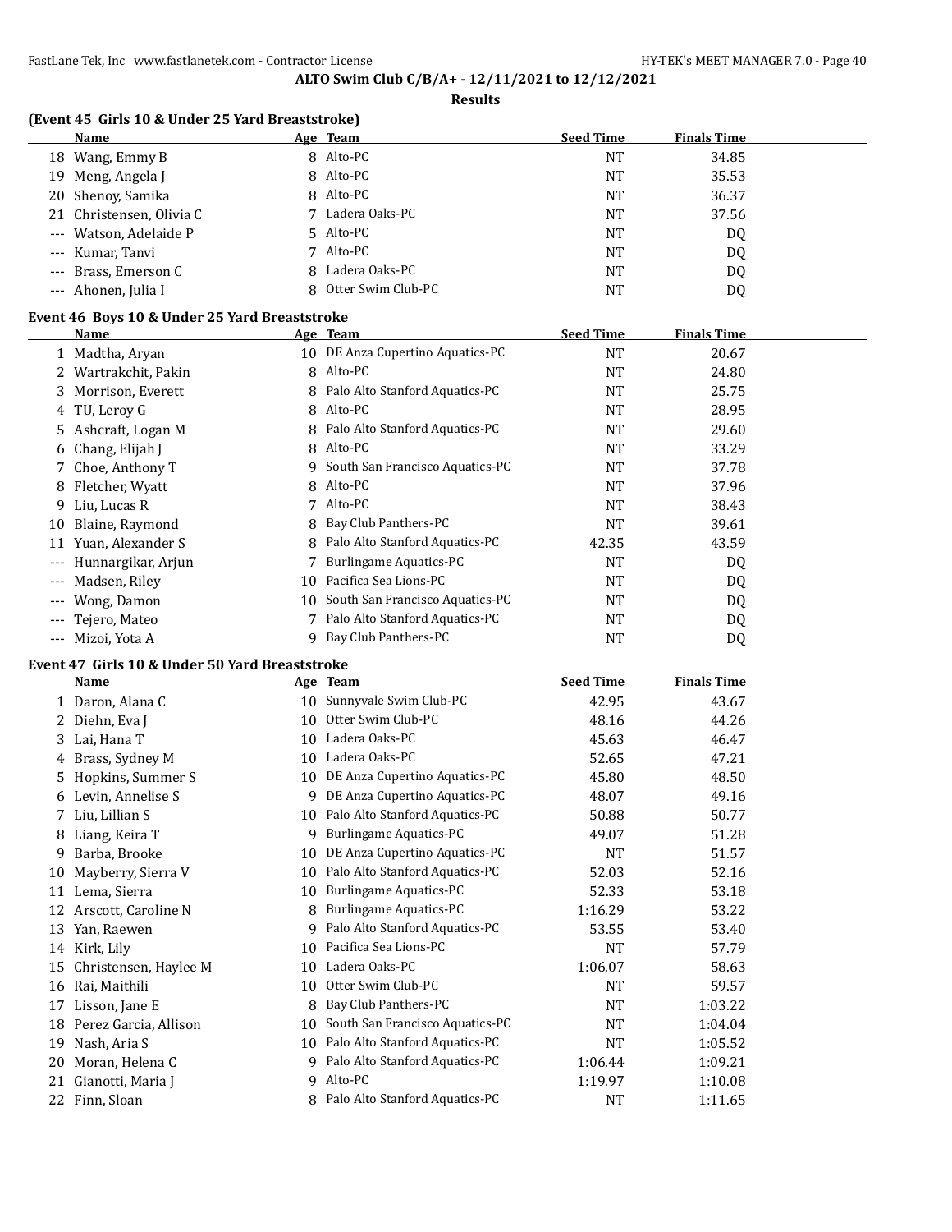**ALTO Swim Club C/B/A+ - 12/11/2021 to 12/12/2021**

**Results**

### (Event 45 Girls 10 & Under 25 Yard Breaststroke)

| | Name | Age | Team | Seed Time | Finals Time |
|---|---|---|---|---|---|
| 18 | Wang, Emmy B | 8 | Alto-PC | NT | 34.85 |
| 19 | Meng, Angela J | 8 | Alto-PC | NT | 35.53 |
| 20 | Shenoy, Samika | 8 | Alto-PC | NT | 36.37 |
| 21 | Christensen, Olivia C | 7 | Ladera Oaks-PC | NT | 37.56 |
| --- | Watson, Adelaide P | 5 | Alto-PC | NT | DQ |
| --- | Kumar, Tanvi | 7 | Alto-PC | NT | DQ |
| --- | Brass, Emerson C | 8 | Ladera Oaks-PC | NT | DQ |
| --- | Ahonen, Julia I | 8 | Otter Swim Club-PC | NT | DQ |

### Event 46 Boys 10 & Under 25 Yard Breaststroke

| | Name | Age | Team | Seed Time | Finals Time |
|---|---|---|---|---|---|
| 1 | Madtha, Aryan | 10 | DE Anza Cupertino Aquatics-PC | NT | 20.67 |
| 2 | Wartrakchit, Pakin | 8 | Alto-PC | NT | 24.80 |
| 3 | Morrison, Everett | 8 | Palo Alto Stanford Aquatics-PC | NT | 25.75 |
| 4 | TU, Leroy G | 8 | Alto-PC | NT | 28.95 |
| 5 | Ashcraft, Logan M | 8 | Palo Alto Stanford Aquatics-PC | NT | 29.60 |
| 6 | Chang, Elijah J | 8 | Alto-PC | NT | 33.29 |
| 7 | Choe, Anthony T | 9 | South San Francisco Aquatics-PC | NT | 37.78 |
| 8 | Fletcher, Wyatt | 8 | Alto-PC | NT | 37.96 |
| 9 | Liu, Lucas R | 7 | Alto-PC | NT | 38.43 |
| 10 | Blaine, Raymond | 8 | Bay Club Panthers-PC | NT | 39.61 |
| 11 | Yuan, Alexander S | 8 | Palo Alto Stanford Aquatics-PC | 42.35 | 43.59 |
| --- | Hunnargikar, Arjun | 7 | Burlingame Aquatics-PC | NT | DQ |
| --- | Madsen, Riley | 10 | Pacifica Sea Lions-PC | NT | DQ |
| --- | Wong, Damon | 10 | South San Francisco Aquatics-PC | NT | DQ |
| --- | Tejero, Mateo | 7 | Palo Alto Stanford Aquatics-PC | NT | DQ |
| --- | Mizoi, Yota A | 9 | Bay Club Panthers-PC | NT | DQ |

### Event 47 Girls 10 & Under 50 Yard Breaststroke

| | Name | Age | Team | Seed Time | Finals Time |
|---|---|---|---|---|---|
| 1 | Daron, Alana C | 10 | Sunnyvale Swim Club-PC | 42.95 | 43.67 |
| 2 | Diehn, Eva J | 10 | Otter Swim Club-PC | 48.16 | 44.26 |
| 3 | Lai, Hana T | 10 | Ladera Oaks-PC | 45.63 | 46.47 |
| 4 | Brass, Sydney M | 10 | Ladera Oaks-PC | 52.65 | 47.21 |
| 5 | Hopkins, Summer S | 10 | DE Anza Cupertino Aquatics-PC | 45.80 | 48.50 |
| 6 | Levin, Annelise S | 9 | DE Anza Cupertino Aquatics-PC | 48.07 | 49.16 |
| 7 | Liu, Lillian S | 10 | Palo Alto Stanford Aquatics-PC | 50.88 | 50.77 |
| 8 | Liang, Keira T | 9 | Burlingame Aquatics-PC | 49.07 | 51.28 |
| 9 | Barba, Brooke | 10 | DE Anza Cupertino Aquatics-PC | NT | 51.57 |
| 10 | Mayberry, Sierra V | 10 | Palo Alto Stanford Aquatics-PC | 52.03 | 52.16 |
| 11 | Lema, Sierra | 10 | Burlingame Aquatics-PC | 52.33 | 53.18 |
| 12 | Arscott, Caroline N | 8 | Burlingame Aquatics-PC | 1:16.29 | 53.22 |
| 13 | Yan, Raewen | 9 | Palo Alto Stanford Aquatics-PC | 53.55 | 53.40 |
| 14 | Kirk, Lily | 10 | Pacifica Sea Lions-PC | NT | 57.79 |
| 15 | Christensen, Haylee M | 10 | Ladera Oaks-PC | 1:06.07 | 58.63 |
| 16 | Rai, Maithili | 10 | Otter Swim Club-PC | NT | 59.57 |
| 17 | Lisson, Jane E | 8 | Bay Club Panthers-PC | NT | 1:03.22 |
| 18 | Perez Garcia, Allison | 10 | South San Francisco Aquatics-PC | NT | 1:04.04 |
| 19 | Nash, Aria S | 10 | Palo Alto Stanford Aquatics-PC | NT | 1:05.52 |
| 20 | Moran, Helena C | 9 | Palo Alto Stanford Aquatics-PC | 1:06.44 | 1:09.21 |
| 21 | Gianotti, Maria J | 9 | Alto-PC | 1:19.97 | 1:10.08 |
| 22 | Finn, Sloan | 8 | Palo Alto Stanford Aquatics-PC | NT | 1:11.65 |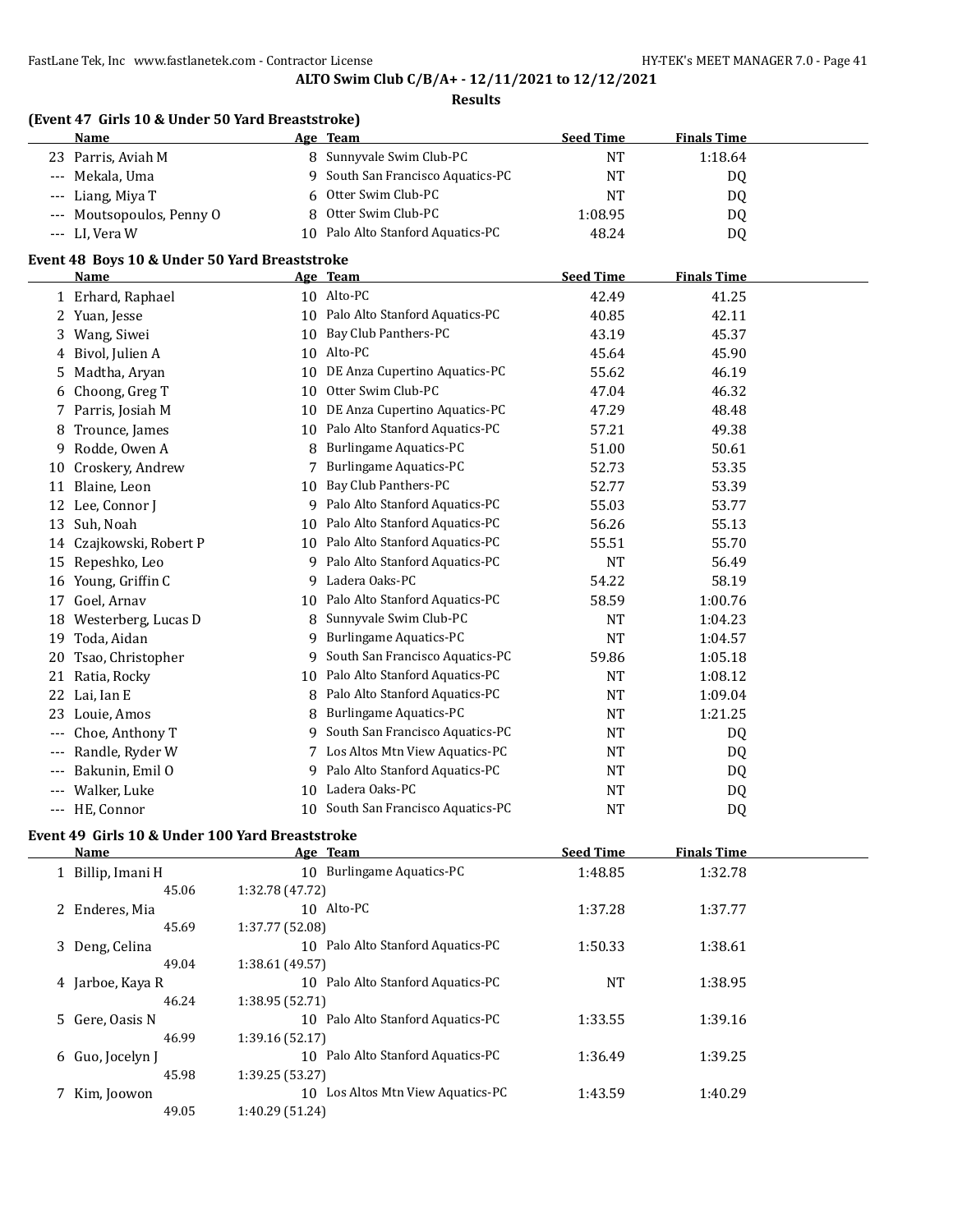**ALTO Swim Club C/B/A+ - 12/11/2021 to 12/12/2021**

**Results**

### (Event 47 Girls 10 & Under 50 Yard Breaststroke)

| | Name | Age | Team | Seed Time | Finals Time |
|---|---|---|---|---|---|
| 23 | Parris, Aviah M | 8 | Sunnyvale Swim Club-PC | NT | 1:18.64 |
| --- | Mekala, Uma | 9 | South San Francisco Aquatics-PC | NT | DQ |
| --- | Liang, Miya T | 6 | Otter Swim Club-PC | NT | DQ |
| --- | Moutsopoulos, Penny O | 8 | Otter Swim Club-PC | 1:08.95 | DQ |
| --- | LI, Vera W | 10 | Palo Alto Stanford Aquatics-PC | 48.24 | DQ |

### Event 48 Boys 10 & Under 50 Yard Breaststroke

| | Name | Age | Team | Seed Time | Finals Time |
|---|---|---|---|---|---|
| 1 | Erhard, Raphael | 10 | Alto-PC | 42.49 | 41.25 |
| 2 | Yuan, Jesse | 10 | Palo Alto Stanford Aquatics-PC | 40.85 | 42.11 |
| 3 | Wang, Siwei | 10 | Bay Club Panthers-PC | 43.19 | 45.37 |
| 4 | Bivol, Julien A | 10 | Alto-PC | 45.64 | 45.90 |
| 5 | Madtha, Aryan | 10 | DE Anza Cupertino Aquatics-PC | 55.62 | 46.19 |
| 6 | Choong, Greg T | 10 | Otter Swim Club-PC | 47.04 | 46.32 |
| 7 | Parris, Josiah M | 10 | DE Anza Cupertino Aquatics-PC | 47.29 | 48.48 |
| 8 | Trounce, James | 10 | Palo Alto Stanford Aquatics-PC | 57.21 | 49.38 |
| 9 | Rodde, Owen A | 8 | Burlingame Aquatics-PC | 51.00 | 50.61 |
| 10 | Croskery, Andrew | 7 | Burlingame Aquatics-PC | 52.73 | 53.35 |
| 11 | Blaine, Leon | 10 | Bay Club Panthers-PC | 52.77 | 53.39 |
| 12 | Lee, Connor J | 9 | Palo Alto Stanford Aquatics-PC | 55.03 | 53.77 |
| 13 | Suh, Noah | 10 | Palo Alto Stanford Aquatics-PC | 56.26 | 55.13 |
| 14 | Czajkowski, Robert P | 10 | Palo Alto Stanford Aquatics-PC | 55.51 | 55.70 |
| 15 | Repeshko, Leo | 9 | Palo Alto Stanford Aquatics-PC | NT | 56.49 |
| 16 | Young, Griffin C | 9 | Ladera Oaks-PC | 54.22 | 58.19 |
| 17 | Goel, Arnav | 10 | Palo Alto Stanford Aquatics-PC | 58.59 | 1:00.76 |
| 18 | Westerberg, Lucas D | 8 | Sunnyvale Swim Club-PC | NT | 1:04.23 |
| 19 | Toda, Aidan | 9 | Burlingame Aquatics-PC | NT | 1:04.57 |
| 20 | Tsao, Christopher | 9 | South San Francisco Aquatics-PC | 59.86 | 1:05.18 |
| 21 | Ratia, Rocky | 10 | Palo Alto Stanford Aquatics-PC | NT | 1:08.12 |
| 22 | Lai, Ian E | 8 | Palo Alto Stanford Aquatics-PC | NT | 1:09.04 |
| 23 | Louie, Amos | 8 | Burlingame Aquatics-PC | NT | 1:21.25 |
| --- | Choe, Anthony T | 9 | South San Francisco Aquatics-PC | NT | DQ |
| --- | Randle, Ryder W | 7 | Los Altos Mtn View Aquatics-PC | NT | DQ |
| --- | Bakunin, Emil O | 9 | Palo Alto Stanford Aquatics-PC | NT | DQ |
| --- | Walker, Luke | 10 | Ladera Oaks-PC | NT | DQ |
| --- | HE, Connor | 10 | South San Francisco Aquatics-PC | NT | DQ |

### Event 49 Girls 10 & Under 100 Yard Breaststroke

| | Name | Age | Team | Seed Time | Finals Time |
|---|---|---|---|---|---|
| 1 | Billip, Imani H | 10 | Burlingame Aquatics-PC | 1:48.85 | 1:32.78 |
| | 45.06 | | 1:32.78 (47.72) | | |
| 2 | Enderes, Mia | 10 | Alto-PC | 1:37.28 | 1:37.77 |
| | 45.69 | | 1:37.77 (52.08) | | |
| 3 | Deng, Celina | 10 | Palo Alto Stanford Aquatics-PC | 1:50.33 | 1:38.61 |
| | 49.04 | | 1:38.61 (49.57) | | |
| 4 | Jarboe, Kaya R | 10 | Palo Alto Stanford Aquatics-PC | NT | 1:38.95 |
| | 46.24 | | 1:38.95 (52.71) | | |
| 5 | Gere, Oasis N | 10 | Palo Alto Stanford Aquatics-PC | 1:33.55 | 1:39.16 |
| | 46.99 | | 1:39.16 (52.17) | | |
| 6 | Guo, Jocelyn J | 10 | Palo Alto Stanford Aquatics-PC | 1:36.49 | 1:39.25 |
| | 45.98 | | 1:39.25 (53.27) | | |
| 7 | Kim, Joowon | 10 | Los Altos Mtn View Aquatics-PC | 1:43.59 | 1:40.29 |
| | 49.05 | | 1:40.29 (51.24) | | |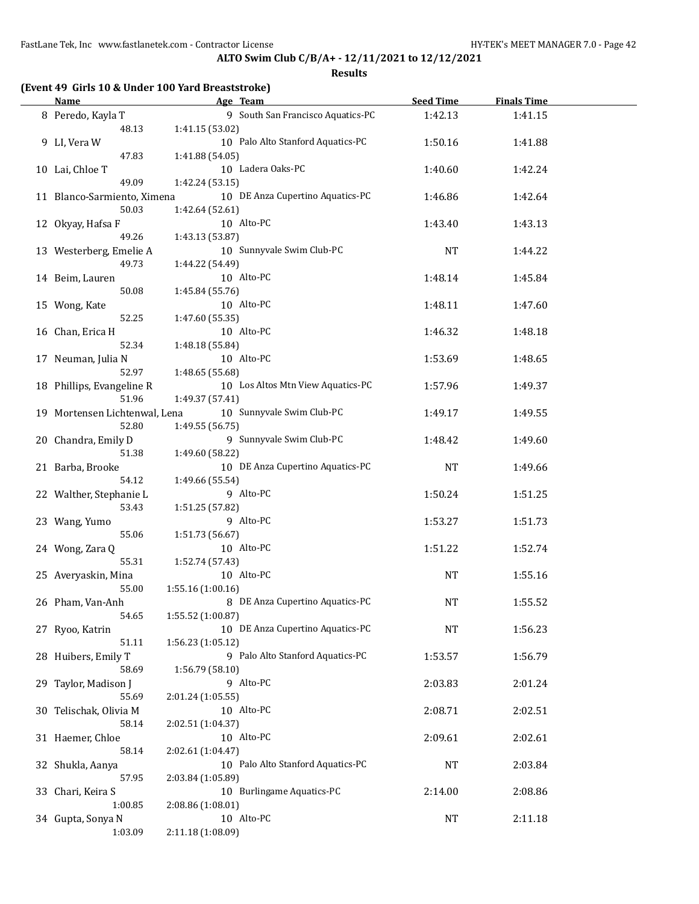**ALTO Swim Club C/B/A+ - 12/11/2021 to 12/12/2021**

**Results**

**(Event 49 Girls 10 & Under 100 Yard Breaststroke)**

| | Name | Age | Team | Seed Time | Finals Time |
|---|---|---|---|---|---|
| 8 | Peredo, Kayla T | 9 | South San Francisco Aquatics-PC | 1:42.13 | 1:41.15 |
| | 48.13 | 1:41.15 (53.02) | | | |
| 9 | LI, Vera W | 10 | Palo Alto Stanford Aquatics-PC | 1:50.16 | 1:41.88 |
| | 47.83 | 1:41.88 (54.05) | | | |
| 10 | Lai, Chloe T | 10 | Ladera Oaks-PC | 1:40.60 | 1:42.24 |
| | 49.09 | 1:42.24 (53.15) | | | |
| 11 | Blanco-Sarmiento, Ximena | 10 | DE Anza Cupertino Aquatics-PC | 1:46.86 | 1:42.64 |
| | 50.03 | 1:42.64 (52.61) | | | |
| 12 | Okyay, Hafsa F | 10 | Alto-PC | 1:43.40 | 1:43.13 |
| | 49.26 | 1:43.13 (53.87) | | | |
| 13 | Westerberg, Emelie A | 10 | Sunnyvale Swim Club-PC | NT | 1:44.22 |
| | 49.73 | 1:44.22 (54.49) | | | |
| 14 | Beim, Lauren | 10 | Alto-PC | 1:48.14 | 1:45.84 |
| | 50.08 | 1:45.84 (55.76) | | | |
| 15 | Wong, Kate | 10 | Alto-PC | 1:48.11 | 1:47.60 |
| | 52.25 | 1:47.60 (55.35) | | | |
| 16 | Chan, Erica H | 10 | Alto-PC | 1:46.32 | 1:48.18 |
| | 52.34 | 1:48.18 (55.84) | | | |
| 17 | Neuman, Julia N | 10 | Alto-PC | 1:53.69 | 1:48.65 |
| | 52.97 | 1:48.65 (55.68) | | | |
| 18 | Phillips, Evangeline R | 10 | Los Altos Mtn View Aquatics-PC | 1:57.96 | 1:49.37 |
| | 51.96 | 1:49.37 (57.41) | | | |
| 19 | Mortensen Lichtenwal, Lena | 10 | Sunnyvale Swim Club-PC | 1:49.17 | 1:49.55 |
| | 52.80 | 1:49.55 (56.75) | | | |
| 20 | Chandra, Emily D | 9 | Sunnyvale Swim Club-PC | 1:48.42 | 1:49.60 |
| | 51.38 | 1:49.60 (58.22) | | | |
| 21 | Barba, Brooke | 10 | DE Anza Cupertino Aquatics-PC | NT | 1:49.66 |
| | 54.12 | 1:49.66 (55.54) | | | |
| 22 | Walther, Stephanie L | 9 | Alto-PC | 1:50.24 | 1:51.25 |
| | 53.43 | 1:51.25 (57.82) | | | |
| 23 | Wang, Yumo | 9 | Alto-PC | 1:53.27 | 1:51.73 |
| | 55.06 | 1:51.73 (56.67) | | | |
| 24 | Wong, Zara Q | 10 | Alto-PC | 1:51.22 | 1:52.74 |
| | 55.31 | 1:52.74 (57.43) | | | |
| 25 | Averyaskin, Mina | 10 | Alto-PC | NT | 1:55.16 |
| | 55.00 | 1:55.16 (1:00.16) | | | |
| 26 | Pham, Van-Anh | 8 | DE Anza Cupertino Aquatics-PC | NT | 1:55.52 |
| | 54.65 | 1:55.52 (1:00.87) | | | |
| 27 | Ryoo, Katrin | 10 | DE Anza Cupertino Aquatics-PC | NT | 1:56.23 |
| | 51.11 | 1:56.23 (1:05.12) | | | |
| 28 | Huibers, Emily T | 9 | Palo Alto Stanford Aquatics-PC | 1:53.57 | 1:56.79 |
| | 58.69 | 1:56.79 (58.10) | | | |
| 29 | Taylor, Madison J | 9 | Alto-PC | 2:03.83 | 2:01.24 |
| | 55.69 | 2:01.24 (1:05.55) | | | |
| 30 | Telischak, Olivia M | 10 | Alto-PC | 2:08.71 | 2:02.51 |
| | 58.14 | 2:02.51 (1:04.37) | | | |
| 31 | Haemer, Chloe | 10 | Alto-PC | 2:09.61 | 2:02.61 |
| | 58.14 | 2:02.61 (1:04.47) | | | |
| 32 | Shukla, Aanya | 10 | Palo Alto Stanford Aquatics-PC | NT | 2:03.84 |
| | 57.95 | 2:03.84 (1:05.89) | | | |
| 33 | Chari, Keira S | 10 | Burlingame Aquatics-PC | 2:14.00 | 2:08.86 |
| | 1:00.85 | 2:08.86 (1:08.01) | | | |
| 34 | Gupta, Sonya N | 10 | Alto-PC | NT | 2:11.18 |
| | 1:03.09 | 2:11.18 (1:08.09) | | | |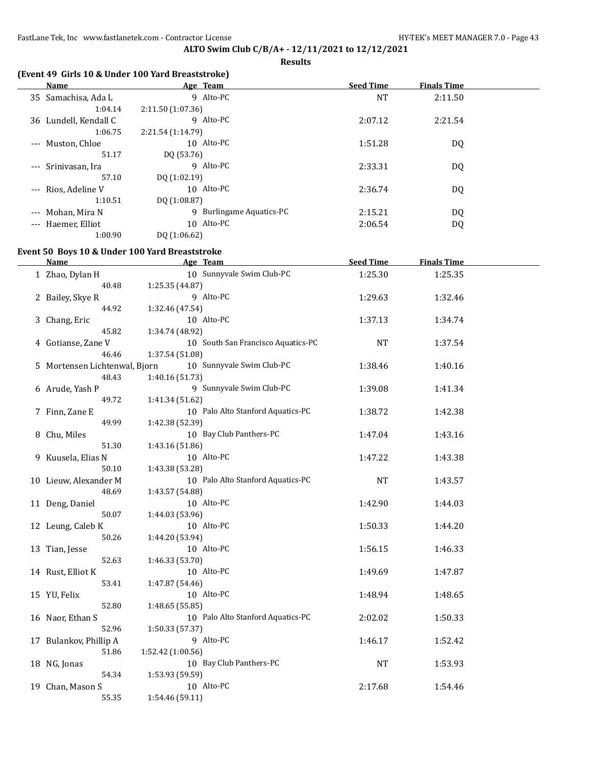## ALTO Swim Club C/B/A+ - 12/11/2021 to 12/12/2021

**Results**

### (Event 49 Girls 10 & Under 100 Yard Breaststroke)

| | Name | Age | Team | Seed Time | Finals Time |
|---|---|---|---|---|---|
| 35 | Samachisa, Ada L | 9 | Alto-PC | NT | 2:11.50 |
| | 1:04.14 | 2:11.50 (1:07.36) | | | |
| 36 | Lundell, Kendall C | 9 | Alto-PC | 2:07.12 | 2:21.54 |
| | 1:06.75 | 2:21.54 (1:14.79) | | | |
| --- | Muston, Chloe | 10 | Alto-PC | 1:51.28 | DQ |
| | 51.17 | DQ (53.76) | | | |
| --- | Srinivasan, Ira | 9 | Alto-PC | 2:33.31 | DQ |
| | 57.10 | DQ (1:02.19) | | | |
| --- | Rios, Adeline V | 10 | Alto-PC | 2:36.74 | DQ |
| | 1:10.51 | DQ (1:08.87) | | | |
| --- | Mohan, Mira N | 9 | Burlingame Aquatics-PC | 2:15.21 | DQ |
| --- | Haemer, Elliot | 10 | Alto-PC | 2:06.54 | DQ |
| | 1:00.90 | DQ (1:06.62) | | | |

### Event 50 Boys 10 & Under 100 Yard Breaststroke

| | Name | Age | Team | Seed Time | Finals Time |
|---|---|---|---|---|---|
| 1 | Zhao, Dylan H | 10 | Sunnyvale Swim Club-PC | 1:25.30 | 1:25.35 |
| | 40.48 | 1:25.35 (44.87) | | | |
| 2 | Bailey, Skye R | 9 | Alto-PC | 1:29.63 | 1:32.46 |
| | 44.92 | 1:32.46 (47.54) | | | |
| 3 | Chang, Eric | 10 | Alto-PC | 1:37.13 | 1:34.74 |
| | 45.82 | 1:34.74 (48.92) | | | |
| 4 | Gotianse, Zane V | 10 | South San Francisco Aquatics-PC | NT | 1:37.54 |
| | 46.46 | 1:37.54 (51.08) | | | |
| 5 | Mortensen Lichtenwal, Bjorn | 10 | Sunnyvale Swim Club-PC | 1:38.46 | 1:40.16 |
| | 48.43 | 1:40.16 (51.73) | | | |
| 6 | Arude, Yash P | 9 | Sunnyvale Swim Club-PC | 1:39.08 | 1:41.34 |
| | 49.72 | 1:41.34 (51.62) | | | |
| 7 | Finn, Zane E | 10 | Palo Alto Stanford Aquatics-PC | 1:38.72 | 1:42.38 |
| | 49.99 | 1:42.38 (52.39) | | | |
| 8 | Chu, Miles | 10 | Bay Club Panthers-PC | 1:47.04 | 1:43.16 |
| | 51.30 | 1:43.16 (51.86) | | | |
| 9 | Kuusela, Elias N | 10 | Alto-PC | 1:47.22 | 1:43.38 |
| | 50.10 | 1:43.38 (53.28) | | | |
| 10 | Lieuw, Alexander M | 10 | Palo Alto Stanford Aquatics-PC | NT | 1:43.57 |
| | 48.69 | 1:43.57 (54.88) | | | |
| 11 | Deng, Daniel | 10 | Alto-PC | 1:42.90 | 1:44.03 |
| | 50.07 | 1:44.03 (53.96) | | | |
| 12 | Leung, Caleb K | 10 | Alto-PC | 1:50.33 | 1:44.20 |
| | 50.26 | 1:44.20 (53.94) | | | |
| 13 | Tian, Jesse | 10 | Alto-PC | 1:56.15 | 1:46.33 |
| | 52.63 | 1:46.33 (53.70) | | | |
| 14 | Rust, Elliot K | 10 | Alto-PC | 1:49.69 | 1:47.87 |
| | 53.41 | 1:47.87 (54.46) | | | |
| 15 | YU, Felix | 10 | Alto-PC | 1:48.94 | 1:48.65 |
| | 52.80 | 1:48.65 (55.85) | | | |
| 16 | Naor, Ethan S | 10 | Palo Alto Stanford Aquatics-PC | 2:02.02 | 1:50.33 |
| | 52.96 | 1:50.33 (57.37) | | | |
| 17 | Bulankov, Phillip A | 9 | Alto-PC | 1:46.17 | 1:52.42 |
| | 51.86 | 1:52.42 (1:00.56) | | | |
| 18 | NG, Jonas | 10 | Bay Club Panthers-PC | NT | 1:53.93 |
| | 54.34 | 1:53.93 (59.59) | | | |
| 19 | Chan, Mason S | 10 | Alto-PC | 2:17.68 | 1:54.46 |
| | 55.35 | 1:54.46 (59.11) | | | |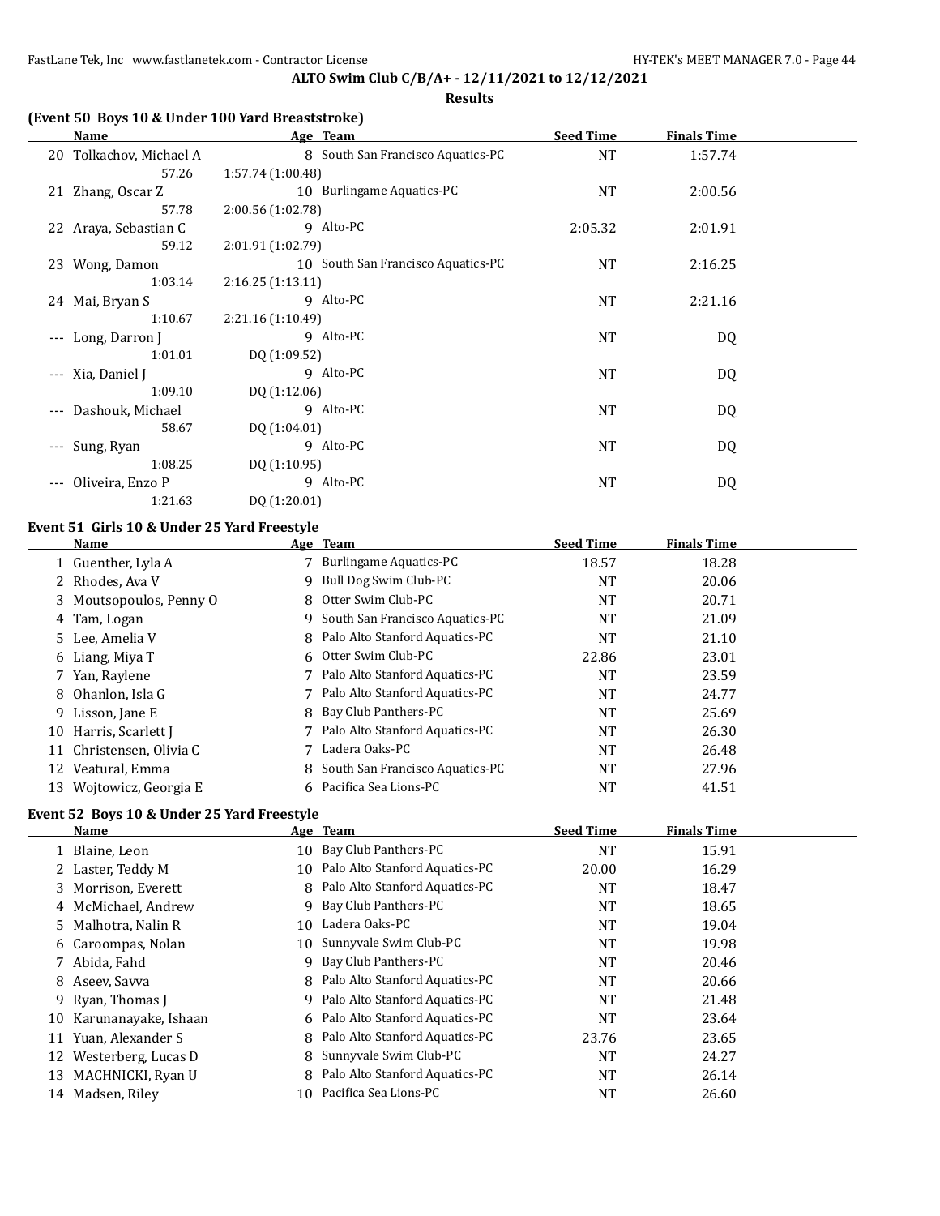ALTO Swim Club C/B/A+ - 12/11/2021 to 12/12/2021

**Results**

### (Event 50 Boys 10 & Under 100 Yard Breaststroke)

| | Name | Age | Team | Seed Time | Finals Time |
|---|---|---|---|---|---|
| 20 | Tolkachov, Michael A | 8 | South San Francisco Aquatics-PC | NT | 1:57.74 |
| | 57.26 | 1:57.74 (1:00.48) | | | |
| 21 | Zhang, Oscar Z | 10 | Burlingame Aquatics-PC | NT | 2:00.56 |
| | 57.78 | 2:00.56 (1:02.78) | | | |
| 22 | Araya, Sebastian C | 9 | Alto-PC | 2:05.32 | 2:01.91 |
| | 59.12 | 2:01.91 (1:02.79) | | | |
| 23 | Wong, Damon | 10 | South San Francisco Aquatics-PC | NT | 2:16.25 |
| | 1:03.14 | 2:16.25 (1:13.11) | | | |
| 24 | Mai, Bryan S | 9 | Alto-PC | NT | 2:21.16 |
| | 1:10.67 | 2:21.16 (1:10.49) | | | |
| --- | Long, Darron J | 9 | Alto-PC | NT | DQ |
| | 1:01.01 | DQ (1:09.52) | | | |
| --- | Xia, Daniel J | 9 | Alto-PC | NT | DQ |
| | 1:09.10 | DQ (1:12.06) | | | |
| --- | Dashouk, Michael | 9 | Alto-PC | NT | DQ |
| | 58.67 | DQ (1:04.01) | | | |
| --- | Sung, Ryan | 9 | Alto-PC | NT | DQ |
| | 1:08.25 | DQ (1:10.95) | | | |
| --- | Oliveira, Enzo P | 9 | Alto-PC | NT | DQ |
| | 1:21.63 | DQ (1:20.01) | | | |

### Event 51 Girls 10 & Under 25 Yard Freestyle

| | Name | Age | Team | Seed Time | Finals Time |
|---|---|---|---|---|---|
| 1 | Guenther, Lyla A | 7 | Burlingame Aquatics-PC | 18.57 | 18.28 |
| 2 | Rhodes, Ava V | 9 | Bull Dog Swim Club-PC | NT | 20.06 |
| 3 | Moutsopoulos, Penny O | 8 | Otter Swim Club-PC | NT | 20.71 |
| 4 | Tam, Logan | 9 | South San Francisco Aquatics-PC | NT | 21.09 |
| 5 | Lee, Amelia V | 8 | Palo Alto Stanford Aquatics-PC | NT | 21.10 |
| 6 | Liang, Miya T | 6 | Otter Swim Club-PC | 22.86 | 23.01 |
| 7 | Yan, Raylene | 7 | Palo Alto Stanford Aquatics-PC | NT | 23.59 |
| 8 | Ohanlon, Isla G | 7 | Palo Alto Stanford Aquatics-PC | NT | 24.77 |
| 9 | Lisson, Jane E | 8 | Bay Club Panthers-PC | NT | 25.69 |
| 10 | Harris, Scarlett J | 7 | Palo Alto Stanford Aquatics-PC | NT | 26.30 |
| 11 | Christensen, Olivia C | 7 | Ladera Oaks-PC | NT | 26.48 |
| 12 | Veatural, Emma | 8 | South San Francisco Aquatics-PC | NT | 27.96 |
| 13 | Wojtowicz, Georgia E | 6 | Pacifica Sea Lions-PC | NT | 41.51 |

### Event 52 Boys 10 & Under 25 Yard Freestyle

| | Name | Age | Team | Seed Time | Finals Time |
|---|---|---|---|---|---|
| 1 | Blaine, Leon | 10 | Bay Club Panthers-PC | NT | 15.91 |
| 2 | Laster, Teddy M | 10 | Palo Alto Stanford Aquatics-PC | 20.00 | 16.29 |
| 3 | Morrison, Everett | 8 | Palo Alto Stanford Aquatics-PC | NT | 18.47 |
| 4 | McMichael, Andrew | 9 | Bay Club Panthers-PC | NT | 18.65 |
| 5 | Malhotra, Nalin R | 10 | Ladera Oaks-PC | NT | 19.04 |
| 6 | Caroompas, Nolan | 10 | Sunnyvale Swim Club-PC | NT | 19.98 |
| 7 | Abida, Fahd | 9 | Bay Club Panthers-PC | NT | 20.46 |
| 8 | Aseev, Savva | 8 | Palo Alto Stanford Aquatics-PC | NT | 20.66 |
| 9 | Ryan, Thomas J | 9 | Palo Alto Stanford Aquatics-PC | NT | 21.48 |
| 10 | Karunanayake, Ishaan | 6 | Palo Alto Stanford Aquatics-PC | NT | 23.64 |
| 11 | Yuan, Alexander S | 8 | Palo Alto Stanford Aquatics-PC | 23.76 | 23.65 |
| 12 | Westerberg, Lucas D | 8 | Sunnyvale Swim Club-PC | NT | 24.27 |
| 13 | MACHNICKI, Ryan U | 8 | Palo Alto Stanford Aquatics-PC | NT | 26.14 |
| 14 | Madsen, Riley | 10 | Pacifica Sea Lions-PC | NT | 26.60 |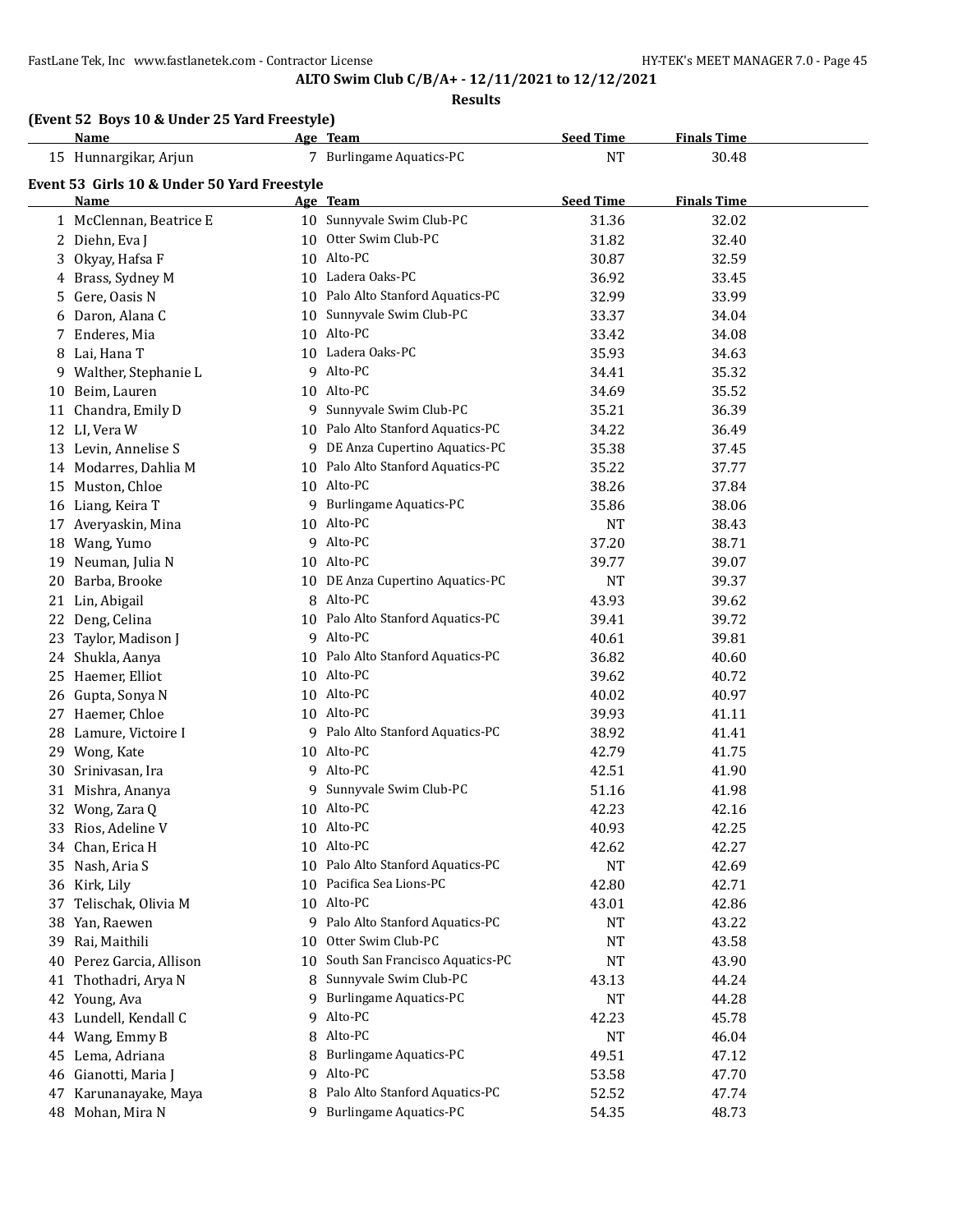**ALTO Swim Club C/B/A+ - 12/11/2021 to 12/12/2021**

**Results**

**(Event 52 Boys 10 & Under 25 Yard Freestyle)**

| | Name | Age | Team | Seed Time | Finals Time |
|---|---|---|---|---|---|
| 15 | Hunnargikar, Arjun | 7 | Burlingame Aquatics-PC | NT | 30.48 |

**Event 53 Girls 10 & Under 50 Yard Freestyle**

| | Name | Age | Team | Seed Time | Finals Time |
|---|---|---|---|---|---|
| 1 | McClennan, Beatrice E | 10 | Sunnyvale Swim Club-PC | 31.36 | 32.02 |
| 2 | Diehn, Eva J | 10 | Otter Swim Club-PC | 31.82 | 32.40 |
| 3 | Okyay, Hafsa F | 10 | Alto-PC | 30.87 | 32.59 |
| 4 | Brass, Sydney M | 10 | Ladera Oaks-PC | 36.92 | 33.45 |
| 5 | Gere, Oasis N | 10 | Palo Alto Stanford Aquatics-PC | 32.99 | 33.99 |
| 6 | Daron, Alana C | 10 | Sunnyvale Swim Club-PC | 33.37 | 34.04 |
| 7 | Enderes, Mia | 10 | Alto-PC | 33.42 | 34.08 |
| 8 | Lai, Hana T | 10 | Ladera Oaks-PC | 35.93 | 34.63 |
| 9 | Walther, Stephanie L | 9 | Alto-PC | 34.41 | 35.32 |
| 10 | Beim, Lauren | 10 | Alto-PC | 34.69 | 35.52 |
| 11 | Chandra, Emily D | 9 | Sunnyvale Swim Club-PC | 35.21 | 36.39 |
| 12 | LI, Vera W | 10 | Palo Alto Stanford Aquatics-PC | 34.22 | 36.49 |
| 13 | Levin, Annelise S | 9 | DE Anza Cupertino Aquatics-PC | 35.38 | 37.45 |
| 14 | Modarres, Dahlia M | 10 | Palo Alto Stanford Aquatics-PC | 35.22 | 37.77 |
| 15 | Muston, Chloe | 10 | Alto-PC | 38.26 | 37.84 |
| 16 | Liang, Keira T | 9 | Burlingame Aquatics-PC | 35.86 | 38.06 |
| 17 | Averyaskin, Mina | 10 | Alto-PC | NT | 38.43 |
| 18 | Wang, Yumo | 9 | Alto-PC | 37.20 | 38.71 |
| 19 | Neuman, Julia N | 10 | Alto-PC | 39.77 | 39.07 |
| 20 | Barba, Brooke | 10 | DE Anza Cupertino Aquatics-PC | NT | 39.37 |
| 21 | Lin, Abigail | 8 | Alto-PC | 43.93 | 39.62 |
| 22 | Deng, Celina | 10 | Palo Alto Stanford Aquatics-PC | 39.41 | 39.72 |
| 23 | Taylor, Madison J | 9 | Alto-PC | 40.61 | 39.81 |
| 24 | Shukla, Aanya | 10 | Palo Alto Stanford Aquatics-PC | 36.82 | 40.60 |
| 25 | Haemer, Elliot | 10 | Alto-PC | 39.62 | 40.72 |
| 26 | Gupta, Sonya N | 10 | Alto-PC | 40.02 | 40.97 |
| 27 | Haemer, Chloe | 10 | Alto-PC | 39.93 | 41.11 |
| 28 | Lamure, Victoire I | 9 | Palo Alto Stanford Aquatics-PC | 38.92 | 41.41 |
| 29 | Wong, Kate | 10 | Alto-PC | 42.79 | 41.75 |
| 30 | Srinivasan, Ira | 9 | Alto-PC | 42.51 | 41.90 |
| 31 | Mishra, Ananya | 9 | Sunnyvale Swim Club-PC | 51.16 | 41.98 |
| 32 | Wong, Zara Q | 10 | Alto-PC | 42.23 | 42.16 |
| 33 | Rios, Adeline V | 10 | Alto-PC | 40.93 | 42.25 |
| 34 | Chan, Erica H | 10 | Alto-PC | 42.62 | 42.27 |
| 35 | Nash, Aria S | 10 | Palo Alto Stanford Aquatics-PC | NT | 42.69 |
| 36 | Kirk, Lily | 10 | Pacifica Sea Lions-PC | 42.80 | 42.71 |
| 37 | Telischak, Olivia M | 10 | Alto-PC | 43.01 | 42.86 |
| 38 | Yan, Raewen | 9 | Palo Alto Stanford Aquatics-PC | NT | 43.22 |
| 39 | Rai, Maithili | 10 | Otter Swim Club-PC | NT | 43.58 |
| 40 | Perez Garcia, Allison | 10 | South San Francisco Aquatics-PC | NT | 43.90 |
| 41 | Thothadri, Arya N | 8 | Sunnyvale Swim Club-PC | 43.13 | 44.24 |
| 42 | Young, Ava | 9 | Burlingame Aquatics-PC | NT | 44.28 |
| 43 | Lundell, Kendall C | 9 | Alto-PC | 42.23 | 45.78 |
| 44 | Wang, Emmy B | 8 | Alto-PC | NT | 46.04 |
| 45 | Lema, Adriana | 8 | Burlingame Aquatics-PC | 49.51 | 47.12 |
| 46 | Gianotti, Maria J | 9 | Alto-PC | 53.58 | 47.70 |
| 47 | Karunanayake, Maya | 8 | Palo Alto Stanford Aquatics-PC | 52.52 | 47.74 |
| 48 | Mohan, Mira N | 9 | Burlingame Aquatics-PC | 54.35 | 48.73 |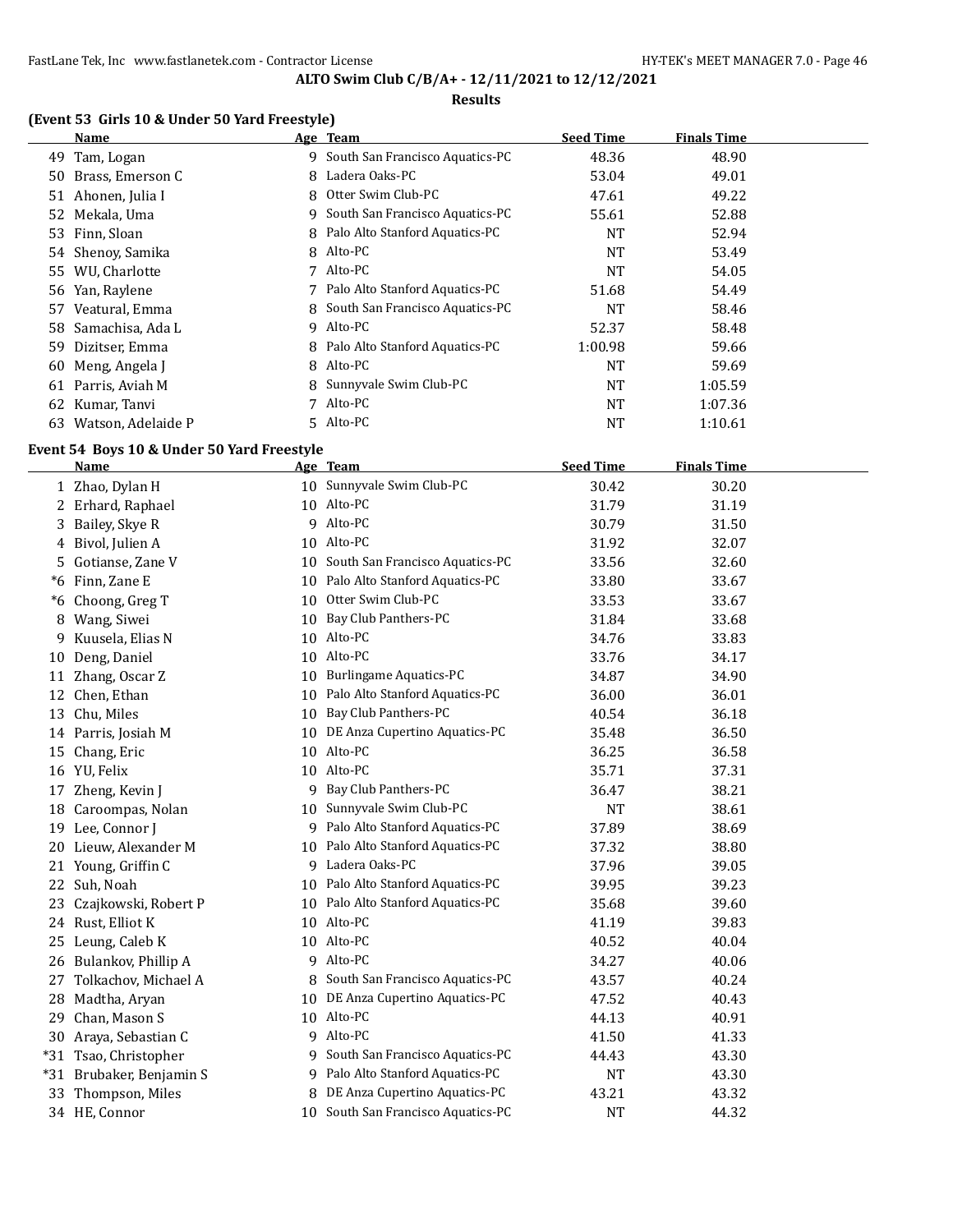## ALTO Swim Club C/B/A+ - 12/11/2021 to 12/12/2021

### Results

### (Event 53 Girls 10 & Under 50 Yard Freestyle)

| | Name | Age | Team | Seed Time | Finals Time |
|---|---|---|---|---|---|
| 49 | Tam, Logan | 9 | South San Francisco Aquatics-PC | 48.36 | 48.90 |
| 50 | Brass, Emerson C | 8 | Ladera Oaks-PC | 53.04 | 49.01 |
| 51 | Ahonen, Julia I | 8 | Otter Swim Club-PC | 47.61 | 49.22 |
| 52 | Mekala, Uma | 9 | South San Francisco Aquatics-PC | 55.61 | 52.88 |
| 53 | Finn, Sloan | 8 | Palo Alto Stanford Aquatics-PC | NT | 52.94 |
| 54 | Shenoy, Samika | 8 | Alto-PC | NT | 53.49 |
| 55 | WU, Charlotte | 7 | Alto-PC | NT | 54.05 |
| 56 | Yan, Raylene | 7 | Palo Alto Stanford Aquatics-PC | 51.68 | 54.49 |
| 57 | Veatural, Emma | 8 | South San Francisco Aquatics-PC | NT | 58.46 |
| 58 | Samachisa, Ada L | 9 | Alto-PC | 52.37 | 58.48 |
| 59 | Dizitser, Emma | 8 | Palo Alto Stanford Aquatics-PC | 1:00.98 | 59.66 |
| 60 | Meng, Angela J | 8 | Alto-PC | NT | 59.69 |
| 61 | Parris, Aviah M | 8 | Sunnyvale Swim Club-PC | NT | 1:05.59 |
| 62 | Kumar, Tanvi | 7 | Alto-PC | NT | 1:07.36 |
| 63 | Watson, Adelaide P | 5 | Alto-PC | NT | 1:10.61 |

### Event 54 Boys 10 & Under 50 Yard Freestyle

| | Name | Age | Team | Seed Time | Finals Time |
|---|---|---|---|---|---|
| 1 | Zhao, Dylan H | 10 | Sunnyvale Swim Club-PC | 30.42 | 30.20 |
| 2 | Erhard, Raphael | 10 | Alto-PC | 31.79 | 31.19 |
| 3 | Bailey, Skye R | 9 | Alto-PC | 30.79 | 31.50 |
| 4 | Bivol, Julien A | 10 | Alto-PC | 31.92 | 32.07 |
| 5 | Gotianse, Zane V | 10 | South San Francisco Aquatics-PC | 33.56 | 32.60 |
| *6 | Finn, Zane E | 10 | Palo Alto Stanford Aquatics-PC | 33.80 | 33.67 |
| *6 | Choong, Greg T | 10 | Otter Swim Club-PC | 33.53 | 33.67 |
| 8 | Wang, Siwei | 10 | Bay Club Panthers-PC | 31.84 | 33.68 |
| 9 | Kuusela, Elias N | 10 | Alto-PC | 34.76 | 33.83 |
| 10 | Deng, Daniel | 10 | Alto-PC | 33.76 | 34.17 |
| 11 | Zhang, Oscar Z | 10 | Burlingame Aquatics-PC | 34.87 | 34.90 |
| 12 | Chen, Ethan | 10 | Palo Alto Stanford Aquatics-PC | 36.00 | 36.01 |
| 13 | Chu, Miles | 10 | Bay Club Panthers-PC | 40.54 | 36.18 |
| 14 | Parris, Josiah M | 10 | DE Anza Cupertino Aquatics-PC | 35.48 | 36.50 |
| 15 | Chang, Eric | 10 | Alto-PC | 36.25 | 36.58 |
| 16 | YU, Felix | 10 | Alto-PC | 35.71 | 37.31 |
| 17 | Zheng, Kevin J | 9 | Bay Club Panthers-PC | 36.47 | 38.21 |
| 18 | Caroompas, Nolan | 10 | Sunnyvale Swim Club-PC | NT | 38.61 |
| 19 | Lee, Connor J | 9 | Palo Alto Stanford Aquatics-PC | 37.89 | 38.69 |
| 20 | Lieuw, Alexander M | 10 | Palo Alto Stanford Aquatics-PC | 37.32 | 38.80 |
| 21 | Young, Griffin C | 9 | Ladera Oaks-PC | 37.96 | 39.05 |
| 22 | Suh, Noah | 10 | Palo Alto Stanford Aquatics-PC | 39.95 | 39.23 |
| 23 | Czajkowski, Robert P | 10 | Palo Alto Stanford Aquatics-PC | 35.68 | 39.60 |
| 24 | Rust, Elliot K | 10 | Alto-PC | 41.19 | 39.83 |
| 25 | Leung, Caleb K | 10 | Alto-PC | 40.52 | 40.04 |
| 26 | Bulankov, Phillip A | 9 | Alto-PC | 34.27 | 40.06 |
| 27 | Tolkachov, Michael A | 8 | South San Francisco Aquatics-PC | 43.57 | 40.24 |
| 28 | Madtha, Aryan | 10 | DE Anza Cupertino Aquatics-PC | 47.52 | 40.43 |
| 29 | Chan, Mason S | 10 | Alto-PC | 44.13 | 40.91 |
| 30 | Araya, Sebastian C | 9 | Alto-PC | 41.50 | 41.33 |
| *31 | Tsao, Christopher | 9 | South San Francisco Aquatics-PC | 44.43 | 43.30 |
| *31 | Brubaker, Benjamin S | 9 | Palo Alto Stanford Aquatics-PC | NT | 43.30 |
| 33 | Thompson, Miles | 8 | DE Anza Cupertino Aquatics-PC | 43.21 | 43.32 |
| 34 | HE, Connor | 10 | South San Francisco Aquatics-PC | NT | 44.32 |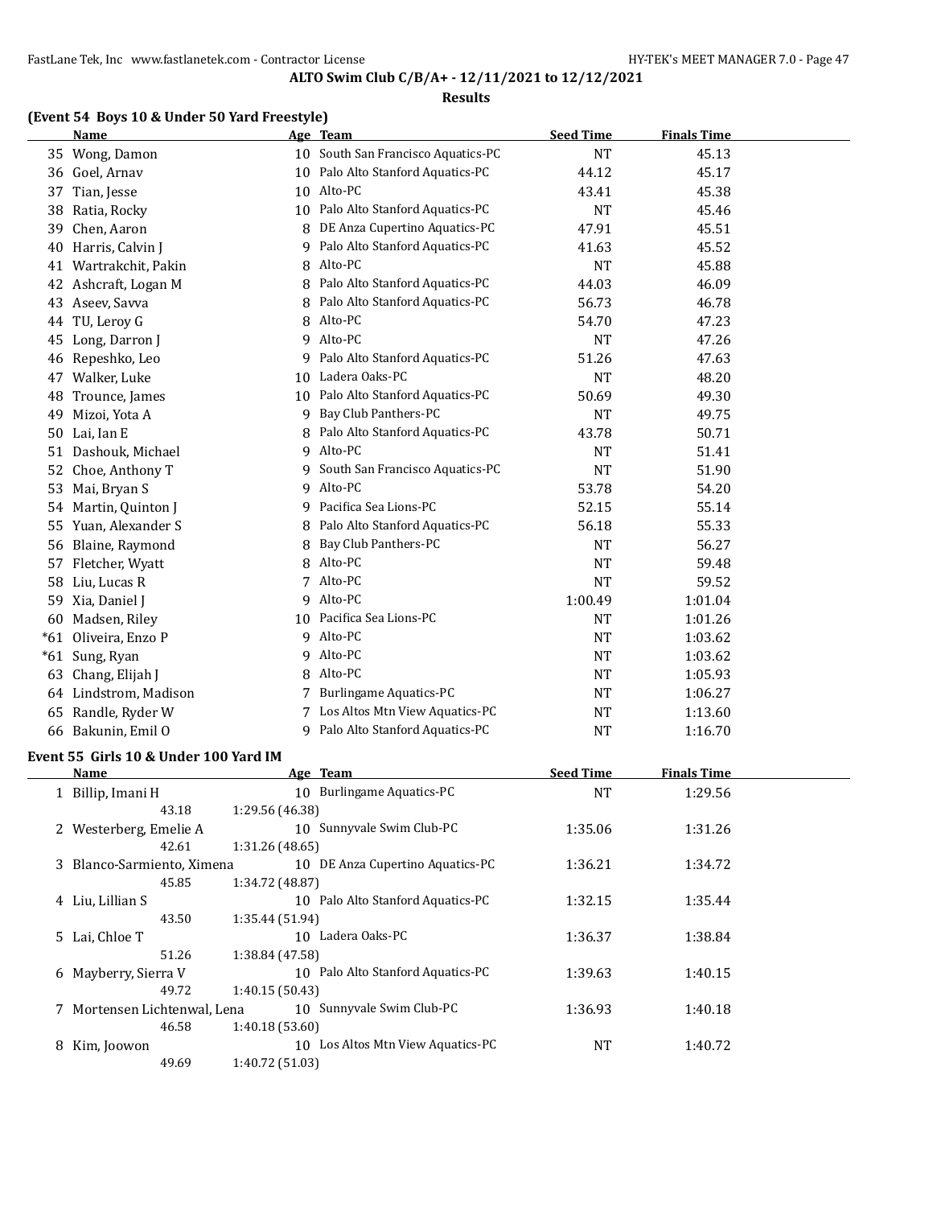**ALTO Swim Club C/B/A+ - 12/11/2021 to 12/12/2021**

**Results**

### (Event 54 Boys 10 & Under 50 Yard Freestyle)

| | Name | Age | Team | Seed Time | Finals Time |
|---|---|---|---|---|---|
| 35 | Wong, Damon | 10 | South San Francisco Aquatics-PC | NT | 45.13 |
| 36 | Goel, Arnav | 10 | Palo Alto Stanford Aquatics-PC | 44.12 | 45.17 |
| 37 | Tian, Jesse | 10 | Alto-PC | 43.41 | 45.38 |
| 38 | Ratia, Rocky | 10 | Palo Alto Stanford Aquatics-PC | NT | 45.46 |
| 39 | Chen, Aaron | 8 | DE Anza Cupertino Aquatics-PC | 47.91 | 45.51 |
| 40 | Harris, Calvin J | 9 | Palo Alto Stanford Aquatics-PC | 41.63 | 45.52 |
| 41 | Wartrakchit, Pakin | 8 | Alto-PC | NT | 45.88 |
| 42 | Ashcraft, Logan M | 8 | Palo Alto Stanford Aquatics-PC | 44.03 | 46.09 |
| 43 | Aseev, Savva | 8 | Palo Alto Stanford Aquatics-PC | 56.73 | 46.78 |
| 44 | TU, Leroy G | 8 | Alto-PC | 54.70 | 47.23 |
| 45 | Long, Darron J | 9 | Alto-PC | NT | 47.26 |
| 46 | Repeshko, Leo | 9 | Palo Alto Stanford Aquatics-PC | 51.26 | 47.63 |
| 47 | Walker, Luke | 10 | Ladera Oaks-PC | NT | 48.20 |
| 48 | Trounce, James | 10 | Palo Alto Stanford Aquatics-PC | 50.69 | 49.30 |
| 49 | Mizoi, Yota A | 9 | Bay Club Panthers-PC | NT | 49.75 |
| 50 | Lai, Ian E | 8 | Palo Alto Stanford Aquatics-PC | 43.78 | 50.71 |
| 51 | Dashouk, Michael | 9 | Alto-PC | NT | 51.41 |
| 52 | Choe, Anthony T | 9 | South San Francisco Aquatics-PC | NT | 51.90 |
| 53 | Mai, Bryan S | 9 | Alto-PC | 53.78 | 54.20 |
| 54 | Martin, Quinton J | 9 | Pacifica Sea Lions-PC | 52.15 | 55.14 |
| 55 | Yuan, Alexander S | 8 | Palo Alto Stanford Aquatics-PC | 56.18 | 55.33 |
| 56 | Blaine, Raymond | 8 | Bay Club Panthers-PC | NT | 56.27 |
| 57 | Fletcher, Wyatt | 8 | Alto-PC | NT | 59.48 |
| 58 | Liu, Lucas R | 7 | Alto-PC | NT | 59.52 |
| 59 | Xia, Daniel J | 9 | Alto-PC | 1:00.49 | 1:01.04 |
| 60 | Madsen, Riley | 10 | Pacifica Sea Lions-PC | NT | 1:01.26 |
| *61 | Oliveira, Enzo P | 9 | Alto-PC | NT | 1:03.62 |
| *61 | Sung, Ryan | 9 | Alto-PC | NT | 1:03.62 |
| 63 | Chang, Elijah J | 8 | Alto-PC | NT | 1:05.93 |
| 64 | Lindstrom, Madison | 7 | Burlingame Aquatics-PC | NT | 1:06.27 |
| 65 | Randle, Ryder W | 7 | Los Altos Mtn View Aquatics-PC | NT | 1:13.60 |
| 66 | Bakunin, Emil O | 9 | Palo Alto Stanford Aquatics-PC | NT | 1:16.70 |

### Event 55 Girls 10 & Under 100 Yard IM

| | Name | Age | Team | Seed Time | Finals Time |
|---|---|---|---|---|---|
| 1 | Billip, Imani H | 10 | Burlingame Aquatics-PC | NT | 1:29.56 |
| | 43.18 | 1:29.56 (46.38) | | | |
| 2 | Westerberg, Emelie A | 10 | Sunnyvale Swim Club-PC | 1:35.06 | 1:31.26 |
| | 42.61 | 1:31.26 (48.65) | | | |
| 3 | Blanco-Sarmiento, Ximena | 10 | DE Anza Cupertino Aquatics-PC | 1:36.21 | 1:34.72 |
| | 45.85 | 1:34.72 (48.87) | | | |
| 4 | Liu, Lillian S | 10 | Palo Alto Stanford Aquatics-PC | 1:32.15 | 1:35.44 |
| | 43.50 | 1:35.44 (51.94) | | | |
| 5 | Lai, Chloe T | 10 | Ladera Oaks-PC | 1:36.37 | 1:38.84 |
| | 51.26 | 1:38.84 (47.58) | | | |
| 6 | Mayberry, Sierra V | 10 | Palo Alto Stanford Aquatics-PC | 1:39.63 | 1:40.15 |
| | 49.72 | 1:40.15 (50.43) | | | |
| 7 | Mortensen Lichtenwal, Lena | 10 | Sunnyvale Swim Club-PC | 1:36.93 | 1:40.18 |
| | 46.58 | 1:40.18 (53.60) | | | |
| 8 | Kim, Joowon | 10 | Los Altos Mtn View Aquatics-PC | NT | 1:40.72 |
| | 49.69 | 1:40.72 (51.03) | | | |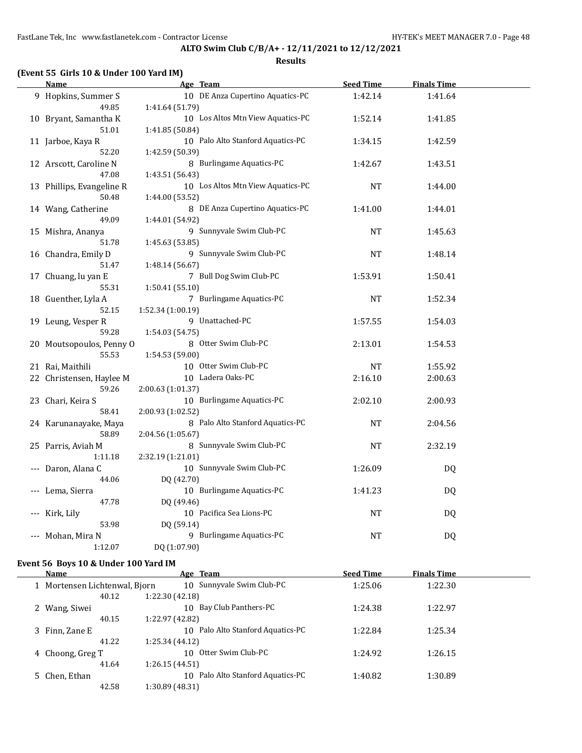**ALTO Swim Club C/B/A+ - 12/11/2021 to 12/12/2021**

**Results**

### (Event 55 Girls 10 & Under 100 Yard IM)

| | Name | Age | Team | Seed Time | Finals Time |
|---|---|---|---|---|---|
| 9 | Hopkins, Summer S | 10 | DE Anza Cupertino Aquatics-PC | 1:42.14 | 1:41.64 |
| | 49.85 | 1:41.64 (51.79) | | | |
| 10 | Bryant, Samantha K | 10 | Los Altos Mtn View Aquatics-PC | 1:52.14 | 1:41.85 |
| | 51.01 | 1:41.85 (50.84) | | | |
| 11 | Jarboe, Kaya R | 10 | Palo Alto Stanford Aquatics-PC | 1:34.15 | 1:42.59 |
| | 52.20 | 1:42.59 (50.39) | | | |
| 12 | Arscott, Caroline N | 8 | Burlingame Aquatics-PC | 1:42.67 | 1:43.51 |
| | 47.08 | 1:43.51 (56.43) | | | |
| 13 | Phillips, Evangeline R | 10 | Los Altos Mtn View Aquatics-PC | NT | 1:44.00 |
| | 50.48 | 1:44.00 (53.52) | | | |
| 14 | Wang, Catherine | 8 | DE Anza Cupertino Aquatics-PC | 1:41.00 | 1:44.01 |
| | 49.09 | 1:44.01 (54.92) | | | |
| 15 | Mishra, Ananya | 9 | Sunnyvale Swim Club-PC | NT | 1:45.63 |
| | 51.78 | 1:45.63 (53.85) | | | |
| 16 | Chandra, Emily D | 9 | Sunnyvale Swim Club-PC | NT | 1:48.14 |
| | 51.47 | 1:48.14 (56.67) | | | |
| 17 | Chuang, lu yan E | 7 | Bull Dog Swim Club-PC | 1:53.91 | 1:50.41 |
| | 55.31 | 1:50.41 (55.10) | | | |
| 18 | Guenther, Lyla A | 7 | Burlingame Aquatics-PC | NT | 1:52.34 |
| | 52.15 | 1:52.34 (1:00.19) | | | |
| 19 | Leung, Vesper R | 9 | Unattached-PC | 1:57.55 | 1:54.03 |
| | 59.28 | 1:54.03 (54.75) | | | |
| 20 | Moutsopoulos, Penny O | 8 | Otter Swim Club-PC | 2:13.01 | 1:54.53 |
| | 55.53 | 1:54.53 (59.00) | | | |
| 21 | Rai, Maithili | 10 | Otter Swim Club-PC | NT | 1:55.92 |
| 22 | Christensen, Haylee M | 10 | Ladera Oaks-PC | 2:16.10 | 2:00.63 |
| | 59.26 | 2:00.63 (1:01.37) | | | |
| 23 | Chari, Keira S | 10 | Burlingame Aquatics-PC | 2:02.10 | 2:00.93 |
| | 58.41 | 2:00.93 (1:02.52) | | | |
| 24 | Karunanayake, Maya | 8 | Palo Alto Stanford Aquatics-PC | NT | 2:04.56 |
| | 58.89 | 2:04.56 (1:05.67) | | | |
| 25 | Parris, Aviah M | 8 | Sunnyvale Swim Club-PC | NT | 2:32.19 |
| | 1:11.18 | 2:32.19 (1:21.01) | | | |
| --- | Daron, Alana C | 10 | Sunnyvale Swim Club-PC | 1:26.09 | DQ |
| | 44.06 | DQ (42.70) | | | |
| --- | Lema, Sierra | 10 | Burlingame Aquatics-PC | 1:41.23 | DQ |
| | 47.78 | DQ (49.46) | | | |
| --- | Kirk, Lily | 10 | Pacifica Sea Lions-PC | NT | DQ |
| | 53.98 | DQ (59.14) | | | |
| --- | Mohan, Mira N | 9 | Burlingame Aquatics-PC | NT | DQ |
| | 1:12.07 | DQ (1:07.90) | | | |

### Event 56 Boys 10 & Under 100 Yard IM

| | Name | Age | Team | Seed Time | Finals Time |
|---|---|---|---|---|---|
| 1 | Mortensen Lichtenwal, Bjorn | 10 | Sunnyvale Swim Club-PC | 1:25.06 | 1:22.30 |
| | 40.12 | 1:22.30 (42.18) | | | |
| 2 | Wang, Siwei | 10 | Bay Club Panthers-PC | 1:24.38 | 1:22.97 |
| | 40.15 | 1:22.97 (42.82) | | | |
| 3 | Finn, Zane E | 10 | Palo Alto Stanford Aquatics-PC | 1:22.84 | 1:25.34 |
| | 41.22 | 1:25.34 (44.12) | | | |
| 4 | Choong, Greg T | 10 | Otter Swim Club-PC | 1:24.92 | 1:26.15 |
| | 41.64 | 1:26.15 (44.51) | | | |
| 5 | Chen, Ethan | 10 | Palo Alto Stanford Aquatics-PC | 1:40.82 | 1:30.89 |
| | 42.58 | 1:30.89 (48.31) | | | |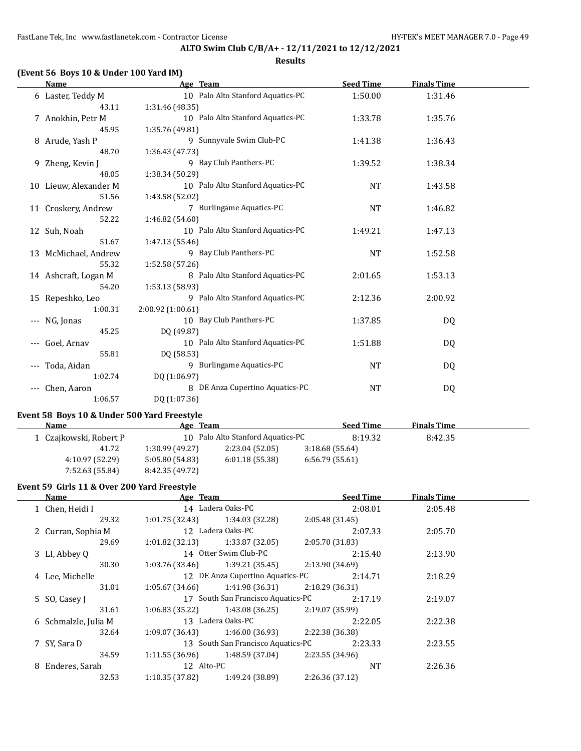**ALTO Swim Club C/B/A+ - 12/11/2021 to 12/12/2021**

**Results**

### (Event 56 Boys 10 & Under 100 Yard IM)

| | Name | Age | Team | Seed Time | Finals Time |
|---|---|---|---|---|---|
| 6 | Laster, Teddy M | 10 | Palo Alto Stanford Aquatics-PC | 1:50.00 | 1:31.46 |
| | 43.11 | 1:31.46 (48.35) | | | |
| 7 | Anokhin, Petr M | 10 | Palo Alto Stanford Aquatics-PC | 1:33.78 | 1:35.76 |
| | 45.95 | 1:35.76 (49.81) | | | |
| 8 | Arude, Yash P | 9 | Sunnyvale Swim Club-PC | 1:41.38 | 1:36.43 |
| | 48.70 | 1:36.43 (47.73) | | | |
| 9 | Zheng, Kevin J | 9 | Bay Club Panthers-PC | 1:39.52 | 1:38.34 |
| | 48.05 | 1:38.34 (50.29) | | | |
| 10 | Lieuw, Alexander M | 10 | Palo Alto Stanford Aquatics-PC | NT | 1:43.58 |
| | 51.56 | 1:43.58 (52.02) | | | |
| 11 | Croskery, Andrew | 7 | Burlingame Aquatics-PC | NT | 1:46.82 |
| | 52.22 | 1:46.82 (54.60) | | | |
| 12 | Suh, Noah | 10 | Palo Alto Stanford Aquatics-PC | 1:49.21 | 1:47.13 |
| | 51.67 | 1:47.13 (55.46) | | | |
| 13 | McMichael, Andrew | 9 | Bay Club Panthers-PC | NT | 1:52.58 |
| | 55.32 | 1:52.58 (57.26) | | | |
| 14 | Ashcraft, Logan M | 8 | Palo Alto Stanford Aquatics-PC | 2:01.65 | 1:53.13 |
| | 54.20 | 1:53.13 (58.93) | | | |
| 15 | Repeshko, Leo | 9 | Palo Alto Stanford Aquatics-PC | 2:12.36 | 2:00.92 |
| | 1:00.31 | 2:00.92 (1:00.61) | | | |
| --- | NG, Jonas | 10 | Bay Club Panthers-PC | 1:37.85 | DQ |
| | 45.25 | DQ (49.87) | | | |
| --- | Goel, Arnav | 10 | Palo Alto Stanford Aquatics-PC | 1:51.88 | DQ |
| | 55.81 | DQ (58.53) | | | |
| --- | Toda, Aidan | 9 | Burlingame Aquatics-PC | NT | DQ |
| | 1:02.74 | DQ (1:06.97) | | | |
| --- | Chen, Aaron | 8 | DE Anza Cupertino Aquatics-PC | NT | DQ |
| | 1:06.57 | DQ (1:07.36) | | | |

### Event 58 Boys 10 & Under 500 Yard Freestyle

| | Name | Age | Team | Seed Time | Finals Time |
|---|---|---|---|---|---|
| 1 | Czajkowski, Robert P | 10 | Palo Alto Stanford Aquatics-PC | 8:19.32 | 8:42.35 |
| | 41.72 | 1:30.99 (49.27) | 2:23.04 (52.05) | 3:18.68 (55.64) | |
| | 4:10.97 (52.29) | 5:05.80 (54.83) | 6:01.18 (55.38) | 6:56.79 (55.61) | |
| | 7:52.63 (55.84) | 8:42.35 (49.72) | | | |

### Event 59 Girls 11 & Over 200 Yard Freestyle

| | Name | Age | Team | Seed Time | Finals Time |
|---|---|---|---|---|---|
| 1 | Chen, Heidi I | 14 | Ladera Oaks-PC | 2:08.01 | 2:05.48 |
| | 29.32 | 1:01.75 (32.43) | 1:34.03 (32.28) | 2:05.48 (31.45) | |
| 2 | Curran, Sophia M | 12 | Ladera Oaks-PC | 2:07.33 | 2:05.70 |
| | 29.69 | 1:01.82 (32.13) | 1:33.87 (32.05) | 2:05.70 (31.83) | |
| 3 | LI, Abbey Q | 14 | Otter Swim Club-PC | 2:15.40 | 2:13.90 |
| | 30.30 | 1:03.76 (33.46) | 1:39.21 (35.45) | 2:13.90 (34.69) | |
| 4 | Lee, Michelle | 12 | DE Anza Cupertino Aquatics-PC | 2:14.71 | 2:18.29 |
| | 31.01 | 1:05.67 (34.66) | 1:41.98 (36.31) | 2:18.29 (36.31) | |
| 5 | SO, Casey J | 17 | South San Francisco Aquatics-PC | 2:17.19 | 2:19.07 |
| | 31.61 | 1:06.83 (35.22) | 1:43.08 (36.25) | 2:19.07 (35.99) | |
| 6 | Schmalzle, Julia M | 13 | Ladera Oaks-PC | 2:22.05 | 2:22.38 |
| | 32.64 | 1:09.07 (36.43) | 1:46.00 (36.93) | 2:22.38 (36.38) | |
| 7 | SY, Sara D | 13 | South San Francisco Aquatics-PC | 2:23.33 | 2:23.55 |
| | 34.59 | 1:11.55 (36.96) | 1:48.59 (37.04) | 2:23.55 (34.96) | |
| 8 | Enderes, Sarah | 12 | Alto-PC | NT | 2:26.36 |
| | 32.53 | 1:10.35 (37.82) | 1:49.24 (38.89) | 2:26.36 (37.12) | |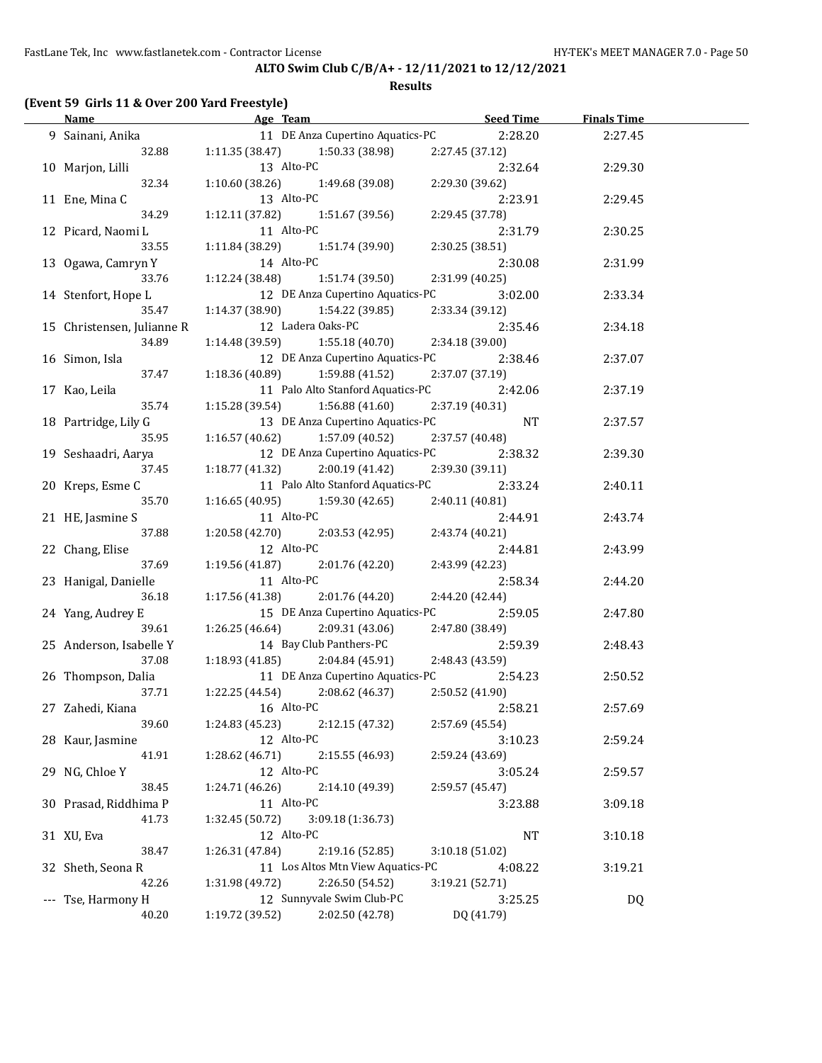**ALTO Swim Club C/B/A+ - 12/11/2021 to 12/12/2021**

**Results**

**(Event 59 Girls 11 & Over 200 Yard Freestyle)**

| | Name | Age | Team | Seed Time | Finals Time |
|---|---|---|---|---|---|
| 9 | Sainani, Anika | 11 | DE Anza Cupertino Aquatics-PC | 2:28.20 | 2:27.45 |
| | 32.88 | 1:11.35 (38.47) | 1:50.33 (38.98) | 2:27.45 (37.12) | |
| 10 | Marjon, Lilli | 13 | Alto-PC | 2:32.64 | 2:29.30 |
| | 32.34 | 1:10.60 (38.26) | 1:49.68 (39.08) | 2:29.30 (39.62) | |
| 11 | Ene, Mina C | 13 | Alto-PC | 2:23.91 | 2:29.45 |
| | 34.29 | 1:12.11 (37.82) | 1:51.67 (39.56) | 2:29.45 (37.78) | |
| 12 | Picard, Naomi L | 11 | Alto-PC | 2:31.79 | 2:30.25 |
| | 33.55 | 1:11.84 (38.29) | 1:51.74 (39.90) | 2:30.25 (38.51) | |
| 13 | Ogawa, Camryn Y | 14 | Alto-PC | 2:30.08 | 2:31.99 |
| | 33.76 | 1:12.24 (38.48) | 1:51.74 (39.50) | 2:31.99 (40.25) | |
| 14 | Stenfort, Hope L | 12 | DE Anza Cupertino Aquatics-PC | 3:02.00 | 2:33.34 |
| | 35.47 | 1:14.37 (38.90) | 1:54.22 (39.85) | 2:33.34 (39.12) | |
| 15 | Christensen, Julianne R | 12 | Ladera Oaks-PC | 2:35.46 | 2:34.18 |
| | 34.89 | 1:14.48 (39.59) | 1:55.18 (40.70) | 2:34.18 (39.00) | |
| 16 | Simon, Isla | 12 | DE Anza Cupertino Aquatics-PC | 2:38.46 | 2:37.07 |
| | 37.47 | 1:18.36 (40.89) | 1:59.88 (41.52) | 2:37.07 (37.19) | |
| 17 | Kao, Leila | 11 | Palo Alto Stanford Aquatics-PC | 2:42.06 | 2:37.19 |
| | 35.74 | 1:15.28 (39.54) | 1:56.88 (41.60) | 2:37.19 (40.31) | |
| 18 | Partridge, Lily G | 13 | DE Anza Cupertino Aquatics-PC | NT | 2:37.57 |
| | 35.95 | 1:16.57 (40.62) | 1:57.09 (40.52) | 2:37.57 (40.48) | |
| 19 | Seshaadri, Aarya | 12 | DE Anza Cupertino Aquatics-PC | 2:38.32 | 2:39.30 |
| | 37.45 | 1:18.77 (41.32) | 2:00.19 (41.42) | 2:39.30 (39.11) | |
| 20 | Kreps, Esme C | 11 | Palo Alto Stanford Aquatics-PC | 2:33.24 | 2:40.11 |
| | 35.70 | 1:16.65 (40.95) | 1:59.30 (42.65) | 2:40.11 (40.81) | |
| 21 | HE, Jasmine S | 11 | Alto-PC | 2:44.91 | 2:43.74 |
| | 37.88 | 1:20.58 (42.70) | 2:03.53 (42.95) | 2:43.74 (40.21) | |
| 22 | Chang, Elise | 12 | Alto-PC | 2:44.81 | 2:43.99 |
| | 37.69 | 1:19.56 (41.87) | 2:01.76 (42.20) | 2:43.99 (42.23) | |
| 23 | Hanigal, Danielle | 11 | Alto-PC | 2:58.34 | 2:44.20 |
| | 36.18 | 1:17.56 (41.38) | 2:01.76 (44.20) | 2:44.20 (42.44) | |
| 24 | Yang, Audrey E | 15 | DE Anza Cupertino Aquatics-PC | 2:59.05 | 2:47.80 |
| | 39.61 | 1:26.25 (46.64) | 2:09.31 (43.06) | 2:47.80 (38.49) | |
| 25 | Anderson, Isabelle Y | 14 | Bay Club Panthers-PC | 2:59.39 | 2:48.43 |
| | 37.08 | 1:18.93 (41.85) | 2:04.84 (45.91) | 2:48.43 (43.59) | |
| 26 | Thompson, Dalia | 11 | DE Anza Cupertino Aquatics-PC | 2:54.23 | 2:50.52 |
| | 37.71 | 1:22.25 (44.54) | 2:08.62 (46.37) | 2:50.52 (41.90) | |
| 27 | Zahedi, Kiana | 16 | Alto-PC | 2:58.21 | 2:57.69 |
| | 39.60 | 1:24.83 (45.23) | 2:12.15 (47.32) | 2:57.69 (45.54) | |
| 28 | Kaur, Jasmine | 12 | Alto-PC | 3:10.23 | 2:59.24 |
| | 41.91 | 1:28.62 (46.71) | 2:15.55 (46.93) | 2:59.24 (43.69) | |
| 29 | NG, Chloe Y | 12 | Alto-PC | 3:05.24 | 2:59.57 |
| | 38.45 | 1:24.71 (46.26) | 2:14.10 (49.39) | 2:59.57 (45.47) | |
| 30 | Prasad, Riddhima P | 11 | Alto-PC | 3:23.88 | 3:09.18 |
| | 41.73 | 1:32.45 (50.72) | 3:09.18 (1:36.73) | | |
| 31 | XU, Eva | 12 | Alto-PC | NT | 3:10.18 |
| | 38.47 | 1:26.31 (47.84) | 2:19.16 (52.85) | 3:10.18 (51.02) | |
| 32 | Sheth, Seona R | 11 | Los Altos Mtn View Aquatics-PC | 4:08.22 | 3:19.21 |
| | 42.26 | 1:31.98 (49.72) | 2:26.50 (54.52) | 3:19.21 (52.71) | |
| --- | Tse, Harmony H | 12 | Sunnyvale Swim Club-PC | 3:25.25 | DQ |
| | 40.20 | 1:19.72 (39.52) | 2:02.50 (42.78) | DQ (41.79) | |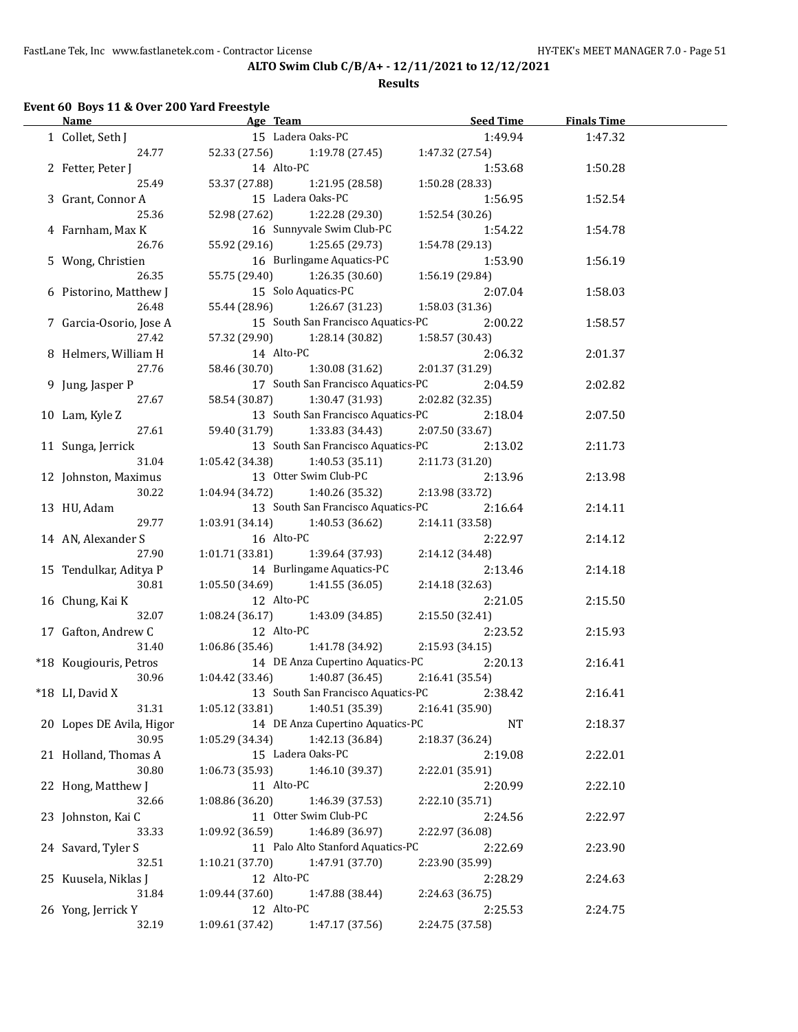**ALTO Swim Club C/B/A+ - 12/11/2021 to 12/12/2021**

**Results**

### Event 60 Boys 11 & Over 200 Yard Freestyle

| Name | Age | Team | Seed Time | Finals Time |
|---|---|---|---|---|
| 1 Collet, Seth J | 15 | Ladera Oaks-PC | 1:49.94 | 1:47.32 |
| 24.77 | 52.33 (27.56) | 1:19.78 (27.45) | 1:47.32 (27.54) | |
| 2 Fetter, Peter J | 14 | Alto-PC | 1:53.68 | 1:50.28 |
| 25.49 | 53.37 (27.88) | 1:21.95 (28.58) | 1:50.28 (28.33) | |
| 3 Grant, Connor A | 15 | Ladera Oaks-PC | 1:56.95 | 1:52.54 |
| 25.36 | 52.98 (27.62) | 1:22.28 (29.30) | 1:52.54 (30.26) | |
| 4 Farnham, Max K | 16 | Sunnyvale Swim Club-PC | 1:54.22 | 1:54.78 |
| 26.76 | 55.92 (29.16) | 1:25.65 (29.73) | 1:54.78 (29.13) | |
| 5 Wong, Christien | 16 | Burlingame Aquatics-PC | 1:53.90 | 1:56.19 |
| 26.35 | 55.75 (29.40) | 1:26.35 (30.60) | 1:56.19 (29.84) | |
| 6 Pistorino, Matthew J | 15 | Solo Aquatics-PC | 2:07.04 | 1:58.03 |
| 26.48 | 55.44 (28.96) | 1:26.67 (31.23) | 1:58.03 (31.36) | |
| 7 Garcia-Osorio, Jose A | 15 | South San Francisco Aquatics-PC | 2:00.22 | 1:58.57 |
| 27.42 | 57.32 (29.90) | 1:28.14 (30.82) | 1:58.57 (30.43) | |
| 8 Helmers, William H | 14 | Alto-PC | 2:06.32 | 2:01.37 |
| 27.76 | 58.46 (30.70) | 1:30.08 (31.62) | 2:01.37 (31.29) | |
| 9 Jung, Jasper P | 17 | South San Francisco Aquatics-PC | 2:04.59 | 2:02.82 |
| 27.67 | 58.54 (30.87) | 1:30.47 (31.93) | 2:02.82 (32.35) | |
| 10 Lam, Kyle Z | 13 | South San Francisco Aquatics-PC | 2:18.04 | 2:07.50 |
| 27.61 | 59.40 (31.79) | 1:33.83 (34.43) | 2:07.50 (33.67) | |
| 11 Sunga, Jerrick | 13 | South San Francisco Aquatics-PC | 2:13.02 | 2:11.73 |
| 31.04 | 1:05.42 (34.38) | 1:40.53 (35.11) | 2:11.73 (31.20) | |
| 12 Johnston, Maximus | 13 | Otter Swim Club-PC | 2:13.96 | 2:13.98 |
| 30.22 | 1:04.94 (34.72) | 1:40.26 (35.32) | 2:13.98 (33.72) | |
| 13 HU, Adam | 13 | South San Francisco Aquatics-PC | 2:16.64 | 2:14.11 |
| 29.77 | 1:03.91 (34.14) | 1:40.53 (36.62) | 2:14.11 (33.58) | |
| 14 AN, Alexander S | 16 | Alto-PC | 2:22.97 | 2:14.12 |
| 27.90 | 1:01.71 (33.81) | 1:39.64 (37.93) | 2:14.12 (34.48) | |
| 15 Tendulkar, Aditya P | 14 | Burlingame Aquatics-PC | 2:13.46 | 2:14.18 |
| 30.81 | 1:05.50 (34.69) | 1:41.55 (36.05) | 2:14.18 (32.63) | |
| 16 Chung, Kai K | 12 | Alto-PC | 2:21.05 | 2:15.50 |
| 32.07 | 1:08.24 (36.17) | 1:43.09 (34.85) | 2:15.50 (32.41) | |
| 17 Gafton, Andrew C | 12 | Alto-PC | 2:23.52 | 2:15.93 |
| 31.40 | 1:06.86 (35.46) | 1:41.78 (34.92) | 2:15.93 (34.15) | |
| *18 Kougiouris, Petros | 14 | DE Anza Cupertino Aquatics-PC | 2:20.13 | 2:16.41 |
| 30.96 | 1:04.42 (33.46) | 1:40.87 (36.45) | 2:16.41 (35.54) | |
| *18 LI, David X | 13 | South San Francisco Aquatics-PC | 2:38.42 | 2:16.41 |
| 31.31 | 1:05.12 (33.81) | 1:40.51 (35.39) | 2:16.41 (35.90) | |
| 20 Lopes DE Avila, Higor | 14 | DE Anza Cupertino Aquatics-PC | NT | 2:18.37 |
| 30.95 | 1:05.29 (34.34) | 1:42.13 (36.84) | 2:18.37 (36.24) | |
| 21 Holland, Thomas A | 15 | Ladera Oaks-PC | 2:19.08 | 2:22.01 |
| 30.80 | 1:06.73 (35.93) | 1:46.10 (39.37) | 2:22.01 (35.91) | |
| 22 Hong, Matthew J | 11 | Alto-PC | 2:20.99 | 2:22.10 |
| 32.66 | 1:08.86 (36.20) | 1:46.39 (37.53) | 2:22.10 (35.71) | |
| 23 Johnston, Kai C | 11 | Otter Swim Club-PC | 2:24.56 | 2:22.97 |
| 33.33 | 1:09.92 (36.59) | 1:46.89 (36.97) | 2:22.97 (36.08) | |
| 24 Savard, Tyler S | 11 | Palo Alto Stanford Aquatics-PC | 2:22.69 | 2:23.90 |
| 32.51 | 1:10.21 (37.70) | 1:47.91 (37.70) | 2:23.90 (35.99) | |
| 25 Kuusela, Niklas J | 12 | Alto-PC | 2:28.29 | 2:24.63 |
| 31.84 | 1:09.44 (37.60) | 1:47.88 (38.44) | 2:24.63 (36.75) | |
| 26 Yong, Jerrick Y | 12 | Alto-PC | 2:25.53 | 2:24.75 |
| 32.19 | 1:09.61 (37.42) | 1:47.17 (37.56) | 2:24.75 (37.58) | |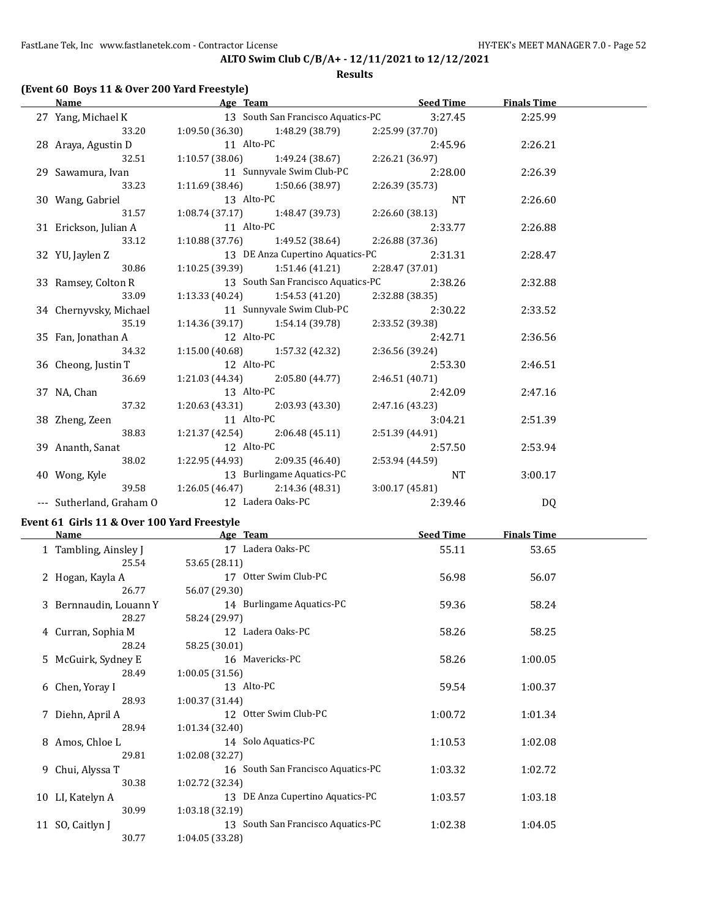**ALTO Swim Club C/B/A+ - 12/11/2021 to 12/12/2021**

**Results**

### (Event 60 Boys 11 & Over 200 Yard Freestyle)

| | Name | Age | Team | Seed Time | Finals Time |
|---|---|---|---|---|---|
| 27 | Yang, Michael K | 13 | South San Francisco Aquatics-PC | 3:27.45 | 2:25.99 |
| | 33.20 | 1:09.50 (36.30) | 1:48.29 (38.79) | 2:25.99 (37.70) | |
| 28 | Araya, Agustin D | 11 | Alto-PC | 2:45.96 | 2:26.21 |
| | 32.51 | 1:10.57 (38.06) | 1:49.24 (38.67) | 2:26.21 (36.97) | |
| 29 | Sawamura, Ivan | 11 | Sunnyvale Swim Club-PC | 2:28.00 | 2:26.39 |
| | 33.23 | 1:11.69 (38.46) | 1:50.66 (38.97) | 2:26.39 (35.73) | |
| 30 | Wang, Gabriel | 13 | Alto-PC | NT | 2:26.60 |
| | 31.57 | 1:08.74 (37.17) | 1:48.47 (39.73) | 2:26.60 (38.13) | |
| 31 | Erickson, Julian A | 11 | Alto-PC | 2:33.77 | 2:26.88 |
| | 33.12 | 1:10.88 (37.76) | 1:49.52 (38.64) | 2:26.88 (37.36) | |
| 32 | YU, Jaylen Z | 13 | DE Anza Cupertino Aquatics-PC | 2:31.31 | 2:28.47 |
| | 30.86 | 1:10.25 (39.39) | 1:51.46 (41.21) | 2:28.47 (37.01) | |
| 33 | Ramsey, Colton R | 13 | South San Francisco Aquatics-PC | 2:38.26 | 2:32.88 |
| | 33.09 | 1:13.33 (40.24) | 1:54.53 (41.20) | 2:32.88 (38.35) | |
| 34 | Chernyvsky, Michael | 11 | Sunnyvale Swim Club-PC | 2:30.22 | 2:33.52 |
| | 35.19 | 1:14.36 (39.17) | 1:54.14 (39.78) | 2:33.52 (39.38) | |
| 35 | Fan, Jonathan A | 12 | Alto-PC | 2:42.71 | 2:36.56 |
| | 34.32 | 1:15.00 (40.68) | 1:57.32 (42.32) | 2:36.56 (39.24) | |
| 36 | Cheong, Justin T | 12 | Alto-PC | 2:53.30 | 2:46.51 |
| | 36.69 | 1:21.03 (44.34) | 2:05.80 (44.77) | 2:46.51 (40.71) | |
| 37 | NA, Chan | 13 | Alto-PC | 2:42.09 | 2:47.16 |
| | 37.32 | 1:20.63 (43.31) | 2:03.93 (43.30) | 2:47.16 (43.23) | |
| 38 | Zheng, Zeen | 11 | Alto-PC | 3:04.21 | 2:51.39 |
| | 38.83 | 1:21.37 (42.54) | 2:06.48 (45.11) | 2:51.39 (44.91) | |
| 39 | Ananth, Sanat | 12 | Alto-PC | 2:57.50 | 2:53.94 |
| | 38.02 | 1:22.95 (44.93) | 2:09.35 (46.40) | 2:53.94 (44.59) | |
| 40 | Wong, Kyle | 13 | Burlingame Aquatics-PC | NT | 3:00.17 |
| | 39.58 | 1:26.05 (46.47) | 2:14.36 (48.31) | 3:00.17 (45.81) | |
| --- | Sutherland, Graham O | 12 | Ladera Oaks-PC | 2:39.46 | DQ |

### Event 61 Girls 11 & Over 100 Yard Freestyle

| | Name | Age | Team | Seed Time | Finals Time |
|---|---|---|---|---|---|
| 1 | Tambling, Ainsley J | 17 | Ladera Oaks-PC | 55.11 | 53.65 |
| | 25.54 | 53.65 (28.11) | | | |
| 2 | Hogan, Kayla A | 17 | Otter Swim Club-PC | 56.98 | 56.07 |
| | 26.77 | 56.07 (29.30) | | | |
| 3 | Bernnaudin, Louann Y | 14 | Burlingame Aquatics-PC | 59.36 | 58.24 |
| | 28.27 | 58.24 (29.97) | | | |
| 4 | Curran, Sophia M | 12 | Ladera Oaks-PC | 58.26 | 58.25 |
| | 28.24 | 58.25 (30.01) | | | |
| 5 | McGuirk, Sydney E | 16 | Mavericks-PC | 58.26 | 1:00.05 |
| | 28.49 | 1:00.05 (31.56) | | | |
| 6 | Chen, Yoray I | 13 | Alto-PC | 59.54 | 1:00.37 |
| | 28.93 | 1:00.37 (31.44) | | | |
| 7 | Diehn, April A | 12 | Otter Swim Club-PC | 1:00.72 | 1:01.34 |
| | 28.94 | 1:01.34 (32.40) | | | |
| 8 | Amos, Chloe L | 14 | Solo Aquatics-PC | 1:10.53 | 1:02.08 |
| | 29.81 | 1:02.08 (32.27) | | | |
| 9 | Chui, Alyssa T | 16 | South San Francisco Aquatics-PC | 1:03.32 | 1:02.72 |
| | 30.38 | 1:02.72 (32.34) | | | |
| 10 | LI, Katelyn A | 13 | DE Anza Cupertino Aquatics-PC | 1:03.57 | 1:03.18 |
| | 30.99 | 1:03.18 (32.19) | | | |
| 11 | SO, Caitlyn J | 13 | South San Francisco Aquatics-PC | 1:02.38 | 1:04.05 |
| | 30.77 | 1:04.05 (33.28) | | | |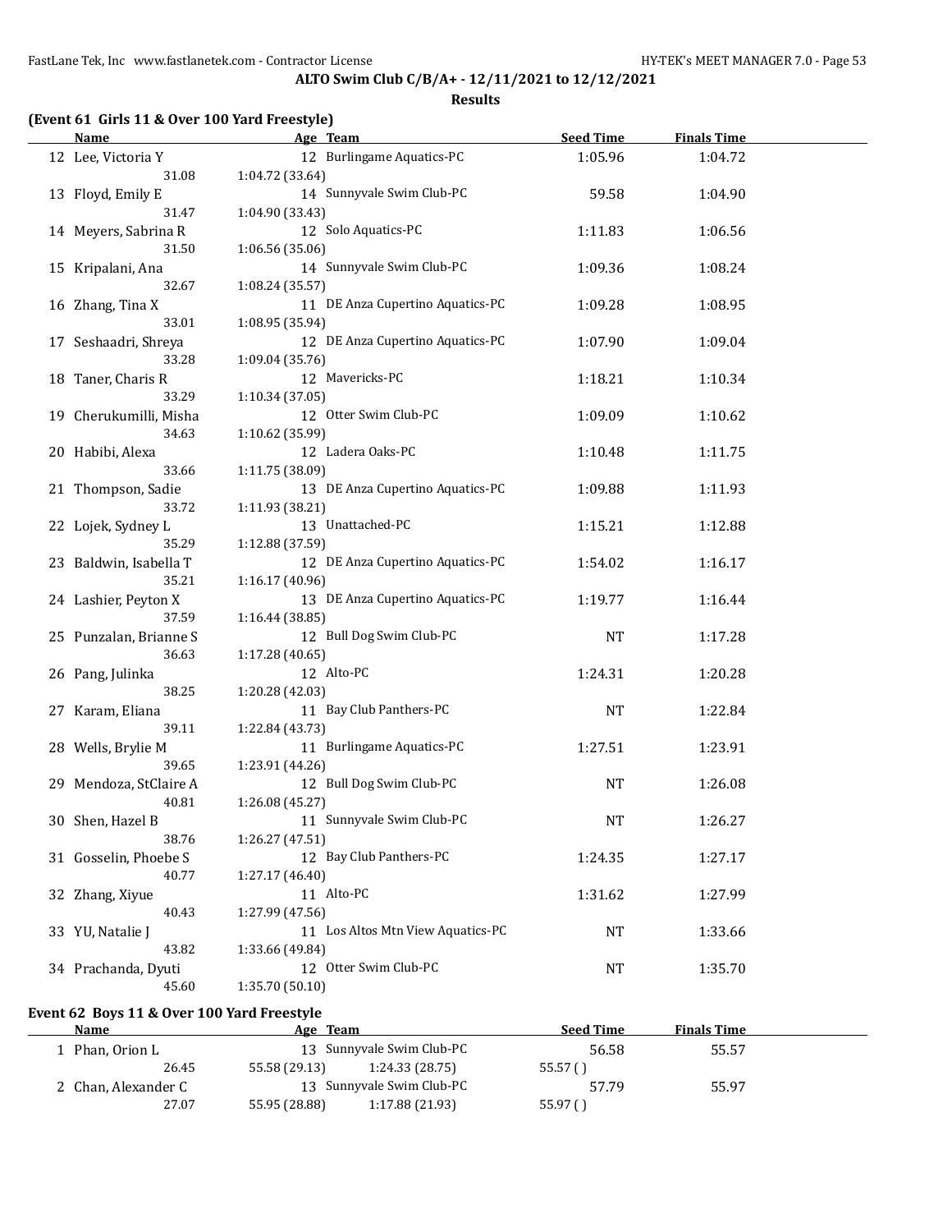**ALTO Swim Club C/B/A+ - 12/11/2021 to 12/12/2021**

**Results**

### (Event 61 Girls 11 & Over 100 Yard Freestyle)

| Name | Age | Team | Seed Time | Finals Time |
|---|---|---|---|---|
| 12 Lee, Victoria Y | 12 | Burlingame Aquatics-PC | 1:05.96 | 1:04.72 |
| 31.08 | 1:04.72 (33.64) | | | |
| 13 Floyd, Emily E | 14 | Sunnyvale Swim Club-PC | 59.58 | 1:04.90 |
| 31.47 | 1:04.90 (33.43) | | | |
| 14 Meyers, Sabrina R | 12 | Solo Aquatics-PC | 1:11.83 | 1:06.56 |
| 31.50 | 1:06.56 (35.06) | | | |
| 15 Kripalani, Ana | 14 | Sunnyvale Swim Club-PC | 1:09.36 | 1:08.24 |
| 32.67 | 1:08.24 (35.57) | | | |
| 16 Zhang, Tina X | 11 | DE Anza Cupertino Aquatics-PC | 1:09.28 | 1:08.95 |
| 33.01 | 1:08.95 (35.94) | | | |
| 17 Seshaadri, Shreya | 12 | DE Anza Cupertino Aquatics-PC | 1:07.90 | 1:09.04 |
| 33.28 | 1:09.04 (35.76) | | | |
| 18 Taner, Charis R | 12 | Mavericks-PC | 1:18.21 | 1:10.34 |
| 33.29 | 1:10.34 (37.05) | | | |
| 19 Cherukumilli, Misha | 12 | Otter Swim Club-PC | 1:09.09 | 1:10.62 |
| 34.63 | 1:10.62 (35.99) | | | |
| 20 Habibi, Alexa | 12 | Ladera Oaks-PC | 1:10.48 | 1:11.75 |
| 33.66 | 1:11.75 (38.09) | | | |
| 21 Thompson, Sadie | 13 | DE Anza Cupertino Aquatics-PC | 1:09.88 | 1:11.93 |
| 33.72 | 1:11.93 (38.21) | | | |
| 22 Lojek, Sydney L | 13 | Unattached-PC | 1:15.21 | 1:12.88 |
| 35.29 | 1:12.88 (37.59) | | | |
| 23 Baldwin, Isabella T | 12 | DE Anza Cupertino Aquatics-PC | 1:54.02 | 1:16.17 |
| 35.21 | 1:16.17 (40.96) | | | |
| 24 Lashier, Peyton X | 13 | DE Anza Cupertino Aquatics-PC | 1:19.77 | 1:16.44 |
| 37.59 | 1:16.44 (38.85) | | | |
| 25 Punzalan, Brianne S | 12 | Bull Dog Swim Club-PC | NT | 1:17.28 |
| 36.63 | 1:17.28 (40.65) | | | |
| 26 Pang, Julinka | 12 | Alto-PC | 1:24.31 | 1:20.28 |
| 38.25 | 1:20.28 (42.03) | | | |
| 27 Karam, Eliana | 11 | Bay Club Panthers-PC | NT | 1:22.84 |
| 39.11 | 1:22.84 (43.73) | | | |
| 28 Wells, Brylie M | 11 | Burlingame Aquatics-PC | 1:27.51 | 1:23.91 |
| 39.65 | 1:23.91 (44.26) | | | |
| 29 Mendoza, StClaire A | 12 | Bull Dog Swim Club-PC | NT | 1:26.08 |
| 40.81 | 1:26.08 (45.27) | | | |
| 30 Shen, Hazel B | 11 | Sunnyvale Swim Club-PC | NT | 1:26.27 |
| 38.76 | 1:26.27 (47.51) | | | |
| 31 Gosselin, Phoebe S | 12 | Bay Club Panthers-PC | 1:24.35 | 1:27.17 |
| 40.77 | 1:27.17 (46.40) | | | |
| 32 Zhang, Xiyue | 11 | Alto-PC | 1:31.62 | 1:27.99 |
| 40.43 | 1:27.99 (47.56) | | | |
| 33 YU, Natalie J | 11 | Los Altos Mtn View Aquatics-PC | NT | 1:33.66 |
| 43.82 | 1:33.66 (49.84) | | | |
| 34 Prachanda, Dyuti | 12 | Otter Swim Club-PC | NT | 1:35.70 |
| 45.60 | 1:35.70 (50.10) | | | |

### Event 62 Boys 11 & Over 100 Yard Freestyle

| Name | Age | Team | Seed Time | Finals Time |
|---|---|---|---|---|
| 1 Phan, Orion L | 13 | Sunnyvale Swim Club-PC | 56.58 | 55.57 |
| 26.45 | 55.58 (29.13) | 1:24.33 (28.75) | 55.57 ( ) | |
| 2 Chan, Alexander C | 13 | Sunnyvale Swim Club-PC | 57.79 | 55.97 |
| 27.07 | 55.95 (28.88) | 1:17.88 (21.93) | 55.97 ( ) | |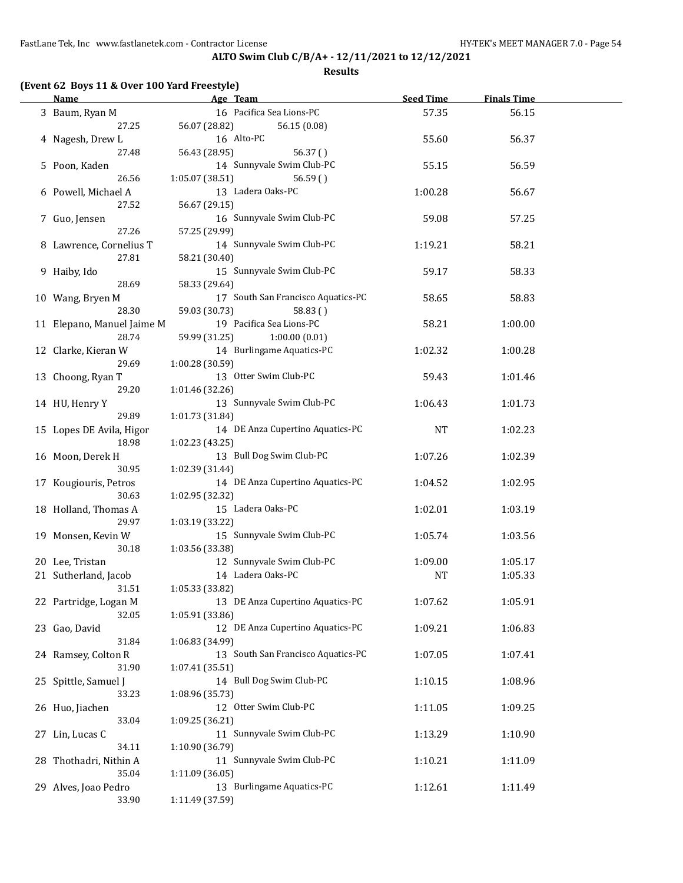**ALTO Swim Club C/B/A+ - 12/11/2021 to 12/12/2021**

**Results**

**(Event 62 Boys 11 & Over 100 Yard Freestyle)**

| | Name | Age | Team | Seed Time | Finals Time |
|---|---|---|---|---|---|
| 3 | Baum, Ryan M | 16 | Pacifica Sea Lions-PC | 57.35 | 56.15 |
| | 27.25 | 56.07 (28.82) | 56.15 (0.08) | | |
| 4 | Nagesh, Drew L | 16 | Alto-PC | 55.60 | 56.37 |
| | 27.48 | 56.43 (28.95) | 56.37 ( ) | | |
| 5 | Poon, Kaden | 14 | Sunnyvale Swim Club-PC | 55.15 | 56.59 |
| | 26.56 | 1:05.07 (38.51) | 56.59 ( ) | | |
| 6 | Powell, Michael A | 13 | Ladera Oaks-PC | 1:00.28 | 56.67 |
| | 27.52 | 56.67 (29.15) | | | |
| 7 | Guo, Jensen | 16 | Sunnyvale Swim Club-PC | 59.08 | 57.25 |
| | 27.26 | 57.25 (29.99) | | | |
| 8 | Lawrence, Cornelius T | 14 | Sunnyvale Swim Club-PC | 1:19.21 | 58.21 |
| | 27.81 | 58.21 (30.40) | | | |
| 9 | Haiby, Ido | 15 | Sunnyvale Swim Club-PC | 59.17 | 58.33 |
| | 28.69 | 58.33 (29.64) | | | |
| 10 | Wang, Bryen M | 17 | South San Francisco Aquatics-PC | 58.65 | 58.83 |
| | 28.30 | 59.03 (30.73) | 58.83 ( ) | | |
| 11 | Elepano, Manuel Jaime M | 19 | Pacifica Sea Lions-PC | 58.21 | 1:00.00 |
| | 28.74 | 59.99 (31.25) | 1:00.00 (0.01) | | |
| 12 | Clarke, Kieran W | 14 | Burlingame Aquatics-PC | 1:02.32 | 1:00.28 |
| | 29.69 | 1:00.28 (30.59) | | | |
| 13 | Choong, Ryan T | 13 | Otter Swim Club-PC | 59.43 | 1:01.46 |
| | 29.20 | 1:01.46 (32.26) | | | |
| 14 | HU, Henry Y | 13 | Sunnyvale Swim Club-PC | 1:06.43 | 1:01.73 |
| | 29.89 | 1:01.73 (31.84) | | | |
| 15 | Lopes DE Avila, Higor | 14 | DE Anza Cupertino Aquatics-PC | NT | 1:02.23 |
| | 18.98 | 1:02.23 (43.25) | | | |
| 16 | Moon, Derek H | 13 | Bull Dog Swim Club-PC | 1:07.26 | 1:02.39 |
| | 30.95 | 1:02.39 (31.44) | | | |
| 17 | Kougiouris, Petros | 14 | DE Anza Cupertino Aquatics-PC | 1:04.52 | 1:02.95 |
| | 30.63 | 1:02.95 (32.32) | | | |
| 18 | Holland, Thomas A | 15 | Ladera Oaks-PC | 1:02.01 | 1:03.19 |
| | 29.97 | 1:03.19 (33.22) | | | |
| 19 | Monsen, Kevin W | 15 | Sunnyvale Swim Club-PC | 1:05.74 | 1:03.56 |
| | 30.18 | 1:03.56 (33.38) | | | |
| 20 | Lee, Tristan | 12 | Sunnyvale Swim Club-PC | 1:09.00 | 1:05.17 |
| 21 | Sutherland, Jacob | 14 | Ladera Oaks-PC | NT | 1:05.33 |
| | 31.51 | 1:05.33 (33.82) | | | |
| 22 | Partridge, Logan M | 13 | DE Anza Cupertino Aquatics-PC | 1:07.62 | 1:05.91 |
| | 32.05 | 1:05.91 (33.86) | | | |
| 23 | Gao, David | 12 | DE Anza Cupertino Aquatics-PC | 1:09.21 | 1:06.83 |
| | 31.84 | 1:06.83 (34.99) | | | |
| 24 | Ramsey, Colton R | 13 | South San Francisco Aquatics-PC | 1:07.05 | 1:07.41 |
| | 31.90 | 1:07.41 (35.51) | | | |
| 25 | Spittle, Samuel J | 14 | Bull Dog Swim Club-PC | 1:10.15 | 1:08.96 |
| | 33.23 | 1:08.96 (35.73) | | | |
| 26 | Huo, Jiachen | 12 | Otter Swim Club-PC | 1:11.05 | 1:09.25 |
| | 33.04 | 1:09.25 (36.21) | | | |
| 27 | Lin, Lucas C | 11 | Sunnyvale Swim Club-PC | 1:13.29 | 1:10.90 |
| | 34.11 | 1:10.90 (36.79) | | | |
| 28 | Thothadri, Nithin A | 11 | Sunnyvale Swim Club-PC | 1:10.21 | 1:11.09 |
| | 35.04 | 1:11.09 (36.05) | | | |
| 29 | Alves, Joao Pedro | 13 | Burlingame Aquatics-PC | 1:12.61 | 1:11.49 |
| | 33.90 | 1:11.49 (37.59) | | | |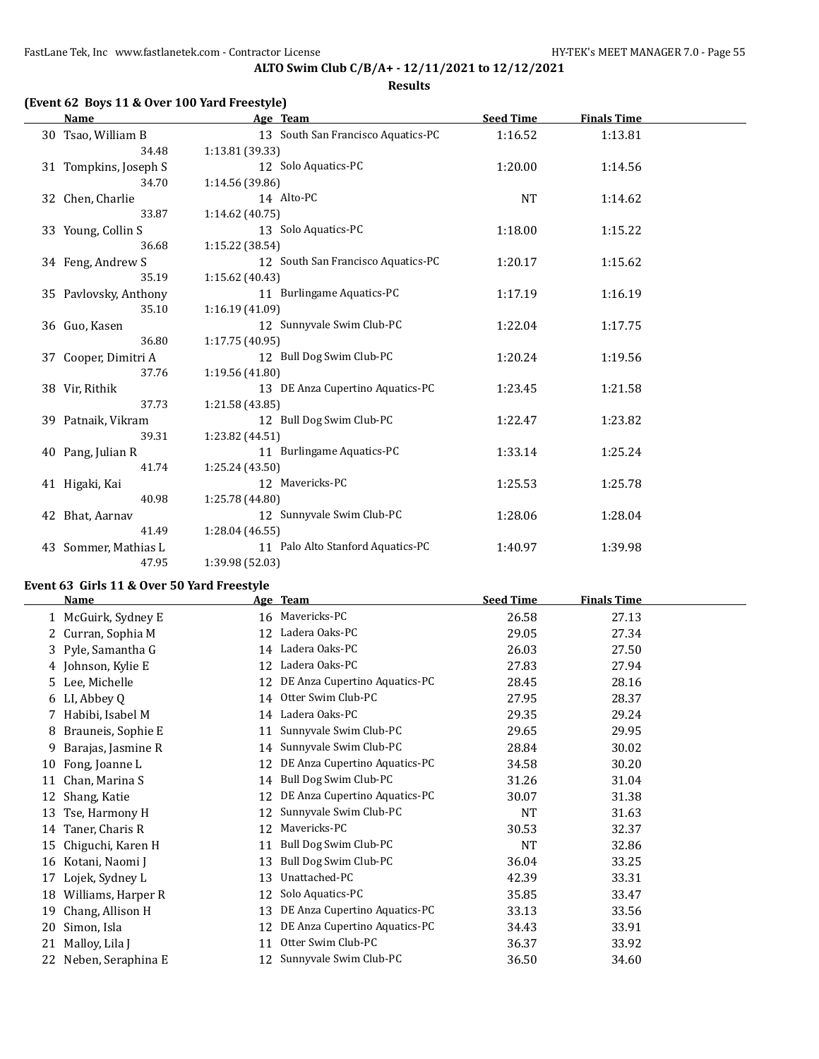**ALTO Swim Club C/B/A+ - 12/11/2021 to 12/12/2021**

**Results**

### (Event 62 Boys 11 & Over 100 Yard Freestyle)

| | Name | Age | Team | Seed Time | Finals Time |
|---|---|---|---|---|---|
| 30 | Tsao, William B | 13 | South San Francisco Aquatics-PC | 1:16.52 | 1:13.81 |
| | 34.48 | 1:13.81 (39.33) | | | |
| 31 | Tompkins, Joseph S | 12 | Solo Aquatics-PC | 1:20.00 | 1:14.56 |
| | 34.70 | 1:14.56 (39.86) | | | |
| 32 | Chen, Charlie | 14 | Alto-PC | NT | 1:14.62 |
| | 33.87 | 1:14.62 (40.75) | | | |
| 33 | Young, Collin S | 13 | Solo Aquatics-PC | 1:18.00 | 1:15.22 |
| | 36.68 | 1:15.22 (38.54) | | | |
| 34 | Feng, Andrew S | 12 | South San Francisco Aquatics-PC | 1:20.17 | 1:15.62 |
| | 35.19 | 1:15.62 (40.43) | | | |
| 35 | Pavlovsky, Anthony | 11 | Burlingame Aquatics-PC | 1:17.19 | 1:16.19 |
| | 35.10 | 1:16.19 (41.09) | | | |
| 36 | Guo, Kasen | 12 | Sunnyvale Swim Club-PC | 1:22.04 | 1:17.75 |
| | 36.80 | 1:17.75 (40.95) | | | |
| 37 | Cooper, Dimitri A | 12 | Bull Dog Swim Club-PC | 1:20.24 | 1:19.56 |
| | 37.76 | 1:19.56 (41.80) | | | |
| 38 | Vir, Rithik | 13 | DE Anza Cupertino Aquatics-PC | 1:23.45 | 1:21.58 |
| | 37.73 | 1:21.58 (43.85) | | | |
| 39 | Patnaik, Vikram | 12 | Bull Dog Swim Club-PC | 1:22.47 | 1:23.82 |
| | 39.31 | 1:23.82 (44.51) | | | |
| 40 | Pang, Julian R | 11 | Burlingame Aquatics-PC | 1:33.14 | 1:25.24 |
| | 41.74 | 1:25.24 (43.50) | | | |
| 41 | Higaki, Kai | 12 | Mavericks-PC | 1:25.53 | 1:25.78 |
| | 40.98 | 1:25.78 (44.80) | | | |
| 42 | Bhat, Aarnav | 12 | Sunnyvale Swim Club-PC | 1:28.06 | 1:28.04 |
| | 41.49 | 1:28.04 (46.55) | | | |
| 43 | Sommer, Mathias L | 11 | Palo Alto Stanford Aquatics-PC | 1:40.97 | 1:39.98 |
| | 47.95 | 1:39.98 (52.03) | | | |

### Event 63 Girls 11 & Over 50 Yard Freestyle

| | Name | Age | Team | Seed Time | Finals Time |
|---|---|---|---|---|---|
| 1 | McGuirk, Sydney E | 16 | Mavericks-PC | 26.58 | 27.13 |
| 2 | Curran, Sophia M | 12 | Ladera Oaks-PC | 29.05 | 27.34 |
| 3 | Pyle, Samantha G | 14 | Ladera Oaks-PC | 26.03 | 27.50 |
| 4 | Johnson, Kylie E | 12 | Ladera Oaks-PC | 27.83 | 27.94 |
| 5 | Lee, Michelle | 12 | DE Anza Cupertino Aquatics-PC | 28.45 | 28.16 |
| 6 | LI, Abbey Q | 14 | Otter Swim Club-PC | 27.95 | 28.37 |
| 7 | Habibi, Isabel M | 14 | Ladera Oaks-PC | 29.35 | 29.24 |
| 8 | Brauneis, Sophie E | 11 | Sunnyvale Swim Club-PC | 29.65 | 29.95 |
| 9 | Barajas, Jasmine R | 14 | Sunnyvale Swim Club-PC | 28.84 | 30.02 |
| 10 | Fong, Joanne L | 12 | DE Anza Cupertino Aquatics-PC | 34.58 | 30.20 |
| 11 | Chan, Marina S | 14 | Bull Dog Swim Club-PC | 31.26 | 31.04 |
| 12 | Shang, Katie | 12 | DE Anza Cupertino Aquatics-PC | 30.07 | 31.38 |
| 13 | Tse, Harmony H | 12 | Sunnyvale Swim Club-PC | NT | 31.63 |
| 14 | Taner, Charis R | 12 | Mavericks-PC | 30.53 | 32.37 |
| 15 | Chiguchi, Karen H | 11 | Bull Dog Swim Club-PC | NT | 32.86 |
| 16 | Kotani, Naomi J | 13 | Bull Dog Swim Club-PC | 36.04 | 33.25 |
| 17 | Lojek, Sydney L | 13 | Unattached-PC | 42.39 | 33.31 |
| 18 | Williams, Harper R | 12 | Solo Aquatics-PC | 35.85 | 33.47 |
| 19 | Chang, Allison H | 13 | DE Anza Cupertino Aquatics-PC | 33.13 | 33.56 |
| 20 | Simon, Isla | 12 | DE Anza Cupertino Aquatics-PC | 34.43 | 33.91 |
| 21 | Malloy, Lila J | 11 | Otter Swim Club-PC | 36.37 | 33.92 |
| 22 | Neben, Seraphina E | 12 | Sunnyvale Swim Club-PC | 36.50 | 34.60 |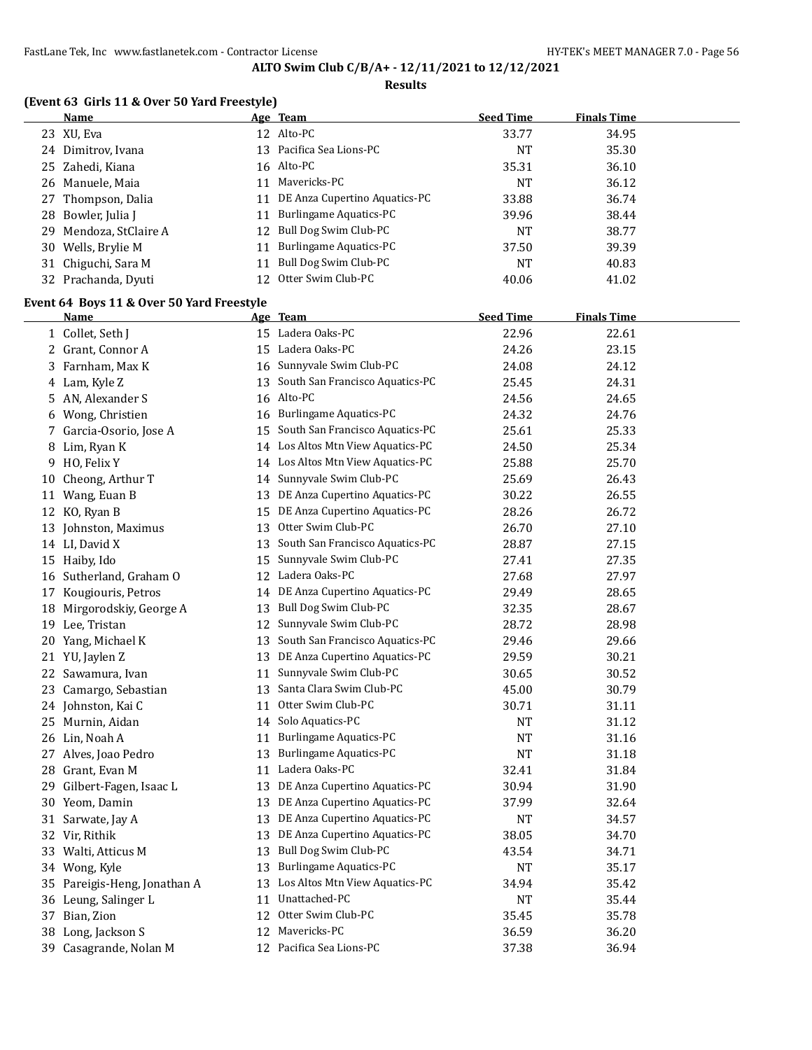## ALTO Swim Club C/B/A+ - 12/11/2021 to 12/12/2021

### Results

**(Event 63 Girls 11 & Over 50 Yard Freestyle)**

| | Name | Age | Team | Seed Time | Finals Time |
|---|---|---|---|---|---|
| 23 | XU, Eva | 12 | Alto-PC | 33.77 | 34.95 |
| 24 | Dimitrov, Ivana | 13 | Pacifica Sea Lions-PC | NT | 35.30 |
| 25 | Zahedi, Kiana | 16 | Alto-PC | 35.31 | 36.10 |
| 26 | Manuele, Maia | 11 | Mavericks-PC | NT | 36.12 |
| 27 | Thompson, Dalia | 11 | DE Anza Cupertino Aquatics-PC | 33.88 | 36.74 |
| 28 | Bowler, Julia J | 11 | Burlingame Aquatics-PC | 39.96 | 38.44 |
| 29 | Mendoza, StClaire A | 12 | Bull Dog Swim Club-PC | NT | 38.77 |
| 30 | Wells, Brylie M | 11 | Burlingame Aquatics-PC | 37.50 | 39.39 |
| 31 | Chiguchi, Sara M | 11 | Bull Dog Swim Club-PC | NT | 40.83 |
| 32 | Prachanda, Dyuti | 12 | Otter Swim Club-PC | 40.06 | 41.02 |

**Event 64 Boys 11 & Over 50 Yard Freestyle**

| | Name | Age | Team | Seed Time | Finals Time |
|---|---|---|---|---|---|
| 1 | Collet, Seth J | 15 | Ladera Oaks-PC | 22.96 | 22.61 |
| 2 | Grant, Connor A | 15 | Ladera Oaks-PC | 24.26 | 23.15 |
| 3 | Farnham, Max K | 16 | Sunnyvale Swim Club-PC | 24.08 | 24.12 |
| 4 | Lam, Kyle Z | 13 | South San Francisco Aquatics-PC | 25.45 | 24.31 |
| 5 | AN, Alexander S | 16 | Alto-PC | 24.56 | 24.65 |
| 6 | Wong, Christien | 16 | Burlingame Aquatics-PC | 24.32 | 24.76 |
| 7 | Garcia-Osorio, Jose A | 15 | South San Francisco Aquatics-PC | 25.61 | 25.33 |
| 8 | Lim, Ryan K | 14 | Los Altos Mtn View Aquatics-PC | 24.50 | 25.34 |
| 9 | HO, Felix Y | 14 | Los Altos Mtn View Aquatics-PC | 25.88 | 25.70 |
| 10 | Cheong, Arthur T | 14 | Sunnyvale Swim Club-PC | 25.69 | 26.43 |
| 11 | Wang, Euan B | 13 | DE Anza Cupertino Aquatics-PC | 30.22 | 26.55 |
| 12 | KO, Ryan B | 15 | DE Anza Cupertino Aquatics-PC | 28.26 | 26.72 |
| 13 | Johnston, Maximus | 13 | Otter Swim Club-PC | 26.70 | 27.10 |
| 14 | LI, David X | 13 | South San Francisco Aquatics-PC | 28.87 | 27.15 |
| 15 | Haiby, Ido | 15 | Sunnyvale Swim Club-PC | 27.41 | 27.35 |
| 16 | Sutherland, Graham O | 12 | Ladera Oaks-PC | 27.68 | 27.97 |
| 17 | Kougiouris, Petros | 14 | DE Anza Cupertino Aquatics-PC | 29.49 | 28.65 |
| 18 | Mirgorodskiy, George A | 13 | Bull Dog Swim Club-PC | 32.35 | 28.67 |
| 19 | Lee, Tristan | 12 | Sunnyvale Swim Club-PC | 28.72 | 28.98 |
| 20 | Yang, Michael K | 13 | South San Francisco Aquatics-PC | 29.46 | 29.66 |
| 21 | YU, Jaylen Z | 13 | DE Anza Cupertino Aquatics-PC | 29.59 | 30.21 |
| 22 | Sawamura, Ivan | 11 | Sunnyvale Swim Club-PC | 30.65 | 30.52 |
| 23 | Camargo, Sebastian | 13 | Santa Clara Swim Club-PC | 45.00 | 30.79 |
| 24 | Johnston, Kai C | 11 | Otter Swim Club-PC | 30.71 | 31.11 |
| 25 | Murnin, Aidan | 14 | Solo Aquatics-PC | NT | 31.12 |
| 26 | Lin, Noah A | 11 | Burlingame Aquatics-PC | NT | 31.16 |
| 27 | Alves, Joao Pedro | 13 | Burlingame Aquatics-PC | NT | 31.18 |
| 28 | Grant, Evan M | 11 | Ladera Oaks-PC | 32.41 | 31.84 |
| 29 | Gilbert-Fagen, Isaac L | 13 | DE Anza Cupertino Aquatics-PC | 30.94 | 31.90 |
| 30 | Yeom, Damin | 13 | DE Anza Cupertino Aquatics-PC | 37.99 | 32.64 |
| 31 | Sarwate, Jay A | 13 | DE Anza Cupertino Aquatics-PC | NT | 34.57 |
| 32 | Vir, Rithik | 13 | DE Anza Cupertino Aquatics-PC | 38.05 | 34.70 |
| 33 | Walti, Atticus M | 13 | Bull Dog Swim Club-PC | 43.54 | 34.71 |
| 34 | Wong, Kyle | 13 | Burlingame Aquatics-PC | NT | 35.17 |
| 35 | Pareigis-Heng, Jonathan A | 13 | Los Altos Mtn View Aquatics-PC | 34.94 | 35.42 |
| 36 | Leung, Salinger L | 11 | Unattached-PC | NT | 35.44 |
| 37 | Bian, Zion | 12 | Otter Swim Club-PC | 35.45 | 35.78 |
| 38 | Long, Jackson S | 12 | Mavericks-PC | 36.59 | 36.20 |
| 39 | Casagrande, Nolan M | 12 | Pacifica Sea Lions-PC | 37.38 | 36.94 |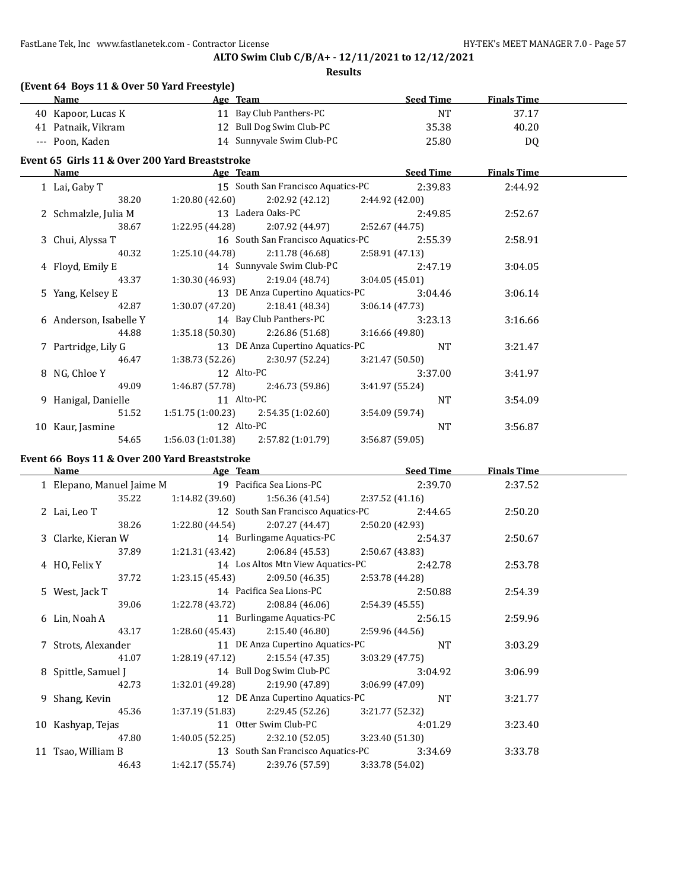ALTO Swim Club C/B/A+ - 12/11/2021 to 12/12/2021

**Results**

### (Event 64 Boys 11 & Over 50 Yard Freestyle)

| | Name | Age | Team | Seed Time | Finals Time |
|---|---|---|---|---|---|
| 40 | Kapoor, Lucas K | 11 | Bay Club Panthers-PC | NT | 37.17 |
| 41 | Patnaik, Vikram | 12 | Bull Dog Swim Club-PC | 35.38 | 40.20 |
| --- | Poon, Kaden | 14 | Sunnyvale Swim Club-PC | 25.80 | DQ |

### Event 65 Girls 11 & Over 200 Yard Breaststroke

| | Name | Age | Team | Seed Time | Finals Time |
|---|---|---|---|---|---|
| 1 | Lai, Gaby T | 15 | South San Francisco Aquatics-PC | 2:39.83 | 2:44.92 |
| | 38.20 | 1:20.80 (42.60) | 2:02.92 (42.12) | 2:44.92 (42.00) | |
| 2 | Schmalzle, Julia M | 13 | Ladera Oaks-PC | 2:49.85 | 2:52.67 |
| | 38.67 | 1:22.95 (44.28) | 2:07.92 (44.97) | 2:52.67 (44.75) | |
| 3 | Chui, Alyssa T | 16 | South San Francisco Aquatics-PC | 2:55.39 | 2:58.91 |
| | 40.32 | 1:25.10 (44.78) | 2:11.78 (46.68) | 2:58.91 (47.13) | |
| 4 | Floyd, Emily E | 14 | Sunnyvale Swim Club-PC | 2:47.19 | 3:04.05 |
| | 43.37 | 1:30.30 (46.93) | 2:19.04 (48.74) | 3:04.05 (45.01) | |
| 5 | Yang, Kelsey E | 13 | DE Anza Cupertino Aquatics-PC | 3:04.46 | 3:06.14 |
| | 42.87 | 1:30.07 (47.20) | 2:18.41 (48.34) | 3:06.14 (47.73) | |
| 6 | Anderson, Isabelle Y | 14 | Bay Club Panthers-PC | 3:23.13 | 3:16.66 |
| | 44.88 | 1:35.18 (50.30) | 2:26.86 (51.68) | 3:16.66 (49.80) | |
| 7 | Partridge, Lily G | 13 | DE Anza Cupertino Aquatics-PC | NT | 3:21.47 |
| | 46.47 | 1:38.73 (52.26) | 2:30.97 (52.24) | 3:21.47 (50.50) | |
| 8 | NG, Chloe Y | 12 | Alto-PC | 3:37.00 | 3:41.97 |
| | 49.09 | 1:46.87 (57.78) | 2:46.73 (59.86) | 3:41.97 (55.24) | |
| 9 | Hanigal, Danielle | 11 | Alto-PC | NT | 3:54.09 |
| | 51.52 | 1:51.75 (1:00.23) | 2:54.35 (1:02.60) | 3:54.09 (59.74) | |
| 10 | Kaur, Jasmine | 12 | Alto-PC | NT | 3:56.87 |
| | 54.65 | 1:56.03 (1:01.38) | 2:57.82 (1:01.79) | 3:56.87 (59.05) | |

### Event 66 Boys 11 & Over 200 Yard Breaststroke

| | Name | Age | Team | Seed Time | Finals Time |
|---|---|---|---|---|---|
| 1 | Elepano, Manuel Jaime M | 19 | Pacifica Sea Lions-PC | 2:39.70 | 2:37.52 |
| | 35.22 | 1:14.82 (39.60) | 1:56.36 (41.54) | 2:37.52 (41.16) | |
| 2 | Lai, Leo T | 12 | South San Francisco Aquatics-PC | 2:44.65 | 2:50.20 |
| | 38.26 | 1:22.80 (44.54) | 2:07.27 (44.47) | 2:50.20 (42.93) | |
| 3 | Clarke, Kieran W | 14 | Burlingame Aquatics-PC | 2:54.37 | 2:50.67 |
| | 37.89 | 1:21.31 (43.42) | 2:06.84 (45.53) | 2:50.67 (43.83) | |
| 4 | HO, Felix Y | 14 | Los Altos Mtn View Aquatics-PC | 2:42.78 | 2:53.78 |
| | 37.72 | 1:23.15 (45.43) | 2:09.50 (46.35) | 2:53.78 (44.28) | |
| 5 | West, Jack T | 14 | Pacifica Sea Lions-PC | 2:50.88 | 2:54.39 |
| | 39.06 | 1:22.78 (43.72) | 2:08.84 (46.06) | 2:54.39 (45.55) | |
| 6 | Lin, Noah A | 11 | Burlingame Aquatics-PC | 2:56.15 | 2:59.96 |
| | 43.17 | 1:28.60 (45.43) | 2:15.40 (46.80) | 2:59.96 (44.56) | |
| 7 | Strots, Alexander | 11 | DE Anza Cupertino Aquatics-PC | NT | 3:03.29 |
| | 41.07 | 1:28.19 (47.12) | 2:15.54 (47.35) | 3:03.29 (47.75) | |
| 8 | Spittle, Samuel J | 14 | Bull Dog Swim Club-PC | 3:04.92 | 3:06.99 |
| | 42.73 | 1:32.01 (49.28) | 2:19.90 (47.89) | 3:06.99 (47.09) | |
| 9 | Shang, Kevin | 12 | DE Anza Cupertino Aquatics-PC | NT | 3:21.77 |
| | 45.36 | 1:37.19 (51.83) | 2:29.45 (52.26) | 3:21.77 (52.32) | |
| 10 | Kashyap, Tejas | 11 | Otter Swim Club-PC | 4:01.29 | 3:23.40 |
| | 47.80 | 1:40.05 (52.25) | 2:32.10 (52.05) | 3:23.40 (51.30) | |
| 11 | Tsao, William B | 13 | South San Francisco Aquatics-PC | 3:34.69 | 3:33.78 |
| | 46.43 | 1:42.17 (55.74) | 2:39.76 (57.59) | 3:33.78 (54.02) | |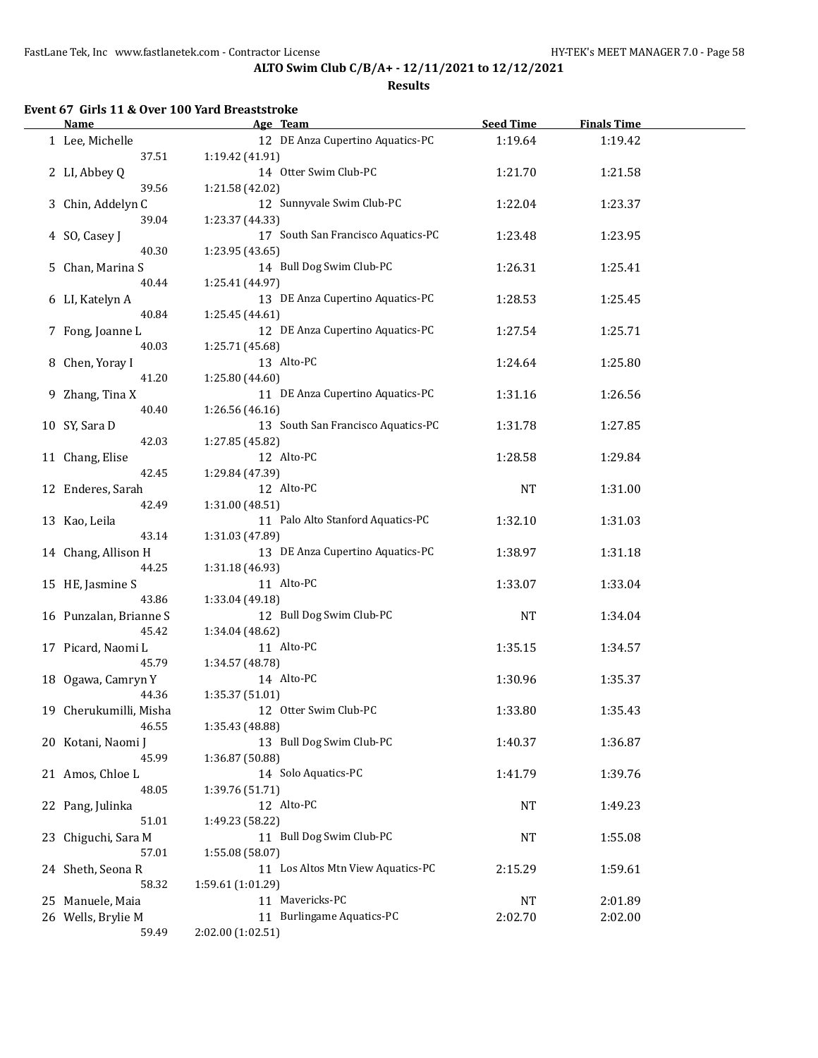**ALTO Swim Club C/B/A+ - 12/11/2021 to 12/12/2021**

**Results**

### Event 67 Girls 11 & Over 100 Yard Breaststroke

| | Name | Age | Team | Seed Time | Finals Time |
|---|---|---|---|---|---|
| 1 | Lee, Michelle | 12 | DE Anza Cupertino Aquatics-PC | 1:19.64 | 1:19.42 |
| | 37.51 | 1:19.42 (41.91) | | | |
| 2 | LI, Abbey Q | 14 | Otter Swim Club-PC | 1:21.70 | 1:21.58 |
| | 39.56 | 1:21.58 (42.02) | | | |
| 3 | Chin, Addelyn C | 12 | Sunnyvale Swim Club-PC | 1:22.04 | 1:23.37 |
| | 39.04 | 1:23.37 (44.33) | | | |
| 4 | SO, Casey J | 17 | South San Francisco Aquatics-PC | 1:23.48 | 1:23.95 |
| | 40.30 | 1:23.95 (43.65) | | | |
| 5 | Chan, Marina S | 14 | Bull Dog Swim Club-PC | 1:26.31 | 1:25.41 |
| | 40.44 | 1:25.41 (44.97) | | | |
| 6 | LI, Katelyn A | 13 | DE Anza Cupertino Aquatics-PC | 1:28.53 | 1:25.45 |
| | 40.84 | 1:25.45 (44.61) | | | |
| 7 | Fong, Joanne L | 12 | DE Anza Cupertino Aquatics-PC | 1:27.54 | 1:25.71 |
| | 40.03 | 1:25.71 (45.68) | | | |
| 8 | Chen, Yoray I | 13 | Alto-PC | 1:24.64 | 1:25.80 |
| | 41.20 | 1:25.80 (44.60) | | | |
| 9 | Zhang, Tina X | 11 | DE Anza Cupertino Aquatics-PC | 1:31.16 | 1:26.56 |
| | 40.40 | 1:26.56 (46.16) | | | |
| 10 | SY, Sara D | 13 | South San Francisco Aquatics-PC | 1:31.78 | 1:27.85 |
| | 42.03 | 1:27.85 (45.82) | | | |
| 11 | Chang, Elise | 12 | Alto-PC | 1:28.58 | 1:29.84 |
| | 42.45 | 1:29.84 (47.39) | | | |
| 12 | Enderes, Sarah | 12 | Alto-PC | NT | 1:31.00 |
| | 42.49 | 1:31.00 (48.51) | | | |
| 13 | Kao, Leila | 11 | Palo Alto Stanford Aquatics-PC | 1:32.10 | 1:31.03 |
| | 43.14 | 1:31.03 (47.89) | | | |
| 14 | Chang, Allison H | 13 | DE Anza Cupertino Aquatics-PC | 1:38.97 | 1:31.18 |
| | 44.25 | 1:31.18 (46.93) | | | |
| 15 | HE, Jasmine S | 11 | Alto-PC | 1:33.07 | 1:33.04 |
| | 43.86 | 1:33.04 (49.18) | | | |
| 16 | Punzalan, Brianne S | 12 | Bull Dog Swim Club-PC | NT | 1:34.04 |
| | 45.42 | 1:34.04 (48.62) | | | |
| 17 | Picard, Naomi L | 11 | Alto-PC | 1:35.15 | 1:34.57 |
| | 45.79 | 1:34.57 (48.78) | | | |
| 18 | Ogawa, Camryn Y | 14 | Alto-PC | 1:30.96 | 1:35.37 |
| | 44.36 | 1:35.37 (51.01) | | | |
| 19 | Cherukumilli, Misha | 12 | Otter Swim Club-PC | 1:33.80 | 1:35.43 |
| | 46.55 | 1:35.43 (48.88) | | | |
| 20 | Kotani, Naomi J | 13 | Bull Dog Swim Club-PC | 1:40.37 | 1:36.87 |
| | 45.99 | 1:36.87 (50.88) | | | |
| 21 | Amos, Chloe L | 14 | Solo Aquatics-PC | 1:41.79 | 1:39.76 |
| | 48.05 | 1:39.76 (51.71) | | | |
| 22 | Pang, Julinka | 12 | Alto-PC | NT | 1:49.23 |
| | 51.01 | 1:49.23 (58.22) | | | |
| 23 | Chiguchi, Sara M | 11 | Bull Dog Swim Club-PC | NT | 1:55.08 |
| | 57.01 | 1:55.08 (58.07) | | | |
| 24 | Sheth, Seona R | 11 | Los Altos Mtn View Aquatics-PC | 2:15.29 | 1:59.61 |
| | 58.32 | 1:59.61 (1:01.29) | | | |
| 25 | Manuele, Maia | 11 | Mavericks-PC | NT | 2:01.89 |
| 26 | Wells, Brylie M | 11 | Burlingame Aquatics-PC | 2:02.70 | 2:02.00 |
| | 59.49 | 2:02.00 (1:02.51) | | | |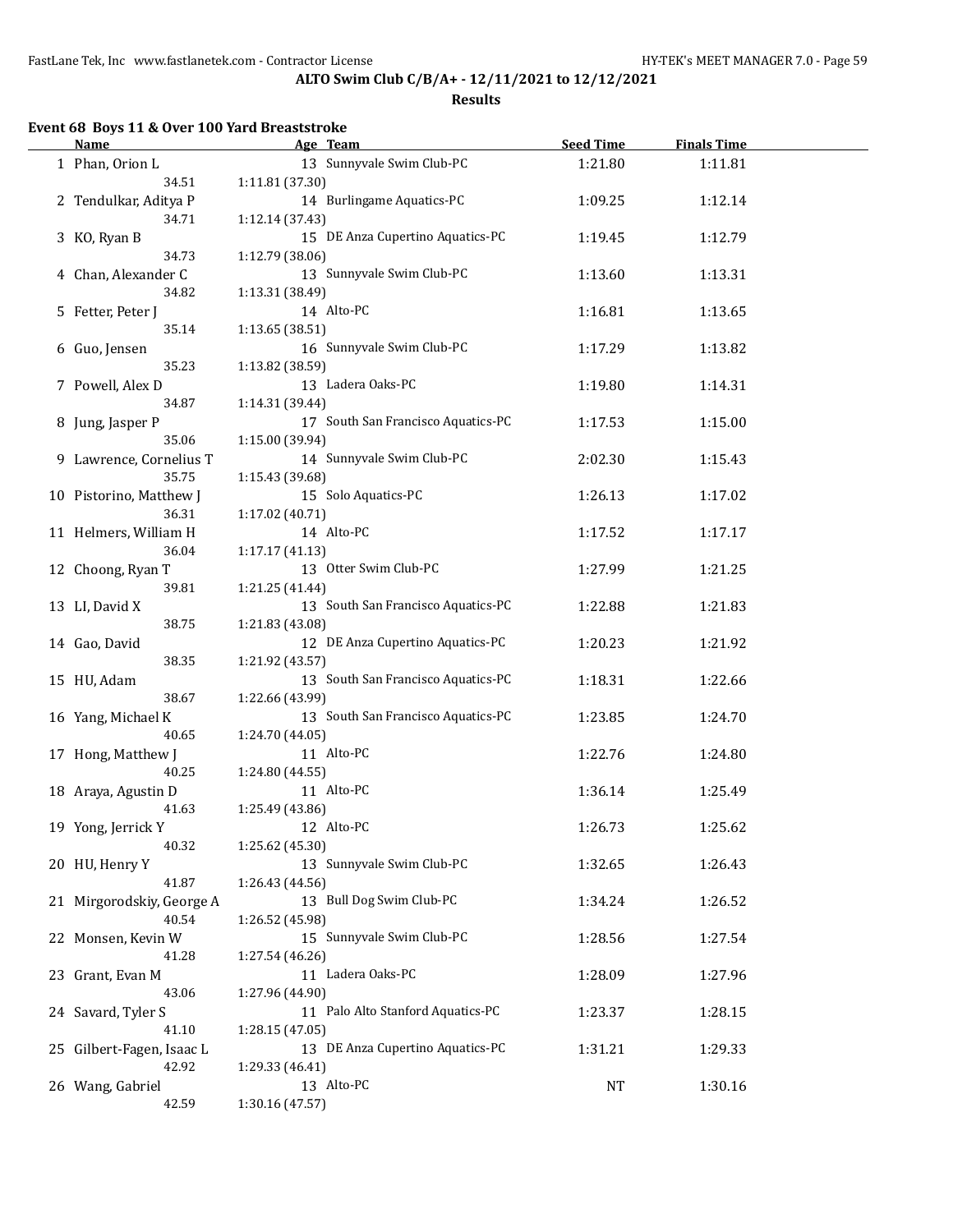**ALTO Swim Club C/B/A+ - 12/11/2021 to 12/12/2021**

**Results**

### Event 68 Boys 11 & Over 100 Yard Breaststroke

| | Name | Age | Team | Seed Time | Finals Time |
|---|---|---|---|---|---|
| 1 | Phan, Orion L | 13 | Sunnyvale Swim Club-PC | 1:21.80 | 1:11.81 |
| | 34.51 | 1:11.81 (37.30) | | | |
| 2 | Tendulkar, Aditya P | 14 | Burlingame Aquatics-PC | 1:09.25 | 1:12.14 |
| | 34.71 | 1:12.14 (37.43) | | | |
| 3 | KO, Ryan B | 15 | DE Anza Cupertino Aquatics-PC | 1:19.45 | 1:12.79 |
| | 34.73 | 1:12.79 (38.06) | | | |
| 4 | Chan, Alexander C | 13 | Sunnyvale Swim Club-PC | 1:13.60 | 1:13.31 |
| | 34.82 | 1:13.31 (38.49) | | | |
| 5 | Fetter, Peter J | 14 | Alto-PC | 1:16.81 | 1:13.65 |
| | 35.14 | 1:13.65 (38.51) | | | |
| 6 | Guo, Jensen | 16 | Sunnyvale Swim Club-PC | 1:17.29 | 1:13.82 |
| | 35.23 | 1:13.82 (38.59) | | | |
| 7 | Powell, Alex D | 13 | Ladera Oaks-PC | 1:19.80 | 1:14.31 |
| | 34.87 | 1:14.31 (39.44) | | | |
| 8 | Jung, Jasper P | 17 | South San Francisco Aquatics-PC | 1:17.53 | 1:15.00 |
| | 35.06 | 1:15.00 (39.94) | | | |
| 9 | Lawrence, Cornelius T | 14 | Sunnyvale Swim Club-PC | 2:02.30 | 1:15.43 |
| | 35.75 | 1:15.43 (39.68) | | | |
| 10 | Pistorino, Matthew J | 15 | Solo Aquatics-PC | 1:26.13 | 1:17.02 |
| | 36.31 | 1:17.02 (40.71) | | | |
| 11 | Helmers, William H | 14 | Alto-PC | 1:17.52 | 1:17.17 |
| | 36.04 | 1:17.17 (41.13) | | | |
| 12 | Choong, Ryan T | 13 | Otter Swim Club-PC | 1:27.99 | 1:21.25 |
| | 39.81 | 1:21.25 (41.44) | | | |
| 13 | LI, David X | 13 | South San Francisco Aquatics-PC | 1:22.88 | 1:21.83 |
| | 38.75 | 1:21.83 (43.08) | | | |
| 14 | Gao, David | 12 | DE Anza Cupertino Aquatics-PC | 1:20.23 | 1:21.92 |
| | 38.35 | 1:21.92 (43.57) | | | |
| 15 | HU, Adam | 13 | South San Francisco Aquatics-PC | 1:18.31 | 1:22.66 |
| | 38.67 | 1:22.66 (43.99) | | | |
| 16 | Yang, Michael K | 13 | South San Francisco Aquatics-PC | 1:23.85 | 1:24.70 |
| | 40.65 | 1:24.70 (44.05) | | | |
| 17 | Hong, Matthew J | 11 | Alto-PC | 1:22.76 | 1:24.80 |
| | 40.25 | 1:24.80 (44.55) | | | |
| 18 | Araya, Agustin D | 11 | Alto-PC | 1:36.14 | 1:25.49 |
| | 41.63 | 1:25.49 (43.86) | | | |
| 19 | Yong, Jerrick Y | 12 | Alto-PC | 1:26.73 | 1:25.62 |
| | 40.32 | 1:25.62 (45.30) | | | |
| 20 | HU, Henry Y | 13 | Sunnyvale Swim Club-PC | 1:32.65 | 1:26.43 |
| | 41.87 | 1:26.43 (44.56) | | | |
| 21 | Mirgorodskiy, George A | 13 | Bull Dog Swim Club-PC | 1:34.24 | 1:26.52 |
| | 40.54 | 1:26.52 (45.98) | | | |
| 22 | Monsen, Kevin W | 15 | Sunnyvale Swim Club-PC | 1:28.56 | 1:27.54 |
| | 41.28 | 1:27.54 (46.26) | | | |
| 23 | Grant, Evan M | 11 | Ladera Oaks-PC | 1:28.09 | 1:27.96 |
| | 43.06 | 1:27.96 (44.90) | | | |
| 24 | Savard, Tyler S | 11 | Palo Alto Stanford Aquatics-PC | 1:23.37 | 1:28.15 |
| | 41.10 | 1:28.15 (47.05) | | | |
| 25 | Gilbert-Fagen, Isaac L | 13 | DE Anza Cupertino Aquatics-PC | 1:31.21 | 1:29.33 |
| | 42.92 | 1:29.33 (46.41) | | | |
| 26 | Wang, Gabriel | 13 | Alto-PC | NT | 1:30.16 |
| | 42.59 | 1:30.16 (47.57) | | | |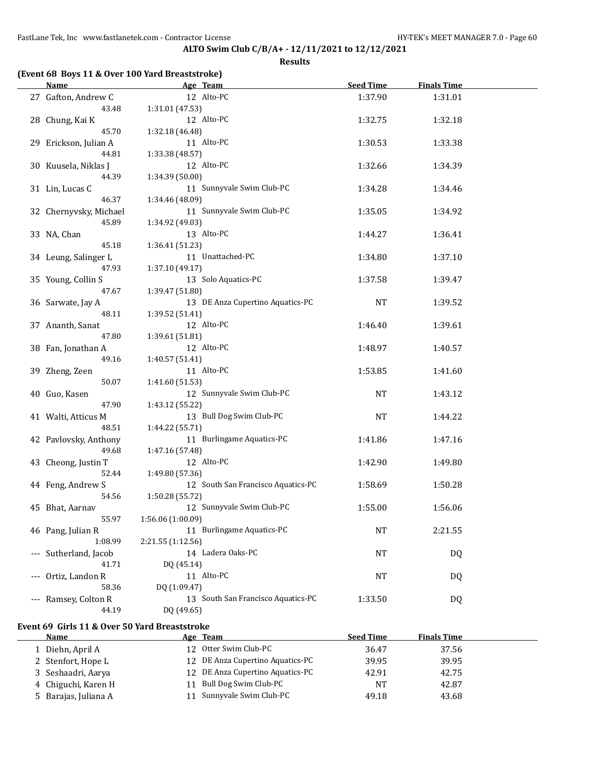**ALTO Swim Club C/B/A+ - 12/11/2021 to 12/12/2021**

**Results**

### (Event 68 Boys 11 & Over 100 Yard Breaststroke)

| | Name | Age | Team | Seed Time | Finals Time |
|---|---|---|---|---|---|
| 27 | Gafton, Andrew C | 12 | Alto-PC | 1:37.90 | 1:31.01 |
| | 43.48 | 1:31.01 (47.53) | | | |
| 28 | Chung, Kai K | 12 | Alto-PC | 1:32.75 | 1:32.18 |
| | 45.70 | 1:32.18 (46.48) | | | |
| 29 | Erickson, Julian A | 11 | Alto-PC | 1:30.53 | 1:33.38 |
| | 44.81 | 1:33.38 (48.57) | | | |
| 30 | Kuusela, Niklas J | 12 | Alto-PC | 1:32.66 | 1:34.39 |
| | 44.39 | 1:34.39 (50.00) | | | |
| 31 | Lin, Lucas C | 11 | Sunnyvale Swim Club-PC | 1:34.28 | 1:34.46 |
| | 46.37 | 1:34.46 (48.09) | | | |
| 32 | Chernyvsky, Michael | 11 | Sunnyvale Swim Club-PC | 1:35.05 | 1:34.92 |
| | 45.89 | 1:34.92 (49.03) | | | |
| 33 | NA, Chan | 13 | Alto-PC | 1:44.27 | 1:36.41 |
| | 45.18 | 1:36.41 (51.23) | | | |
| 34 | Leung, Salinger L | 11 | Unattached-PC | 1:34.80 | 1:37.10 |
| | 47.93 | 1:37.10 (49.17) | | | |
| 35 | Young, Collin S | 13 | Solo Aquatics-PC | 1:37.58 | 1:39.47 |
| | 47.67 | 1:39.47 (51.80) | | | |
| 36 | Sarwate, Jay A | 13 | DE Anza Cupertino Aquatics-PC | NT | 1:39.52 |
| | 48.11 | 1:39.52 (51.41) | | | |
| 37 | Ananth, Sanat | 12 | Alto-PC | 1:46.40 | 1:39.61 |
| | 47.80 | 1:39.61 (51.81) | | | |
| 38 | Fan, Jonathan A | 12 | Alto-PC | 1:48.97 | 1:40.57 |
| | 49.16 | 1:40.57 (51.41) | | | |
| 39 | Zheng, Zeen | 11 | Alto-PC | 1:53.85 | 1:41.60 |
| | 50.07 | 1:41.60 (51.53) | | | |
| 40 | Guo, Kasen | 12 | Sunnyvale Swim Club-PC | NT | 1:43.12 |
| | 47.90 | 1:43.12 (55.22) | | | |
| 41 | Walti, Atticus M | 13 | Bull Dog Swim Club-PC | NT | 1:44.22 |
| | 48.51 | 1:44.22 (55.71) | | | |
| 42 | Pavlovsky, Anthony | 11 | Burlingame Aquatics-PC | 1:41.86 | 1:47.16 |
| | 49.68 | 1:47.16 (57.48) | | | |
| 43 | Cheong, Justin T | 12 | Alto-PC | 1:42.90 | 1:49.80 |
| | 52.44 | 1:49.80 (57.36) | | | |
| 44 | Feng, Andrew S | 12 | South San Francisco Aquatics-PC | 1:58.69 | 1:50.28 |
| | 54.56 | 1:50.28 (55.72) | | | |
| 45 | Bhat, Aarnav | 12 | Sunnyvale Swim Club-PC | 1:55.00 | 1:56.06 |
| | 55.97 | 1:56.06 (1:00.09) | | | |
| 46 | Pang, Julian R | 11 | Burlingame Aquatics-PC | NT | 2:21.55 |
| | 1:08.99 | 2:21.55 (1:12.56) | | | |
| --- | Sutherland, Jacob | 14 | Ladera Oaks-PC | NT | DQ |
| | 41.71 | DQ (45.14) | | | |
| --- | Ortiz, Landon R | 11 | Alto-PC | NT | DQ |
| | 58.36 | DQ (1:09.47) | | | |
| --- | Ramsey, Colton R | 13 | South San Francisco Aquatics-PC | 1:33.50 | DQ |
| | 44.19 | DQ (49.65) | | | |

### Event 69 Girls 11 & Over 50 Yard Breaststroke

| | Name | Age | Team | Seed Time | Finals Time |
|---|---|---|---|---|---|
| 1 | Diehn, April A | 12 | Otter Swim Club-PC | 36.47 | 37.56 |
| 2 | Stenfort, Hope L | 12 | DE Anza Cupertino Aquatics-PC | 39.95 | 39.95 |
| 3 | Seshaadri, Aarya | 12 | DE Anza Cupertino Aquatics-PC | 42.91 | 42.75 |
| 4 | Chiguchi, Karen H | 11 | Bull Dog Swim Club-PC | NT | 42.87 |
| 5 | Barajas, Juliana A | 11 | Sunnyvale Swim Club-PC | 49.18 | 43.68 |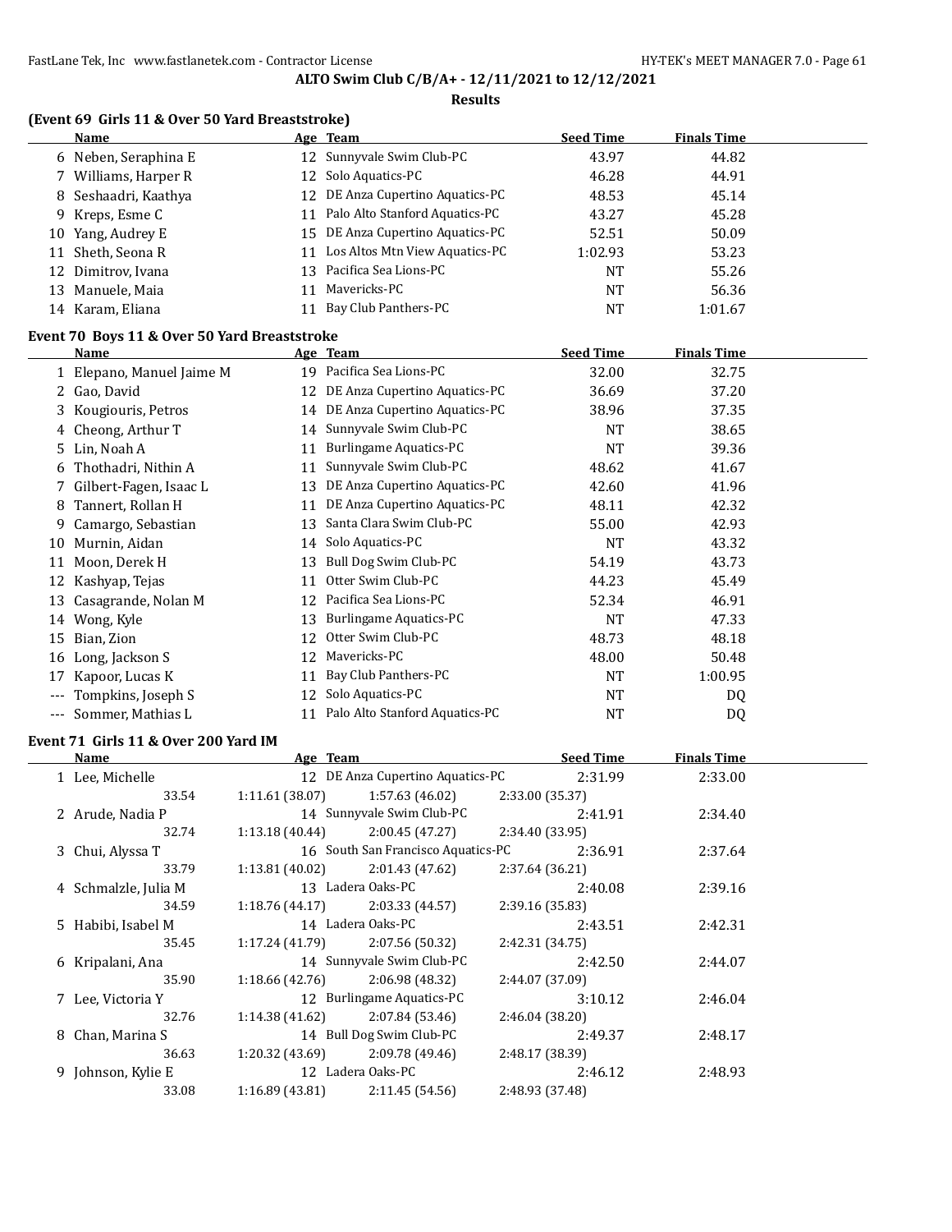**ALTO Swim Club C/B/A+ - 12/11/2021 to 12/12/2021**

**Results**

### (Event 69 Girls 11 & Over 50 Yard Breaststroke)

| | Name | Age | Team | Seed Time | Finals Time |
|---|---|---|---|---|---|
| 6 | Neben, Seraphina E | 12 | Sunnyvale Swim Club-PC | 43.97 | 44.82 |
| 7 | Williams, Harper R | 12 | Solo Aquatics-PC | 46.28 | 44.91 |
| 8 | Seshaadri, Kaathya | 12 | DE Anza Cupertino Aquatics-PC | 48.53 | 45.14 |
| 9 | Kreps, Esme C | 11 | Palo Alto Stanford Aquatics-PC | 43.27 | 45.28 |
| 10 | Yang, Audrey E | 15 | DE Anza Cupertino Aquatics-PC | 52.51 | 50.09 |
| 11 | Sheth, Seona R | 11 | Los Altos Mtn View Aquatics-PC | 1:02.93 | 53.23 |
| 12 | Dimitrov, Ivana | 13 | Pacifica Sea Lions-PC | NT | 55.26 |
| 13 | Manuele, Maia | 11 | Mavericks-PC | NT | 56.36 |
| 14 | Karam, Eliana | 11 | Bay Club Panthers-PC | NT | 1:01.67 |

### Event 70 Boys 11 & Over 50 Yard Breaststroke

| | Name | Age | Team | Seed Time | Finals Time |
|---|---|---|---|---|---|
| 1 | Elepano, Manuel Jaime M | 19 | Pacifica Sea Lions-PC | 32.00 | 32.75 |
| 2 | Gao, David | 12 | DE Anza Cupertino Aquatics-PC | 36.69 | 37.20 |
| 3 | Kougiouris, Petros | 14 | DE Anza Cupertino Aquatics-PC | 38.96 | 37.35 |
| 4 | Cheong, Arthur T | 14 | Sunnyvale Swim Club-PC | NT | 38.65 |
| 5 | Lin, Noah A | 11 | Burlingame Aquatics-PC | NT | 39.36 |
| 6 | Thothadri, Nithin A | 11 | Sunnyvale Swim Club-PC | 48.62 | 41.67 |
| 7 | Gilbert-Fagen, Isaac L | 13 | DE Anza Cupertino Aquatics-PC | 42.60 | 41.96 |
| 8 | Tannert, Rollan H | 11 | DE Anza Cupertino Aquatics-PC | 48.11 | 42.32 |
| 9 | Camargo, Sebastian | 13 | Santa Clara Swim Club-PC | 55.00 | 42.93 |
| 10 | Murnin, Aidan | 14 | Solo Aquatics-PC | NT | 43.32 |
| 11 | Moon, Derek H | 13 | Bull Dog Swim Club-PC | 54.19 | 43.73 |
| 12 | Kashyap, Tejas | 11 | Otter Swim Club-PC | 44.23 | 45.49 |
| 13 | Casagrande, Nolan M | 12 | Pacifica Sea Lions-PC | 52.34 | 46.91 |
| 14 | Wong, Kyle | 13 | Burlingame Aquatics-PC | NT | 47.33 |
| 15 | Bian, Zion | 12 | Otter Swim Club-PC | 48.73 | 48.18 |
| 16 | Long, Jackson S | 12 | Mavericks-PC | 48.00 | 50.48 |
| 17 | Kapoor, Lucas K | 11 | Bay Club Panthers-PC | NT | 1:00.95 |
| --- | Tompkins, Joseph S | 12 | Solo Aquatics-PC | NT | DQ |
| --- | Sommer, Mathias L | 11 | Palo Alto Stanford Aquatics-PC | NT | DQ |

### Event 71 Girls 11 & Over 200 Yard IM

| | Name | Age | Team | Seed Time | Finals Time |
|---|---|---|---|---|---|
| 1 | Lee, Michelle | 12 | DE Anza Cupertino Aquatics-PC | 2:31.99 | 2:33.00 |
| | 33.54 | 1:11.61 (38.07) | 1:57.63 (46.02) | 2:33.00 (35.37) | |
| 2 | Arude, Nadia P | 14 | Sunnyvale Swim Club-PC | 2:41.91 | 2:34.40 |
| | 32.74 | 1:13.18 (40.44) | 2:00.45 (47.27) | 2:34.40 (33.95) | |
| 3 | Chui, Alyssa T | 16 | South San Francisco Aquatics-PC | 2:36.91 | 2:37.64 |
| | 33.79 | 1:13.81 (40.02) | 2:01.43 (47.62) | 2:37.64 (36.21) | |
| 4 | Schmalzle, Julia M | 13 | Ladera Oaks-PC | 2:40.08 | 2:39.16 |
| | 34.59 | 1:18.76 (44.17) | 2:03.33 (44.57) | 2:39.16 (35.83) | |
| 5 | Habibi, Isabel M | 14 | Ladera Oaks-PC | 2:43.51 | 2:42.31 |
| | 35.45 | 1:17.24 (41.79) | 2:07.56 (50.32) | 2:42.31 (34.75) | |
| 6 | Kripalani, Ana | 14 | Sunnyvale Swim Club-PC | 2:42.50 | 2:44.07 |
| | 35.90 | 1:18.66 (42.76) | 2:06.98 (48.32) | 2:44.07 (37.09) | |
| 7 | Lee, Victoria Y | 12 | Burlingame Aquatics-PC | 3:10.12 | 2:46.04 |
| | 32.76 | 1:14.38 (41.62) | 2:07.84 (53.46) | 2:46.04 (38.20) | |
| 8 | Chan, Marina S | 14 | Bull Dog Swim Club-PC | 2:49.37 | 2:48.17 |
| | 36.63 | 1:20.32 (43.69) | 2:09.78 (49.46) | 2:48.17 (38.39) | |
| 9 | Johnson, Kylie E | 12 | Ladera Oaks-PC | 2:46.12 | 2:48.93 |
| | 33.08 | 1:16.89 (43.81) | 2:11.45 (54.56) | 2:48.93 (37.48) | |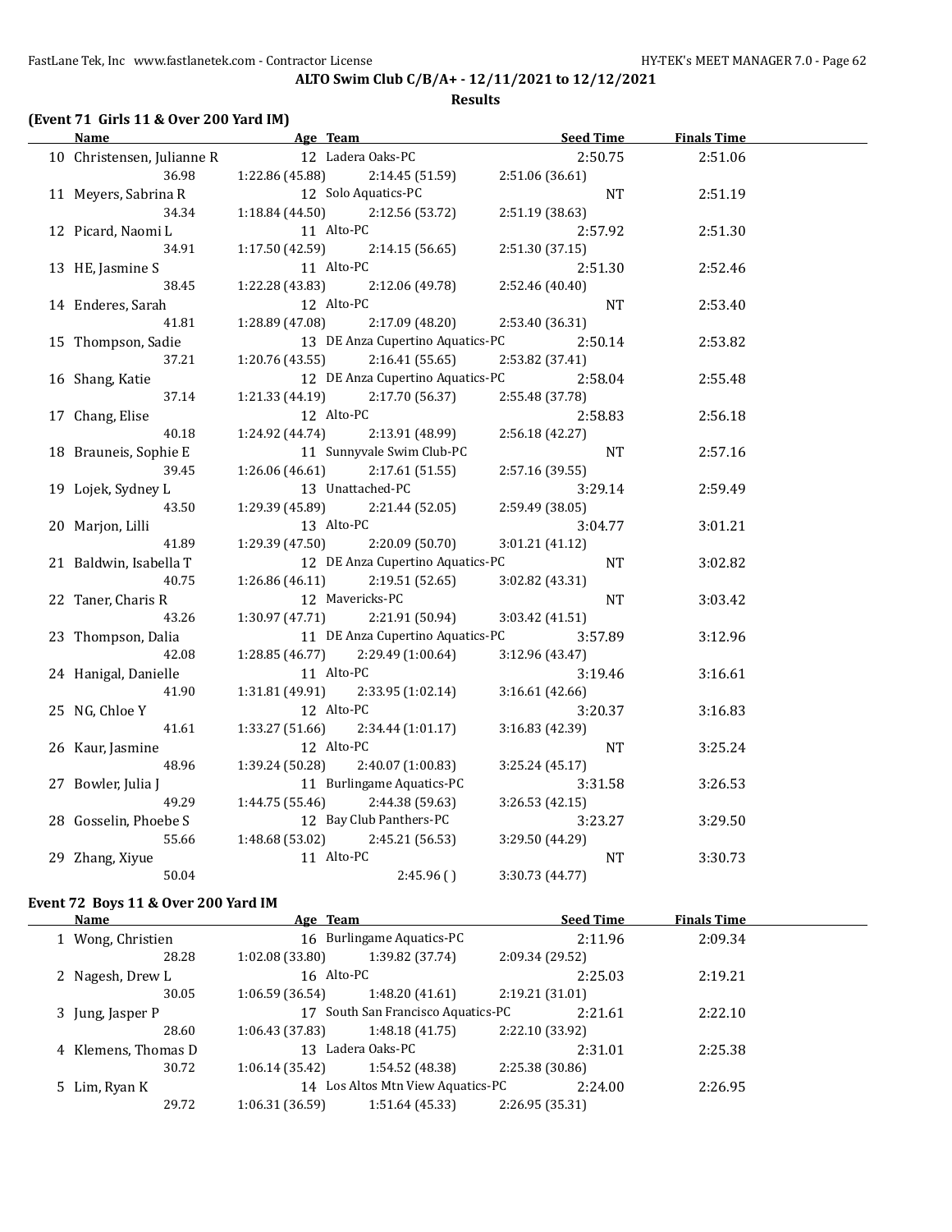**ALTO Swim Club C/B/A+ - 12/11/2021 to 12/12/2021**

**Results**

### (Event 71 Girls 11 & Over 200 Yard IM)

| Name | Age | Team | Seed Time | Finals Time |
|---|---|---|---|---|
| 10 Christensen, Julianne R | 12 | Ladera Oaks-PC | 2:50.75 | 2:51.06 |
| 36.98 · 1:22.86 (45.88) · 2:14.45 (51.59) · 2:51.06 (36.61) | | | | |
| 11 Meyers, Sabrina R | 12 | Solo Aquatics-PC | NT | 2:51.19 |
| 34.34 · 1:18.84 (44.50) · 2:12.56 (53.72) · 2:51.19 (38.63) | | | | |
| 12 Picard, Naomi L | 11 | Alto-PC | 2:57.92 | 2:51.30 |
| 34.91 · 1:17.50 (42.59) · 2:14.15 (56.65) · 2:51.30 (37.15) | | | | |
| 13 HE, Jasmine S | 11 | Alto-PC | 2:51.30 | 2:52.46 |
| 38.45 · 1:22.28 (43.83) · 2:12.06 (49.78) · 2:52.46 (40.40) | | | | |
| 14 Enderes, Sarah | 12 | Alto-PC | NT | 2:53.40 |
| 41.81 · 1:28.89 (47.08) · 2:17.09 (48.20) · 2:53.40 (36.31) | | | | |
| 15 Thompson, Sadie | 13 | DE Anza Cupertino Aquatics-PC | 2:50.14 | 2:53.82 |
| 37.21 · 1:20.76 (43.55) · 2:16.41 (55.65) · 2:53.82 (37.41) | | | | |
| 16 Shang, Katie | 12 | DE Anza Cupertino Aquatics-PC | 2:58.04 | 2:55.48 |
| 37.14 · 1:21.33 (44.19) · 2:17.70 (56.37) · 2:55.48 (37.78) | | | | |
| 17 Chang, Elise | 12 | Alto-PC | 2:58.83 | 2:56.18 |
| 40.18 · 1:24.92 (44.74) · 2:13.91 (48.99) · 2:56.18 (42.27) | | | | |
| 18 Brauneis, Sophie E | 11 | Sunnyvale Swim Club-PC | NT | 2:57.16 |
| 39.45 · 1:26.06 (46.61) · 2:17.61 (51.55) · 2:57.16 (39.55) | | | | |
| 19 Lojek, Sydney L | 13 | Unattached-PC | 3:29.14 | 2:59.49 |
| 43.50 · 1:29.39 (45.89) · 2:21.44 (52.05) · 2:59.49 (38.05) | | | | |
| 20 Marjon, Lilli | 13 | Alto-PC | 3:04.77 | 3:01.21 |
| 41.89 · 1:29.39 (47.50) · 2:20.09 (50.70) · 3:01.21 (41.12) | | | | |
| 21 Baldwin, Isabella T | 12 | DE Anza Cupertino Aquatics-PC | NT | 3:02.82 |
| 40.75 · 1:26.86 (46.11) · 2:19.51 (52.65) · 3:02.82 (43.31) | | | | |
| 22 Taner, Charis R | 12 | Mavericks-PC | NT | 3:03.42 |
| 43.26 · 1:30.97 (47.71) · 2:21.91 (50.94) · 3:03.42 (41.51) | | | | |
| 23 Thompson, Dalia | 11 | DE Anza Cupertino Aquatics-PC | 3:57.89 | 3:12.96 |
| 42.08 · 1:28.85 (46.77) · 2:29.49 (1:00.64) · 3:12.96 (43.47) | | | | |
| 24 Hanigal, Danielle | 11 | Alto-PC | 3:19.46 | 3:16.61 |
| 41.90 · 1:31.81 (49.91) · 2:33.95 (1:02.14) · 3:16.61 (42.66) | | | | |
| 25 NG, Chloe Y | 12 | Alto-PC | 3:20.37 | 3:16.83 |
| 41.61 · 1:33.27 (51.66) · 2:34.44 (1:01.17) · 3:16.83 (42.39) | | | | |
| 26 Kaur, Jasmine | 12 | Alto-PC | NT | 3:25.24 |
| 48.96 · 1:39.24 (50.28) · 2:40.07 (1:00.83) · 3:25.24 (45.17) | | | | |
| 27 Bowler, Julia J | 11 | Burlingame Aquatics-PC | 3:31.58 | 3:26.53 |
| 49.29 · 1:44.75 (55.46) · 2:44.38 (59.63) · 3:26.53 (42.15) | | | | |
| 28 Gosselin, Phoebe S | 12 | Bay Club Panthers-PC | 3:23.27 | 3:29.50 |
| 55.66 · 1:48.68 (53.02) · 2:45.21 (56.53) · 3:29.50 (44.29) | | | | |
| 29 Zhang, Xiyue | 11 | Alto-PC | NT | 3:30.73 |
| 50.04 · 2:45.96 ( ) · 3:30.73 (44.77) | | | | |

### Event 72 Boys 11 & Over 200 Yard IM

| Name | Age | Team | Seed Time | Finals Time |
|---|---|---|---|---|
| 1 Wong, Christien | 16 | Burlingame Aquatics-PC | 2:11.96 | 2:09.34 |
| 28.28 · 1:02.08 (33.80) · 1:39.82 (37.74) · 2:09.34 (29.52) | | | | |
| 2 Nagesh, Drew L | 16 | Alto-PC | 2:25.03 | 2:19.21 |
| 30.05 · 1:06.59 (36.54) · 1:48.20 (41.61) · 2:19.21 (31.01) | | | | |
| 3 Jung, Jasper P | 17 | South San Francisco Aquatics-PC | 2:21.61 | 2:22.10 |
| 28.60 · 1:06.43 (37.83) · 1:48.18 (41.75) · 2:22.10 (33.92) | | | | |
| 4 Klemens, Thomas D | 13 | Ladera Oaks-PC | 2:31.01 | 2:25.38 |
| 30.72 · 1:06.14 (35.42) · 1:54.52 (48.38) · 2:25.38 (30.86) | | | | |
| 5 Lim, Ryan K | 14 | Los Altos Mtn View Aquatics-PC | 2:24.00 | 2:26.95 |
| 29.72 · 1:06.31 (36.59) · 1:51.64 (45.33) · 2:26.95 (35.31) | | | | |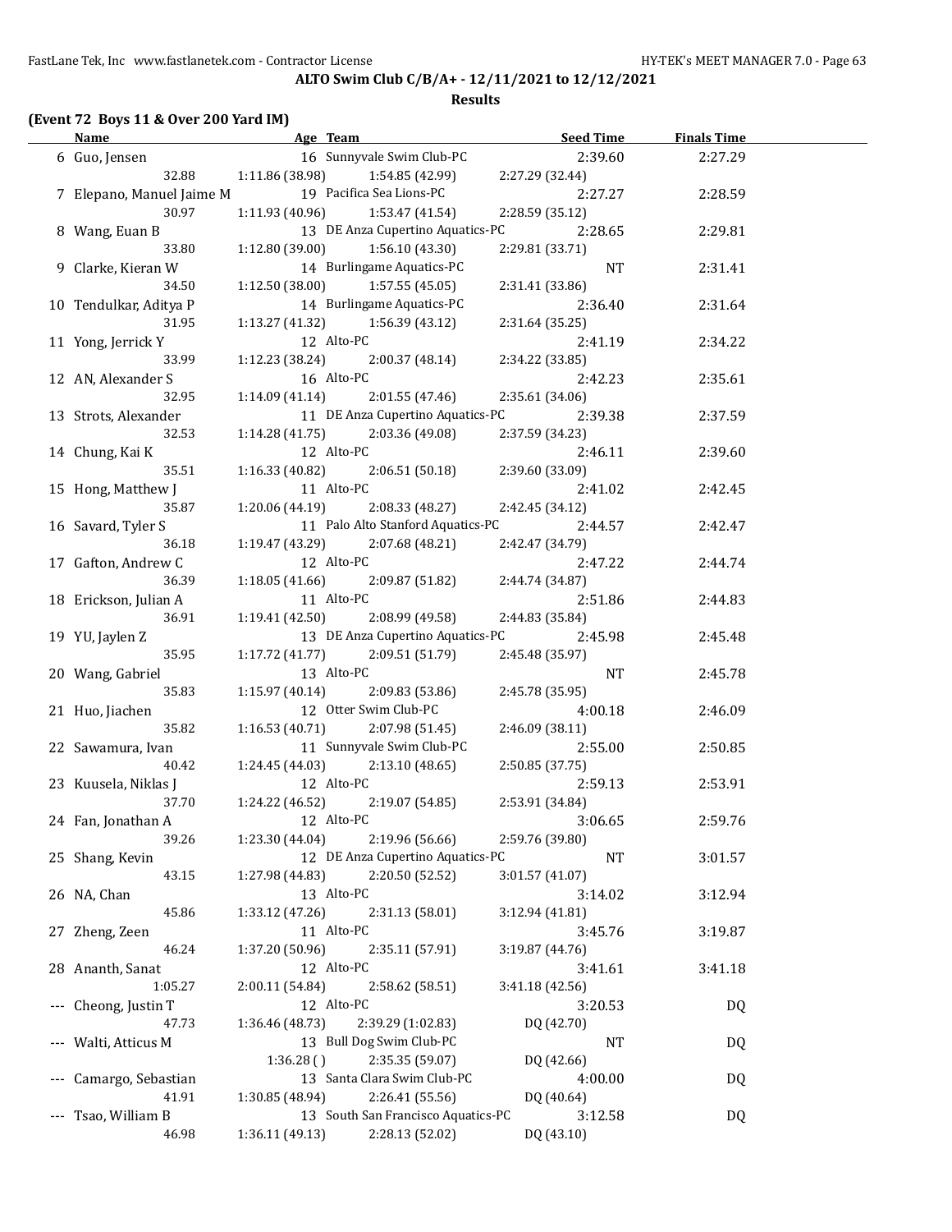**ALTO Swim Club C/B/A+ - 12/11/2021 to 12/12/2021**

**Results**

## (Event 72 Boys 11 & Over 200 Yard IM)

| | Name | Age | Team | Seed Time | Finals Time |
|---|---|---|---|---|---|
| 6 | Guo, Jensen | 16 | Sunnyvale Swim Club-PC | 2:39.60 | 2:27.29 |
| | 32.88 | 1:11.86 (38.98) | 1:54.85 (42.99) | 2:27.29 (32.44) | |
| 7 | Elepano, Manuel Jaime M | 19 | Pacifica Sea Lions-PC | 2:27.27 | 2:28.59 |
| | 30.97 | 1:11.93 (40.96) | 1:53.47 (41.54) | 2:28.59 (35.12) | |
| 8 | Wang, Euan B | 13 | DE Anza Cupertino Aquatics-PC | 2:28.65 | 2:29.81 |
| | 33.80 | 1:12.80 (39.00) | 1:56.10 (43.30) | 2:29.81 (33.71) | |
| 9 | Clarke, Kieran W | 14 | Burlingame Aquatics-PC | NT | 2:31.41 |
| | 34.50 | 1:12.50 (38.00) | 1:57.55 (45.05) | 2:31.41 (33.86) | |
| 10 | Tendulkar, Aditya P | 14 | Burlingame Aquatics-PC | 2:36.40 | 2:31.64 |
| | 31.95 | 1:13.27 (41.32) | 1:56.39 (43.12) | 2:31.64 (35.25) | |
| 11 | Yong, Jerrick Y | 12 | Alto-PC | 2:41.19 | 2:34.22 |
| | 33.99 | 1:12.23 (38.24) | 2:00.37 (48.14) | 2:34.22 (33.85) | |
| 12 | AN, Alexander S | 16 | Alto-PC | 2:42.23 | 2:35.61 |
| | 32.95 | 1:14.09 (41.14) | 2:01.55 (47.46) | 2:35.61 (34.06) | |
| 13 | Strots, Alexander | 11 | DE Anza Cupertino Aquatics-PC | 2:39.38 | 2:37.59 |
| | 32.53 | 1:14.28 (41.75) | 2:03.36 (49.08) | 2:37.59 (34.23) | |
| 14 | Chung, Kai K | 12 | Alto-PC | 2:46.11 | 2:39.60 |
| | 35.51 | 1:16.33 (40.82) | 2:06.51 (50.18) | 2:39.60 (33.09) | |
| 15 | Hong, Matthew J | 11 | Alto-PC | 2:41.02 | 2:42.45 |
| | 35.87 | 1:20.06 (44.19) | 2:08.33 (48.27) | 2:42.45 (34.12) | |
| 16 | Savard, Tyler S | 11 | Palo Alto Stanford Aquatics-PC | 2:44.57 | 2:42.47 |
| | 36.18 | 1:19.47 (43.29) | 2:07.68 (48.21) | 2:42.47 (34.79) | |
| 17 | Gafton, Andrew C | 12 | Alto-PC | 2:47.22 | 2:44.74 |
| | 36.39 | 1:18.05 (41.66) | 2:09.87 (51.82) | 2:44.74 (34.87) | |
| 18 | Erickson, Julian A | 11 | Alto-PC | 2:51.86 | 2:44.83 |
| | 36.91 | 1:19.41 (42.50) | 2:08.99 (49.58) | 2:44.83 (35.84) | |
| 19 | YU, Jaylen Z | 13 | DE Anza Cupertino Aquatics-PC | 2:45.98 | 2:45.48 |
| | 35.95 | 1:17.72 (41.77) | 2:09.51 (51.79) | 2:45.48 (35.97) | |
| 20 | Wang, Gabriel | 13 | Alto-PC | NT | 2:45.78 |
| | 35.83 | 1:15.97 (40.14) | 2:09.83 (53.86) | 2:45.78 (35.95) | |
| 21 | Huo, Jiachen | 12 | Otter Swim Club-PC | 4:00.18 | 2:46.09 |
| | 35.82 | 1:16.53 (40.71) | 2:07.98 (51.45) | 2:46.09 (38.11) | |
| 22 | Sawamura, Ivan | 11 | Sunnyvale Swim Club-PC | 2:55.00 | 2:50.85 |
| | 40.42 | 1:24.45 (44.03) | 2:13.10 (48.65) | 2:50.85 (37.75) | |
| 23 | Kuusela, Niklas J | 12 | Alto-PC | 2:59.13 | 2:53.91 |
| | 37.70 | 1:24.22 (46.52) | 2:19.07 (54.85) | 2:53.91 (34.84) | |
| 24 | Fan, Jonathan A | 12 | Alto-PC | 3:06.65 | 2:59.76 |
| | 39.26 | 1:23.30 (44.04) | 2:19.96 (56.66) | 2:59.76 (39.80) | |
| 25 | Shang, Kevin | 12 | DE Anza Cupertino Aquatics-PC | NT | 3:01.57 |
| | 43.15 | 1:27.98 (44.83) | 2:20.50 (52.52) | 3:01.57 (41.07) | |
| 26 | NA, Chan | 13 | Alto-PC | 3:14.02 | 3:12.94 |
| | 45.86 | 1:33.12 (47.26) | 2:31.13 (58.01) | 3:12.94 (41.81) | |
| 27 | Zheng, Zeen | 11 | Alto-PC | 3:45.76 | 3:19.87 |
| | 46.24 | 1:37.20 (50.96) | 2:35.11 (57.91) | 3:19.87 (44.76) | |
| 28 | Ananth, Sanat | 12 | Alto-PC | 3:41.61 | 3:41.18 |
| | 1:05.27 | 2:00.11 (54.84) | 2:58.62 (58.51) | 3:41.18 (42.56) | |
| --- | Cheong, Justin T | 12 | Alto-PC | 3:20.53 | DQ |
| | 47.73 | 1:36.46 (48.73) | 2:39.29 (1:02.83) | DQ (42.70) | |
| --- | Walti, Atticus M | 13 | Bull Dog Swim Club-PC | NT | DQ |
| | | 1:36.28 ( ) | 2:35.35 (59.07) | DQ (42.66) | |
| --- | Camargo, Sebastian | 13 | Santa Clara Swim Club-PC | 4:00.00 | DQ |
| | 41.91 | 1:30.85 (48.94) | 2:26.41 (55.56) | DQ (40.64) | |
| --- | Tsao, William B | 13 | South San Francisco Aquatics-PC | 3:12.58 | DQ |
| | 46.98 | 1:36.11 (49.13) | 2:28.13 (52.02) | DQ (43.10) | |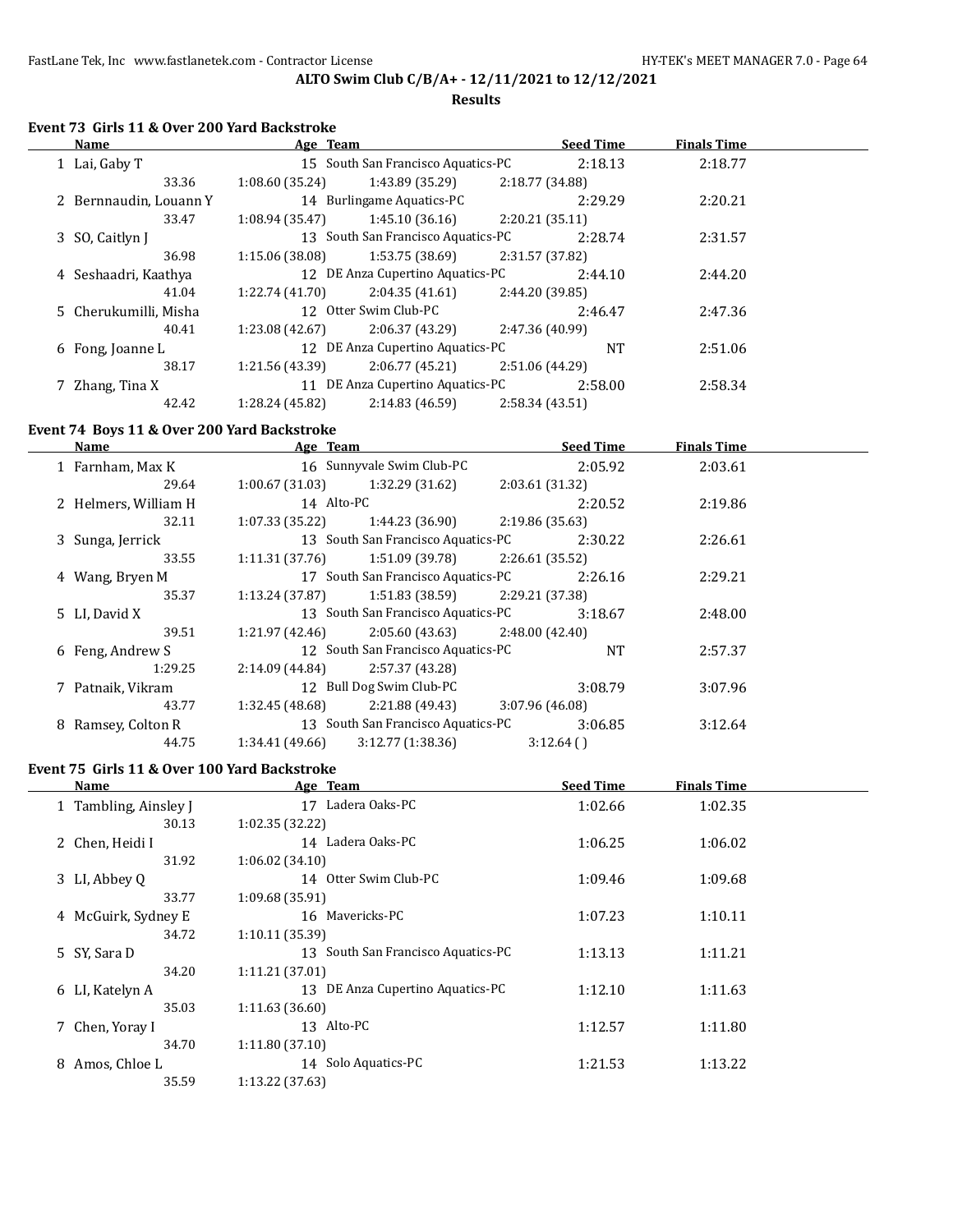**ALTO Swim Club C/B/A+ - 12/11/2021 to 12/12/2021**

**Results**

## Event 73 Girls 11 & Over 200 Yard Backstroke

| Name | Age | Team | Seed Time | Finals Time |
|---|---|---|---|---|
| 1 Lai, Gaby T | 15 | South San Francisco Aquatics-PC | 2:18.13 | 2:18.77 |
| 33.36 | 1:08.60 (35.24) | 1:43.89 (35.29) | 2:18.77 (34.88) | |
| 2 Bernnaudin, Louann Y | 14 | Burlingame Aquatics-PC | 2:29.29 | 2:20.21 |
| 33.47 | 1:08.94 (35.47) | 1:45.10 (36.16) | 2:20.21 (35.11) | |
| 3 SO, Caitlyn J | 13 | South San Francisco Aquatics-PC | 2:28.74 | 2:31.57 |
| 36.98 | 1:15.06 (38.08) | 1:53.75 (38.69) | 2:31.57 (37.82) | |
| 4 Seshaadri, Kaathya | 12 | DE Anza Cupertino Aquatics-PC | 2:44.10 | 2:44.20 |
| 41.04 | 1:22.74 (41.70) | 2:04.35 (41.61) | 2:44.20 (39.85) | |
| 5 Cherukumilli, Misha | 12 | Otter Swim Club-PC | 2:46.47 | 2:47.36 |
| 40.41 | 1:23.08 (42.67) | 2:06.37 (43.29) | 2:47.36 (40.99) | |
| 6 Fong, Joanne L | 12 | DE Anza Cupertino Aquatics-PC | NT | 2:51.06 |
| 38.17 | 1:21.56 (43.39) | 2:06.77 (45.21) | 2:51.06 (44.29) | |
| 7 Zhang, Tina X | 11 | DE Anza Cupertino Aquatics-PC | 2:58.00 | 2:58.34 |
| 42.42 | 1:28.24 (45.82) | 2:14.83 (46.59) | 2:58.34 (43.51) | |

## Event 74 Boys 11 & Over 200 Yard Backstroke

| Name | Age | Team | Seed Time | Finals Time |
|---|---|---|---|---|
| 1 Farnham, Max K | 16 | Sunnyvale Swim Club-PC | 2:05.92 | 2:03.61 |
| 29.64 | 1:00.67 (31.03) | 1:32.29 (31.62) | 2:03.61 (31.32) | |
| 2 Helmers, William H | 14 | Alto-PC | 2:20.52 | 2:19.86 |
| 32.11 | 1:07.33 (35.22) | 1:44.23 (36.90) | 2:19.86 (35.63) | |
| 3 Sunga, Jerrick | 13 | South San Francisco Aquatics-PC | 2:30.22 | 2:26.61 |
| 33.55 | 1:11.31 (37.76) | 1:51.09 (39.78) | 2:26.61 (35.52) | |
| 4 Wang, Bryen M | 17 | South San Francisco Aquatics-PC | 2:26.16 | 2:29.21 |
| 35.37 | 1:13.24 (37.87) | 1:51.83 (38.59) | 2:29.21 (37.38) | |
| 5 LI, David X | 13 | South San Francisco Aquatics-PC | 3:18.67 | 2:48.00 |
| 39.51 | 1:21.97 (42.46) | 2:05.60 (43.63) | 2:48.00 (42.40) | |
| 6 Feng, Andrew S | 12 | South San Francisco Aquatics-PC | NT | 2:57.37 |
| 1:29.25 | 2:14.09 (44.84) | 2:57.37 (43.28) | | |
| 7 Patnaik, Vikram | 12 | Bull Dog Swim Club-PC | 3:08.79 | 3:07.96 |
| 43.77 | 1:32.45 (48.68) | 2:21.88 (49.43) | 3:07.96 (46.08) | |
| 8 Ramsey, Colton R | 13 | South San Francisco Aquatics-PC | 3:06.85 | 3:12.64 |
| 44.75 | 1:34.41 (49.66) | 3:12.77 (1:38.36) | 3:12.64 ( ) | |

## Event 75 Girls 11 & Over 100 Yard Backstroke

| Name | Age | Team | Seed Time | Finals Time |
|---|---|---|---|---|
| 1 Tambling, Ainsley J | 17 | Ladera Oaks-PC | 1:02.66 | 1:02.35 |
| 30.13 | 1:02.35 (32.22) | | | |
| 2 Chen, Heidi I | 14 | Ladera Oaks-PC | 1:06.25 | 1:06.02 |
| 31.92 | 1:06.02 (34.10) | | | |
| 3 LI, Abbey Q | 14 | Otter Swim Club-PC | 1:09.46 | 1:09.68 |
| 33.77 | 1:09.68 (35.91) | | | |
| 4 McGuirk, Sydney E | 16 | Mavericks-PC | 1:07.23 | 1:10.11 |
| 34.72 | 1:10.11 (35.39) | | | |
| 5 SY, Sara D | 13 | South San Francisco Aquatics-PC | 1:13.13 | 1:11.21 |
| 34.20 | 1:11.21 (37.01) | | | |
| 6 LI, Katelyn A | 13 | DE Anza Cupertino Aquatics-PC | 1:12.10 | 1:11.63 |
| 35.03 | 1:11.63 (36.60) | | | |
| 7 Chen, Yoray I | 13 | Alto-PC | 1:12.57 | 1:11.80 |
| 34.70 | 1:11.80 (37.10) | | | |
| 8 Amos, Chloe L | 14 | Solo Aquatics-PC | 1:21.53 | 1:13.22 |
| 35.59 | 1:13.22 (37.63) | | | |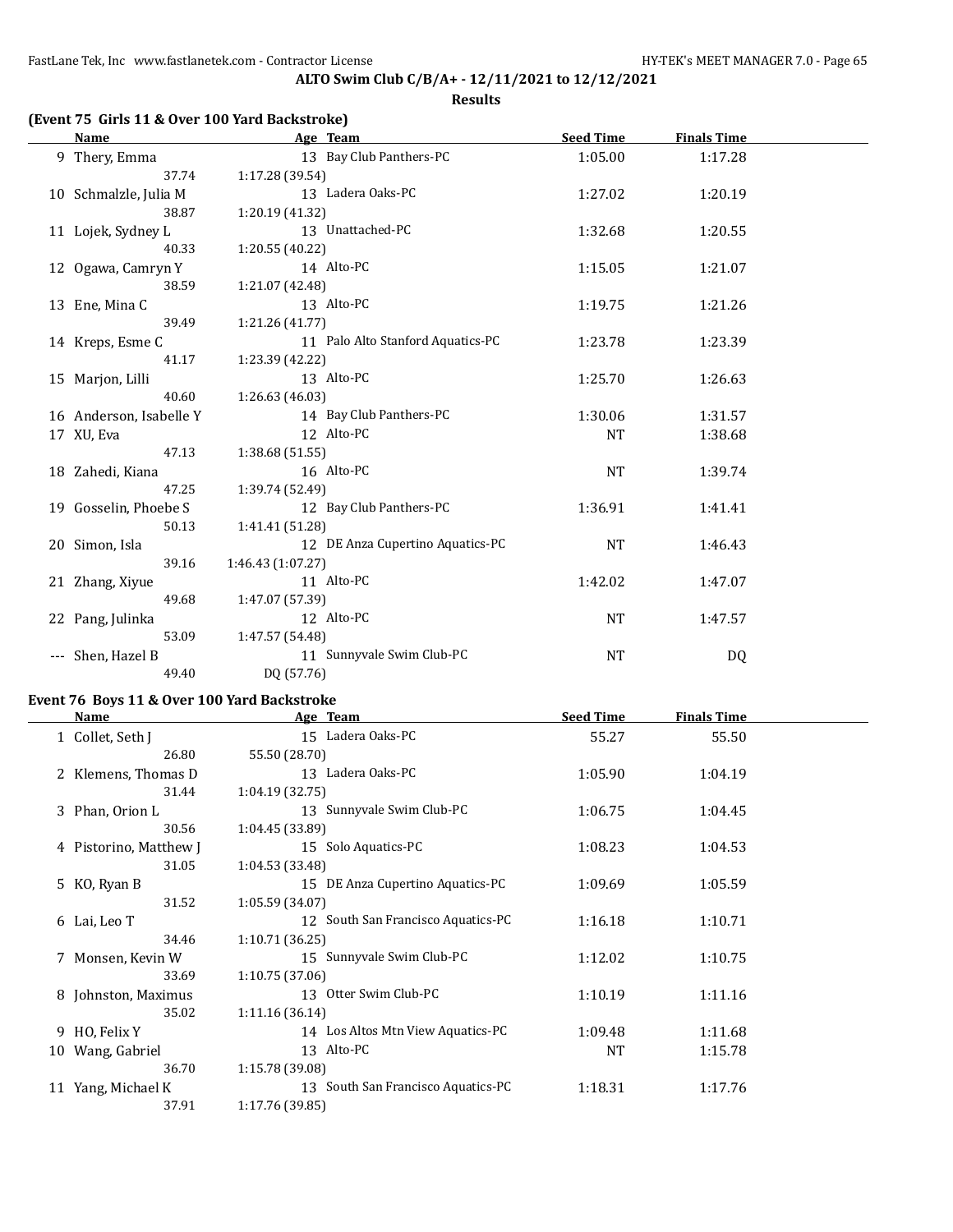**ALTO Swim Club C/B/A+ - 12/11/2021 to 12/12/2021**

**Results**

### (Event 75 Girls 11 & Over 100 Yard Backstroke)

| | Name | Age | Team | Seed Time | Finals Time |
|---|---|---|---|---|---|
| 9 | Thery, Emma | 13 | Bay Club Panthers-PC | 1:05.00 | 1:17.28 |
| | 37.74 | 1:17.28 (39.54) | | | |
| 10 | Schmalzle, Julia M | 13 | Ladera Oaks-PC | 1:27.02 | 1:20.19 |
| | 38.87 | 1:20.19 (41.32) | | | |
| 11 | Lojek, Sydney L | 13 | Unattached-PC | 1:32.68 | 1:20.55 |
| | 40.33 | 1:20.55 (40.22) | | | |
| 12 | Ogawa, Camryn Y | 14 | Alto-PC | 1:15.05 | 1:21.07 |
| | 38.59 | 1:21.07 (42.48) | | | |
| 13 | Ene, Mina C | 13 | Alto-PC | 1:19.75 | 1:21.26 |
| | 39.49 | 1:21.26 (41.77) | | | |
| 14 | Kreps, Esme C | 11 | Palo Alto Stanford Aquatics-PC | 1:23.78 | 1:23.39 |
| | 41.17 | 1:23.39 (42.22) | | | |
| 15 | Marjon, Lilli | 13 | Alto-PC | 1:25.70 | 1:26.63 |
| | 40.60 | 1:26.63 (46.03) | | | |
| 16 | Anderson, Isabelle Y | 14 | Bay Club Panthers-PC | 1:30.06 | 1:31.57 |
| 17 | XU, Eva | 12 | Alto-PC | NT | 1:38.68 |
| | 47.13 | 1:38.68 (51.55) | | | |
| 18 | Zahedi, Kiana | 16 | Alto-PC | NT | 1:39.74 |
| | 47.25 | 1:39.74 (52.49) | | | |
| 19 | Gosselin, Phoebe S | 12 | Bay Club Panthers-PC | 1:36.91 | 1:41.41 |
| | 50.13 | 1:41.41 (51.28) | | | |
| 20 | Simon, Isla | 12 | DE Anza Cupertino Aquatics-PC | NT | 1:46.43 |
| | 39.16 | 1:46.43 (1:07.27) | | | |
| 21 | Zhang, Xiyue | 11 | Alto-PC | 1:42.02 | 1:47.07 |
| | 49.68 | 1:47.07 (57.39) | | | |
| 22 | Pang, Julinka | 12 | Alto-PC | NT | 1:47.57 |
| | 53.09 | 1:47.57 (54.48) | | | |
| --- | Shen, Hazel B | 11 | Sunnyvale Swim Club-PC | NT | DQ |
| | 49.40 | DQ (57.76) | | | |

### Event 76 Boys 11 & Over 100 Yard Backstroke

| | Name | Age | Team | Seed Time | Finals Time |
|---|---|---|---|---|---|
| 1 | Collet, Seth J | 15 | Ladera Oaks-PC | 55.27 | 55.50 |
| | 26.80 | 55.50 (28.70) | | | |
| 2 | Klemens, Thomas D | 13 | Ladera Oaks-PC | 1:05.90 | 1:04.19 |
| | 31.44 | 1:04.19 (32.75) | | | |
| 3 | Phan, Orion L | 13 | Sunnyvale Swim Club-PC | 1:06.75 | 1:04.45 |
| | 30.56 | 1:04.45 (33.89) | | | |
| 4 | Pistorino, Matthew J | 15 | Solo Aquatics-PC | 1:08.23 | 1:04.53 |
| | 31.05 | 1:04.53 (33.48) | | | |
| 5 | KO, Ryan B | 15 | DE Anza Cupertino Aquatics-PC | 1:09.69 | 1:05.59 |
| | 31.52 | 1:05.59 (34.07) | | | |
| 6 | Lai, Leo T | 12 | South San Francisco Aquatics-PC | 1:16.18 | 1:10.71 |
| | 34.46 | 1:10.71 (36.25) | | | |
| 7 | Monsen, Kevin W | 15 | Sunnyvale Swim Club-PC | 1:12.02 | 1:10.75 |
| | 33.69 | 1:10.75 (37.06) | | | |
| 8 | Johnston, Maximus | 13 | Otter Swim Club-PC | 1:10.19 | 1:11.16 |
| | 35.02 | 1:11.16 (36.14) | | | |
| 9 | HO, Felix Y | 14 | Los Altos Mtn View Aquatics-PC | 1:09.48 | 1:11.68 |
| 10 | Wang, Gabriel | 13 | Alto-PC | NT | 1:15.78 |
| | 36.70 | 1:15.78 (39.08) | | | |
| 11 | Yang, Michael K | 13 | South San Francisco Aquatics-PC | 1:18.31 | 1:17.76 |
| | 37.91 | 1:17.76 (39.85) | | | |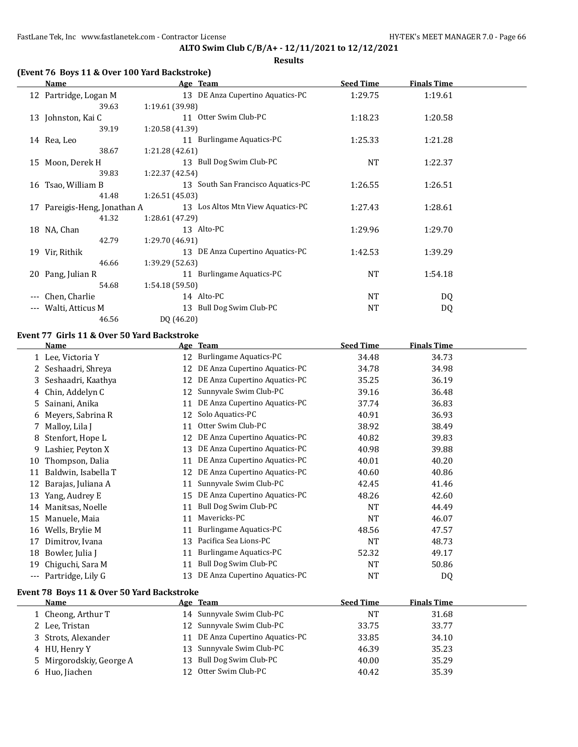**ALTO Swim Club C/B/A+ - 12/11/2021 to 12/12/2021**

**Results**

### (Event 76 Boys 11 & Over 100 Yard Backstroke)

| | Name | Age | Team | Seed Time | Finals Time |
|---|---|---|---|---|---|
| 12 | Partridge, Logan M | 13 | DE Anza Cupertino Aquatics-PC | 1:29.75 | 1:19.61 |
| | 39.63 | 1:19.61 (39.98) | | | |
| 13 | Johnston, Kai C | 11 | Otter Swim Club-PC | 1:18.23 | 1:20.58 |
| | 39.19 | 1:20.58 (41.39) | | | |
| 14 | Rea, Leo | 11 | Burlingame Aquatics-PC | 1:25.33 | 1:21.28 |
| | 38.67 | 1:21.28 (42.61) | | | |
| 15 | Moon, Derek H | 13 | Bull Dog Swim Club-PC | NT | 1:22.37 |
| | 39.83 | 1:22.37 (42.54) | | | |
| 16 | Tsao, William B | 13 | South San Francisco Aquatics-PC | 1:26.55 | 1:26.51 |
| | 41.48 | 1:26.51 (45.03) | | | |
| 17 | Pareigis-Heng, Jonathan A | 13 | Los Altos Mtn View Aquatics-PC | 1:27.43 | 1:28.61 |
| | 41.32 | 1:28.61 (47.29) | | | |
| 18 | NA, Chan | 13 | Alto-PC | 1:29.96 | 1:29.70 |
| | 42.79 | 1:29.70 (46.91) | | | |
| 19 | Vir, Rithik | 13 | DE Anza Cupertino Aquatics-PC | 1:42.53 | 1:39.29 |
| | 46.66 | 1:39.29 (52.63) | | | |
| 20 | Pang, Julian R | 11 | Burlingame Aquatics-PC | NT | 1:54.18 |
| | 54.68 | 1:54.18 (59.50) | | | |
| --- | Chen, Charlie | 14 | Alto-PC | NT | DQ |
| --- | Walti, Atticus M | 13 | Bull Dog Swim Club-PC | NT | DQ |
| | 46.56 | DQ (46.20) | | | |

### Event 77 Girls 11 & Over 50 Yard Backstroke

| | Name | Age | Team | Seed Time | Finals Time |
|---|---|---|---|---|---|
| 1 | Lee, Victoria Y | 12 | Burlingame Aquatics-PC | 34.48 | 34.73 |
| 2 | Seshaadri, Shreya | 12 | DE Anza Cupertino Aquatics-PC | 34.78 | 34.98 |
| 3 | Seshaadri, Kaathya | 12 | DE Anza Cupertino Aquatics-PC | 35.25 | 36.19 |
| 4 | Chin, Addelyn C | 12 | Sunnyvale Swim Club-PC | 39.16 | 36.48 |
| 5 | Sainani, Anika | 11 | DE Anza Cupertino Aquatics-PC | 37.74 | 36.83 |
| 6 | Meyers, Sabrina R | 12 | Solo Aquatics-PC | 40.91 | 36.93 |
| 7 | Malloy, Lila J | 11 | Otter Swim Club-PC | 38.92 | 38.49 |
| 8 | Stenfort, Hope L | 12 | DE Anza Cupertino Aquatics-PC | 40.82 | 39.83 |
| 9 | Lashier, Peyton X | 13 | DE Anza Cupertino Aquatics-PC | 40.98 | 39.88 |
| 10 | Thompson, Dalia | 11 | DE Anza Cupertino Aquatics-PC | 40.01 | 40.20 |
| 11 | Baldwin, Isabella T | 12 | DE Anza Cupertino Aquatics-PC | 40.60 | 40.86 |
| 12 | Barajas, Juliana A | 11 | Sunnyvale Swim Club-PC | 42.45 | 41.46 |
| 13 | Yang, Audrey E | 15 | DE Anza Cupertino Aquatics-PC | 48.26 | 42.60 |
| 14 | Manitsas, Noelle | 11 | Bull Dog Swim Club-PC | NT | 44.49 |
| 15 | Manuele, Maia | 11 | Mavericks-PC | NT | 46.07 |
| 16 | Wells, Brylie M | 11 | Burlingame Aquatics-PC | 48.56 | 47.57 |
| 17 | Dimitrov, Ivana | 13 | Pacifica Sea Lions-PC | NT | 48.73 |
| 18 | Bowler, Julia J | 11 | Burlingame Aquatics-PC | 52.32 | 49.17 |
| 19 | Chiguchi, Sara M | 11 | Bull Dog Swim Club-PC | NT | 50.86 |
| --- | Partridge, Lily G | 13 | DE Anza Cupertino Aquatics-PC | NT | DQ |

### Event 78 Boys 11 & Over 50 Yard Backstroke

| | Name | Age | Team | Seed Time | Finals Time |
|---|---|---|---|---|---|
| 1 | Cheong, Arthur T | 14 | Sunnyvale Swim Club-PC | NT | 31.68 |
| 2 | Lee, Tristan | 12 | Sunnyvale Swim Club-PC | 33.75 | 33.77 |
| 3 | Strots, Alexander | 11 | DE Anza Cupertino Aquatics-PC | 33.85 | 34.10 |
| 4 | HU, Henry Y | 13 | Sunnyvale Swim Club-PC | 46.39 | 35.23 |
| 5 | Mirgorodskiy, George A | 13 | Bull Dog Swim Club-PC | 40.00 | 35.29 |
| 6 | Huo, Jiachen | 12 | Otter Swim Club-PC | 40.42 | 35.39 |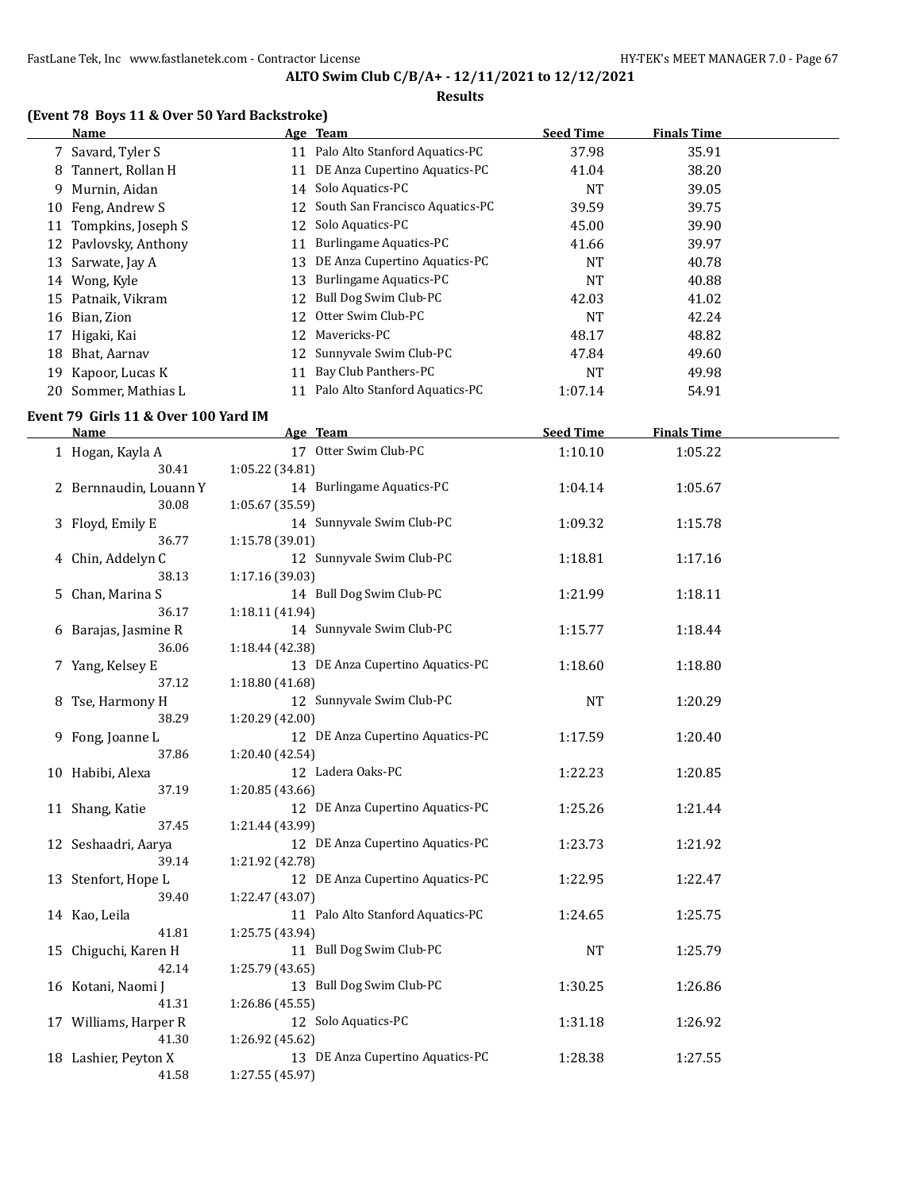**ALTO Swim Club C/B/A+ - 12/11/2021 to 12/12/2021**

**Results**

### (Event 78 Boys 11 & Over 50 Yard Backstroke)

| | Name | Age | Team | Seed Time | Finals Time |
|---|---|---|---|---|---|
| 7 | Savard, Tyler S | 11 | Palo Alto Stanford Aquatics-PC | 37.98 | 35.91 |
| 8 | Tannert, Rollan H | 11 | DE Anza Cupertino Aquatics-PC | 41.04 | 38.20 |
| 9 | Murnin, Aidan | 14 | Solo Aquatics-PC | NT | 39.05 |
| 10 | Feng, Andrew S | 12 | South San Francisco Aquatics-PC | 39.59 | 39.75 |
| 11 | Tompkins, Joseph S | 12 | Solo Aquatics-PC | 45.00 | 39.90 |
| 12 | Pavlovsky, Anthony | 11 | Burlingame Aquatics-PC | 41.66 | 39.97 |
| 13 | Sarwate, Jay A | 13 | DE Anza Cupertino Aquatics-PC | NT | 40.78 |
| 14 | Wong, Kyle | 13 | Burlingame Aquatics-PC | NT | 40.88 |
| 15 | Patnaik, Vikram | 12 | Bull Dog Swim Club-PC | 42.03 | 41.02 |
| 16 | Bian, Zion | 12 | Otter Swim Club-PC | NT | 42.24 |
| 17 | Higaki, Kai | 12 | Mavericks-PC | 48.17 | 48.82 |
| 18 | Bhat, Aarnav | 12 | Sunnyvale Swim Club-PC | 47.84 | 49.60 |
| 19 | Kapoor, Lucas K | 11 | Bay Club Panthers-PC | NT | 49.98 |
| 20 | Sommer, Mathias L | 11 | Palo Alto Stanford Aquatics-PC | 1:07.14 | 54.91 |

### Event 79 Girls 11 & Over 100 Yard IM

| | Name | Age | Team | Seed Time | Finals Time |
|---|---|---|---|---|---|
| 1 | Hogan, Kayla A | 17 | Otter Swim Club-PC | 1:10.10 | 1:05.22 |
| | 30.41 | 1:05.22 (34.81) | | | |
| 2 | Bernnaudin, Louann Y | 14 | Burlingame Aquatics-PC | 1:04.14 | 1:05.67 |
| | 30.08 | 1:05.67 (35.59) | | | |
| 3 | Floyd, Emily E | 14 | Sunnyvale Swim Club-PC | 1:09.32 | 1:15.78 |
| | 36.77 | 1:15.78 (39.01) | | | |
| 4 | Chin, Addelyn C | 12 | Sunnyvale Swim Club-PC | 1:18.81 | 1:17.16 |
| | 38.13 | 1:17.16 (39.03) | | | |
| 5 | Chan, Marina S | 14 | Bull Dog Swim Club-PC | 1:21.99 | 1:18.11 |
| | 36.17 | 1:18.11 (41.94) | | | |
| 6 | Barajas, Jasmine R | 14 | Sunnyvale Swim Club-PC | 1:15.77 | 1:18.44 |
| | 36.06 | 1:18.44 (42.38) | | | |
| 7 | Yang, Kelsey E | 13 | DE Anza Cupertino Aquatics-PC | 1:18.60 | 1:18.80 |
| | 37.12 | 1:18.80 (41.68) | | | |
| 8 | Tse, Harmony H | 12 | Sunnyvale Swim Club-PC | NT | 1:20.29 |
| | 38.29 | 1:20.29 (42.00) | | | |
| 9 | Fong, Joanne L | 12 | DE Anza Cupertino Aquatics-PC | 1:17.59 | 1:20.40 |
| | 37.86 | 1:20.40 (42.54) | | | |
| 10 | Habibi, Alexa | 12 | Ladera Oaks-PC | 1:22.23 | 1:20.85 |
| | 37.19 | 1:20.85 (43.66) | | | |
| 11 | Shang, Katie | 12 | DE Anza Cupertino Aquatics-PC | 1:25.26 | 1:21.44 |
| | 37.45 | 1:21.44 (43.99) | | | |
| 12 | Seshaadri, Aarya | 12 | DE Anza Cupertino Aquatics-PC | 1:23.73 | 1:21.92 |
| | 39.14 | 1:21.92 (42.78) | | | |
| 13 | Stenfort, Hope L | 12 | DE Anza Cupertino Aquatics-PC | 1:22.95 | 1:22.47 |
| | 39.40 | 1:22.47 (43.07) | | | |
| 14 | Kao, Leila | 11 | Palo Alto Stanford Aquatics-PC | 1:24.65 | 1:25.75 |
| | 41.81 | 1:25.75 (43.94) | | | |
| 15 | Chiguchi, Karen H | 11 | Bull Dog Swim Club-PC | NT | 1:25.79 |
| | 42.14 | 1:25.79 (43.65) | | | |
| 16 | Kotani, Naomi J | 13 | Bull Dog Swim Club-PC | 1:30.25 | 1:26.86 |
| | 41.31 | 1:26.86 (45.55) | | | |
| 17 | Williams, Harper R | 12 | Solo Aquatics-PC | 1:31.18 | 1:26.92 |
| | 41.30 | 1:26.92 (45.62) | | | |
| 18 | Lashier, Peyton X | 13 | DE Anza Cupertino Aquatics-PC | 1:28.38 | 1:27.55 |
| | 41.58 | 1:27.55 (45.97) | | | |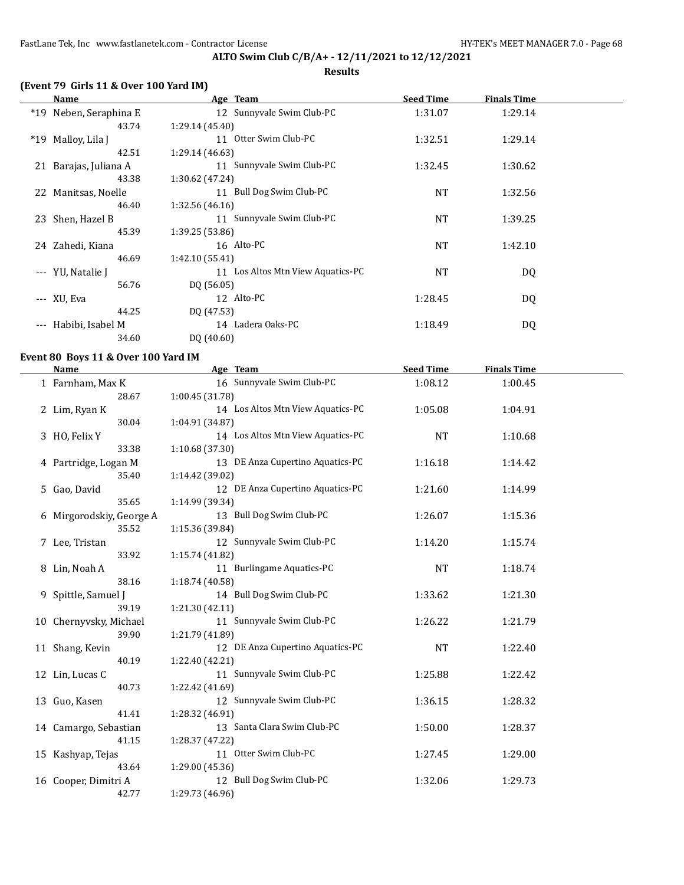ALTO Swim Club C/B/A+ - 12/11/2021 to 12/12/2021

**Results**

### (Event 79 Girls 11 & Over 100 Yard IM)

| Name | Age | Team | Seed Time | Finals Time |
|---|---|---|---|---|
| *19 Neben, Seraphina E | 12 | Sunnyvale Swim Club-PC | 1:31.07 | 1:29.14 |
| 43.74 | 1:29.14 (45.40) | | | |
| *19 Malloy, Lila J | 11 | Otter Swim Club-PC | 1:32.51 | 1:29.14 |
| 42.51 | 1:29.14 (46.63) | | | |
| 21 Barajas, Juliana A | 11 | Sunnyvale Swim Club-PC | 1:32.45 | 1:30.62 |
| 43.38 | 1:30.62 (47.24) | | | |
| 22 Manitsas, Noelle | 11 | Bull Dog Swim Club-PC | NT | 1:32.56 |
| 46.40 | 1:32.56 (46.16) | | | |
| 23 Shen, Hazel B | 11 | Sunnyvale Swim Club-PC | NT | 1:39.25 |
| 45.39 | 1:39.25 (53.86) | | | |
| 24 Zahedi, Kiana | 16 | Alto-PC | NT | 1:42.10 |
| 46.69 | 1:42.10 (55.41) | | | |
| --- YU, Natalie J | 11 | Los Altos Mtn View Aquatics-PC | NT | DQ |
| 56.76 | DQ (56.05) | | | |
| --- XU, Eva | 12 | Alto-PC | 1:28.45 | DQ |
| 44.25 | DQ (47.53) | | | |
| --- Habibi, Isabel M | 14 | Ladera Oaks-PC | 1:18.49 | DQ |
| 34.60 | DQ (40.60) | | | |

### Event 80 Boys 11 & Over 100 Yard IM

| Name | Age | Team | Seed Time | Finals Time |
|---|---|---|---|---|
| 1 Farnham, Max K | 16 | Sunnyvale Swim Club-PC | 1:08.12 | 1:00.45 |
| 28.67 | 1:00.45 (31.78) | | | |
| 2 Lim, Ryan K | 14 | Los Altos Mtn View Aquatics-PC | 1:05.08 | 1:04.91 |
| 30.04 | 1:04.91 (34.87) | | | |
| 3 HO, Felix Y | 14 | Los Altos Mtn View Aquatics-PC | NT | 1:10.68 |
| 33.38 | 1:10.68 (37.30) | | | |
| 4 Partridge, Logan M | 13 | DE Anza Cupertino Aquatics-PC | 1:16.18 | 1:14.42 |
| 35.40 | 1:14.42 (39.02) | | | |
| 5 Gao, David | 12 | DE Anza Cupertino Aquatics-PC | 1:21.60 | 1:14.99 |
| 35.65 | 1:14.99 (39.34) | | | |
| 6 Mirgorodskiy, George A | 13 | Bull Dog Swim Club-PC | 1:26.07 | 1:15.36 |
| 35.52 | 1:15.36 (39.84) | | | |
| 7 Lee, Tristan | 12 | Sunnyvale Swim Club-PC | 1:14.20 | 1:15.74 |
| 33.92 | 1:15.74 (41.82) | | | |
| 8 Lin, Noah A | 11 | Burlingame Aquatics-PC | NT | 1:18.74 |
| 38.16 | 1:18.74 (40.58) | | | |
| 9 Spittle, Samuel J | 14 | Bull Dog Swim Club-PC | 1:33.62 | 1:21.30 |
| 39.19 | 1:21.30 (42.11) | | | |
| 10 Chernyvsky, Michael | 11 | Sunnyvale Swim Club-PC | 1:26.22 | 1:21.79 |
| 39.90 | 1:21.79 (41.89) | | | |
| 11 Shang, Kevin | 12 | DE Anza Cupertino Aquatics-PC | NT | 1:22.40 |
| 40.19 | 1:22.40 (42.21) | | | |
| 12 Lin, Lucas C | 11 | Sunnyvale Swim Club-PC | 1:25.88 | 1:22.42 |
| 40.73 | 1:22.42 (41.69) | | | |
| 13 Guo, Kasen | 12 | Sunnyvale Swim Club-PC | 1:36.15 | 1:28.32 |
| 41.41 | 1:28.32 (46.91) | | | |
| 14 Camargo, Sebastian | 13 | Santa Clara Swim Club-PC | 1:50.00 | 1:28.37 |
| 41.15 | 1:28.37 (47.22) | | | |
| 15 Kashyap, Tejas | 11 | Otter Swim Club-PC | 1:27.45 | 1:29.00 |
| 43.64 | 1:29.00 (45.36) | | | |
| 16 Cooper, Dimitri A | 12 | Bull Dog Swim Club-PC | 1:32.06 | 1:29.73 |
| 42.77 | 1:29.73 (46.96) | | | |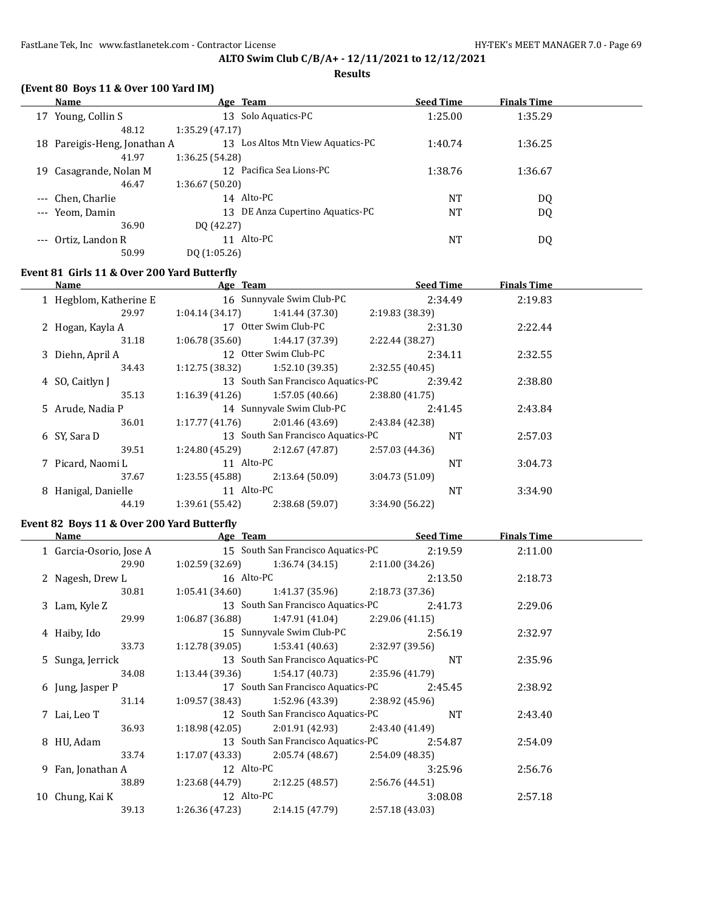**ALTO Swim Club C/B/A+ - 12/11/2021 to 12/12/2021**

**Results**

### (Event 80 Boys 11 & Over 100 Yard IM)

| | Name | Age | Team | Seed Time | Finals Time |
|---|---|---|---|---|---|
| 17 | Young, Collin S | 13 | Solo Aquatics-PC | 1:25.00 | 1:35.29 |
| | 48.12 | 1:35.29 (47.17) | | | |
| 18 | Pareigis-Heng, Jonathan A | 13 | Los Altos Mtn View Aquatics-PC | 1:40.74 | 1:36.25 |
| | 41.97 | 1:36.25 (54.28) | | | |
| 19 | Casagrande, Nolan M | 12 | Pacifica Sea Lions-PC | 1:38.76 | 1:36.67 |
| | 46.47 | 1:36.67 (50.20) | | | |
| --- | Chen, Charlie | 14 | Alto-PC | NT | DQ |
| --- | Yeom, Damin | 13 | DE Anza Cupertino Aquatics-PC | NT | DQ |
| | 36.90 | DQ (42.27) | | | |
| --- | Ortiz, Landon R | 11 | Alto-PC | NT | DQ |
| | 50.99 | DQ (1:05.26) | | | |

### Event 81 Girls 11 & Over 200 Yard Butterfly

| | Name | Age | Team | | Seed Time | Finals Time |
|---|---|---|---|---|---|---|
| 1 | Hegblom, Katherine E | 16 | Sunnyvale Swim Club-PC | | 2:34.49 | 2:19.83 |
| | 29.97 | 1:04.14 (34.17) | 1:41.44 (37.30) | 2:19.83 (38.39) | | |
| 2 | Hogan, Kayla A | 17 | Otter Swim Club-PC | | 2:31.30 | 2:22.44 |
| | 31.18 | 1:06.78 (35.60) | 1:44.17 (37.39) | 2:22.44 (38.27) | | |
| 3 | Diehn, April A | 12 | Otter Swim Club-PC | | 2:34.11 | 2:32.55 |
| | 34.43 | 1:12.75 (38.32) | 1:52.10 (39.35) | 2:32.55 (40.45) | | |
| 4 | SO, Caitlyn J | 13 | South San Francisco Aquatics-PC | | 2:39.42 | 2:38.80 |
| | 35.13 | 1:16.39 (41.26) | 1:57.05 (40.66) | 2:38.80 (41.75) | | |
| 5 | Arude, Nadia P | 14 | Sunnyvale Swim Club-PC | | 2:41.45 | 2:43.84 |
| | 36.01 | 1:17.77 (41.76) | 2:01.46 (43.69) | 2:43.84 (42.38) | | |
| 6 | SY, Sara D | 13 | South San Francisco Aquatics-PC | | NT | 2:57.03 |
| | 39.51 | 1:24.80 (45.29) | 2:12.67 (47.87) | 2:57.03 (44.36) | | |
| 7 | Picard, Naomi L | 11 | Alto-PC | | NT | 3:04.73 |
| | 37.67 | 1:23.55 (45.88) | 2:13.64 (50.09) | 3:04.73 (51.09) | | |
| 8 | Hanigal, Danielle | 11 | Alto-PC | | NT | 3:34.90 |
| | 44.19 | 1:39.61 (55.42) | 2:38.68 (59.07) | 3:34.90 (56.22) | | |

### Event 82 Boys 11 & Over 200 Yard Butterfly

| | Name | Age | Team | | Seed Time | Finals Time |
|---|---|---|---|---|---|---|
| 1 | Garcia-Osorio, Jose A | 15 | South San Francisco Aquatics-PC | | 2:19.59 | 2:11.00 |
| | 29.90 | 1:02.59 (32.69) | 1:36.74 (34.15) | 2:11.00 (34.26) | | |
| 2 | Nagesh, Drew L | 16 | Alto-PC | | 2:13.50 | 2:18.73 |
| | 30.81 | 1:05.41 (34.60) | 1:41.37 (35.96) | 2:18.73 (37.36) | | |
| 3 | Lam, Kyle Z | 13 | South San Francisco Aquatics-PC | | 2:41.73 | 2:29.06 |
| | 29.99 | 1:06.87 (36.88) | 1:47.91 (41.04) | 2:29.06 (41.15) | | |
| 4 | Haiby, Ido | 15 | Sunnyvale Swim Club-PC | | 2:56.19 | 2:32.97 |
| | 33.73 | 1:12.78 (39.05) | 1:53.41 (40.63) | 2:32.97 (39.56) | | |
| 5 | Sunga, Jerrick | 13 | South San Francisco Aquatics-PC | | NT | 2:35.96 |
| | 34.08 | 1:13.44 (39.36) | 1:54.17 (40.73) | 2:35.96 (41.79) | | |
| 6 | Jung, Jasper P | 17 | South San Francisco Aquatics-PC | | 2:45.45 | 2:38.92 |
| | 31.14 | 1:09.57 (38.43) | 1:52.96 (43.39) | 2:38.92 (45.96) | | |
| 7 | Lai, Leo T | 12 | South San Francisco Aquatics-PC | | NT | 2:43.40 |
| | 36.93 | 1:18.98 (42.05) | 2:01.91 (42.93) | 2:43.40 (41.49) | | |
| 8 | HU, Adam | 13 | South San Francisco Aquatics-PC | | 2:54.87 | 2:54.09 |
| | 33.74 | 1:17.07 (43.33) | 2:05.74 (48.67) | 2:54.09 (48.35) | | |
| 9 | Fan, Jonathan A | 12 | Alto-PC | | 3:25.96 | 2:56.76 |
| | 38.89 | 1:23.68 (44.79) | 2:12.25 (48.57) | 2:56.76 (44.51) | | |
| 10 | Chung, Kai K | 12 | Alto-PC | | 3:08.08 | 2:57.18 |
| | 39.13 | 1:26.36 (47.23) | 2:14.15 (47.79) | 2:57.18 (43.03) | | |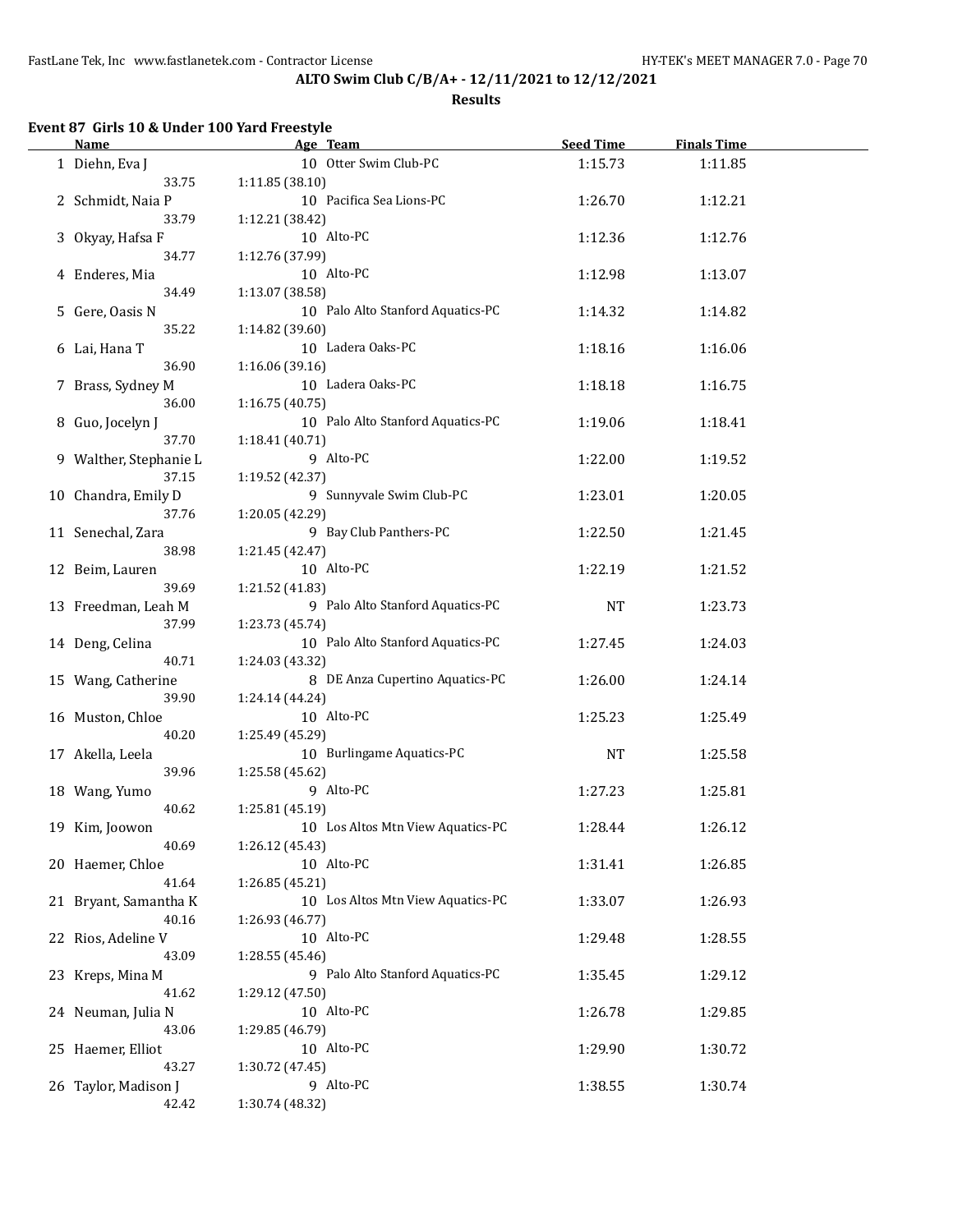**ALTO Swim Club C/B/A+ - 12/11/2021 to 12/12/2021**

**Results**

### Event 87 Girls 10 & Under 100 Yard Freestyle

| | Name | Age | Team | Seed Time | Finals Time |
|---|---|---|---|---|---|
| 1 | Diehn, Eva J | 10 | Otter Swim Club-PC | 1:15.73 | 1:11.85 |
| | 33.75 | 1:11.85 (38.10) | | | |
| 2 | Schmidt, Naia P | 10 | Pacifica Sea Lions-PC | 1:26.70 | 1:12.21 |
| | 33.79 | 1:12.21 (38.42) | | | |
| 3 | Okyay, Hafsa F | 10 | Alto-PC | 1:12.36 | 1:12.76 |
| | 34.77 | 1:12.76 (37.99) | | | |
| 4 | Enderes, Mia | 10 | Alto-PC | 1:12.98 | 1:13.07 |
| | 34.49 | 1:13.07 (38.58) | | | |
| 5 | Gere, Oasis N | 10 | Palo Alto Stanford Aquatics-PC | 1:14.32 | 1:14.82 |
| | 35.22 | 1:14.82 (39.60) | | | |
| 6 | Lai, Hana T | 10 | Ladera Oaks-PC | 1:18.16 | 1:16.06 |
| | 36.90 | 1:16.06 (39.16) | | | |
| 7 | Brass, Sydney M | 10 | Ladera Oaks-PC | 1:18.18 | 1:16.75 |
| | 36.00 | 1:16.75 (40.75) | | | |
| 8 | Guo, Jocelyn J | 10 | Palo Alto Stanford Aquatics-PC | 1:19.06 | 1:18.41 |
| | 37.70 | 1:18.41 (40.71) | | | |
| 9 | Walther, Stephanie L | 9 | Alto-PC | 1:22.00 | 1:19.52 |
| | 37.15 | 1:19.52 (42.37) | | | |
| 10 | Chandra, Emily D | 9 | Sunnyvale Swim Club-PC | 1:23.01 | 1:20.05 |
| | 37.76 | 1:20.05 (42.29) | | | |
| 11 | Senechal, Zara | 9 | Bay Club Panthers-PC | 1:22.50 | 1:21.45 |
| | 38.98 | 1:21.45 (42.47) | | | |
| 12 | Beim, Lauren | 10 | Alto-PC | 1:22.19 | 1:21.52 |
| | 39.69 | 1:21.52 (41.83) | | | |
| 13 | Freedman, Leah M | 9 | Palo Alto Stanford Aquatics-PC | NT | 1:23.73 |
| | 37.99 | 1:23.73 (45.74) | | | |
| 14 | Deng, Celina | 10 | Palo Alto Stanford Aquatics-PC | 1:27.45 | 1:24.03 |
| | 40.71 | 1:24.03 (43.32) | | | |
| 15 | Wang, Catherine | 8 | DE Anza Cupertino Aquatics-PC | 1:26.00 | 1:24.14 |
| | 39.90 | 1:24.14 (44.24) | | | |
| 16 | Muston, Chloe | 10 | Alto-PC | 1:25.23 | 1:25.49 |
| | 40.20 | 1:25.49 (45.29) | | | |
| 17 | Akella, Leela | 10 | Burlingame Aquatics-PC | NT | 1:25.58 |
| | 39.96 | 1:25.58 (45.62) | | | |
| 18 | Wang, Yumo | 9 | Alto-PC | 1:27.23 | 1:25.81 |
| | 40.62 | 1:25.81 (45.19) | | | |
| 19 | Kim, Joowon | 10 | Los Altos Mtn View Aquatics-PC | 1:28.44 | 1:26.12 |
| | 40.69 | 1:26.12 (45.43) | | | |
| 20 | Haemer, Chloe | 10 | Alto-PC | 1:31.41 | 1:26.85 |
| | 41.64 | 1:26.85 (45.21) | | | |
| 21 | Bryant, Samantha K | 10 | Los Altos Mtn View Aquatics-PC | 1:33.07 | 1:26.93 |
| | 40.16 | 1:26.93 (46.77) | | | |
| 22 | Rios, Adeline V | 10 | Alto-PC | 1:29.48 | 1:28.55 |
| | 43.09 | 1:28.55 (45.46) | | | |
| 23 | Kreps, Mina M | 9 | Palo Alto Stanford Aquatics-PC | 1:35.45 | 1:29.12 |
| | 41.62 | 1:29.12 (47.50) | | | |
| 24 | Neuman, Julia N | 10 | Alto-PC | 1:26.78 | 1:29.85 |
| | 43.06 | 1:29.85 (46.79) | | | |
| 25 | Haemer, Elliot | 10 | Alto-PC | 1:29.90 | 1:30.72 |
| | 43.27 | 1:30.72 (47.45) | | | |
| 26 | Taylor, Madison J | 9 | Alto-PC | 1:38.55 | 1:30.74 |
| | 42.42 | 1:30.74 (48.32) | | | |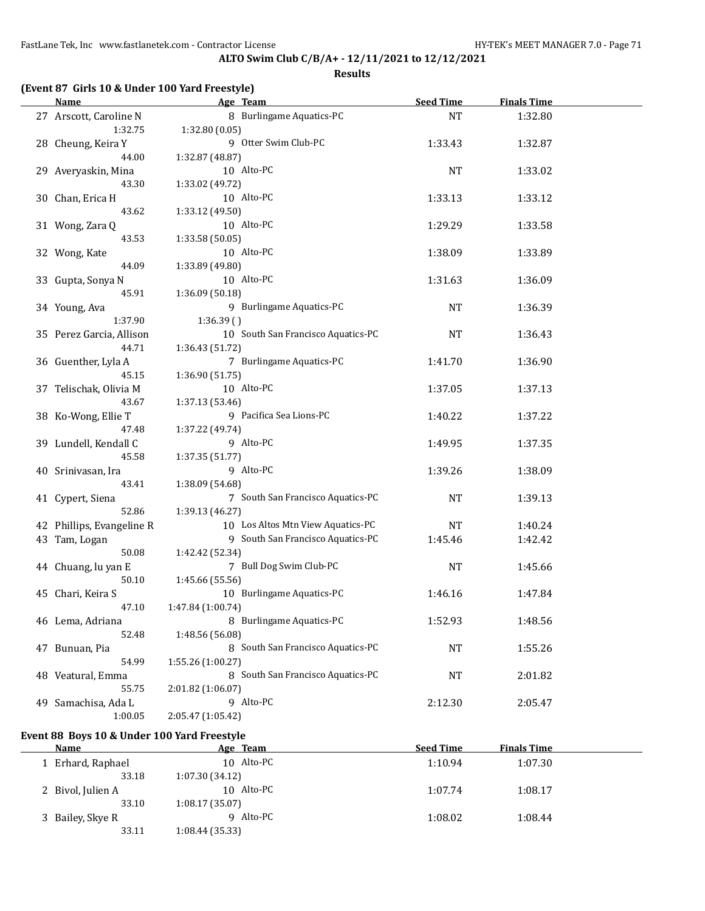**ALTO Swim Club C/B/A+ - 12/11/2021 to 12/12/2021**

**Results**

### (Event 87 Girls 10 & Under 100 Yard Freestyle)

| | Name | Age | Team | Seed Time | Finals Time |
|---|---|---|---|---|---|
| 27 | Arscott, Caroline N | 8 | Burlingame Aquatics-PC | NT | 1:32.80 |
| | 1:32.75 | 1:32.80 (0.05) | | | |
| 28 | Cheung, Keira Y | 9 | Otter Swim Club-PC | 1:33.43 | 1:32.87 |
| | 44.00 | 1:32.87 (48.87) | | | |
| 29 | Averyaskin, Mina | 10 | Alto-PC | NT | 1:33.02 |
| | 43.30 | 1:33.02 (49.72) | | | |
| 30 | Chan, Erica H | 10 | Alto-PC | 1:33.13 | 1:33.12 |
| | 43.62 | 1:33.12 (49.50) | | | |
| 31 | Wong, Zara Q | 10 | Alto-PC | 1:29.29 | 1:33.58 |
| | 43.53 | 1:33.58 (50.05) | | | |
| 32 | Wong, Kate | 10 | Alto-PC | 1:38.09 | 1:33.89 |
| | 44.09 | 1:33.89 (49.80) | | | |
| 33 | Gupta, Sonya N | 10 | Alto-PC | 1:31.63 | 1:36.09 |
| | 45.91 | 1:36.09 (50.18) | | | |
| 34 | Young, Ava | 9 | Burlingame Aquatics-PC | NT | 1:36.39 |
| | 1:37.90 | 1:36.39 ( ) | | | |
| 35 | Perez Garcia, Allison | 10 | South San Francisco Aquatics-PC | NT | 1:36.43 |
| | 44.71 | 1:36.43 (51.72) | | | |
| 36 | Guenther, Lyla A | 7 | Burlingame Aquatics-PC | 1:41.70 | 1:36.90 |
| | 45.15 | 1:36.90 (51.75) | | | |
| 37 | Telischak, Olivia M | 10 | Alto-PC | 1:37.05 | 1:37.13 |
| | 43.67 | 1:37.13 (53.46) | | | |
| 38 | Ko-Wong, Ellie T | 9 | Pacifica Sea Lions-PC | 1:40.22 | 1:37.22 |
| | 47.48 | 1:37.22 (49.74) | | | |
| 39 | Lundell, Kendall C | 9 | Alto-PC | 1:49.95 | 1:37.35 |
| | 45.58 | 1:37.35 (51.77) | | | |
| 40 | Srinivasan, Ira | 9 | Alto-PC | 1:39.26 | 1:38.09 |
| | 43.41 | 1:38.09 (54.68) | | | |
| 41 | Cypert, Siena | 7 | South San Francisco Aquatics-PC | NT | 1:39.13 |
| | 52.86 | 1:39.13 (46.27) | | | |
| 42 | Phillips, Evangeline R | 10 | Los Altos Mtn View Aquatics-PC | NT | 1:40.24 |
| 43 | Tam, Logan | 9 | South San Francisco Aquatics-PC | 1:45.46 | 1:42.42 |
| | 50.08 | 1:42.42 (52.34) | | | |
| 44 | Chuang, lu yan E | 7 | Bull Dog Swim Club-PC | NT | 1:45.66 |
| | 50.10 | 1:45.66 (55.56) | | | |
| 45 | Chari, Keira S | 10 | Burlingame Aquatics-PC | 1:46.16 | 1:47.84 |
| | 47.10 | 1:47.84 (1:00.74) | | | |
| 46 | Lema, Adriana | 8 | Burlingame Aquatics-PC | 1:52.93 | 1:48.56 |
| | 52.48 | 1:48.56 (56.08) | | | |
| 47 | Bunuan, Pia | 8 | South San Francisco Aquatics-PC | NT | 1:55.26 |
| | 54.99 | 1:55.26 (1:00.27) | | | |
| 48 | Veatural, Emma | 8 | South San Francisco Aquatics-PC | NT | 2:01.82 |
| | 55.75 | 2:01.82 (1:06.07) | | | |
| 49 | Samachisa, Ada L | 9 | Alto-PC | 2:12.30 | 2:05.47 |
| | 1:00.05 | 2:05.47 (1:05.42) | | | |

### Event 88 Boys 10 & Under 100 Yard Freestyle

| | Name | Age | Team | Seed Time | Finals Time |
|---|---|---|---|---|---|
| 1 | Erhard, Raphael | 10 | Alto-PC | 1:10.94 | 1:07.30 |
| | 33.18 | 1:07.30 (34.12) | | | |
| 2 | Bivol, Julien A | 10 | Alto-PC | 1:07.74 | 1:08.17 |
| | 33.10 | 1:08.17 (35.07) | | | |
| 3 | Bailey, Skye R | 9 | Alto-PC | 1:08.02 | 1:08.44 |
| | 33.11 | 1:08.44 (35.33) | | | |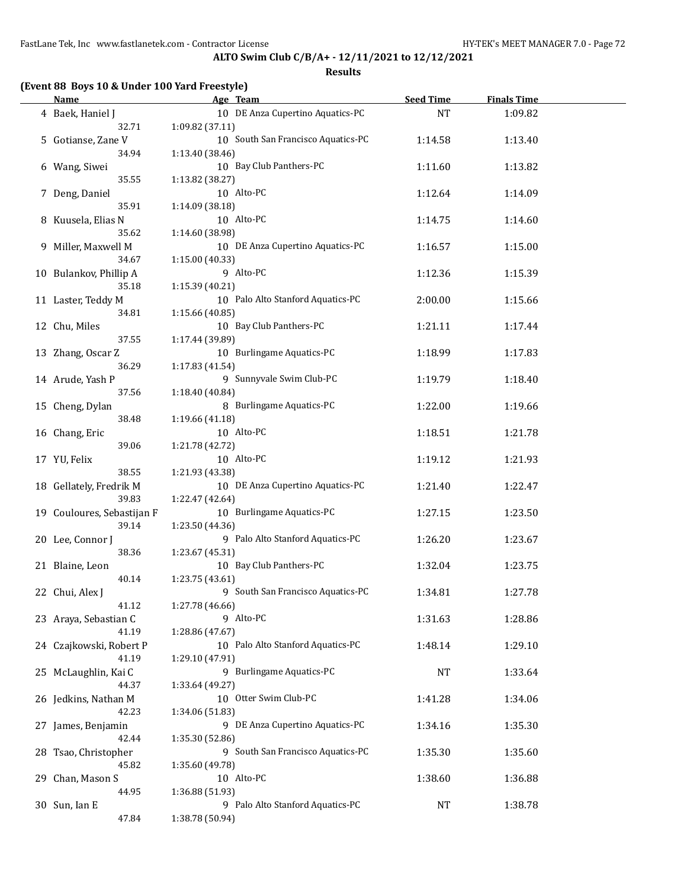**ALTO Swim Club C/B/A+ - 12/11/2021 to 12/12/2021**

**Results**

**(Event 88 Boys 10 & Under 100 Yard Freestyle)**

| | Name | Age | Team | Seed Time | Finals Time |
|---|---|---|---|---|---|
| 4 | Baek, Haniel J | 10 | DE Anza Cupertino Aquatics-PC | NT | 1:09.82 |
| | 32.71 | 1:09.82 (37.11) | | | |
| 5 | Gotianse, Zane V | 10 | South San Francisco Aquatics-PC | 1:14.58 | 1:13.40 |
| | 34.94 | 1:13.40 (38.46) | | | |
| 6 | Wang, Siwei | 10 | Bay Club Panthers-PC | 1:11.60 | 1:13.82 |
| | 35.55 | 1:13.82 (38.27) | | | |
| 7 | Deng, Daniel | 10 | Alto-PC | 1:12.64 | 1:14.09 |
| | 35.91 | 1:14.09 (38.18) | | | |
| 8 | Kuusela, Elias N | 10 | Alto-PC | 1:14.75 | 1:14.60 |
| | 35.62 | 1:14.60 (38.98) | | | |
| 9 | Miller, Maxwell M | 10 | DE Anza Cupertino Aquatics-PC | 1:16.57 | 1:15.00 |
| | 34.67 | 1:15.00 (40.33) | | | |
| 10 | Bulankov, Phillip A | 9 | Alto-PC | 1:12.36 | 1:15.39 |
| | 35.18 | 1:15.39 (40.21) | | | |
| 11 | Laster, Teddy M | 10 | Palo Alto Stanford Aquatics-PC | 2:00.00 | 1:15.66 |
| | 34.81 | 1:15.66 (40.85) | | | |
| 12 | Chu, Miles | 10 | Bay Club Panthers-PC | 1:21.11 | 1:17.44 |
| | 37.55 | 1:17.44 (39.89) | | | |
| 13 | Zhang, Oscar Z | 10 | Burlingame Aquatics-PC | 1:18.99 | 1:17.83 |
| | 36.29 | 1:17.83 (41.54) | | | |
| 14 | Arude, Yash P | 9 | Sunnyvale Swim Club-PC | 1:19.79 | 1:18.40 |
| | 37.56 | 1:18.40 (40.84) | | | |
| 15 | Cheng, Dylan | 8 | Burlingame Aquatics-PC | 1:22.00 | 1:19.66 |
| | 38.48 | 1:19.66 (41.18) | | | |
| 16 | Chang, Eric | 10 | Alto-PC | 1:18.51 | 1:21.78 |
| | 39.06 | 1:21.78 (42.72) | | | |
| 17 | YU, Felix | 10 | Alto-PC | 1:19.12 | 1:21.93 |
| | 38.55 | 1:21.93 (43.38) | | | |
| 18 | Gellately, Fredrik M | 10 | DE Anza Cupertino Aquatics-PC | 1:21.40 | 1:22.47 |
| | 39.83 | 1:22.47 (42.64) | | | |
| 19 | Couloures, Sebastijan F | 10 | Burlingame Aquatics-PC | 1:27.15 | 1:23.50 |
| | 39.14 | 1:23.50 (44.36) | | | |
| 20 | Lee, Connor J | 9 | Palo Alto Stanford Aquatics-PC | 1:26.20 | 1:23.67 |
| | 38.36 | 1:23.67 (45.31) | | | |
| 21 | Blaine, Leon | 10 | Bay Club Panthers-PC | 1:32.04 | 1:23.75 |
| | 40.14 | 1:23.75 (43.61) | | | |
| 22 | Chui, Alex J | 9 | South San Francisco Aquatics-PC | 1:34.81 | 1:27.78 |
| | 41.12 | 1:27.78 (46.66) | | | |
| 23 | Araya, Sebastian C | 9 | Alto-PC | 1:31.63 | 1:28.86 |
| | 41.19 | 1:28.86 (47.67) | | | |
| 24 | Czajkowski, Robert P | 10 | Palo Alto Stanford Aquatics-PC | 1:48.14 | 1:29.10 |
| | 41.19 | 1:29.10 (47.91) | | | |
| 25 | McLaughlin, Kai C | 9 | Burlingame Aquatics-PC | NT | 1:33.64 |
| | 44.37 | 1:33.64 (49.27) | | | |
| 26 | Jedkins, Nathan M | 10 | Otter Swim Club-PC | 1:41.28 | 1:34.06 |
| | 42.23 | 1:34.06 (51.83) | | | |
| 27 | James, Benjamin | 9 | DE Anza Cupertino Aquatics-PC | 1:34.16 | 1:35.30 |
| | 42.44 | 1:35.30 (52.86) | | | |
| 28 | Tsao, Christopher | 9 | South San Francisco Aquatics-PC | 1:35.30 | 1:35.60 |
| | 45.82 | 1:35.60 (49.78) | | | |
| 29 | Chan, Mason S | 10 | Alto-PC | 1:38.60 | 1:36.88 |
| | 44.95 | 1:36.88 (51.93) | | | |
| 30 | Sun, Ian E | 9 | Palo Alto Stanford Aquatics-PC | NT | 1:38.78 |
| | 47.84 | 1:38.78 (50.94) | | | |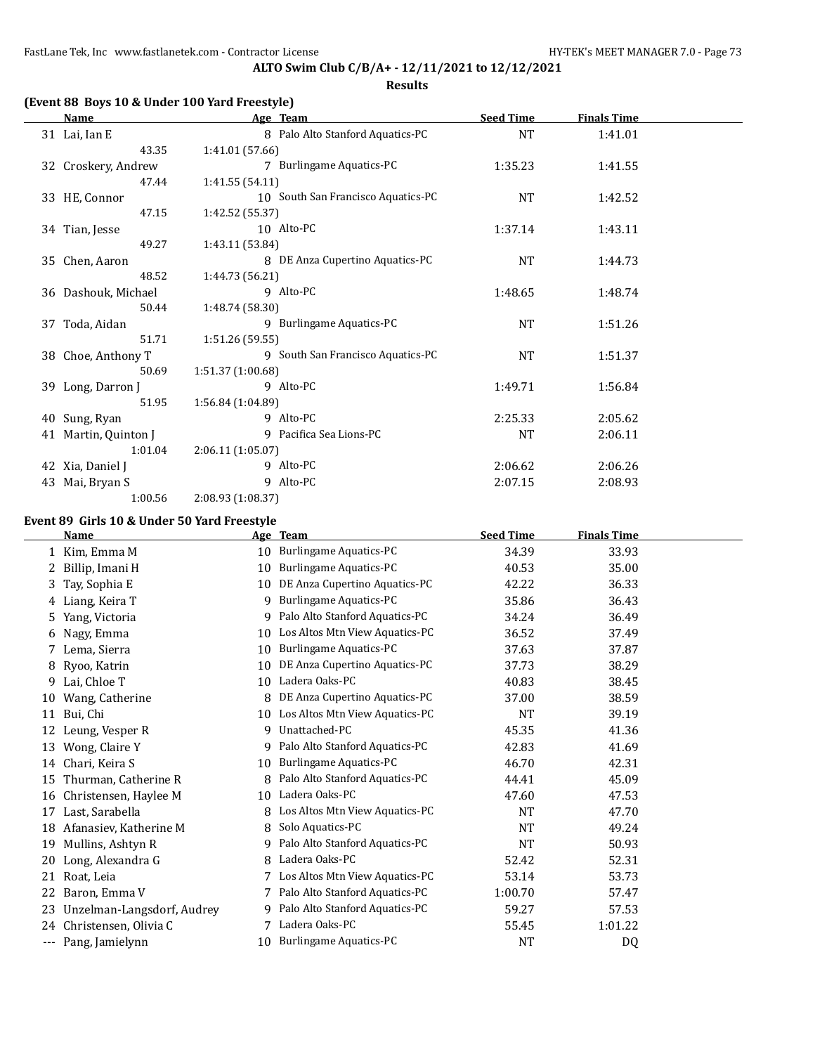**ALTO Swim Club C/B/A+ - 12/11/2021 to 12/12/2021**

**Results**

### (Event 88 Boys 10 & Under 100 Yard Freestyle)

| | Name | Age | Team | Seed Time | Finals Time |
|---|---|---|---|---|---|
| 31 | Lai, Ian E | 8 | Palo Alto Stanford Aquatics-PC | NT | 1:41.01 |
| | 43.35 | 1:41.01 (57.66) | | | |
| 32 | Croskery, Andrew | 7 | Burlingame Aquatics-PC | 1:35.23 | 1:41.55 |
| | 47.44 | 1:41.55 (54.11) | | | |
| 33 | HE, Connor | 10 | South San Francisco Aquatics-PC | NT | 1:42.52 |
| | 47.15 | 1:42.52 (55.37) | | | |
| 34 | Tian, Jesse | 10 | Alto-PC | 1:37.14 | 1:43.11 |
| | 49.27 | 1:43.11 (53.84) | | | |
| 35 | Chen, Aaron | 8 | DE Anza Cupertino Aquatics-PC | NT | 1:44.73 |
| | 48.52 | 1:44.73 (56.21) | | | |
| 36 | Dashouk, Michael | 9 | Alto-PC | 1:48.65 | 1:48.74 |
| | 50.44 | 1:48.74 (58.30) | | | |
| 37 | Toda, Aidan | 9 | Burlingame Aquatics-PC | NT | 1:51.26 |
| | 51.71 | 1:51.26 (59.55) | | | |
| 38 | Choe, Anthony T | 9 | South San Francisco Aquatics-PC | NT | 1:51.37 |
| | 50.69 | 1:51.37 (1:00.68) | | | |
| 39 | Long, Darron J | 9 | Alto-PC | 1:49.71 | 1:56.84 |
| | 51.95 | 1:56.84 (1:04.89) | | | |
| 40 | Sung, Ryan | 9 | Alto-PC | 2:25.33 | 2:05.62 |
| 41 | Martin, Quinton J | 9 | Pacifica Sea Lions-PC | NT | 2:06.11 |
| | 1:01.04 | 2:06.11 (1:05.07) | | | |
| 42 | Xia, Daniel J | 9 | Alto-PC | 2:06.62 | 2:06.26 |
| 43 | Mai, Bryan S | 9 | Alto-PC | 2:07.15 | 2:08.93 |
| | 1:00.56 | 2:08.93 (1:08.37) | | | |

### Event 89 Girls 10 & Under 50 Yard Freestyle

| | Name | Age | Team | Seed Time | Finals Time |
|---|---|---|---|---|---|
| 1 | Kim, Emma M | 10 | Burlingame Aquatics-PC | 34.39 | 33.93 |
| 2 | Billip, Imani H | 10 | Burlingame Aquatics-PC | 40.53 | 35.00 |
| 3 | Tay, Sophia E | 10 | DE Anza Cupertino Aquatics-PC | 42.22 | 36.33 |
| 4 | Liang, Keira T | 9 | Burlingame Aquatics-PC | 35.86 | 36.43 |
| 5 | Yang, Victoria | 9 | Palo Alto Stanford Aquatics-PC | 34.24 | 36.49 |
| 6 | Nagy, Emma | 10 | Los Altos Mtn View Aquatics-PC | 36.52 | 37.49 |
| 7 | Lema, Sierra | 10 | Burlingame Aquatics-PC | 37.63 | 37.87 |
| 8 | Ryoo, Katrin | 10 | DE Anza Cupertino Aquatics-PC | 37.73 | 38.29 |
| 9 | Lai, Chloe T | 10 | Ladera Oaks-PC | 40.83 | 38.45 |
| 10 | Wang, Catherine | 8 | DE Anza Cupertino Aquatics-PC | 37.00 | 38.59 |
| 11 | Bui, Chi | 10 | Los Altos Mtn View Aquatics-PC | NT | 39.19 |
| 12 | Leung, Vesper R | 9 | Unattached-PC | 45.35 | 41.36 |
| 13 | Wong, Claire Y | 9 | Palo Alto Stanford Aquatics-PC | 42.83 | 41.69 |
| 14 | Chari, Keira S | 10 | Burlingame Aquatics-PC | 46.70 | 42.31 |
| 15 | Thurman, Catherine R | 8 | Palo Alto Stanford Aquatics-PC | 44.41 | 45.09 |
| 16 | Christensen, Haylee M | 10 | Ladera Oaks-PC | 47.60 | 47.53 |
| 17 | Last, Sarabella | 8 | Los Altos Mtn View Aquatics-PC | NT | 47.70 |
| 18 | Afanasiev, Katherine M | 8 | Solo Aquatics-PC | NT | 49.24 |
| 19 | Mullins, Ashtyn R | 9 | Palo Alto Stanford Aquatics-PC | NT | 50.93 |
| 20 | Long, Alexandra G | 8 | Ladera Oaks-PC | 52.42 | 52.31 |
| 21 | Roat, Leia | 7 | Los Altos Mtn View Aquatics-PC | 53.14 | 53.73 |
| 22 | Baron, Emma V | 7 | Palo Alto Stanford Aquatics-PC | 1:00.70 | 57.47 |
| 23 | Unzelman-Langsdorf, Audrey | 9 | Palo Alto Stanford Aquatics-PC | 59.27 | 57.53 |
| 24 | Christensen, Olivia C | 7 | Ladera Oaks-PC | 55.45 | 1:01.22 |
| --- | Pang, Jamielynn | 10 | Burlingame Aquatics-PC | NT | DQ |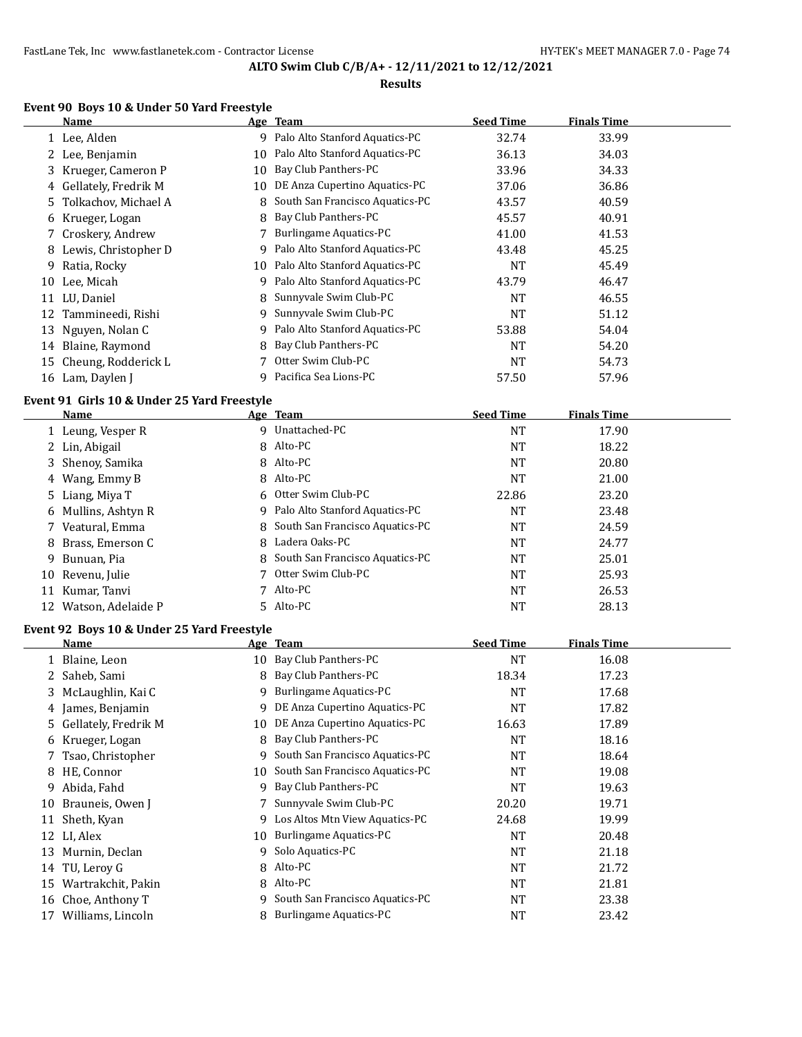## ALTO Swim Club C/B/A+ - 12/11/2021 to 12/12/2021

### Results

#### Event 90 Boys 10 & Under 50 Yard Freestyle

| | Name | Age | Team | Seed Time | Finals Time |
|---|---|---|---|---|---|
| 1 | Lee, Alden | 9 | Palo Alto Stanford Aquatics-PC | 32.74 | 33.99 |
| 2 | Lee, Benjamin | 10 | Palo Alto Stanford Aquatics-PC | 36.13 | 34.03 |
| 3 | Krueger, Cameron P | 10 | Bay Club Panthers-PC | 33.96 | 34.33 |
| 4 | Gellately, Fredrik M | 10 | DE Anza Cupertino Aquatics-PC | 37.06 | 36.86 |
| 5 | Tolkachov, Michael A | 8 | South San Francisco Aquatics-PC | 43.57 | 40.59 |
| 6 | Krueger, Logan | 8 | Bay Club Panthers-PC | 45.57 | 40.91 |
| 7 | Croskery, Andrew | 7 | Burlingame Aquatics-PC | 41.00 | 41.53 |
| 8 | Lewis, Christopher D | 9 | Palo Alto Stanford Aquatics-PC | 43.48 | 45.25 |
| 9 | Ratia, Rocky | 10 | Palo Alto Stanford Aquatics-PC | NT | 45.49 |
| 10 | Lee, Micah | 9 | Palo Alto Stanford Aquatics-PC | 43.79 | 46.47 |
| 11 | LU, Daniel | 8 | Sunnyvale Swim Club-PC | NT | 46.55 |
| 12 | Tammineedi, Rishi | 9 | Sunnyvale Swim Club-PC | NT | 51.12 |
| 13 | Nguyen, Nolan C | 9 | Palo Alto Stanford Aquatics-PC | 53.88 | 54.04 |
| 14 | Blaine, Raymond | 8 | Bay Club Panthers-PC | NT | 54.20 |
| 15 | Cheung, Rodderick L | 7 | Otter Swim Club-PC | NT | 54.73 |
| 16 | Lam, Daylen J | 9 | Pacifica Sea Lions-PC | 57.50 | 57.96 |

#### Event 91 Girls 10 & Under 25 Yard Freestyle

| | Name | Age | Team | Seed Time | Finals Time |
|---|---|---|---|---|---|
| 1 | Leung, Vesper R | 9 | Unattached-PC | NT | 17.90 |
| 2 | Lin, Abigail | 8 | Alto-PC | NT | 18.22 |
| 3 | Shenoy, Samika | 8 | Alto-PC | NT | 20.80 |
| 4 | Wang, Emmy B | 8 | Alto-PC | NT | 21.00 |
| 5 | Liang, Miya T | 6 | Otter Swim Club-PC | 22.86 | 23.20 |
| 6 | Mullins, Ashtyn R | 9 | Palo Alto Stanford Aquatics-PC | NT | 23.48 |
| 7 | Veatural, Emma | 8 | South San Francisco Aquatics-PC | NT | 24.59 |
| 8 | Brass, Emerson C | 8 | Ladera Oaks-PC | NT | 24.77 |
| 9 | Bunuan, Pia | 8 | South San Francisco Aquatics-PC | NT | 25.01 |
| 10 | Revenu, Julie | 7 | Otter Swim Club-PC | NT | 25.93 |
| 11 | Kumar, Tanvi | 7 | Alto-PC | NT | 26.53 |
| 12 | Watson, Adelaide P | 5 | Alto-PC | NT | 28.13 |

#### Event 92 Boys 10 & Under 25 Yard Freestyle

| | Name | Age | Team | Seed Time | Finals Time |
|---|---|---|---|---|---|
| 1 | Blaine, Leon | 10 | Bay Club Panthers-PC | NT | 16.08 |
| 2 | Saheb, Sami | 8 | Bay Club Panthers-PC | 18.34 | 17.23 |
| 3 | McLaughlin, Kai C | 9 | Burlingame Aquatics-PC | NT | 17.68 |
| 4 | James, Benjamin | 9 | DE Anza Cupertino Aquatics-PC | NT | 17.82 |
| 5 | Gellately, Fredrik M | 10 | DE Anza Cupertino Aquatics-PC | 16.63 | 17.89 |
| 6 | Krueger, Logan | 8 | Bay Club Panthers-PC | NT | 18.16 |
| 7 | Tsao, Christopher | 9 | South San Francisco Aquatics-PC | NT | 18.64 |
| 8 | HE, Connor | 10 | South San Francisco Aquatics-PC | NT | 19.08 |
| 9 | Abida, Fahd | 9 | Bay Club Panthers-PC | NT | 19.63 |
| 10 | Brauneis, Owen J | 7 | Sunnyvale Swim Club-PC | 20.20 | 19.71 |
| 11 | Sheth, Kyan | 9 | Los Altos Mtn View Aquatics-PC | 24.68 | 19.99 |
| 12 | LI, Alex | 10 | Burlingame Aquatics-PC | NT | 20.48 |
| 13 | Murnin, Declan | 9 | Solo Aquatics-PC | NT | 21.18 |
| 14 | TU, Leroy G | 8 | Alto-PC | NT | 21.72 |
| 15 | Wartrakchit, Pakin | 8 | Alto-PC | NT | 21.81 |
| 16 | Choe, Anthony T | 9 | South San Francisco Aquatics-PC | NT | 23.38 |
| 17 | Williams, Lincoln | 8 | Burlingame Aquatics-PC | NT | 23.42 |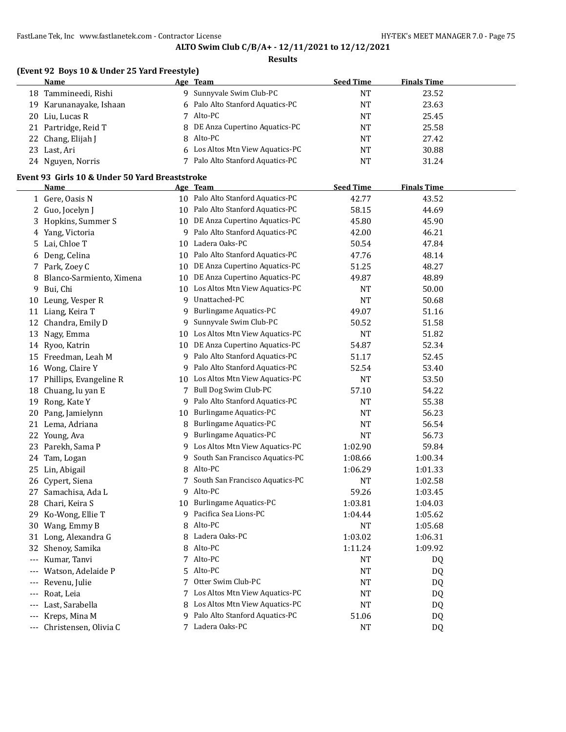**ALTO Swim Club C/B/A+ - 12/11/2021 to 12/12/2021**

**Results**

### (Event 92 Boys 10 & Under 25 Yard Freestyle)

| | Name | Age | Team | Seed Time | Finals Time |
|---|---|---|---|---|---|
| 18 | Tammineedi, Rishi | 9 | Sunnyvale Swim Club-PC | NT | 23.52 |
| 19 | Karunanayake, Ishaan | 6 | Palo Alto Stanford Aquatics-PC | NT | 23.63 |
| 20 | Liu, Lucas R | 7 | Alto-PC | NT | 25.45 |
| 21 | Partridge, Reid T | 8 | DE Anza Cupertino Aquatics-PC | NT | 25.58 |
| 22 | Chang, Elijah J | 8 | Alto-PC | NT | 27.42 |
| 23 | Last, Ari | 6 | Los Altos Mtn View Aquatics-PC | NT | 30.88 |
| 24 | Nguyen, Norris | 7 | Palo Alto Stanford Aquatics-PC | NT | 31.24 |

### Event 93 Girls 10 & Under 50 Yard Breaststroke

| | Name | Age | Team | Seed Time | Finals Time |
|---|---|---|---|---|---|
| 1 | Gere, Oasis N | 10 | Palo Alto Stanford Aquatics-PC | 42.77 | 43.52 |
| 2 | Guo, Jocelyn J | 10 | Palo Alto Stanford Aquatics-PC | 58.15 | 44.69 |
| 3 | Hopkins, Summer S | 10 | DE Anza Cupertino Aquatics-PC | 45.80 | 45.90 |
| 4 | Yang, Victoria | 9 | Palo Alto Stanford Aquatics-PC | 42.00 | 46.21 |
| 5 | Lai, Chloe T | 10 | Ladera Oaks-PC | 50.54 | 47.84 |
| 6 | Deng, Celina | 10 | Palo Alto Stanford Aquatics-PC | 47.76 | 48.14 |
| 7 | Park, Zoey C | 10 | DE Anza Cupertino Aquatics-PC | 51.25 | 48.27 |
| 8 | Blanco-Sarmiento, Ximena | 10 | DE Anza Cupertino Aquatics-PC | 49.87 | 48.89 |
| 9 | Bui, Chi | 10 | Los Altos Mtn View Aquatics-PC | NT | 50.00 |
| 10 | Leung, Vesper R | 9 | Unattached-PC | NT | 50.68 |
| 11 | Liang, Keira T | 9 | Burlingame Aquatics-PC | 49.07 | 51.16 |
| 12 | Chandra, Emily D | 9 | Sunnyvale Swim Club-PC | 50.52 | 51.58 |
| 13 | Nagy, Emma | 10 | Los Altos Mtn View Aquatics-PC | NT | 51.82 |
| 14 | Ryoo, Katrin | 10 | DE Anza Cupertino Aquatics-PC | 54.87 | 52.34 |
| 15 | Freedman, Leah M | 9 | Palo Alto Stanford Aquatics-PC | 51.17 | 52.45 |
| 16 | Wong, Claire Y | 9 | Palo Alto Stanford Aquatics-PC | 52.54 | 53.40 |
| 17 | Phillips, Evangeline R | 10 | Los Altos Mtn View Aquatics-PC | NT | 53.50 |
| 18 | Chuang, lu yan E | 7 | Bull Dog Swim Club-PC | 57.10 | 54.22 |
| 19 | Rong, Kate Y | 9 | Palo Alto Stanford Aquatics-PC | NT | 55.38 |
| 20 | Pang, Jamielynn | 10 | Burlingame Aquatics-PC | NT | 56.23 |
| 21 | Lema, Adriana | 8 | Burlingame Aquatics-PC | NT | 56.54 |
| 22 | Young, Ava | 9 | Burlingame Aquatics-PC | NT | 56.73 |
| 23 | Parekh, Sama P | 9 | Los Altos Mtn View Aquatics-PC | 1:02.90 | 59.84 |
| 24 | Tam, Logan | 9 | South San Francisco Aquatics-PC | 1:08.66 | 1:00.34 |
| 25 | Lin, Abigail | 8 | Alto-PC | 1:06.29 | 1:01.33 |
| 26 | Cypert, Siena | 7 | South San Francisco Aquatics-PC | NT | 1:02.58 |
| 27 | Samachisa, Ada L | 9 | Alto-PC | 59.26 | 1:03.45 |
| 28 | Chari, Keira S | 10 | Burlingame Aquatics-PC | 1:03.81 | 1:04.03 |
| 29 | Ko-Wong, Ellie T | 9 | Pacifica Sea Lions-PC | 1:04.44 | 1:05.62 |
| 30 | Wang, Emmy B | 8 | Alto-PC | NT | 1:05.68 |
| 31 | Long, Alexandra G | 8 | Ladera Oaks-PC | 1:03.02 | 1:06.31 |
| 32 | Shenoy, Samika | 8 | Alto-PC | 1:11.24 | 1:09.92 |
| --- | Kumar, Tanvi | 7 | Alto-PC | NT | DQ |
| --- | Watson, Adelaide P | 5 | Alto-PC | NT | DQ |
| --- | Revenu, Julie | 7 | Otter Swim Club-PC | NT | DQ |
| --- | Roat, Leia | 7 | Los Altos Mtn View Aquatics-PC | NT | DQ |
| --- | Last, Sarabella | 8 | Los Altos Mtn View Aquatics-PC | NT | DQ |
| --- | Kreps, Mina M | 9 | Palo Alto Stanford Aquatics-PC | 51.06 | DQ |
| --- | Christensen, Olivia C | 7 | Ladera Oaks-PC | NT | DQ |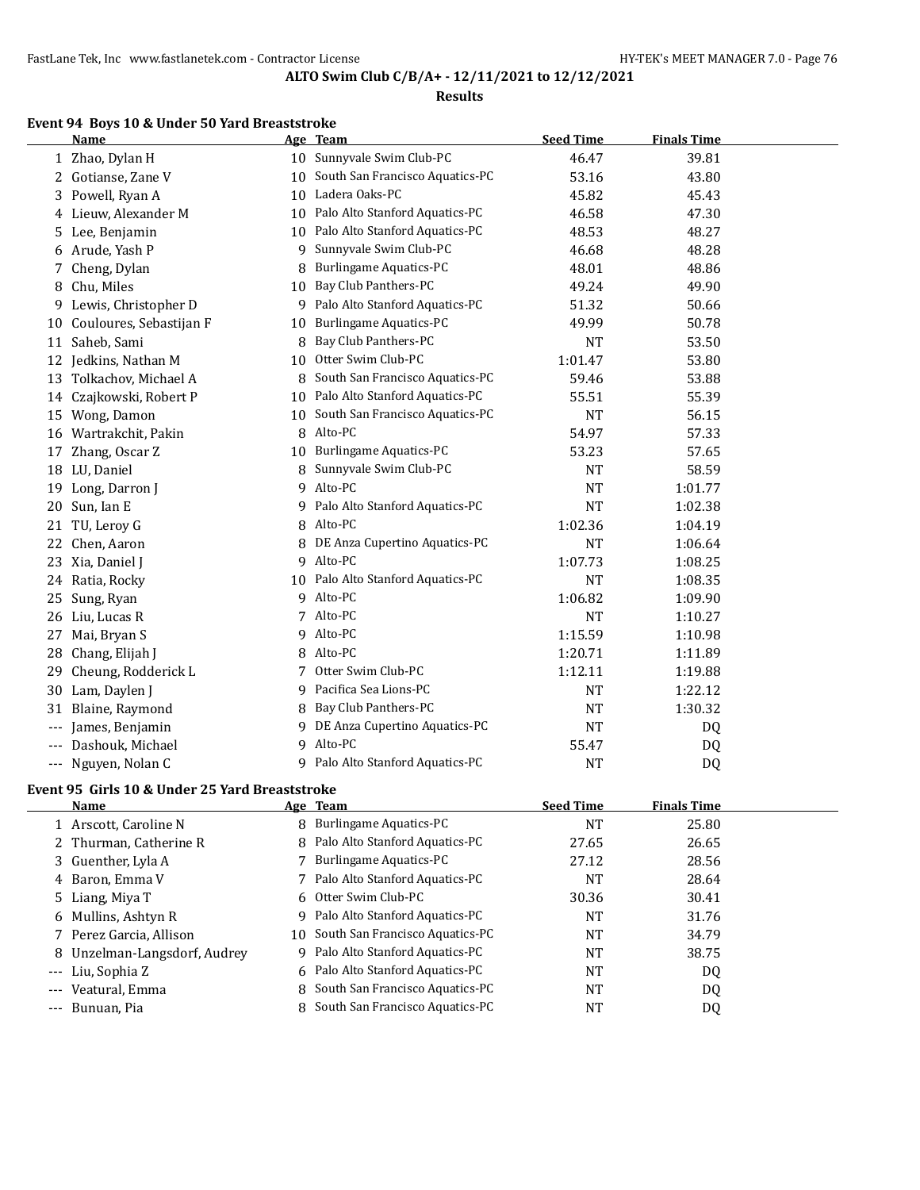**ALTO Swim Club C/B/A+ - 12/11/2021 to 12/12/2021**

**Results**

### Event 94 Boys 10 & Under 50 Yard Breaststroke

| | Name | Age | Team | Seed Time | Finals Time |
|---|---|---|---|---|---|
| 1 | Zhao, Dylan H | 10 | Sunnyvale Swim Club-PC | 46.47 | 39.81 |
| 2 | Gotianse, Zane V | 10 | South San Francisco Aquatics-PC | 53.16 | 43.80 |
| 3 | Powell, Ryan A | 10 | Ladera Oaks-PC | 45.82 | 45.43 |
| 4 | Lieuw, Alexander M | 10 | Palo Alto Stanford Aquatics-PC | 46.58 | 47.30 |
| 5 | Lee, Benjamin | 10 | Palo Alto Stanford Aquatics-PC | 48.53 | 48.27 |
| 6 | Arude, Yash P | 9 | Sunnyvale Swim Club-PC | 46.68 | 48.28 |
| 7 | Cheng, Dylan | 8 | Burlingame Aquatics-PC | 48.01 | 48.86 |
| 8 | Chu, Miles | 10 | Bay Club Panthers-PC | 49.24 | 49.90 |
| 9 | Lewis, Christopher D | 9 | Palo Alto Stanford Aquatics-PC | 51.32 | 50.66 |
| 10 | Couloures, Sebastijan F | 10 | Burlingame Aquatics-PC | 49.99 | 50.78 |
| 11 | Saheb, Sami | 8 | Bay Club Panthers-PC | NT | 53.50 |
| 12 | Jedkins, Nathan M | 10 | Otter Swim Club-PC | 1:01.47 | 53.80 |
| 13 | Tolkachov, Michael A | 8 | South San Francisco Aquatics-PC | 59.46 | 53.88 |
| 14 | Czajkowski, Robert P | 10 | Palo Alto Stanford Aquatics-PC | 55.51 | 55.39 |
| 15 | Wong, Damon | 10 | South San Francisco Aquatics-PC | NT | 56.15 |
| 16 | Wartrakchit, Pakin | 8 | Alto-PC | 54.97 | 57.33 |
| 17 | Zhang, Oscar Z | 10 | Burlingame Aquatics-PC | 53.23 | 57.65 |
| 18 | LU, Daniel | 8 | Sunnyvale Swim Club-PC | NT | 58.59 |
| 19 | Long, Darron J | 9 | Alto-PC | NT | 1:01.77 |
| 20 | Sun, Ian E | 9 | Palo Alto Stanford Aquatics-PC | NT | 1:02.38 |
| 21 | TU, Leroy G | 8 | Alto-PC | 1:02.36 | 1:04.19 |
| 22 | Chen, Aaron | 8 | DE Anza Cupertino Aquatics-PC | NT | 1:06.64 |
| 23 | Xia, Daniel J | 9 | Alto-PC | 1:07.73 | 1:08.25 |
| 24 | Ratia, Rocky | 10 | Palo Alto Stanford Aquatics-PC | NT | 1:08.35 |
| 25 | Sung, Ryan | 9 | Alto-PC | 1:06.82 | 1:09.90 |
| 26 | Liu, Lucas R | 7 | Alto-PC | NT | 1:10.27 |
| 27 | Mai, Bryan S | 9 | Alto-PC | 1:15.59 | 1:10.98 |
| 28 | Chang, Elijah J | 8 | Alto-PC | 1:20.71 | 1:11.89 |
| 29 | Cheung, Rodderick L | 7 | Otter Swim Club-PC | 1:12.11 | 1:19.88 |
| 30 | Lam, Daylen J | 9 | Pacifica Sea Lions-PC | NT | 1:22.12 |
| 31 | Blaine, Raymond | 8 | Bay Club Panthers-PC | NT | 1:30.32 |
| --- | James, Benjamin | 9 | DE Anza Cupertino Aquatics-PC | NT | DQ |
| --- | Dashouk, Michael | 9 | Alto-PC | 55.47 | DQ |
| --- | Nguyen, Nolan C | 9 | Palo Alto Stanford Aquatics-PC | NT | DQ |

### Event 95 Girls 10 & Under 25 Yard Breaststroke

| | Name | Age | Team | Seed Time | Finals Time |
|---|---|---|---|---|---|
| 1 | Arscott, Caroline N | 8 | Burlingame Aquatics-PC | NT | 25.80 |
| 2 | Thurman, Catherine R | 8 | Palo Alto Stanford Aquatics-PC | 27.65 | 26.65 |
| 3 | Guenther, Lyla A | 7 | Burlingame Aquatics-PC | 27.12 | 28.56 |
| 4 | Baron, Emma V | 7 | Palo Alto Stanford Aquatics-PC | NT | 28.64 |
| 5 | Liang, Miya T | 6 | Otter Swim Club-PC | 30.36 | 30.41 |
| 6 | Mullins, Ashtyn R | 9 | Palo Alto Stanford Aquatics-PC | NT | 31.76 |
| 7 | Perez Garcia, Allison | 10 | South San Francisco Aquatics-PC | NT | 34.79 |
| 8 | Unzelman-Langsdorf, Audrey | 9 | Palo Alto Stanford Aquatics-PC | NT | 38.75 |
| --- | Liu, Sophia Z | 6 | Palo Alto Stanford Aquatics-PC | NT | DQ |
| --- | Veatural, Emma | 8 | South San Francisco Aquatics-PC | NT | DQ |
| --- | Bunuan, Pia | 8 | South San Francisco Aquatics-PC | NT | DQ |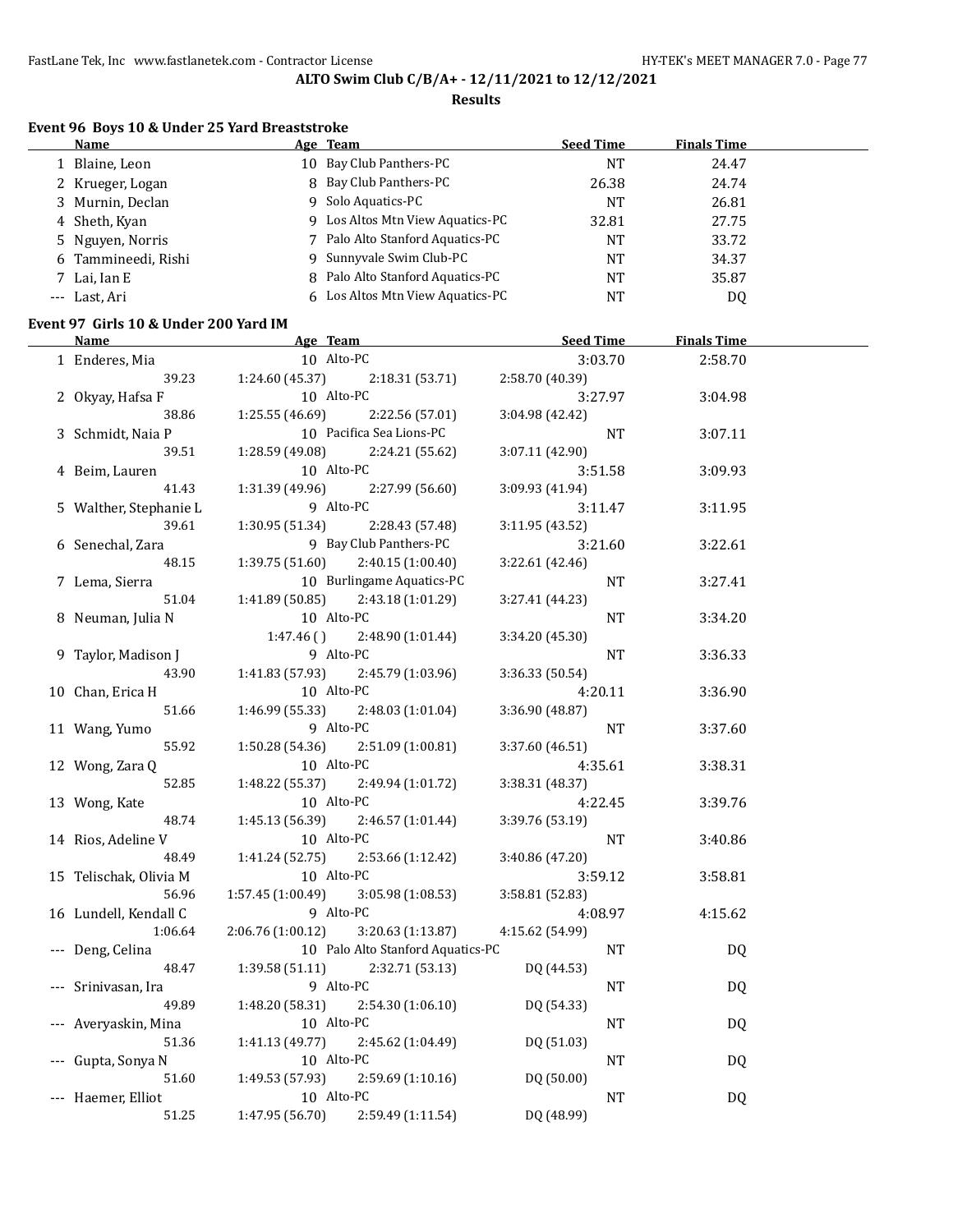## ALTO Swim Club C/B/A+ - 12/11/2021 to 12/12/2021

### Results

#### Event 96 Boys 10 & Under 25 Yard Breaststroke

| | Name | Age | Team | Seed Time | Finals Time |
|---|---|---|---|---|---|
| 1 | Blaine, Leon | 10 | Bay Club Panthers-PC | NT | 24.47 |
| 2 | Krueger, Logan | 8 | Bay Club Panthers-PC | 26.38 | 24.74 |
| 3 | Murnin, Declan | 9 | Solo Aquatics-PC | NT | 26.81 |
| 4 | Sheth, Kyan | 9 | Los Altos Mtn View Aquatics-PC | 32.81 | 27.75 |
| 5 | Nguyen, Norris | 7 | Palo Alto Stanford Aquatics-PC | NT | 33.72 |
| 6 | Tammineedi, Rishi | 9 | Sunnyvale Swim Club-PC | NT | 34.37 |
| 7 | Lai, Ian E | 8 | Palo Alto Stanford Aquatics-PC | NT | 35.87 |
| --- | Last, Ari | 6 | Los Altos Mtn View Aquatics-PC | NT | DQ |

#### Event 97 Girls 10 & Under 200 Yard IM

| | Name | Age | Team | Seed Time | Finals Time |
|---|---|---|---|---|---|
| 1 | Enderes, Mia | 10 | Alto-PC | 3:03.70 | 2:58.70 |
| | 39.23 | 1:24.60 (45.37) | 2:18.31 (53.71) | 2:58.70 (40.39) | |
| 2 | Okyay, Hafsa F | 10 | Alto-PC | 3:27.97 | 3:04.98 |
| | 38.86 | 1:25.55 (46.69) | 2:22.56 (57.01) | 3:04.98 (42.42) | |
| 3 | Schmidt, Naia P | 10 | Pacifica Sea Lions-PC | NT | 3:07.11 |
| | 39.51 | 1:28.59 (49.08) | 2:24.21 (55.62) | 3:07.11 (42.90) | |
| 4 | Beim, Lauren | 10 | Alto-PC | 3:51.58 | 3:09.93 |
| | 41.43 | 1:31.39 (49.96) | 2:27.99 (56.60) | 3:09.93 (41.94) | |
| 5 | Walther, Stephanie L | 9 | Alto-PC | 3:11.47 | 3:11.95 |
| | 39.61 | 1:30.95 (51.34) | 2:28.43 (57.48) | 3:11.95 (43.52) | |
| 6 | Senechal, Zara | 9 | Bay Club Panthers-PC | 3:21.60 | 3:22.61 |
| | 48.15 | 1:39.75 (51.60) | 2:40.15 (1:00.40) | 3:22.61 (42.46) | |
| 7 | Lema, Sierra | 10 | Burlingame Aquatics-PC | NT | 3:27.41 |
| | 51.04 | 1:41.89 (50.85) | 2:43.18 (1:01.29) | 3:27.41 (44.23) | |
| 8 | Neuman, Julia N | 10 | Alto-PC | NT | 3:34.20 |
| | | 1:47.46 ( ) | 2:48.90 (1:01.44) | 3:34.20 (45.30) | |
| 9 | Taylor, Madison J | 9 | Alto-PC | NT | 3:36.33 |
| | 43.90 | 1:41.83 (57.93) | 2:45.79 (1:03.96) | 3:36.33 (50.54) | |
| 10 | Chan, Erica H | 10 | Alto-PC | 4:20.11 | 3:36.90 |
| | 51.66 | 1:46.99 (55.33) | 2:48.03 (1:01.04) | 3:36.90 (48.87) | |
| 11 | Wang, Yumo | 9 | Alto-PC | NT | 3:37.60 |
| | 55.92 | 1:50.28 (54.36) | 2:51.09 (1:00.81) | 3:37.60 (46.51) | |
| 12 | Wong, Zara Q | 10 | Alto-PC | 4:35.61 | 3:38.31 |
| | 52.85 | 1:48.22 (55.37) | 2:49.94 (1:01.72) | 3:38.31 (48.37) | |
| 13 | Wong, Kate | 10 | Alto-PC | 4:22.45 | 3:39.76 |
| | 48.74 | 1:45.13 (56.39) | 2:46.57 (1:01.44) | 3:39.76 (53.19) | |
| 14 | Rios, Adeline V | 10 | Alto-PC | NT | 3:40.86 |
| | 48.49 | 1:41.24 (52.75) | 2:53.66 (1:12.42) | 3:40.86 (47.20) | |
| 15 | Telischak, Olivia M | 10 | Alto-PC | 3:59.12 | 3:58.81 |
| | 56.96 | 1:57.45 (1:00.49) | 3:05.98 (1:08.53) | 3:58.81 (52.83) | |
| 16 | Lundell, Kendall C | 9 | Alto-PC | 4:08.97 | 4:15.62 |
| | 1:06.64 | 2:06.76 (1:00.12) | 3:20.63 (1:13.87) | 4:15.62 (54.99) | |
| --- | Deng, Celina | 10 | Palo Alto Stanford Aquatics-PC | NT | DQ |
| | 48.47 | 1:39.58 (51.11) | 2:32.71 (53.13) | DQ (44.53) | |
| --- | Srinivasan, Ira | 9 | Alto-PC | NT | DQ |
| | 49.89 | 1:48.20 (58.31) | 2:54.30 (1:06.10) | DQ (54.33) | |
| --- | Averyaskin, Mina | 10 | Alto-PC | NT | DQ |
| | 51.36 | 1:41.13 (49.77) | 2:45.62 (1:04.49) | DQ (51.03) | |
| --- | Gupta, Sonya N | 10 | Alto-PC | NT | DQ |
| | 51.60 | 1:49.53 (57.93) | 2:59.69 (1:10.16) | DQ (50.00) | |
| --- | Haemer, Elliot | 10 | Alto-PC | NT | DQ |
| | 51.25 | 1:47.95 (56.70) | 2:59.49 (1:11.54) | DQ (48.99) | |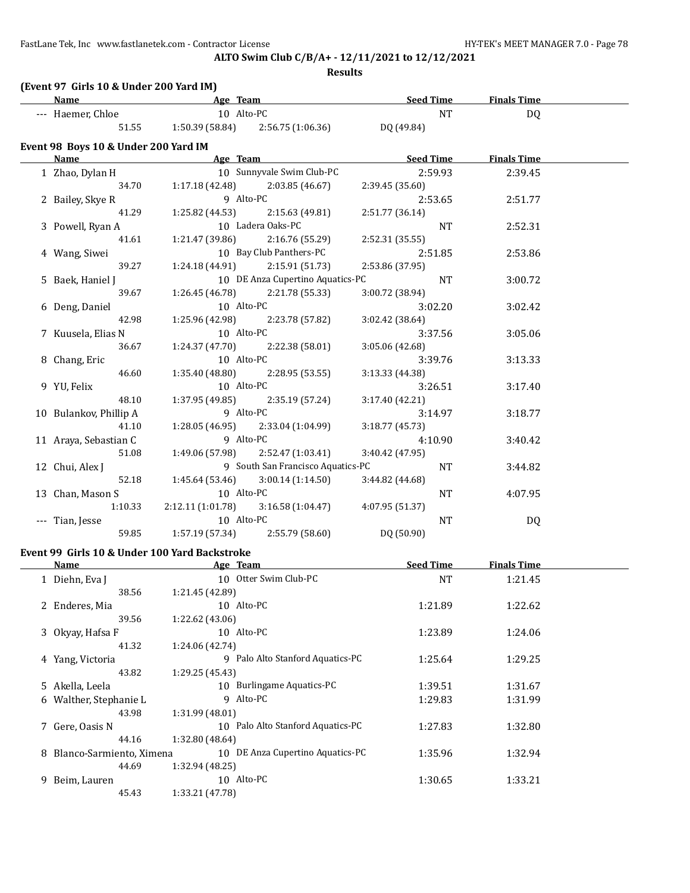**ALTO Swim Club C/B/A+ - 12/11/2021 to 12/12/2021**

**Results**

### (Event 97 Girls 10 & Under 200 Yard IM)

| | Name | Age | Team | Seed Time | Finals Time |
|---|---|---|---|---|---|
| --- | Haemer, Chloe | 10 | Alto-PC | NT | DQ |
| | 51.55 | 1:50.39 (58.84) | 2:56.75 (1:06.36) | DQ (49.84) | |

### Event 98 Boys 10 & Under 200 Yard IM

| | Name | Age | Team | Seed Time | Finals Time |
|---|---|---|---|---|---|
| 1 | Zhao, Dylan H | 10 | Sunnyvale Swim Club-PC | 2:59.93 | 2:39.45 |
| | 34.70 | 1:17.18 (42.48) | 2:03.85 (46.67) | 2:39.45 (35.60) | |
| 2 | Bailey, Skye R | 9 | Alto-PC | 2:53.65 | 2:51.77 |
| | 41.29 | 1:25.82 (44.53) | 2:15.63 (49.81) | 2:51.77 (36.14) | |
| 3 | Powell, Ryan A | 10 | Ladera Oaks-PC | NT | 2:52.31 |
| | 41.61 | 1:21.47 (39.86) | 2:16.76 (55.29) | 2:52.31 (35.55) | |
| 4 | Wang, Siwei | 10 | Bay Club Panthers-PC | 2:51.85 | 2:53.86 |
| | 39.27 | 1:24.18 (44.91) | 2:15.91 (51.73) | 2:53.86 (37.95) | |
| 5 | Baek, Haniel J | 10 | DE Anza Cupertino Aquatics-PC | NT | 3:00.72 |
| | 39.67 | 1:26.45 (46.78) | 2:21.78 (55.33) | 3:00.72 (38.94) | |
| 6 | Deng, Daniel | 10 | Alto-PC | 3:02.20 | 3:02.42 |
| | 42.98 | 1:25.96 (42.98) | 2:23.78 (57.82) | 3:02.42 (38.64) | |
| 7 | Kuusela, Elias N | 10 | Alto-PC | 3:37.56 | 3:05.06 |
| | 36.67 | 1:24.37 (47.70) | 2:22.38 (58.01) | 3:05.06 (42.68) | |
| 8 | Chang, Eric | 10 | Alto-PC | 3:39.76 | 3:13.33 |
| | 46.60 | 1:35.40 (48.80) | 2:28.95 (53.55) | 3:13.33 (44.38) | |
| 9 | YU, Felix | 10 | Alto-PC | 3:26.51 | 3:17.40 |
| | 48.10 | 1:37.95 (49.85) | 2:35.19 (57.24) | 3:17.40 (42.21) | |
| 10 | Bulankov, Phillip A | 9 | Alto-PC | 3:14.97 | 3:18.77 |
| | 41.10 | 1:28.05 (46.95) | 2:33.04 (1:04.99) | 3:18.77 (45.73) | |
| 11 | Araya, Sebastian C | 9 | Alto-PC | 4:10.90 | 3:40.42 |
| | 51.08 | 1:49.06 (57.98) | 2:52.47 (1:03.41) | 3:40.42 (47.95) | |
| 12 | Chui, Alex J | 9 | South San Francisco Aquatics-PC | NT | 3:44.82 |
| | 52.18 | 1:45.64 (53.46) | 3:00.14 (1:14.50) | 3:44.82 (44.68) | |
| 13 | Chan, Mason S | 10 | Alto-PC | NT | 4:07.95 |
| | 1:10.33 | 2:12.11 (1:01.78) | 3:16.58 (1:04.47) | 4:07.95 (51.37) | |
| --- | Tian, Jesse | 10 | Alto-PC | NT | DQ |
| | 59.85 | 1:57.19 (57.34) | 2:55.79 (58.60) | DQ (50.90) | |

### Event 99 Girls 10 & Under 100 Yard Backstroke

| | Name | Age | Team | Seed Time | Finals Time |
|---|---|---|---|---|---|
| 1 | Diehn, Eva J | 10 | Otter Swim Club-PC | NT | 1:21.45 |
| | 38.56 | 1:21.45 (42.89) | | | |
| 2 | Enderes, Mia | 10 | Alto-PC | 1:21.89 | 1:22.62 |
| | 39.56 | 1:22.62 (43.06) | | | |
| 3 | Okyay, Hafsa F | 10 | Alto-PC | 1:23.89 | 1:24.06 |
| | 41.32 | 1:24.06 (42.74) | | | |
| 4 | Yang, Victoria | 9 | Palo Alto Stanford Aquatics-PC | 1:25.64 | 1:29.25 |
| | 43.82 | 1:29.25 (45.43) | | | |
| 5 | Akella, Leela | 10 | Burlingame Aquatics-PC | 1:39.51 | 1:31.67 |
| 6 | Walther, Stephanie L | 9 | Alto-PC | 1:29.83 | 1:31.99 |
| | 43.98 | 1:31.99 (48.01) | | | |
| 7 | Gere, Oasis N | 10 | Palo Alto Stanford Aquatics-PC | 1:27.83 | 1:32.80 |
| | 44.16 | 1:32.80 (48.64) | | | |
| 8 | Blanco-Sarmiento, Ximena | 10 | DE Anza Cupertino Aquatics-PC | 1:35.96 | 1:32.94 |
| | 44.69 | 1:32.94 (48.25) | | | |
| 9 | Beim, Lauren | 10 | Alto-PC | 1:30.65 | 1:33.21 |
| | 45.43 | 1:33.21 (47.78) | | | |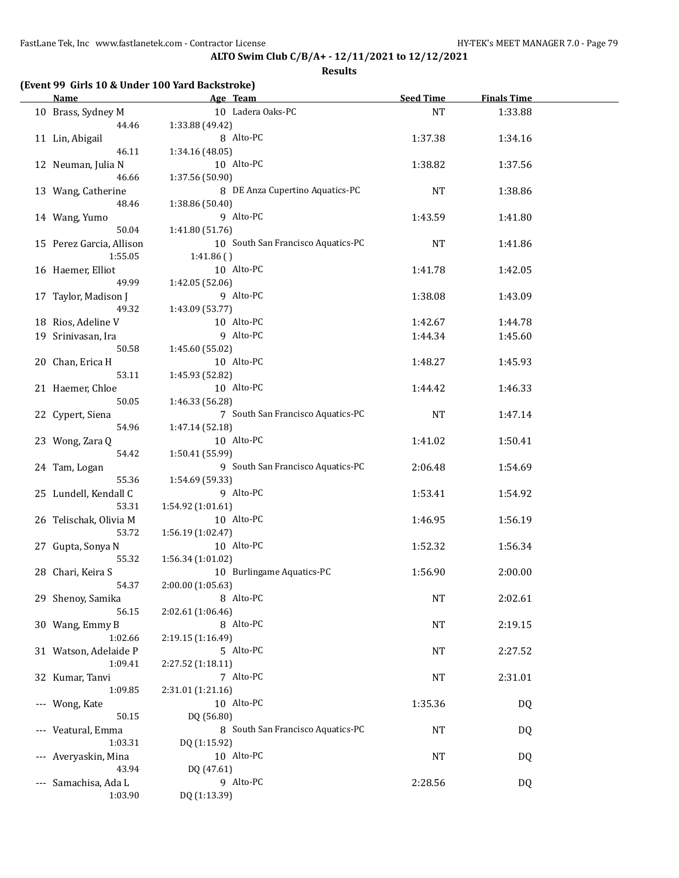**ALTO Swim Club C/B/A+ - 12/11/2021 to 12/12/2021**

**Results**

**(Event 99 Girls 10 & Under 100 Yard Backstroke)**

| Name | Age | Team | Seed Time | Finals Time |
|---|---|---|---|---|
| 10 Brass, Sydney M | 10 | Ladera Oaks-PC | NT | 1:33.88 |
| 44.46 &nbsp; 1:33.88 (49.42) | | | | |
| 11 Lin, Abigail | 8 | Alto-PC | 1:37.38 | 1:34.16 |
| 46.11 &nbsp; 1:34.16 (48.05) | | | | |
| 12 Neuman, Julia N | 10 | Alto-PC | 1:38.82 | 1:37.56 |
| 46.66 &nbsp; 1:37.56 (50.90) | | | | |
| 13 Wang, Catherine | 8 | DE Anza Cupertino Aquatics-PC | NT | 1:38.86 |
| 48.46 &nbsp; 1:38.86 (50.40) | | | | |
| 14 Wang, Yumo | 9 | Alto-PC | 1:43.59 | 1:41.80 |
| 50.04 &nbsp; 1:41.80 (51.76) | | | | |
| 15 Perez Garcia, Allison | 10 | South San Francisco Aquatics-PC | NT | 1:41.86 |
| 1:55.05 &nbsp; 1:41.86 ( ) | | | | |
| 16 Haemer, Elliot | 10 | Alto-PC | 1:41.78 | 1:42.05 |
| 49.99 &nbsp; 1:42.05 (52.06) | | | | |
| 17 Taylor, Madison J | 9 | Alto-PC | 1:38.08 | 1:43.09 |
| 49.32 &nbsp; 1:43.09 (53.77) | | | | |
| 18 Rios, Adeline V | 10 | Alto-PC | 1:42.67 | 1:44.78 |
| 19 Srinivasan, Ira | 9 | Alto-PC | 1:44.34 | 1:45.60 |
| 50.58 &nbsp; 1:45.60 (55.02) | | | | |
| 20 Chan, Erica H | 10 | Alto-PC | 1:48.27 | 1:45.93 |
| 53.11 &nbsp; 1:45.93 (52.82) | | | | |
| 21 Haemer, Chloe | 10 | Alto-PC | 1:44.42 | 1:46.33 |
| 50.05 &nbsp; 1:46.33 (56.28) | | | | |
| 22 Cypert, Siena | 7 | South San Francisco Aquatics-PC | NT | 1:47.14 |
| 54.96 &nbsp; 1:47.14 (52.18) | | | | |
| 23 Wong, Zara Q | 10 | Alto-PC | 1:41.02 | 1:50.41 |
| 54.42 &nbsp; 1:50.41 (55.99) | | | | |
| 24 Tam, Logan | 9 | South San Francisco Aquatics-PC | 2:06.48 | 1:54.69 |
| 55.36 &nbsp; 1:54.69 (59.33) | | | | |
| 25 Lundell, Kendall C | 9 | Alto-PC | 1:53.41 | 1:54.92 |
| 53.31 &nbsp; 1:54.92 (1:01.61) | | | | |
| 26 Telischak, Olivia M | 10 | Alto-PC | 1:46.95 | 1:56.19 |
| 53.72 &nbsp; 1:56.19 (1:02.47) | | | | |
| 27 Gupta, Sonya N | 10 | Alto-PC | 1:52.32 | 1:56.34 |
| 55.32 &nbsp; 1:56.34 (1:01.02) | | | | |
| 28 Chari, Keira S | 10 | Burlingame Aquatics-PC | 1:56.90 | 2:00.00 |
| 54.37 &nbsp; 2:00.00 (1:05.63) | | | | |
| 29 Shenoy, Samika | 8 | Alto-PC | NT | 2:02.61 |
| 56.15 &nbsp; 2:02.61 (1:06.46) | | | | |
| 30 Wang, Emmy B | 8 | Alto-PC | NT | 2:19.15 |
| 1:02.66 &nbsp; 2:19.15 (1:16.49) | | | | |
| 31 Watson, Adelaide P | 5 | Alto-PC | NT | 2:27.52 |
| 1:09.41 &nbsp; 2:27.52 (1:18.11) | | | | |
| 32 Kumar, Tanvi | 7 | Alto-PC | NT | 2:31.01 |
| 1:09.85 &nbsp; 2:31.01 (1:21.16) | | | | |
| --- Wong, Kate | 10 | Alto-PC | 1:35.36 | DQ |
| 50.15 &nbsp; DQ (56.80) | | | | |
| --- Veatural, Emma | 8 | South San Francisco Aquatics-PC | NT | DQ |
| 1:03.31 &nbsp; DQ (1:15.92) | | | | |
| --- Averyaskin, Mina | 10 | Alto-PC | NT | DQ |
| 43.94 &nbsp; DQ (47.61) | | | | |
| --- Samachisa, Ada L | 9 | Alto-PC | 2:28.56 | DQ |
| 1:03.90 &nbsp; DQ (1:13.39) | | | | |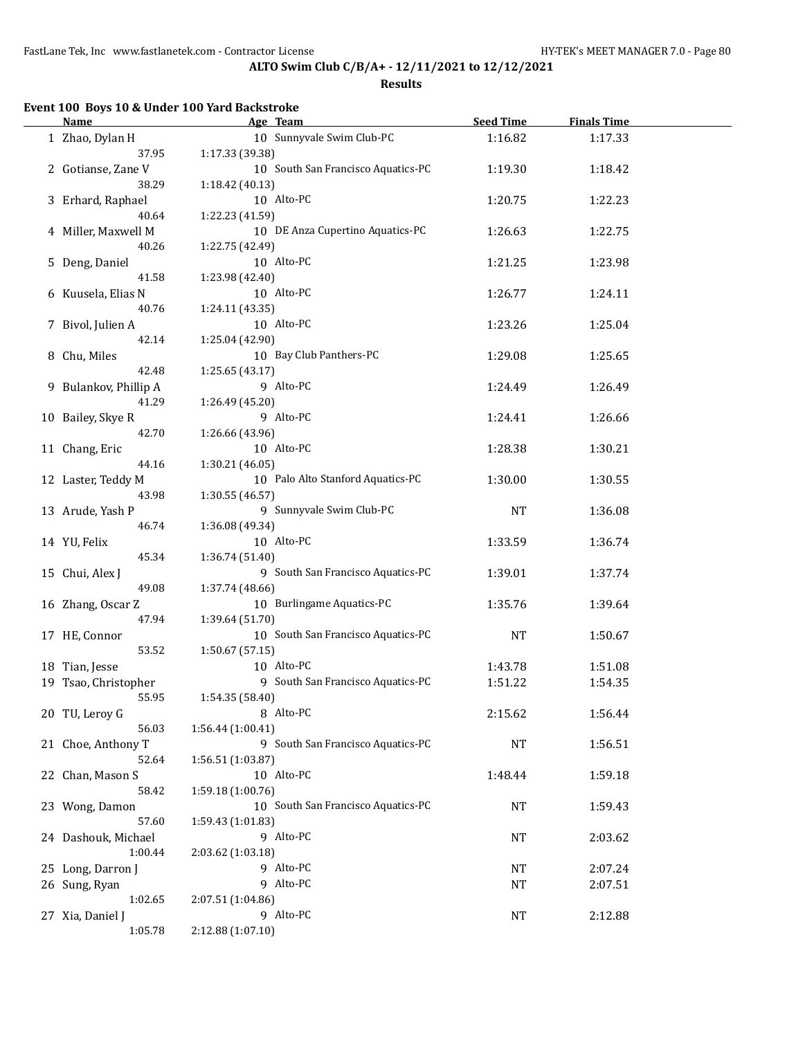ALTO Swim Club C/B/A+ - 12/11/2021 to 12/12/2021

**Results**

### Event 100 Boys 10 & Under 100 Yard Backstroke

| | Name | Age | Team | Seed Time | Finals Time |
|---|---|---|---|---|---|
| 1 | Zhao, Dylan H | 10 | Sunnyvale Swim Club-PC | 1:16.82 | 1:17.33 |
| | 37.95 | 1:17.33 (39.38) | | | |
| 2 | Gotianse, Zane V | 10 | South San Francisco Aquatics-PC | 1:19.30 | 1:18.42 |
| | 38.29 | 1:18.42 (40.13) | | | |
| 3 | Erhard, Raphael | 10 | Alto-PC | 1:20.75 | 1:22.23 |
| | 40.64 | 1:22.23 (41.59) | | | |
| 4 | Miller, Maxwell M | 10 | DE Anza Cupertino Aquatics-PC | 1:26.63 | 1:22.75 |
| | 40.26 | 1:22.75 (42.49) | | | |
| 5 | Deng, Daniel | 10 | Alto-PC | 1:21.25 | 1:23.98 |
| | 41.58 | 1:23.98 (42.40) | | | |
| 6 | Kuusela, Elias N | 10 | Alto-PC | 1:26.77 | 1:24.11 |
| | 40.76 | 1:24.11 (43.35) | | | |
| 7 | Bivol, Julien A | 10 | Alto-PC | 1:23.26 | 1:25.04 |
| | 42.14 | 1:25.04 (42.90) | | | |
| 8 | Chu, Miles | 10 | Bay Club Panthers-PC | 1:29.08 | 1:25.65 |
| | 42.48 | 1:25.65 (43.17) | | | |
| 9 | Bulankov, Phillip A | 9 | Alto-PC | 1:24.49 | 1:26.49 |
| | 41.29 | 1:26.49 (45.20) | | | |
| 10 | Bailey, Skye R | 9 | Alto-PC | 1:24.41 | 1:26.66 |
| | 42.70 | 1:26.66 (43.96) | | | |
| 11 | Chang, Eric | 10 | Alto-PC | 1:28.38 | 1:30.21 |
| | 44.16 | 1:30.21 (46.05) | | | |
| 12 | Laster, Teddy M | 10 | Palo Alto Stanford Aquatics-PC | 1:30.00 | 1:30.55 |
| | 43.98 | 1:30.55 (46.57) | | | |
| 13 | Arude, Yash P | 9 | Sunnyvale Swim Club-PC | NT | 1:36.08 |
| | 46.74 | 1:36.08 (49.34) | | | |
| 14 | YU, Felix | 10 | Alto-PC | 1:33.59 | 1:36.74 |
| | 45.34 | 1:36.74 (51.40) | | | |
| 15 | Chui, Alex J | 9 | South San Francisco Aquatics-PC | 1:39.01 | 1:37.74 |
| | 49.08 | 1:37.74 (48.66) | | | |
| 16 | Zhang, Oscar Z | 10 | Burlingame Aquatics-PC | 1:35.76 | 1:39.64 |
| | 47.94 | 1:39.64 (51.70) | | | |
| 17 | HE, Connor | 10 | South San Francisco Aquatics-PC | NT | 1:50.67 |
| | 53.52 | 1:50.67 (57.15) | | | |
| 18 | Tian, Jesse | 10 | Alto-PC | 1:43.78 | 1:51.08 |
| 19 | Tsao, Christopher | 9 | South San Francisco Aquatics-PC | 1:51.22 | 1:54.35 |
| | 55.95 | 1:54.35 (58.40) | | | |
| 20 | TU, Leroy G | 8 | Alto-PC | 2:15.62 | 1:56.44 |
| | 56.03 | 1:56.44 (1:00.41) | | | |
| 21 | Choe, Anthony T | 9 | South San Francisco Aquatics-PC | NT | 1:56.51 |
| | 52.64 | 1:56.51 (1:03.87) | | | |
| 22 | Chan, Mason S | 10 | Alto-PC | 1:48.44 | 1:59.18 |
| | 58.42 | 1:59.18 (1:00.76) | | | |
| 23 | Wong, Damon | 10 | South San Francisco Aquatics-PC | NT | 1:59.43 |
| | 57.60 | 1:59.43 (1:01.83) | | | |
| 24 | Dashouk, Michael | 9 | Alto-PC | NT | 2:03.62 |
| | 1:00.44 | 2:03.62 (1:03.18) | | | |
| 25 | Long, Darron J | 9 | Alto-PC | NT | 2:07.24 |
| 26 | Sung, Ryan | 9 | Alto-PC | NT | 2:07.51 |
| | 1:02.65 | 2:07.51 (1:04.86) | | | |
| 27 | Xia, Daniel J | 9 | Alto-PC | NT | 2:12.88 |
| | 1:05.78 | 2:12.88 (1:07.10) | | | |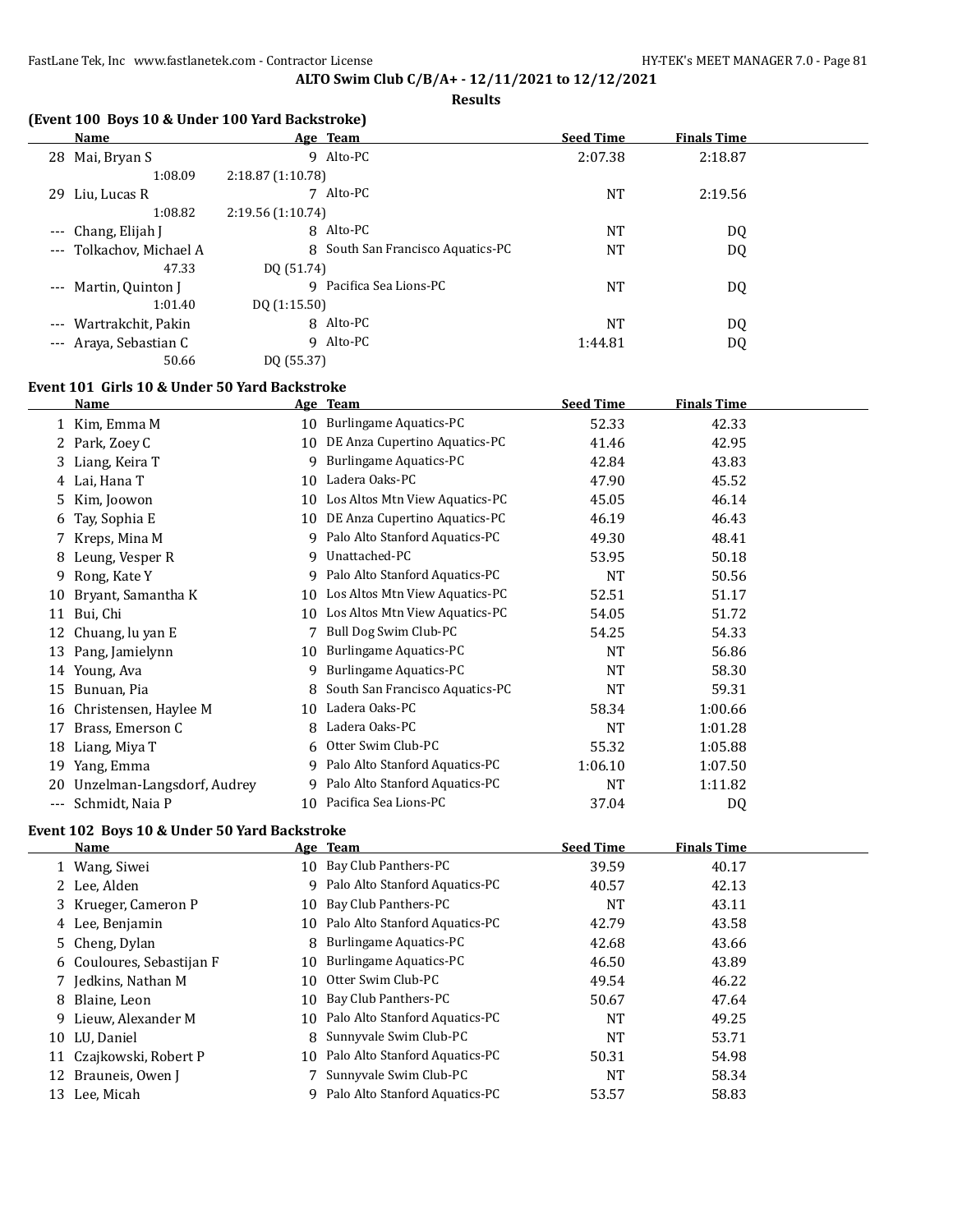**ALTO Swim Club C/B/A+ - 12/11/2021 to 12/12/2021**

**Results**

### (Event 100 Boys 10 & Under 100 Yard Backstroke)

| | Name | Age | Team | Seed Time | Finals Time |
|---|---|---|---|---|---|
| 28 | Mai, Bryan S | 9 | Alto-PC | 2:07.38 | 2:18.87 |
| | 1:08.09 | 2:18.87 (1:10.78) | | | |
| 29 | Liu, Lucas R | 7 | Alto-PC | NT | 2:19.56 |
| | 1:08.82 | 2:19.56 (1:10.74) | | | |
| --- | Chang, Elijah J | 8 | Alto-PC | NT | DQ |
| --- | Tolkachov, Michael A | 8 | South San Francisco Aquatics-PC | NT | DQ |
| | 47.33 | DQ (51.74) | | | |
| --- | Martin, Quinton J | 9 | Pacifica Sea Lions-PC | NT | DQ |
| | 1:01.40 | DQ (1:15.50) | | | |
| --- | Wartrakchit, Pakin | 8 | Alto-PC | NT | DQ |
| --- | Araya, Sebastian C | 9 | Alto-PC | 1:44.81 | DQ |
| | 50.66 | DQ (55.37) | | | |

### Event 101 Girls 10 & Under 50 Yard Backstroke

| | Name | Age | Team | Seed Time | Finals Time |
|---|---|---|---|---|---|
| 1 | Kim, Emma M | 10 | Burlingame Aquatics-PC | 52.33 | 42.33 |
| 2 | Park, Zoey C | 10 | DE Anza Cupertino Aquatics-PC | 41.46 | 42.95 |
| 3 | Liang, Keira T | 9 | Burlingame Aquatics-PC | 42.84 | 43.83 |
| 4 | Lai, Hana T | 10 | Ladera Oaks-PC | 47.90 | 45.52 |
| 5 | Kim, Joowon | 10 | Los Altos Mtn View Aquatics-PC | 45.05 | 46.14 |
| 6 | Tay, Sophia E | 10 | DE Anza Cupertino Aquatics-PC | 46.19 | 46.43 |
| 7 | Kreps, Mina M | 9 | Palo Alto Stanford Aquatics-PC | 49.30 | 48.41 |
| 8 | Leung, Vesper R | 9 | Unattached-PC | 53.95 | 50.18 |
| 9 | Rong, Kate Y | 9 | Palo Alto Stanford Aquatics-PC | NT | 50.56 |
| 10 | Bryant, Samantha K | 10 | Los Altos Mtn View Aquatics-PC | 52.51 | 51.17 |
| 11 | Bui, Chi | 10 | Los Altos Mtn View Aquatics-PC | 54.05 | 51.72 |
| 12 | Chuang, lu yan E | 7 | Bull Dog Swim Club-PC | 54.25 | 54.33 |
| 13 | Pang, Jamielynn | 10 | Burlingame Aquatics-PC | NT | 56.86 |
| 14 | Young, Ava | 9 | Burlingame Aquatics-PC | NT | 58.30 |
| 15 | Bunuan, Pia | 8 | South San Francisco Aquatics-PC | NT | 59.31 |
| 16 | Christensen, Haylee M | 10 | Ladera Oaks-PC | 58.34 | 1:00.66 |
| 17 | Brass, Emerson C | 8 | Ladera Oaks-PC | NT | 1:01.28 |
| 18 | Liang, Miya T | 6 | Otter Swim Club-PC | 55.32 | 1:05.88 |
| 19 | Yang, Emma | 9 | Palo Alto Stanford Aquatics-PC | 1:06.10 | 1:07.50 |
| 20 | Unzelman-Langsdorf, Audrey | 9 | Palo Alto Stanford Aquatics-PC | NT | 1:11.82 |
| --- | Schmidt, Naia P | 10 | Pacifica Sea Lions-PC | 37.04 | DQ |

### Event 102 Boys 10 & Under 50 Yard Backstroke

| | Name | Age | Team | Seed Time | Finals Time |
|---|---|---|---|---|---|
| 1 | Wang, Siwei | 10 | Bay Club Panthers-PC | 39.59 | 40.17 |
| 2 | Lee, Alden | 9 | Palo Alto Stanford Aquatics-PC | 40.57 | 42.13 |
| 3 | Krueger, Cameron P | 10 | Bay Club Panthers-PC | NT | 43.11 |
| 4 | Lee, Benjamin | 10 | Palo Alto Stanford Aquatics-PC | 42.79 | 43.58 |
| 5 | Cheng, Dylan | 8 | Burlingame Aquatics-PC | 42.68 | 43.66 |
| 6 | Couloures, Sebastijan F | 10 | Burlingame Aquatics-PC | 46.50 | 43.89 |
| 7 | Jedkins, Nathan M | 10 | Otter Swim Club-PC | 49.54 | 46.22 |
| 8 | Blaine, Leon | 10 | Bay Club Panthers-PC | 50.67 | 47.64 |
| 9 | Lieuw, Alexander M | 10 | Palo Alto Stanford Aquatics-PC | NT | 49.25 |
| 10 | LU, Daniel | 8 | Sunnyvale Swim Club-PC | NT | 53.71 |
| 11 | Czajkowski, Robert P | 10 | Palo Alto Stanford Aquatics-PC | 50.31 | 54.98 |
| 12 | Brauneis, Owen J | 7 | Sunnyvale Swim Club-PC | NT | 58.34 |
| 13 | Lee, Micah | 9 | Palo Alto Stanford Aquatics-PC | 53.57 | 58.83 |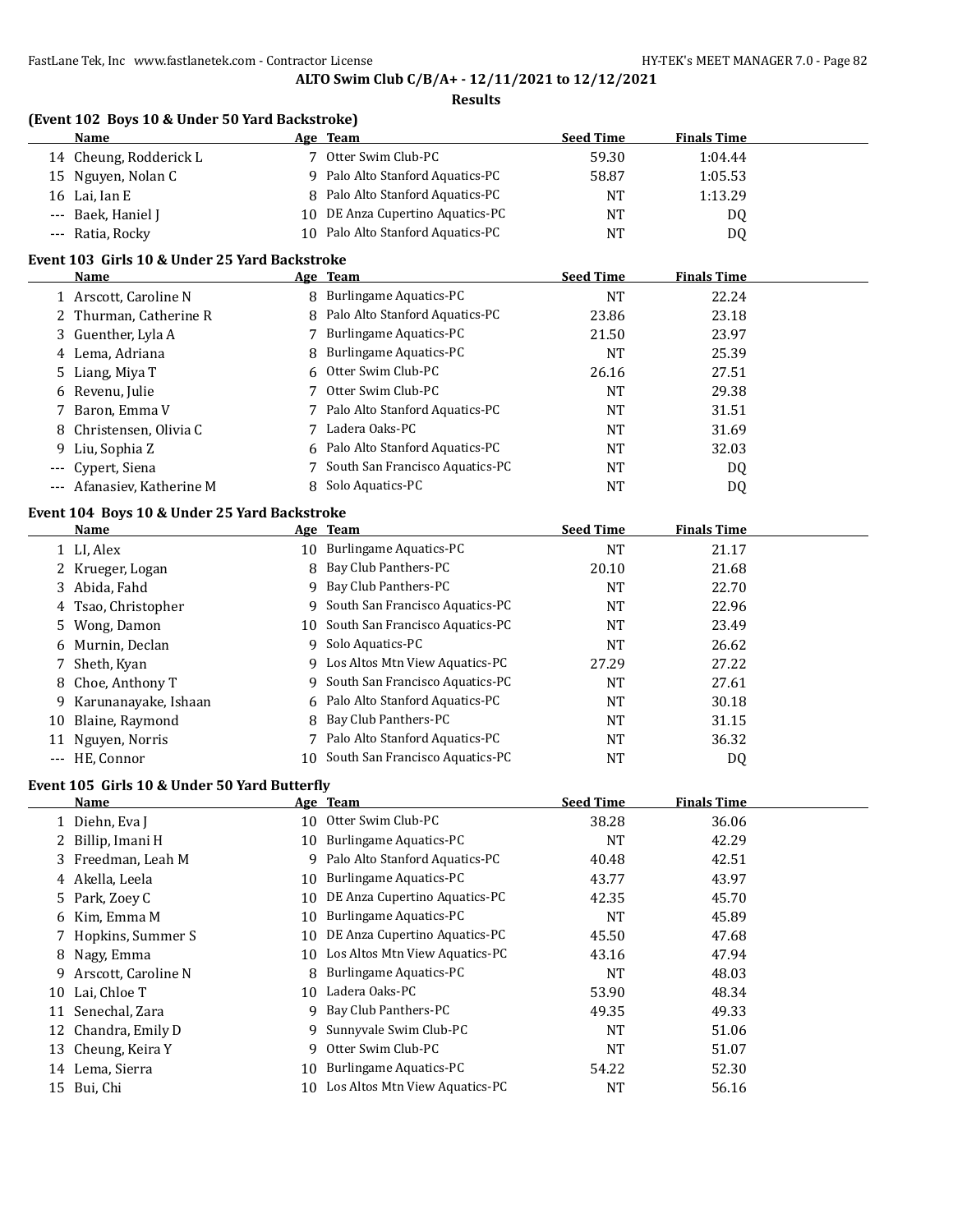## ALTO Swim Club C/B/A+ - 12/11/2021 to 12/12/2021

### Results

### (Event 102 Boys 10 & Under 50 Yard Backstroke)

| | Name | Age | Team | Seed Time | Finals Time |
|---|---|---|---|---|---|
| 14 | Cheung, Rodderick L | 7 | Otter Swim Club-PC | 59.30 | 1:04.44 |
| 15 | Nguyen, Nolan C | 9 | Palo Alto Stanford Aquatics-PC | 58.87 | 1:05.53 |
| 16 | Lai, Ian E | 8 | Palo Alto Stanford Aquatics-PC | NT | 1:13.29 |
| --- | Baek, Haniel J | 10 | DE Anza Cupertino Aquatics-PC | NT | DQ |
| --- | Ratia, Rocky | 10 | Palo Alto Stanford Aquatics-PC | NT | DQ |

### Event 103 Girls 10 & Under 25 Yard Backstroke

| | Name | Age | Team | Seed Time | Finals Time |
|---|---|---|---|---|---|
| 1 | Arscott, Caroline N | 8 | Burlingame Aquatics-PC | NT | 22.24 |
| 2 | Thurman, Catherine R | 8 | Palo Alto Stanford Aquatics-PC | 23.86 | 23.18 |
| 3 | Guenther, Lyla A | 7 | Burlingame Aquatics-PC | 21.50 | 23.97 |
| 4 | Lema, Adriana | 8 | Burlingame Aquatics-PC | NT | 25.39 |
| 5 | Liang, Miya T | 6 | Otter Swim Club-PC | 26.16 | 27.51 |
| 6 | Revenu, Julie | 7 | Otter Swim Club-PC | NT | 29.38 |
| 7 | Baron, Emma V | 7 | Palo Alto Stanford Aquatics-PC | NT | 31.51 |
| 8 | Christensen, Olivia C | 7 | Ladera Oaks-PC | NT | 31.69 |
| 9 | Liu, Sophia Z | 6 | Palo Alto Stanford Aquatics-PC | NT | 32.03 |
| --- | Cypert, Siena | 7 | South San Francisco Aquatics-PC | NT | DQ |
| --- | Afanasiev, Katherine M | 8 | Solo Aquatics-PC | NT | DQ |

### Event 104 Boys 10 & Under 25 Yard Backstroke

| | Name | Age | Team | Seed Time | Finals Time |
|---|---|---|---|---|---|
| 1 | LI, Alex | 10 | Burlingame Aquatics-PC | NT | 21.17 |
| 2 | Krueger, Logan | 8 | Bay Club Panthers-PC | 20.10 | 21.68 |
| 3 | Abida, Fahd | 9 | Bay Club Panthers-PC | NT | 22.70 |
| 4 | Tsao, Christopher | 9 | South San Francisco Aquatics-PC | NT | 22.96 |
| 5 | Wong, Damon | 10 | South San Francisco Aquatics-PC | NT | 23.49 |
| 6 | Murnin, Declan | 9 | Solo Aquatics-PC | NT | 26.62 |
| 7 | Sheth, Kyan | 9 | Los Altos Mtn View Aquatics-PC | 27.29 | 27.22 |
| 8 | Choe, Anthony T | 9 | South San Francisco Aquatics-PC | NT | 27.61 |
| 9 | Karunanayake, Ishaan | 6 | Palo Alto Stanford Aquatics-PC | NT | 30.18 |
| 10 | Blaine, Raymond | 8 | Bay Club Panthers-PC | NT | 31.15 |
| 11 | Nguyen, Norris | 7 | Palo Alto Stanford Aquatics-PC | NT | 36.32 |
| --- | HE, Connor | 10 | South San Francisco Aquatics-PC | NT | DQ |

### Event 105 Girls 10 & Under 50 Yard Butterfly

| | Name | Age | Team | Seed Time | Finals Time |
|---|---|---|---|---|---|
| 1 | Diehn, Eva J | 10 | Otter Swim Club-PC | 38.28 | 36.06 |
| 2 | Billip, Imani H | 10 | Burlingame Aquatics-PC | NT | 42.29 |
| 3 | Freedman, Leah M | 9 | Palo Alto Stanford Aquatics-PC | 40.48 | 42.51 |
| 4 | Akella, Leela | 10 | Burlingame Aquatics-PC | 43.77 | 43.97 |
| 5 | Park, Zoey C | 10 | DE Anza Cupertino Aquatics-PC | 42.35 | 45.70 |
| 6 | Kim, Emma M | 10 | Burlingame Aquatics-PC | NT | 45.89 |
| 7 | Hopkins, Summer S | 10 | DE Anza Cupertino Aquatics-PC | 45.50 | 47.68 |
| 8 | Nagy, Emma | 10 | Los Altos Mtn View Aquatics-PC | 43.16 | 47.94 |
| 9 | Arscott, Caroline N | 8 | Burlingame Aquatics-PC | NT | 48.03 |
| 10 | Lai, Chloe T | 10 | Ladera Oaks-PC | 53.90 | 48.34 |
| 11 | Senechal, Zara | 9 | Bay Club Panthers-PC | 49.35 | 49.33 |
| 12 | Chandra, Emily D | 9 | Sunnyvale Swim Club-PC | NT | 51.06 |
| 13 | Cheung, Keira Y | 9 | Otter Swim Club-PC | NT | 51.07 |
| 14 | Lema, Sierra | 10 | Burlingame Aquatics-PC | 54.22 | 52.30 |
| 15 | Bui, Chi | 10 | Los Altos Mtn View Aquatics-PC | NT | 56.16 |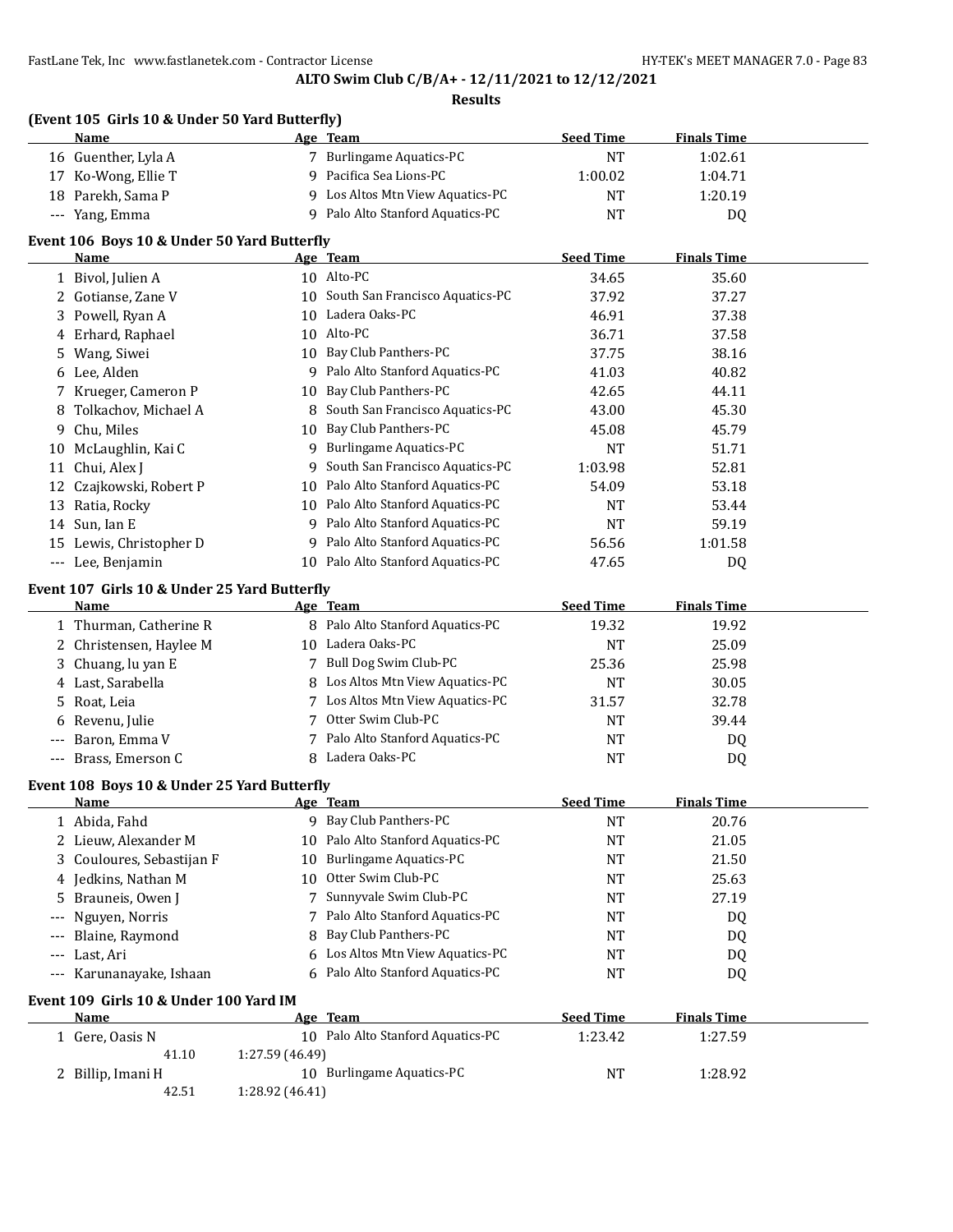**ALTO Swim Club C/B/A+ - 12/11/2021 to 12/12/2021**

**Results**

### (Event 105 Girls 10 & Under 50 Yard Butterfly)

| | Name | Age | Team | Seed Time | Finals Time |
|---|---|---|---|---|---|
| 16 | Guenther, Lyla A | 7 | Burlingame Aquatics-PC | NT | 1:02.61 |
| 17 | Ko-Wong, Ellie T | 9 | Pacifica Sea Lions-PC | 1:00.02 | 1:04.71 |
| 18 | Parekh, Sama P | 9 | Los Altos Mtn View Aquatics-PC | NT | 1:20.19 |
| --- | Yang, Emma | 9 | Palo Alto Stanford Aquatics-PC | NT | DQ |

### Event 106 Boys 10 & Under 50 Yard Butterfly

| | Name | Age | Team | Seed Time | Finals Time |
|---|---|---|---|---|---|
| 1 | Bivol, Julien A | 10 | Alto-PC | 34.65 | 35.60 |
| 2 | Gotianse, Zane V | 10 | South San Francisco Aquatics-PC | 37.92 | 37.27 |
| 3 | Powell, Ryan A | 10 | Ladera Oaks-PC | 46.91 | 37.38 |
| 4 | Erhard, Raphael | 10 | Alto-PC | 36.71 | 37.58 |
| 5 | Wang, Siwei | 10 | Bay Club Panthers-PC | 37.75 | 38.16 |
| 6 | Lee, Alden | 9 | Palo Alto Stanford Aquatics-PC | 41.03 | 40.82 |
| 7 | Krueger, Cameron P | 10 | Bay Club Panthers-PC | 42.65 | 44.11 |
| 8 | Tolkachov, Michael A | 8 | South San Francisco Aquatics-PC | 43.00 | 45.30 |
| 9 | Chu, Miles | 10 | Bay Club Panthers-PC | 45.08 | 45.79 |
| 10 | McLaughlin, Kai C | 9 | Burlingame Aquatics-PC | NT | 51.71 |
| 11 | Chui, Alex J | 9 | South San Francisco Aquatics-PC | 1:03.98 | 52.81 |
| 12 | Czajkowski, Robert P | 10 | Palo Alto Stanford Aquatics-PC | 54.09 | 53.18 |
| 13 | Ratia, Rocky | 10 | Palo Alto Stanford Aquatics-PC | NT | 53.44 |
| 14 | Sun, Ian E | 9 | Palo Alto Stanford Aquatics-PC | NT | 59.19 |
| 15 | Lewis, Christopher D | 9 | Palo Alto Stanford Aquatics-PC | 56.56 | 1:01.58 |
| --- | Lee, Benjamin | 10 | Palo Alto Stanford Aquatics-PC | 47.65 | DQ |

### Event 107 Girls 10 & Under 25 Yard Butterfly

| | Name | Age | Team | Seed Time | Finals Time |
|---|---|---|---|---|---|
| 1 | Thurman, Catherine R | 8 | Palo Alto Stanford Aquatics-PC | 19.32 | 19.92 |
| 2 | Christensen, Haylee M | 10 | Ladera Oaks-PC | NT | 25.09 |
| 3 | Chuang, lu yan E | 7 | Bull Dog Swim Club-PC | 25.36 | 25.98 |
| 4 | Last, Sarabella | 8 | Los Altos Mtn View Aquatics-PC | NT | 30.05 |
| 5 | Roat, Leia | 7 | Los Altos Mtn View Aquatics-PC | 31.57 | 32.78 |
| 6 | Revenu, Julie | 7 | Otter Swim Club-PC | NT | 39.44 |
| --- | Baron, Emma V | 7 | Palo Alto Stanford Aquatics-PC | NT | DQ |
| --- | Brass, Emerson C | 8 | Ladera Oaks-PC | NT | DQ |

### Event 108 Boys 10 & Under 25 Yard Butterfly

| | Name | Age | Team | Seed Time | Finals Time |
|---|---|---|---|---|---|
| 1 | Abida, Fahd | 9 | Bay Club Panthers-PC | NT | 20.76 |
| 2 | Lieuw, Alexander M | 10 | Palo Alto Stanford Aquatics-PC | NT | 21.05 |
| 3 | Couloures, Sebastijan F | 10 | Burlingame Aquatics-PC | NT | 21.50 |
| 4 | Jedkins, Nathan M | 10 | Otter Swim Club-PC | NT | 25.63 |
| 5 | Brauneis, Owen J | 7 | Sunnyvale Swim Club-PC | NT | 27.19 |
| --- | Nguyen, Norris | 7 | Palo Alto Stanford Aquatics-PC | NT | DQ |
| --- | Blaine, Raymond | 8 | Bay Club Panthers-PC | NT | DQ |
| --- | Last, Ari | 6 | Los Altos Mtn View Aquatics-PC | NT | DQ |
| --- | Karunanayake, Ishaan | 6 | Palo Alto Stanford Aquatics-PC | NT | DQ |

### Event 109 Girls 10 & Under 100 Yard IM

| | Name | Age | Team | Seed Time | Finals Time |
|---|---|---|---|---|---|
| 1 | Gere, Oasis N | 10 | Palo Alto Stanford Aquatics-PC | 1:23.42 | 1:27.59 |
| | 41.10 | 1:27.59 (46.49) | | | |
| 2 | Billip, Imani H | 10 | Burlingame Aquatics-PC | NT | 1:28.92 |
| | 42.51 | 1:28.92 (46.41) | | | |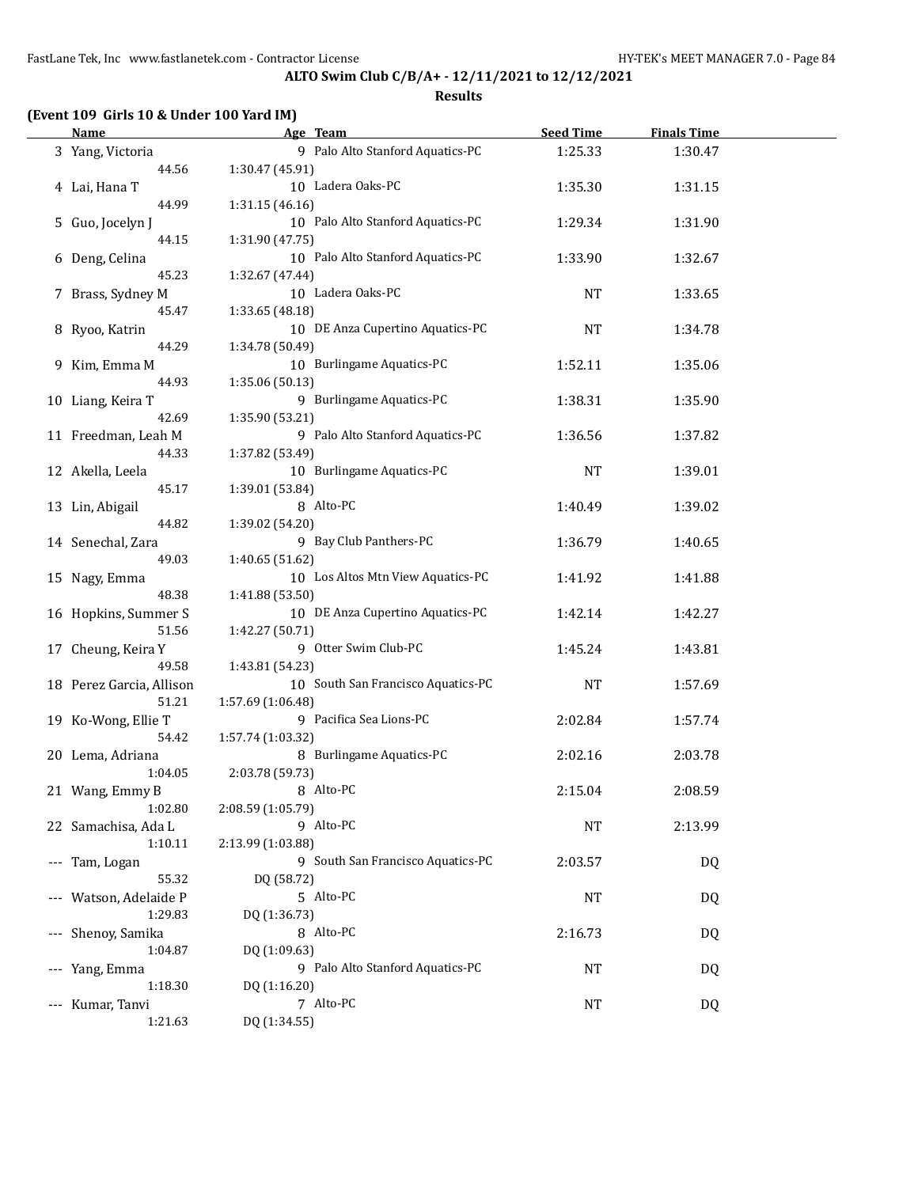**ALTO Swim Club C/B/A+ - 12/11/2021 to 12/12/2021**

**Results**

### (Event 109 Girls 10 & Under 100 Yard IM)

| | Name | Age | Team | Seed Time | Finals Time |
|---|---|---|---|---|---|
| 3 | Yang, Victoria | 9 | Palo Alto Stanford Aquatics-PC | 1:25.33 | 1:30.47 |
| | 44.56 | 1:30.47 (45.91) | | | |
| 4 | Lai, Hana T | 10 | Ladera Oaks-PC | 1:35.30 | 1:31.15 |
| | 44.99 | 1:31.15 (46.16) | | | |
| 5 | Guo, Jocelyn J | 10 | Palo Alto Stanford Aquatics-PC | 1:29.34 | 1:31.90 |
| | 44.15 | 1:31.90 (47.75) | | | |
| 6 | Deng, Celina | 10 | Palo Alto Stanford Aquatics-PC | 1:33.90 | 1:32.67 |
| | 45.23 | 1:32.67 (47.44) | | | |
| 7 | Brass, Sydney M | 10 | Ladera Oaks-PC | NT | 1:33.65 |
| | 45.47 | 1:33.65 (48.18) | | | |
| 8 | Ryoo, Katrin | 10 | DE Anza Cupertino Aquatics-PC | NT | 1:34.78 |
| | 44.29 | 1:34.78 (50.49) | | | |
| 9 | Kim, Emma M | 10 | Burlingame Aquatics-PC | 1:52.11 | 1:35.06 |
| | 44.93 | 1:35.06 (50.13) | | | |
| 10 | Liang, Keira T | 9 | Burlingame Aquatics-PC | 1:38.31 | 1:35.90 |
| | 42.69 | 1:35.90 (53.21) | | | |
| 11 | Freedman, Leah M | 9 | Palo Alto Stanford Aquatics-PC | 1:36.56 | 1:37.82 |
| | 44.33 | 1:37.82 (53.49) | | | |
| 12 | Akella, Leela | 10 | Burlingame Aquatics-PC | NT | 1:39.01 |
| | 45.17 | 1:39.01 (53.84) | | | |
| 13 | Lin, Abigail | 8 | Alto-PC | 1:40.49 | 1:39.02 |
| | 44.82 | 1:39.02 (54.20) | | | |
| 14 | Senechal, Zara | 9 | Bay Club Panthers-PC | 1:36.79 | 1:40.65 |
| | 49.03 | 1:40.65 (51.62) | | | |
| 15 | Nagy, Emma | 10 | Los Altos Mtn View Aquatics-PC | 1:41.92 | 1:41.88 |
| | 48.38 | 1:41.88 (53.50) | | | |
| 16 | Hopkins, Summer S | 10 | DE Anza Cupertino Aquatics-PC | 1:42.14 | 1:42.27 |
| | 51.56 | 1:42.27 (50.71) | | | |
| 17 | Cheung, Keira Y | 9 | Otter Swim Club-PC | 1:45.24 | 1:43.81 |
| | 49.58 | 1:43.81 (54.23) | | | |
| 18 | Perez Garcia, Allison | 10 | South San Francisco Aquatics-PC | NT | 1:57.69 |
| | 51.21 | 1:57.69 (1:06.48) | | | |
| 19 | Ko-Wong, Ellie T | 9 | Pacifica Sea Lions-PC | 2:02.84 | 1:57.74 |
| | 54.42 | 1:57.74 (1:03.32) | | | |
| 20 | Lema, Adriana | 8 | Burlingame Aquatics-PC | 2:02.16 | 2:03.78 |
| | 1:04.05 | 2:03.78 (59.73) | | | |
| 21 | Wang, Emmy B | 8 | Alto-PC | 2:15.04 | 2:08.59 |
| | 1:02.80 | 2:08.59 (1:05.79) | | | |
| 22 | Samachisa, Ada L | 9 | Alto-PC | NT | 2:13.99 |
| | 1:10.11 | 2:13.99 (1:03.88) | | | |
| --- | Tam, Logan | 9 | South San Francisco Aquatics-PC | 2:03.57 | DQ |
| | 55.32 | DQ (58.72) | | | |
| --- | Watson, Adelaide P | 5 | Alto-PC | NT | DQ |
| | 1:29.83 | DQ (1:36.73) | | | |
| --- | Shenoy, Samika | 8 | Alto-PC | 2:16.73 | DQ |
| | 1:04.87 | DQ (1:09.63) | | | |
| --- | Yang, Emma | 9 | Palo Alto Stanford Aquatics-PC | NT | DQ |
| | 1:18.30 | DQ (1:16.20) | | | |
| --- | Kumar, Tanvi | 7 | Alto-PC | NT | DQ |
| | 1:21.63 | DQ (1:34.55) | | | |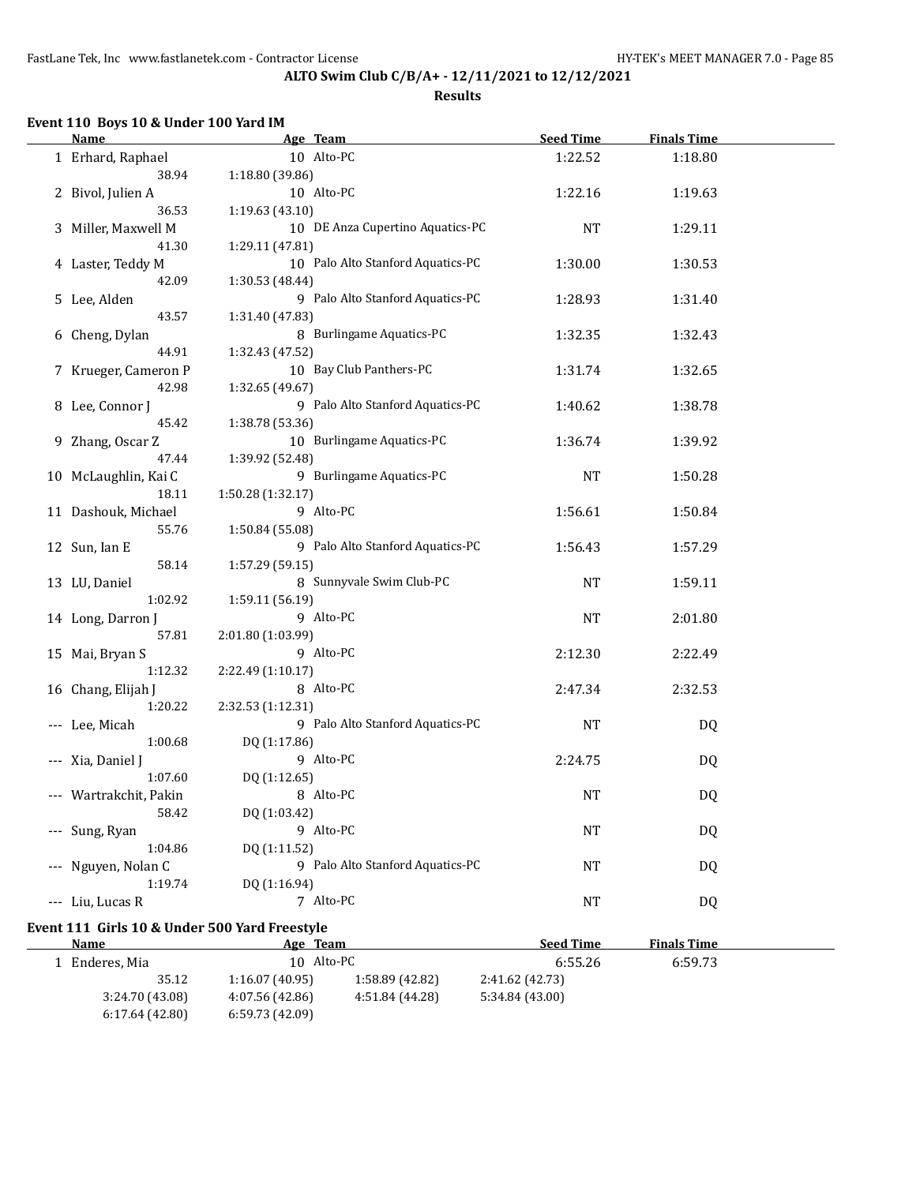**ALTO Swim Club C/B/A+ - 12/11/2021 to 12/12/2021**

**Results**

### Event 110 Boys 10 & Under 100 Yard IM

| | Name | Age | Team | Seed Time | Finals Time |
|---|---|---|---|---|---|
| 1 | Erhard, Raphael | 10 | Alto-PC | 1:22.52 | 1:18.80 |
| | 38.94 | 1:18.80 (39.86) | | | |
| 2 | Bivol, Julien A | 10 | Alto-PC | 1:22.16 | 1:19.63 |
| | 36.53 | 1:19.63 (43.10) | | | |
| 3 | Miller, Maxwell M | 10 | DE Anza Cupertino Aquatics-PC | NT | 1:29.11 |
| | 41.30 | 1:29.11 (47.81) | | | |
| 4 | Laster, Teddy M | 10 | Palo Alto Stanford Aquatics-PC | 1:30.00 | 1:30.53 |
| | 42.09 | 1:30.53 (48.44) | | | |
| 5 | Lee, Alden | 9 | Palo Alto Stanford Aquatics-PC | 1:28.93 | 1:31.40 |
| | 43.57 | 1:31.40 (47.83) | | | |
| 6 | Cheng, Dylan | 8 | Burlingame Aquatics-PC | 1:32.35 | 1:32.43 |
| | 44.91 | 1:32.43 (47.52) | | | |
| 7 | Krueger, Cameron P | 10 | Bay Club Panthers-PC | 1:31.74 | 1:32.65 |
| | 42.98 | 1:32.65 (49.67) | | | |
| 8 | Lee, Connor J | 9 | Palo Alto Stanford Aquatics-PC | 1:40.62 | 1:38.78 |
| | 45.42 | 1:38.78 (53.36) | | | |
| 9 | Zhang, Oscar Z | 10 | Burlingame Aquatics-PC | 1:36.74 | 1:39.92 |
| | 47.44 | 1:39.92 (52.48) | | | |
| 10 | McLaughlin, Kai C | 9 | Burlingame Aquatics-PC | NT | 1:50.28 |
| | 18.11 | 1:50.28 (1:32.17) | | | |
| 11 | Dashouk, Michael | 9 | Alto-PC | 1:56.61 | 1:50.84 |
| | 55.76 | 1:50.84 (55.08) | | | |
| 12 | Sun, Ian E | 9 | Palo Alto Stanford Aquatics-PC | 1:56.43 | 1:57.29 |
| | 58.14 | 1:57.29 (59.15) | | | |
| 13 | LU, Daniel | 8 | Sunnyvale Swim Club-PC | NT | 1:59.11 |
| | 1:02.92 | 1:59.11 (56.19) | | | |
| 14 | Long, Darron J | 9 | Alto-PC | NT | 2:01.80 |
| | 57.81 | 2:01.80 (1:03.99) | | | |
| 15 | Mai, Bryan S | 9 | Alto-PC | 2:12.30 | 2:22.49 |
| | 1:12.32 | 2:22.49 (1:10.17) | | | |
| 16 | Chang, Elijah J | 8 | Alto-PC | 2:47.34 | 2:32.53 |
| | 1:20.22 | 2:32.53 (1:12.31) | | | |
| --- | Lee, Micah | 9 | Palo Alto Stanford Aquatics-PC | NT | DQ |
| | 1:00.68 | DQ (1:17.86) | | | |
| --- | Xia, Daniel J | 9 | Alto-PC | 2:24.75 | DQ |
| | 1:07.60 | DQ (1:12.65) | | | |
| --- | Wartrakchit, Pakin | 8 | Alto-PC | NT | DQ |
| | 58.42 | DQ (1:03.42) | | | |
| --- | Sung, Ryan | 9 | Alto-PC | NT | DQ |
| | 1:04.86 | DQ (1:11.52) | | | |
| --- | Nguyen, Nolan C | 9 | Palo Alto Stanford Aquatics-PC | NT | DQ |
| | 1:19.74 | DQ (1:16.94) | | | |
| --- | Liu, Lucas R | 7 | Alto-PC | NT | DQ |

### Event 111 Girls 10 & Under 500 Yard Freestyle

| | Name | Age | Team | Seed Time | Finals Time |
|---|---|---|---|---|---|
| 1 | Enderes, Mia | 10 | Alto-PC | 6:55.26 | 6:59.73 |
| | 35.12 | 1:16.07 (40.95) | 1:58.89 (42.82) | 2:41.62 (42.73) | |
| | 3:24.70 (43.08) | 4:07.56 (42.86) | 4:51.84 (44.28) | 5:34.84 (43.00) | |
| | 6:17.64 (42.80) | 6:59.73 (42.09) | | | |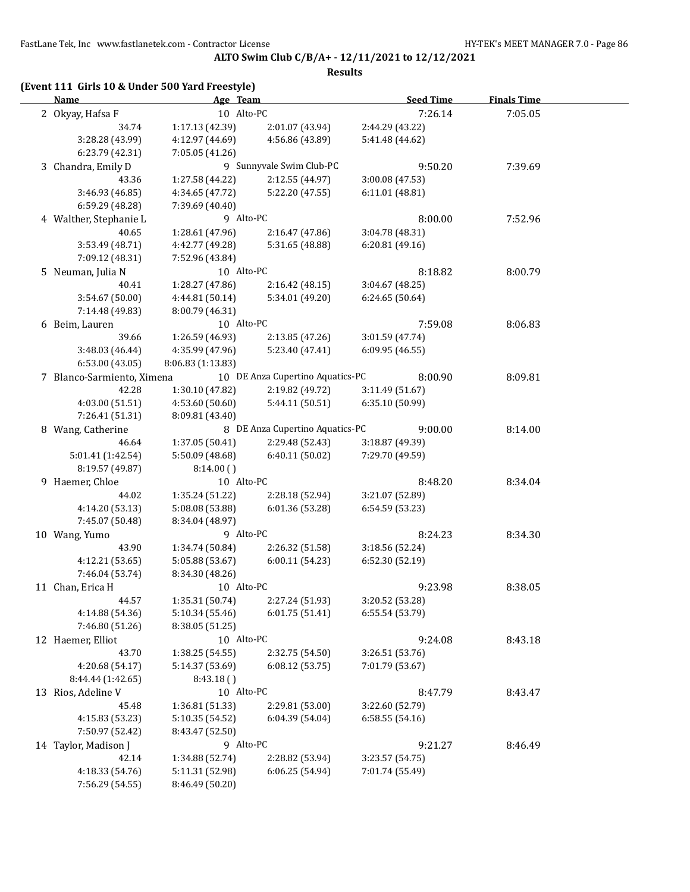**ALTO Swim Club C/B/A+ - 12/11/2021 to 12/12/2021**

**Results**

**(Event 111 Girls 10 & Under 500 Yard Freestyle)**

| Name | Age | Team | Seed Time | Finals Time |
|---|---|---|---|---|
| 2 Okyay, Hafsa F | 10 | Alto-PC | 7:26.14 | 7:05.05 |
| 34.74 · 1:17.13 (42.39) · 2:01.07 (43.94) · 2:44.29 (43.22) · 3:28.28 (43.99) · 4:12.97 (44.69) · 4:56.86 (43.89) · 5:41.48 (44.62) · 6:23.79 (42.31) · 7:05.05 (41.26) | | | | |
| 3 Chandra, Emily D | 9 | Sunnyvale Swim Club-PC | 9:50.20 | 7:39.69 |
| 43.36 · 1:27.58 (44.22) · 2:12.55 (44.97) · 3:00.08 (47.53) · 3:46.93 (46.85) · 4:34.65 (47.72) · 5:22.20 (47.55) · 6:11.01 (48.81) · 6:59.29 (48.28) · 7:39.69 (40.40) | | | | |
| 4 Walther, Stephanie L | 9 | Alto-PC | 8:00.00 | 7:52.96 |
| 40.65 · 1:28.61 (47.96) · 2:16.47 (47.86) · 3:04.78 (48.31) · 3:53.49 (48.71) · 4:42.77 (49.28) · 5:31.65 (48.88) · 6:20.81 (49.16) · 7:09.12 (48.31) · 7:52.96 (43.84) | | | | |
| 5 Neuman, Julia N | 10 | Alto-PC | 8:18.82 | 8:00.79 |
| 40.41 · 1:28.27 (47.86) · 2:16.42 (48.15) · 3:04.67 (48.25) · 3:54.67 (50.00) · 4:44.81 (50.14) · 5:34.01 (49.20) · 6:24.65 (50.64) · 7:14.48 (49.83) · 8:00.79 (46.31) | | | | |
| 6 Beim, Lauren | 10 | Alto-PC | 7:59.08 | 8:06.83 |
| 39.66 · 1:26.59 (46.93) · 2:13.85 (47.26) · 3:01.59 (47.74) · 3:48.03 (46.44) · 4:35.99 (47.96) · 5:23.40 (47.41) · 6:09.95 (46.55) · 6:53.00 (43.05) · 8:06.83 (1:13.83) | | | | |
| 7 Blanco-Sarmiento, Ximena | 10 | DE Anza Cupertino Aquatics-PC | 8:00.90 | 8:09.81 |
| 42.28 · 1:30.10 (47.82) · 2:19.82 (49.72) · 3:11.49 (51.67) · 4:03.00 (51.51) · 4:53.60 (50.60) · 5:44.11 (50.51) · 6:35.10 (50.99) · 7:26.41 (51.31) · 8:09.81 (43.40) | | | | |
| 8 Wang, Catherine | 8 | DE Anza Cupertino Aquatics-PC | 9:00.00 | 8:14.00 |
| 46.64 · 1:37.05 (50.41) · 2:29.48 (52.43) · 3:18.87 (49.39) · 5:01.41 (1:42.54) · 5:50.09 (48.68) · 6:40.11 (50.02) · 7:29.70 (49.59) · 8:19.57 (49.87) · 8:14.00 ( ) | | | | |
| 9 Haemer, Chloe | 10 | Alto-PC | 8:48.20 | 8:34.04 |
| 44.02 · 1:35.24 (51.22) · 2:28.18 (52.94) · 3:21.07 (52.89) · 4:14.20 (53.13) · 5:08.08 (53.88) · 6:01.36 (53.28) · 6:54.59 (53.23) · 7:45.07 (50.48) · 8:34.04 (48.97) | | | | |
| 10 Wang, Yumo | 9 | Alto-PC | 8:24.23 | 8:34.30 |
| 43.90 · 1:34.74 (50.84) · 2:26.32 (51.58) · 3:18.56 (52.24) · 4:12.21 (53.65) · 5:05.88 (53.67) · 6:00.11 (54.23) · 6:52.30 (52.19) · 7:46.04 (53.74) · 8:34.30 (48.26) | | | | |
| 11 Chan, Erica H | 10 | Alto-PC | 9:23.98 | 8:38.05 |
| 44.57 · 1:35.31 (50.74) · 2:27.24 (51.93) · 3:20.52 (53.28) · 4:14.88 (54.36) · 5:10.34 (55.46) · 6:01.75 (51.41) · 6:55.54 (53.79) · 7:46.80 (51.26) · 8:38.05 (51.25) | | | | |
| 12 Haemer, Elliot | 10 | Alto-PC | 9:24.08 | 8:43.18 |
| 43.70 · 1:38.25 (54.55) · 2:32.75 (54.50) · 3:26.51 (53.76) · 4:20.68 (54.17) · 5:14.37 (53.69) · 6:08.12 (53.75) · 7:01.79 (53.67) · 8:44.44 (1:42.65) · 8:43.18 ( ) | | | | |
| 13 Rios, Adeline V | 10 | Alto-PC | 8:47.79 | 8:43.47 |
| 45.48 · 1:36.81 (51.33) · 2:29.81 (53.00) · 3:22.60 (52.79) · 4:15.83 (53.23) · 5:10.35 (54.52) · 6:04.39 (54.04) · 6:58.55 (54.16) · 7:50.97 (52.42) · 8:43.47 (52.50) | | | | |
| 14 Taylor, Madison J | 9 | Alto-PC | 9:21.27 | 8:46.49 |
| 42.14 · 1:34.88 (52.74) · 2:28.82 (53.94) · 3:23.57 (54.75) · 4:18.33 (54.76) · 5:11.31 (52.98) · 6:06.25 (54.94) · 7:01.74 (55.49) · 7:56.29 (54.55) · 8:46.49 (50.20) | | | | |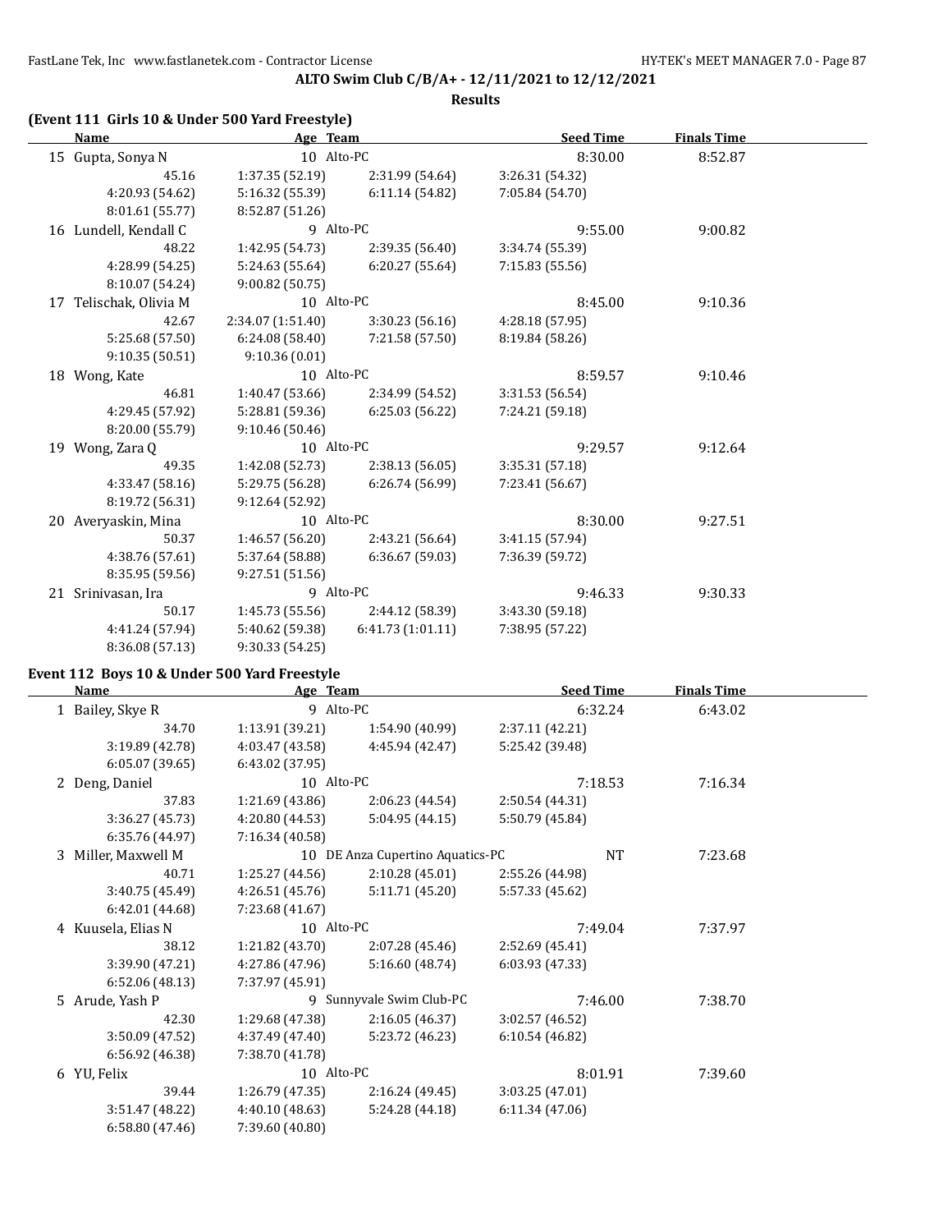**ALTO Swim Club C/B/A+ - 12/11/2021 to 12/12/2021**

**Results**

### (Event 111 Girls 10 & Under 500 Yard Freestyle)

| Name | Age | Team | Seed Time | Finals Time |
|---|---|---|---|---|
| 15 Gupta, Sonya N | 10 | Alto-PC | 8:30.00 | 8:52.87 |
| 45.16 | 1:37.35 (52.19) | 2:31.99 (54.64) | 3:26.31 (54.32) | |
| 4:20.93 (54.62) | 5:16.32 (55.39) | 6:11.14 (54.82) | 7:05.84 (54.70) | |
| 8:01.61 (55.77) | 8:52.87 (51.26) | | | |
| 16 Lundell, Kendall C | 9 | Alto-PC | 9:55.00 | 9:00.82 |
| 48.22 | 1:42.95 (54.73) | 2:39.35 (56.40) | 3:34.74 (55.39) | |
| 4:28.99 (54.25) | 5:24.63 (55.64) | 6:20.27 (55.64) | 7:15.83 (55.56) | |
| 8:10.07 (54.24) | 9:00.82 (50.75) | | | |
| 17 Telischak, Olivia M | 10 | Alto-PC | 8:45.00 | 9:10.36 |
| 42.67 | 2:34.07 (1:51.40) | 3:30.23 (56.16) | 4:28.18 (57.95) | |
| 5:25.68 (57.50) | 6:24.08 (58.40) | 7:21.58 (57.50) | 8:19.84 (58.26) | |
| 9:10.35 (50.51) | 9:10.36 (0.01) | | | |
| 18 Wong, Kate | 10 | Alto-PC | 8:59.57 | 9:10.46 |
| 46.81 | 1:40.47 (53.66) | 2:34.99 (54.52) | 3:31.53 (56.54) | |
| 4:29.45 (57.92) | 5:28.81 (59.36) | 6:25.03 (56.22) | 7:24.21 (59.18) | |
| 8:20.00 (55.79) | 9:10.46 (50.46) | | | |
| 19 Wong, Zara Q | 10 | Alto-PC | 9:29.57 | 9:12.64 |
| 49.35 | 1:42.08 (52.73) | 2:38.13 (56.05) | 3:35.31 (57.18) | |
| 4:33.47 (58.16) | 5:29.75 (56.28) | 6:26.74 (56.99) | 7:23.41 (56.67) | |
| 8:19.72 (56.31) | 9:12.64 (52.92) | | | |
| 20 Averyaskin, Mina | 10 | Alto-PC | 8:30.00 | 9:27.51 |
| 50.37 | 1:46.57 (56.20) | 2:43.21 (56.64) | 3:41.15 (57.94) | |
| 4:38.76 (57.61) | 5:37.64 (58.88) | 6:36.67 (59.03) | 7:36.39 (59.72) | |
| 8:35.95 (59.56) | 9:27.51 (51.56) | | | |
| 21 Srinivasan, Ira | 9 | Alto-PC | 9:46.33 | 9:30.33 |
| 50.17 | 1:45.73 (55.56) | 2:44.12 (58.39) | 3:43.30 (59.18) | |
| 4:41.24 (57.94) | 5:40.62 (59.38) | 6:41.73 (1:01.11) | 7:38.95 (57.22) | |
| 8:36.08 (57.13) | 9:30.33 (54.25) | | | |

### Event 112 Boys 10 & Under 500 Yard Freestyle

| Name | Age | Team | Seed Time | Finals Time |
|---|---|---|---|---|
| 1 Bailey, Skye R | 9 | Alto-PC | 6:32.24 | 6:43.02 |
| 34.70 | 1:13.91 (39.21) | 1:54.90 (40.99) | 2:37.11 (42.21) | |
| 3:19.89 (42.78) | 4:03.47 (43.58) | 4:45.94 (42.47) | 5:25.42 (39.48) | |
| 6:05.07 (39.65) | 6:43.02 (37.95) | | | |
| 2 Deng, Daniel | 10 | Alto-PC | 7:18.53 | 7:16.34 |
| 37.83 | 1:21.69 (43.86) | 2:06.23 (44.54) | 2:50.54 (44.31) | |
| 3:36.27 (45.73) | 4:20.80 (44.53) | 5:04.95 (44.15) | 5:50.79 (45.84) | |
| 6:35.76 (44.97) | 7:16.34 (40.58) | | | |
| 3 Miller, Maxwell M | 10 | DE Anza Cupertino Aquatics-PC | NT | 7:23.68 |
| 40.71 | 1:25.27 (44.56) | 2:10.28 (45.01) | 2:55.26 (44.98) | |
| 3:40.75 (45.49) | 4:26.51 (45.76) | 5:11.71 (45.20) | 5:57.33 (45.62) | |
| 6:42.01 (44.68) | 7:23.68 (41.67) | | | |
| 4 Kuusela, Elias N | 10 | Alto-PC | 7:49.04 | 7:37.97 |
| 38.12 | 1:21.82 (43.70) | 2:07.28 (45.46) | 2:52.69 (45.41) | |
| 3:39.90 (47.21) | 4:27.86 (47.96) | 5:16.60 (48.74) | 6:03.93 (47.33) | |
| 6:52.06 (48.13) | 7:37.97 (45.91) | | | |
| 5 Arude, Yash P | 9 | Sunnyvale Swim Club-PC | 7:46.00 | 7:38.70 |
| 42.30 | 1:29.68 (47.38) | 2:16.05 (46.37) | 3:02.57 (46.52) | |
| 3:50.09 (47.52) | 4:37.49 (47.40) | 5:23.72 (46.23) | 6:10.54 (46.82) | |
| 6:56.92 (46.38) | 7:38.70 (41.78) | | | |
| 6 YU, Felix | 10 | Alto-PC | 8:01.91 | 7:39.60 |
| 39.44 | 1:26.79 (47.35) | 2:16.24 (49.45) | 3:03.25 (47.01) | |
| 3:51.47 (48.22) | 4:40.10 (48.63) | 5:24.28 (44.18) | 6:11.34 (47.06) | |
| 6:58.80 (47.46) | 7:39.60 (40.80) | | | |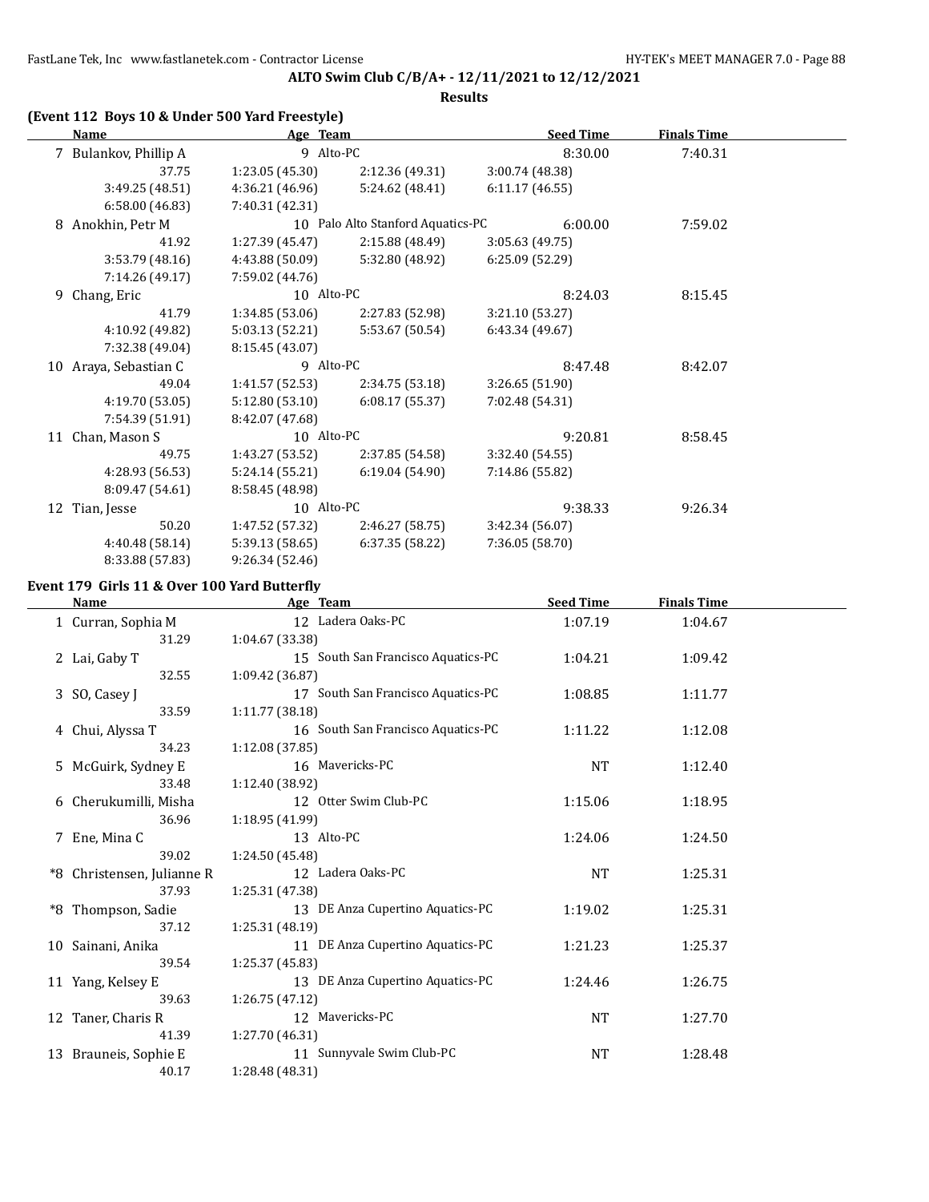## ALTO Swim Club C/B/A+ - 12/11/2021 to 12/12/2021

### Results

### (Event 112 Boys 10 & Under 500 Yard Freestyle)

| | Name | Age | Team | Seed Time | Finals Time |
|---|---|---|---|---|---|
| 7 | Bulankov, Phillip A | 9 | Alto-PC | 8:30.00 | 7:40.31 |
| | 37.75 | 1:23.05 (45.30) | 2:12.36 (49.31) | 3:00.74 (48.38) | |
| | 3:49.25 (48.51) | 4:36.21 (46.96) | 5:24.62 (48.41) | 6:11.17 (46.55) | |
| | 6:58.00 (46.83) | 7:40.31 (42.31) | | | |
| 8 | Anokhin, Petr M | 10 | Palo Alto Stanford Aquatics-PC | 6:00.00 | 7:59.02 |
| | 41.92 | 1:27.39 (45.47) | 2:15.88 (48.49) | 3:05.63 (49.75) | |
| | 3:53.79 (48.16) | 4:43.88 (50.09) | 5:32.80 (48.92) | 6:25.09 (52.29) | |
| | 7:14.26 (49.17) | 7:59.02 (44.76) | | | |
| 9 | Chang, Eric | 10 | Alto-PC | 8:24.03 | 8:15.45 |
| | 41.79 | 1:34.85 (53.06) | 2:27.83 (52.98) | 3:21.10 (53.27) | |
| | 4:10.92 (49.82) | 5:03.13 (52.21) | 5:53.67 (50.54) | 6:43.34 (49.67) | |
| | 7:32.38 (49.04) | 8:15.45 (43.07) | | | |
| 10 | Araya, Sebastian C | 9 | Alto-PC | 8:47.48 | 8:42.07 |
| | 49.04 | 1:41.57 (52.53) | 2:34.75 (53.18) | 3:26.65 (51.90) | |
| | 4:19.70 (53.05) | 5:12.80 (53.10) | 6:08.17 (55.37) | 7:02.48 (54.31) | |
| | 7:54.39 (51.91) | 8:42.07 (47.68) | | | |
| 11 | Chan, Mason S | 10 | Alto-PC | 9:20.81 | 8:58.45 |
| | 49.75 | 1:43.27 (53.52) | 2:37.85 (54.58) | 3:32.40 (54.55) | |
| | 4:28.93 (56.53) | 5:24.14 (55.21) | 6:19.04 (54.90) | 7:14.86 (55.82) | |
| | 8:09.47 (54.61) | 8:58.45 (48.98) | | | |
| 12 | Tian, Jesse | 10 | Alto-PC | 9:38.33 | 9:26.34 |
| | 50.20 | 1:47.52 (57.32) | 2:46.27 (58.75) | 3:42.34 (56.07) | |
| | 4:40.48 (58.14) | 5:39.13 (58.65) | 6:37.35 (58.22) | 7:36.05 (58.70) | |
| | 8:33.88 (57.83) | 9:26.34 (52.46) | | | |

### Event 179 Girls 11 & Over 100 Yard Butterfly

| | Name | Age | Team | Seed Time | Finals Time |
|---|---|---|---|---|---|
| 1 | Curran, Sophia M | 12 | Ladera Oaks-PC | 1:07.19 | 1:04.67 |
| | 31.29 | 1:04.67 (33.38) | | | |
| 2 | Lai, Gaby T | 15 | South San Francisco Aquatics-PC | 1:04.21 | 1:09.42 |
| | 32.55 | 1:09.42 (36.87) | | | |
| 3 | SO, Casey J | 17 | South San Francisco Aquatics-PC | 1:08.85 | 1:11.77 |
| | 33.59 | 1:11.77 (38.18) | | | |
| 4 | Chui, Alyssa T | 16 | South San Francisco Aquatics-PC | 1:11.22 | 1:12.08 |
| | 34.23 | 1:12.08 (37.85) | | | |
| 5 | McGuirk, Sydney E | 16 | Mavericks-PC | NT | 1:12.40 |
| | 33.48 | 1:12.40 (38.92) | | | |
| 6 | Cherukumilli, Misha | 12 | Otter Swim Club-PC | 1:15.06 | 1:18.95 |
| | 36.96 | 1:18.95 (41.99) | | | |
| 7 | Ene, Mina C | 13 | Alto-PC | 1:24.06 | 1:24.50 |
| | 39.02 | 1:24.50 (45.48) | | | |
| *8 | Christensen, Julianne R | 12 | Ladera Oaks-PC | NT | 1:25.31 |
| | 37.93 | 1:25.31 (47.38) | | | |
| *8 | Thompson, Sadie | 13 | DE Anza Cupertino Aquatics-PC | 1:19.02 | 1:25.31 |
| | 37.12 | 1:25.31 (48.19) | | | |
| 10 | Sainani, Anika | 11 | DE Anza Cupertino Aquatics-PC | 1:21.23 | 1:25.37 |
| | 39.54 | 1:25.37 (45.83) | | | |
| 11 | Yang, Kelsey E | 13 | DE Anza Cupertino Aquatics-PC | 1:24.46 | 1:26.75 |
| | 39.63 | 1:26.75 (47.12) | | | |
| 12 | Taner, Charis R | 12 | Mavericks-PC | NT | 1:27.70 |
| | 41.39 | 1:27.70 (46.31) | | | |
| 13 | Brauneis, Sophie E | 11 | Sunnyvale Swim Club-PC | NT | 1:28.48 |
| | 40.17 | 1:28.48 (48.31) | | | |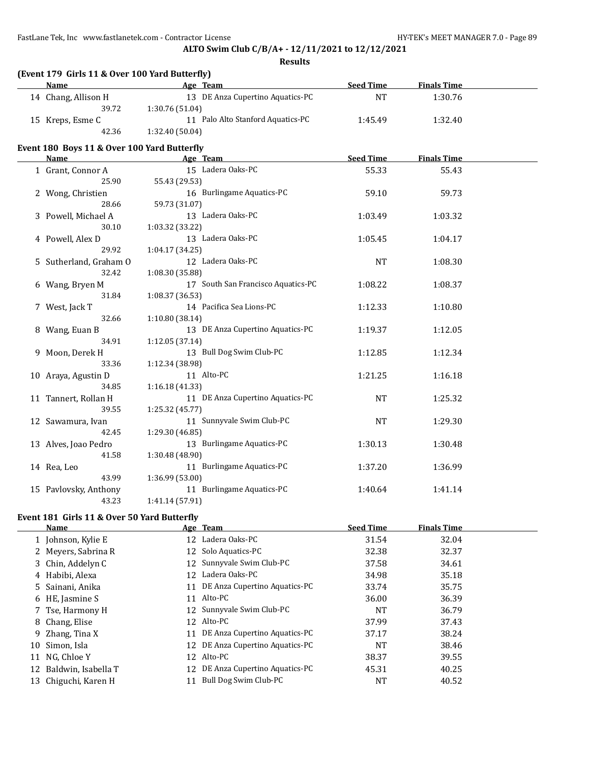**ALTO Swim Club C/B/A+ - 12/11/2021 to 12/12/2021**

**Results**

### (Event 179 Girls 11 & Over 100 Yard Butterfly)

| | Name | Age | Team | Seed Time | Finals Time |
|---|---|---|---|---|---|
| 14 | Chang, Allison H | 13 | DE Anza Cupertino Aquatics-PC | NT | 1:30.76 |
| | 39.72 | 1:30.76 (51.04) | | | |
| 15 | Kreps, Esme C | 11 | Palo Alto Stanford Aquatics-PC | 1:45.49 | 1:32.40 |
| | 42.36 | 1:32.40 (50.04) | | | |

### Event 180 Boys 11 & Over 100 Yard Butterfly

| | Name | Age | Team | Seed Time | Finals Time |
|---|---|---|---|---|---|
| 1 | Grant, Connor A | 15 | Ladera Oaks-PC | 55.33 | 55.43 |
| | 25.90 | 55.43 (29.53) | | | |
| 2 | Wong, Christien | 16 | Burlingame Aquatics-PC | 59.10 | 59.73 |
| | 28.66 | 59.73 (31.07) | | | |
| 3 | Powell, Michael A | 13 | Ladera Oaks-PC | 1:03.49 | 1:03.32 |
| | 30.10 | 1:03.32 (33.22) | | | |
| 4 | Powell, Alex D | 13 | Ladera Oaks-PC | 1:05.45 | 1:04.17 |
| | 29.92 | 1:04.17 (34.25) | | | |
| 5 | Sutherland, Graham O | 12 | Ladera Oaks-PC | NT | 1:08.30 |
| | 32.42 | 1:08.30 (35.88) | | | |
| 6 | Wang, Bryen M | 17 | South San Francisco Aquatics-PC | 1:08.22 | 1:08.37 |
| | 31.84 | 1:08.37 (36.53) | | | |
| 7 | West, Jack T | 14 | Pacifica Sea Lions-PC | 1:12.33 | 1:10.80 |
| | 32.66 | 1:10.80 (38.14) | | | |
| 8 | Wang, Euan B | 13 | DE Anza Cupertino Aquatics-PC | 1:19.37 | 1:12.05 |
| | 34.91 | 1:12.05 (37.14) | | | |
| 9 | Moon, Derek H | 13 | Bull Dog Swim Club-PC | 1:12.85 | 1:12.34 |
| | 33.36 | 1:12.34 (38.98) | | | |
| 10 | Araya, Agustin D | 11 | Alto-PC | 1:21.25 | 1:16.18 |
| | 34.85 | 1:16.18 (41.33) | | | |
| 11 | Tannert, Rollan H | 11 | DE Anza Cupertino Aquatics-PC | NT | 1:25.32 |
| | 39.55 | 1:25.32 (45.77) | | | |
| 12 | Sawamura, Ivan | 11 | Sunnyvale Swim Club-PC | NT | 1:29.30 |
| | 42.45 | 1:29.30 (46.85) | | | |
| 13 | Alves, Joao Pedro | 13 | Burlingame Aquatics-PC | 1:30.13 | 1:30.48 |
| | 41.58 | 1:30.48 (48.90) | | | |
| 14 | Rea, Leo | 11 | Burlingame Aquatics-PC | 1:37.20 | 1:36.99 |
| | 43.99 | 1:36.99 (53.00) | | | |
| 15 | Pavlovsky, Anthony | 11 | Burlingame Aquatics-PC | 1:40.64 | 1:41.14 |
| | 43.23 | 1:41.14 (57.91) | | | |

### Event 181 Girls 11 & Over 50 Yard Butterfly

| | Name | Age | Team | Seed Time | Finals Time |
|---|---|---|---|---|---|
| 1 | Johnson, Kylie E | 12 | Ladera Oaks-PC | 31.54 | 32.04 |
| 2 | Meyers, Sabrina R | 12 | Solo Aquatics-PC | 32.38 | 32.37 |
| 3 | Chin, Addelyn C | 12 | Sunnyvale Swim Club-PC | 37.58 | 34.61 |
| 4 | Habibi, Alexa | 12 | Ladera Oaks-PC | 34.98 | 35.18 |
| 5 | Sainani, Anika | 11 | DE Anza Cupertino Aquatics-PC | 33.74 | 35.75 |
| 6 | HE, Jasmine S | 11 | Alto-PC | 36.00 | 36.39 |
| 7 | Tse, Harmony H | 12 | Sunnyvale Swim Club-PC | NT | 36.79 |
| 8 | Chang, Elise | 12 | Alto-PC | 37.99 | 37.43 |
| 9 | Zhang, Tina X | 11 | DE Anza Cupertino Aquatics-PC | 37.17 | 38.24 |
| 10 | Simon, Isla | 12 | DE Anza Cupertino Aquatics-PC | NT | 38.46 |
| 11 | NG, Chloe Y | 12 | Alto-PC | 38.37 | 39.55 |
| 12 | Baldwin, Isabella T | 12 | DE Anza Cupertino Aquatics-PC | 45.31 | 40.25 |
| 13 | Chiguchi, Karen H | 11 | Bull Dog Swim Club-PC | NT | 40.52 |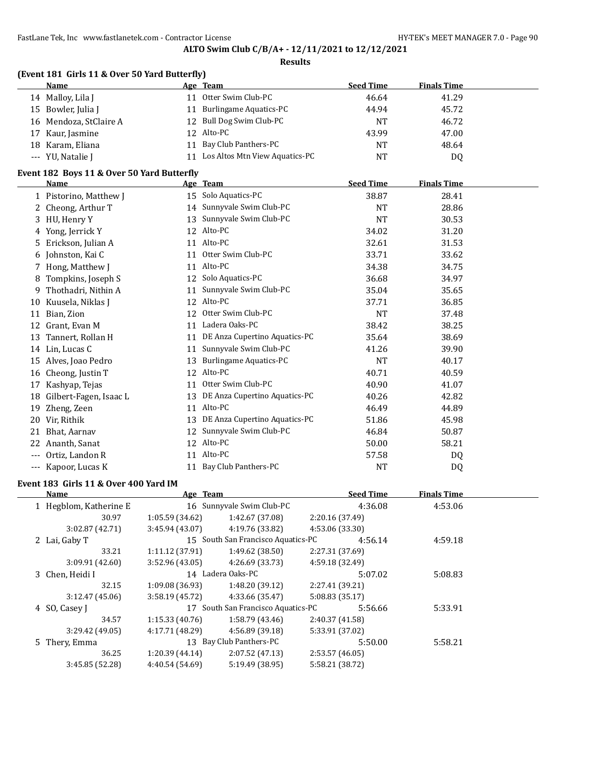**ALTO Swim Club C/B/A+ - 12/11/2021 to 12/12/2021**

**Results**

### (Event 181 Girls 11 & Over 50 Yard Butterfly)

| | Name | Age | Team | Seed Time | Finals Time |
|---|---|---|---|---|---|
| 14 | Malloy, Lila J | 11 | Otter Swim Club-PC | 46.64 | 41.29 |
| 15 | Bowler, Julia J | 11 | Burlingame Aquatics-PC | 44.94 | 45.72 |
| 16 | Mendoza, StClaire A | 12 | Bull Dog Swim Club-PC | NT | 46.72 |
| 17 | Kaur, Jasmine | 12 | Alto-PC | 43.99 | 47.00 |
| 18 | Karam, Eliana | 11 | Bay Club Panthers-PC | NT | 48.64 |
| --- | YU, Natalie J | 11 | Los Altos Mtn View Aquatics-PC | NT | DQ |

### Event 182 Boys 11 & Over 50 Yard Butterfly

| | Name | Age | Team | Seed Time | Finals Time |
|---|---|---|---|---|---|
| 1 | Pistorino, Matthew J | 15 | Solo Aquatics-PC | 38.87 | 28.41 |
| 2 | Cheong, Arthur T | 14 | Sunnyvale Swim Club-PC | NT | 28.86 |
| 3 | HU, Henry Y | 13 | Sunnyvale Swim Club-PC | NT | 30.53 |
| 4 | Yong, Jerrick Y | 12 | Alto-PC | 34.02 | 31.20 |
| 5 | Erickson, Julian A | 11 | Alto-PC | 32.61 | 31.53 |
| 6 | Johnston, Kai C | 11 | Otter Swim Club-PC | 33.71 | 33.62 |
| 7 | Hong, Matthew J | 11 | Alto-PC | 34.38 | 34.75 |
| 8 | Tompkins, Joseph S | 12 | Solo Aquatics-PC | 36.68 | 34.97 |
| 9 | Thothadri, Nithin A | 11 | Sunnyvale Swim Club-PC | 35.04 | 35.65 |
| 10 | Kuusela, Niklas J | 12 | Alto-PC | 37.71 | 36.85 |
| 11 | Bian, Zion | 12 | Otter Swim Club-PC | NT | 37.48 |
| 12 | Grant, Evan M | 11 | Ladera Oaks-PC | 38.42 | 38.25 |
| 13 | Tannert, Rollan H | 11 | DE Anza Cupertino Aquatics-PC | 35.64 | 38.69 |
| 14 | Lin, Lucas C | 11 | Sunnyvale Swim Club-PC | 41.26 | 39.90 |
| 15 | Alves, Joao Pedro | 13 | Burlingame Aquatics-PC | NT | 40.17 |
| 16 | Cheong, Justin T | 12 | Alto-PC | 40.71 | 40.59 |
| 17 | Kashyap, Tejas | 11 | Otter Swim Club-PC | 40.90 | 41.07 |
| 18 | Gilbert-Fagen, Isaac L | 13 | DE Anza Cupertino Aquatics-PC | 40.26 | 42.82 |
| 19 | Zheng, Zeen | 11 | Alto-PC | 46.49 | 44.89 |
| 20 | Vir, Rithik | 13 | DE Anza Cupertino Aquatics-PC | 51.86 | 45.98 |
| 21 | Bhat, Aarnav | 12 | Sunnyvale Swim Club-PC | 46.84 | 50.87 |
| 22 | Ananth, Sanat | 12 | Alto-PC | 50.00 | 58.21 |
| --- | Ortiz, Landon R | 11 | Alto-PC | 57.58 | DQ |
| --- | Kapoor, Lucas K | 11 | Bay Club Panthers-PC | NT | DQ |

### Event 183 Girls 11 & Over 400 Yard IM

| | Name | Age | Team | Seed Time | Finals Time |
|---|---|---|---|---|---|
| 1 | Hegblom, Katherine E | 16 | Sunnyvale Swim Club-PC | 4:36.08 | 4:53.06 |
| | 30.97 | 1:05.59 (34.62) | 1:42.67 (37.08) | 2:20.16 (37.49) | |
| | 3:02.87 (42.71) | 3:45.94 (43.07) | 4:19.76 (33.82) | 4:53.06 (33.30) | |
| 2 | Lai, Gaby T | 15 | South San Francisco Aquatics-PC | 4:56.14 | 4:59.18 |
| | 33.21 | 1:11.12 (37.91) | 1:49.62 (38.50) | 2:27.31 (37.69) | |
| | 3:09.91 (42.60) | 3:52.96 (43.05) | 4:26.69 (33.73) | 4:59.18 (32.49) | |
| 3 | Chen, Heidi I | 14 | Ladera Oaks-PC | 5:07.02 | 5:08.83 |
| | 32.15 | 1:09.08 (36.93) | 1:48.20 (39.12) | 2:27.41 (39.21) | |
| | 3:12.47 (45.06) | 3:58.19 (45.72) | 4:33.66 (35.47) | 5:08.83 (35.17) | |
| 4 | SO, Casey J | 17 | South San Francisco Aquatics-PC | 5:56.66 | 5:33.91 |
| | 34.57 | 1:15.33 (40.76) | 1:58.79 (43.46) | 2:40.37 (41.58) | |
| | 3:29.42 (49.05) | 4:17.71 (48.29) | 4:56.89 (39.18) | 5:33.91 (37.02) | |
| 5 | Thery, Emma | 13 | Bay Club Panthers-PC | 5:50.00 | 5:58.21 |
| | 36.25 | 1:20.39 (44.14) | 2:07.52 (47.13) | 2:53.57 (46.05) | |
| | 3:45.85 (52.28) | 4:40.54 (54.69) | 5:19.49 (38.95) | 5:58.21 (38.72) | |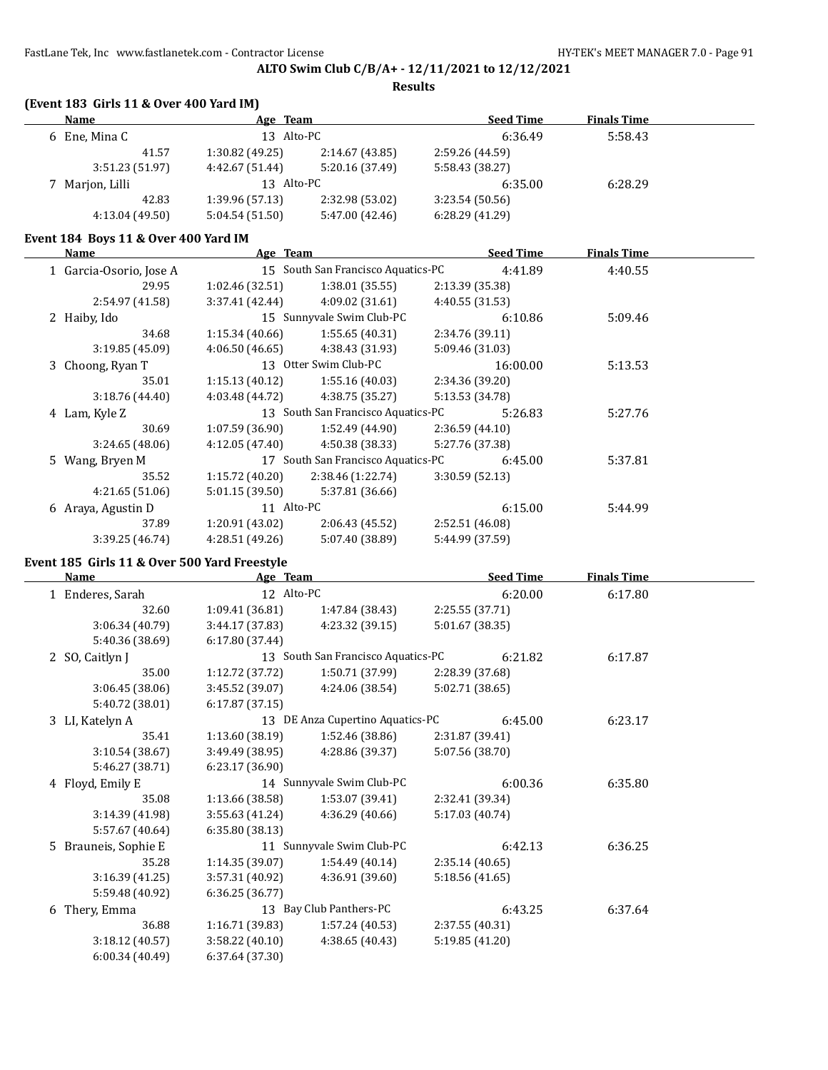**ALTO Swim Club C/B/A+ - 12/11/2021 to 12/12/2021**

**Results**

### (Event 183 Girls 11 & Over 400 Yard IM)

| Name | Age | Team | Seed Time | Finals Time |
|---|---|---|---|---|
| 6 Ene, Mina C | 13 | Alto-PC | 6:36.49 | 5:58.43 |
| 41.57 | 1:30.82 (49.25) | 2:14.67 (43.85) | 2:59.26 (44.59) | |
| 3:51.23 (51.97) | 4:42.67 (51.44) | 5:20.16 (37.49) | 5:58.43 (38.27) | |
| 7 Marjon, Lilli | 13 | Alto-PC | 6:35.00 | 6:28.29 |
| 42.83 | 1:39.96 (57.13) | 2:32.98 (53.02) | 3:23.54 (50.56) | |
| 4:13.04 (49.50) | 5:04.54 (51.50) | 5:47.00 (42.46) | 6:28.29 (41.29) | |

### Event 184 Boys 11 & Over 400 Yard IM

| Name | Age | Team | Seed Time | Finals Time |
|---|---|---|---|---|
| 1 Garcia-Osorio, Jose A | 15 | South San Francisco Aquatics-PC | 4:41.89 | 4:40.55 |
| 29.95 | 1:02.46 (32.51) | 1:38.01 (35.55) | 2:13.39 (35.38) | |
| 2:54.97 (41.58) | 3:37.41 (42.44) | 4:09.02 (31.61) | 4:40.55 (31.53) | |
| 2 Haiby, Ido | 15 | Sunnyvale Swim Club-PC | 6:10.86 | 5:09.46 |
| 34.68 | 1:15.34 (40.66) | 1:55.65 (40.31) | 2:34.76 (39.11) | |
| 3:19.85 (45.09) | 4:06.50 (46.65) | 4:38.43 (31.93) | 5:09.46 (31.03) | |
| 3 Choong, Ryan T | 13 | Otter Swim Club-PC | 16:00.00 | 5:13.53 |
| 35.01 | 1:15.13 (40.12) | 1:55.16 (40.03) | 2:34.36 (39.20) | |
| 3:18.76 (44.40) | 4:03.48 (44.72) | 4:38.75 (35.27) | 5:13.53 (34.78) | |
| 4 Lam, Kyle Z | 13 | South San Francisco Aquatics-PC | 5:26.83 | 5:27.76 |
| 30.69 | 1:07.59 (36.90) | 1:52.49 (44.90) | 2:36.59 (44.10) | |
| 3:24.65 (48.06) | 4:12.05 (47.40) | 4:50.38 (38.33) | 5:27.76 (37.38) | |
| 5 Wang, Bryen M | 17 | South San Francisco Aquatics-PC | 6:45.00 | 5:37.81 |
| 35.52 | 1:15.72 (40.20) | 2:38.46 (1:22.74) | 3:30.59 (52.13) | |
| 4:21.65 (51.06) | 5:01.15 (39.50) | 5:37.81 (36.66) | | |
| 6 Araya, Agustin D | 11 | Alto-PC | 6:15.00 | 5:44.99 |
| 37.89 | 1:20.91 (43.02) | 2:06.43 (45.52) | 2:52.51 (46.08) | |
| 3:39.25 (46.74) | 4:28.51 (49.26) | 5:07.40 (38.89) | 5:44.99 (37.59) | |

### Event 185 Girls 11 & Over 500 Yard Freestyle

| Name | Age | Team | Seed Time | Finals Time |
|---|---|---|---|---|
| 1 Enderes, Sarah | 12 | Alto-PC | 6:20.00 | 6:17.80 |
| 32.60 | 1:09.41 (36.81) | 1:47.84 (38.43) | 2:25.55 (37.71) | |
| 3:06.34 (40.79) | 3:44.17 (37.83) | 4:23.32 (39.15) | 5:01.67 (38.35) | |
| 5:40.36 (38.69) | 6:17.80 (37.44) | | | |
| 2 SO, Caitlyn J | 13 | South San Francisco Aquatics-PC | 6:21.82 | 6:17.87 |
| 35.00 | 1:12.72 (37.72) | 1:50.71 (37.99) | 2:28.39 (37.68) | |
| 3:06.45 (38.06) | 3:45.52 (39.07) | 4:24.06 (38.54) | 5:02.71 (38.65) | |
| 5:40.72 (38.01) | 6:17.87 (37.15) | | | |
| 3 LI, Katelyn A | 13 | DE Anza Cupertino Aquatics-PC | 6:45.00 | 6:23.17 |
| 35.41 | 1:13.60 (38.19) | 1:52.46 (38.86) | 2:31.87 (39.41) | |
| 3:10.54 (38.67) | 3:49.49 (38.95) | 4:28.86 (39.37) | 5:07.56 (38.70) | |
| 5:46.27 (38.71) | 6:23.17 (36.90) | | | |
| 4 Floyd, Emily E | 14 | Sunnyvale Swim Club-PC | 6:00.36 | 6:35.80 |
| 35.08 | 1:13.66 (38.58) | 1:53.07 (39.41) | 2:32.41 (39.34) | |
| 3:14.39 (41.98) | 3:55.63 (41.24) | 4:36.29 (40.66) | 5:17.03 (40.74) | |
| 5:57.67 (40.64) | 6:35.80 (38.13) | | | |
| 5 Brauneis, Sophie E | 11 | Sunnyvale Swim Club-PC | 6:42.13 | 6:36.25 |
| 35.28 | 1:14.35 (39.07) | 1:54.49 (40.14) | 2:35.14 (40.65) | |
| 3:16.39 (41.25) | 3:57.31 (40.92) | 4:36.91 (39.60) | 5:18.56 (41.65) | |
| 5:59.48 (40.92) | 6:36.25 (36.77) | | | |
| 6 Thery, Emma | 13 | Bay Club Panthers-PC | 6:43.25 | 6:37.64 |
| 36.88 | 1:16.71 (39.83) | 1:57.24 (40.53) | 2:37.55 (40.31) | |
| 3:18.12 (40.57) | 3:58.22 (40.10) | 4:38.65 (40.43) | 5:19.85 (41.20) | |
| 6:00.34 (40.49) | 6:37.64 (37.30) | | | |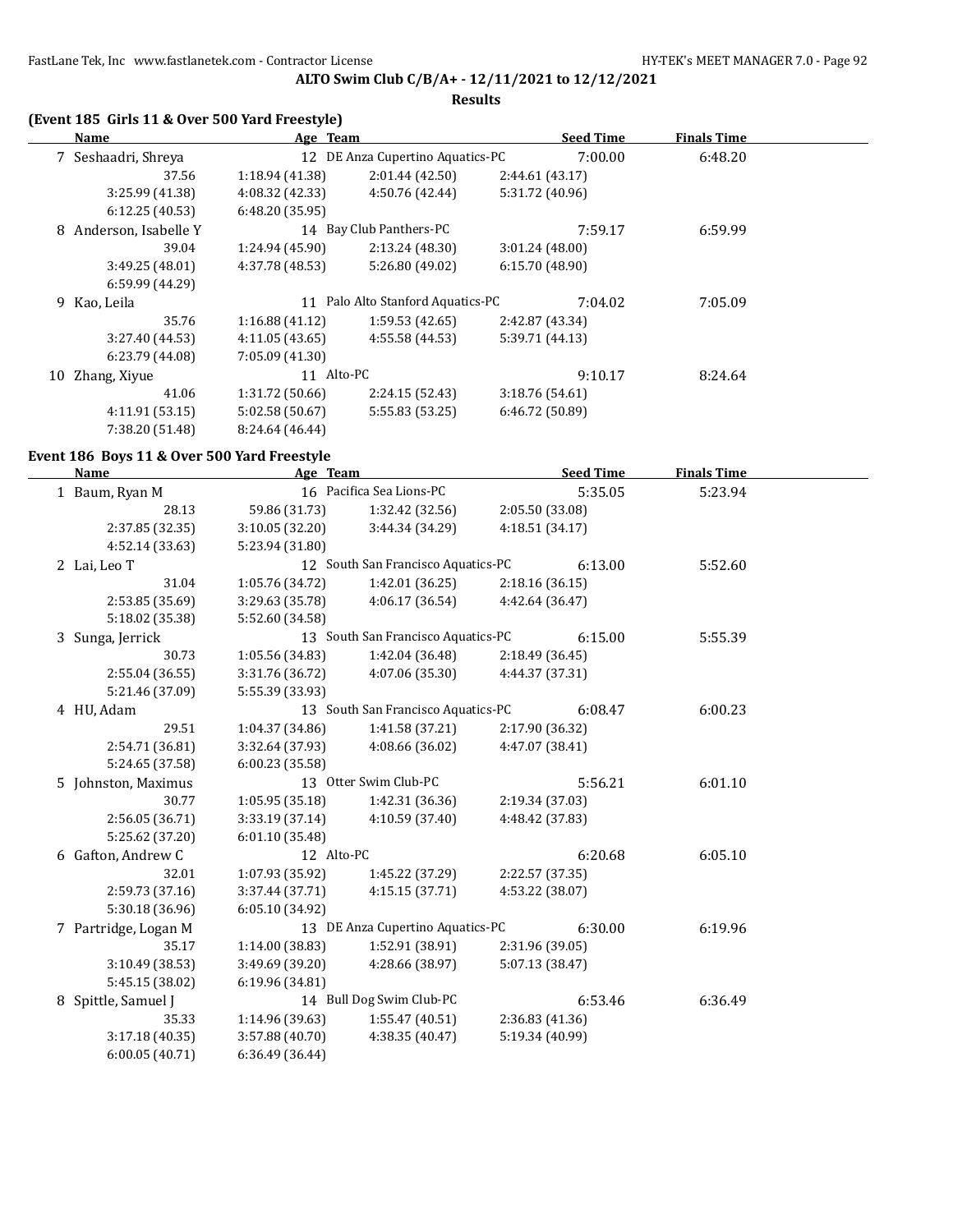**ALTO Swim Club C/B/A+ - 12/11/2021 to 12/12/2021**

**Results**

### (Event 185 Girls 11 & Over 500 Yard Freestyle)

| Name | Age | Team | Seed Time | Finals Time |
|---|---|---|---|---|
| 7 Seshaadri, Shreya | 12 | DE Anza Cupertino Aquatics-PC | 7:00.00 | 6:48.20 |
| 37.56 | 1:18.94 (41.38) | 2:01.44 (42.50) | 2:44.61 (43.17) | |
| 3:25.99 (41.38) | 4:08.32 (42.33) | 4:50.76 (42.44) | 5:31.72 (40.96) | |
| 6:12.25 (40.53) | 6:48.20 (35.95) | | | |
| 8 Anderson, Isabelle Y | 14 | Bay Club Panthers-PC | 7:59.17 | 6:59.99 |
| 39.04 | 1:24.94 (45.90) | 2:13.24 (48.30) | 3:01.24 (48.00) | |
| 3:49.25 (48.01) | 4:37.78 (48.53) | 5:26.80 (49.02) | 6:15.70 (48.90) | |
| 6:59.99 (44.29) | | | | |
| 9 Kao, Leila | 11 | Palo Alto Stanford Aquatics-PC | 7:04.02 | 7:05.09 |
| 35.76 | 1:16.88 (41.12) | 1:59.53 (42.65) | 2:42.87 (43.34) | |
| 3:27.40 (44.53) | 4:11.05 (43.65) | 4:55.58 (44.53) | 5:39.71 (44.13) | |
| 6:23.79 (44.08) | 7:05.09 (41.30) | | | |
| 10 Zhang, Xiyue | 11 | Alto-PC | 9:10.17 | 8:24.64 |
| 41.06 | 1:31.72 (50.66) | 2:24.15 (52.43) | 3:18.76 (54.61) | |
| 4:11.91 (53.15) | 5:02.58 (50.67) | 5:55.83 (53.25) | 6:46.72 (50.89) | |
| 7:38.20 (51.48) | 8:24.64 (46.44) | | | |

### Event 186 Boys 11 & Over 500 Yard Freestyle

| Name | Age | Team | Seed Time | Finals Time |
|---|---|---|---|---|
| 1 Baum, Ryan M | 16 | Pacifica Sea Lions-PC | 5:35.05 | 5:23.94 |
| 28.13 | 59.86 (31.73) | 1:32.42 (32.56) | 2:05.50 (33.08) | |
| 2:37.85 (32.35) | 3:10.05 (32.20) | 3:44.34 (34.29) | 4:18.51 (34.17) | |
| 4:52.14 (33.63) | 5:23.94 (31.80) | | | |
| 2 Lai, Leo T | 12 | South San Francisco Aquatics-PC | 6:13.00 | 5:52.60 |
| 31.04 | 1:05.76 (34.72) | 1:42.01 (36.25) | 2:18.16 (36.15) | |
| 2:53.85 (35.69) | 3:29.63 (35.78) | 4:06.17 (36.54) | 4:42.64 (36.47) | |
| 5:18.02 (35.38) | 5:52.60 (34.58) | | | |
| 3 Sunga, Jerrick | 13 | South San Francisco Aquatics-PC | 6:15.00 | 5:55.39 |
| 30.73 | 1:05.56 (34.83) | 1:42.04 (36.48) | 2:18.49 (36.45) | |
| 2:55.04 (36.55) | 3:31.76 (36.72) | 4:07.06 (35.30) | 4:44.37 (37.31) | |
| 5:21.46 (37.09) | 5:55.39 (33.93) | | | |
| 4 HU, Adam | 13 | South San Francisco Aquatics-PC | 6:08.47 | 6:00.23 |
| 29.51 | 1:04.37 (34.86) | 1:41.58 (37.21) | 2:17.90 (36.32) | |
| 2:54.71 (36.81) | 3:32.64 (37.93) | 4:08.66 (36.02) | 4:47.07 (38.41) | |
| 5:24.65 (37.58) | 6:00.23 (35.58) | | | |
| 5 Johnston, Maximus | 13 | Otter Swim Club-PC | 5:56.21 | 6:01.10 |
| 30.77 | 1:05.95 (35.18) | 1:42.31 (36.36) | 2:19.34 (37.03) | |
| 2:56.05 (36.71) | 3:33.19 (37.14) | 4:10.59 (37.40) | 4:48.42 (37.83) | |
| 5:25.62 (37.20) | 6:01.10 (35.48) | | | |
| 6 Gafton, Andrew C | 12 | Alto-PC | 6:20.68 | 6:05.10 |
| 32.01 | 1:07.93 (35.92) | 1:45.22 (37.29) | 2:22.57 (37.35) | |
| 2:59.73 (37.16) | 3:37.44 (37.71) | 4:15.15 (37.71) | 4:53.22 (38.07) | |
| 5:30.18 (36.96) | 6:05.10 (34.92) | | | |
| 7 Partridge, Logan M | 13 | DE Anza Cupertino Aquatics-PC | 6:30.00 | 6:19.96 |
| 35.17 | 1:14.00 (38.83) | 1:52.91 (38.91) | 2:31.96 (39.05) | |
| 3:10.49 (38.53) | 3:49.69 (39.20) | 4:28.66 (38.97) | 5:07.13 (38.47) | |
| 5:45.15 (38.02) | 6:19.96 (34.81) | | | |
| 8 Spittle, Samuel J | 14 | Bull Dog Swim Club-PC | 6:53.46 | 6:36.49 |
| 35.33 | 1:14.96 (39.63) | 1:55.47 (40.51) | 2:36.83 (41.36) | |
| 3:17.18 (40.35) | 3:57.88 (40.70) | 4:38.35 (40.47) | 5:19.34 (40.99) | |
| 6:00.05 (40.71) | 6:36.49 (36.44) | | | |